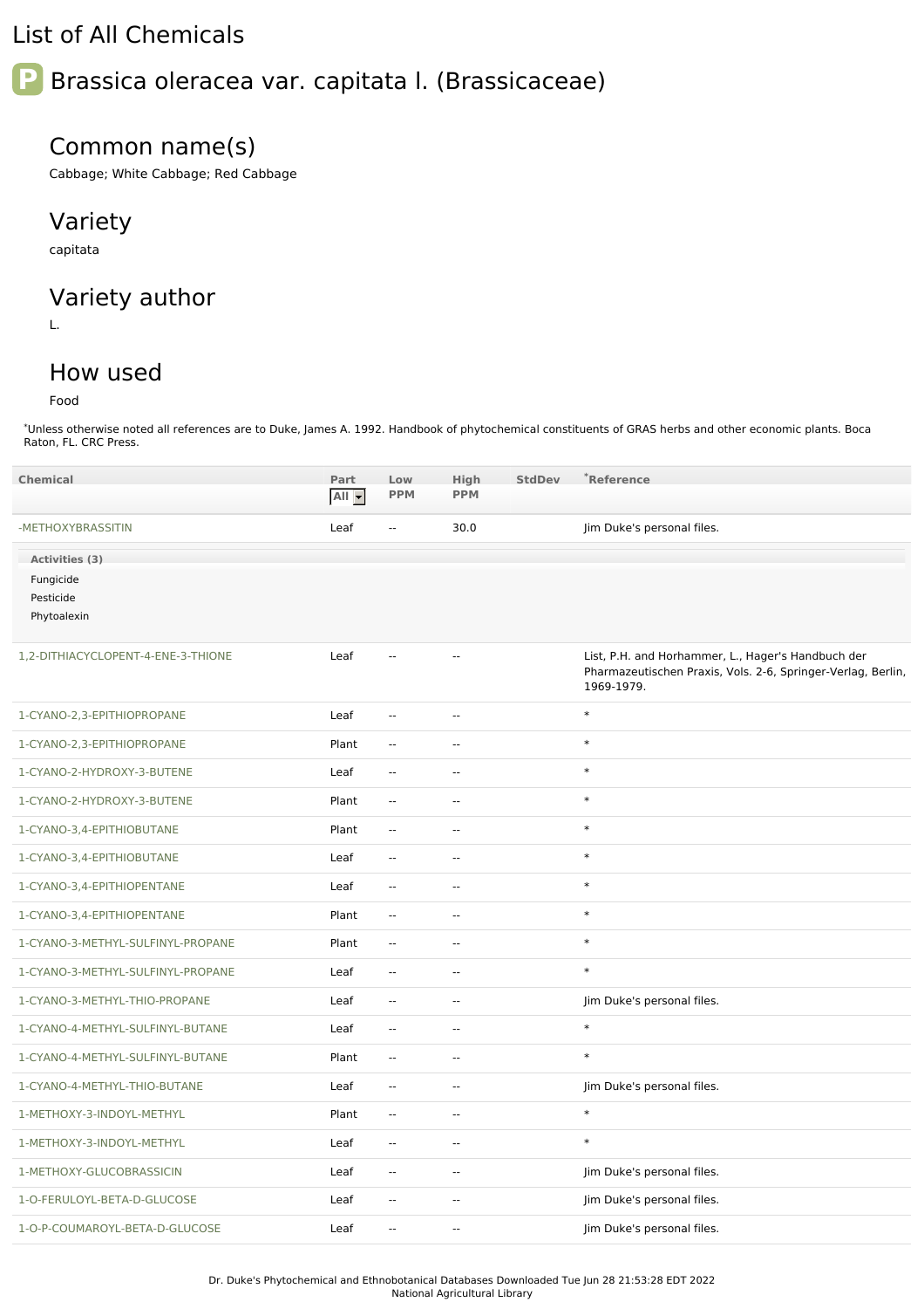# List of All Chemicals

## Brassica oleracea var. capitata l. (Brassicaceae)

### Common name(s)

Cabbage; White Cabbage; Red Cabbage

### Variety

capitata

### Variety author

L.

### How used

Food

*Unless otherwise noted all references are to Duke, James A. 1992. Handbook of phytochemical constituents of GRAS herbs and other economic plants. Boca Raton, FL. CRC Press.

| Chemical | Part | Low PPM | High PPM | StdDev | *Reference |
|---|---|---|---|---|---|
| -METHOXYBRASSITIN | Leaf | -- | 30.0 | | Jim Duke's personal files. |
| Activities (3): Fungicide; Pesticide; Phytoalexin | | | | | |
| 1,2-DITHIACYCLOPENT-4-ENE-3-THIONE | Leaf | -- | -- | | List, P.H. and Horhammer, L., Hager's Handbuch der Pharmazeutischen Praxis, Vols. 2-6, Springer-Verlag, Berlin, 1969-1979. |
| 1-CYANO-2,3-EPITHIOPROPANE | Leaf | -- | -- | | * |
| 1-CYANO-2,3-EPITHIOPROPANE | Plant | -- | -- | | * |
| 1-CYANO-2-HYDROXY-3-BUTENE | Leaf | -- | -- | | * |
| 1-CYANO-2-HYDROXY-3-BUTENE | Plant | -- | -- | | * |
| 1-CYANO-3,4-EPITHIOBUTANE | Plant | -- | -- | | * |
| 1-CYANO-3,4-EPITHIOBUTANE | Leaf | -- | -- | | * |
| 1-CYANO-3,4-EPITHIOPENTANE | Leaf | -- | -- | | * |
| 1-CYANO-3,4-EPITHIOPENTANE | Plant | -- | -- | | * |
| 1-CYANO-3-METHYL-SULFINYL-PROPANE | Plant | -- | -- | | * |
| 1-CYANO-3-METHYL-SULFINYL-PROPANE | Leaf | -- | -- | | * |
| 1-CYANO-3-METHYL-THIO-PROPANE | Leaf | -- | -- | | Jim Duke's personal files. |
| 1-CYANO-4-METHYL-SULFINYL-BUTANE | Leaf | -- | -- | | * |
| 1-CYANO-4-METHYL-SULFINYL-BUTANE | Plant | -- | -- | | * |
| 1-CYANO-4-METHYL-THIO-BUTANE | Leaf | -- | -- | | Jim Duke's personal files. |
| 1-METHOXY-3-INDOYL-METHYL | Plant | -- | -- | | * |
| 1-METHOXY-3-INDOYL-METHYL | Leaf | -- | -- | | * |
| 1-METHOXY-GLUCOBRASSICIN | Leaf | -- | -- | | Jim Duke's personal files. |
| 1-O-FERULOYL-BETA-D-GLUCOSE | Leaf | -- | -- | | Jim Duke's personal files. |
| 1-O-P-COUMAROYL-BETA-D-GLUCOSE | Leaf | -- | -- | | Jim Duke's personal files. |

Dr. Duke's Phytochemical and Ethnobotanical Databases Downloaded Tue Jun 28 21:53:28 EDT 2022
National Agricultural Library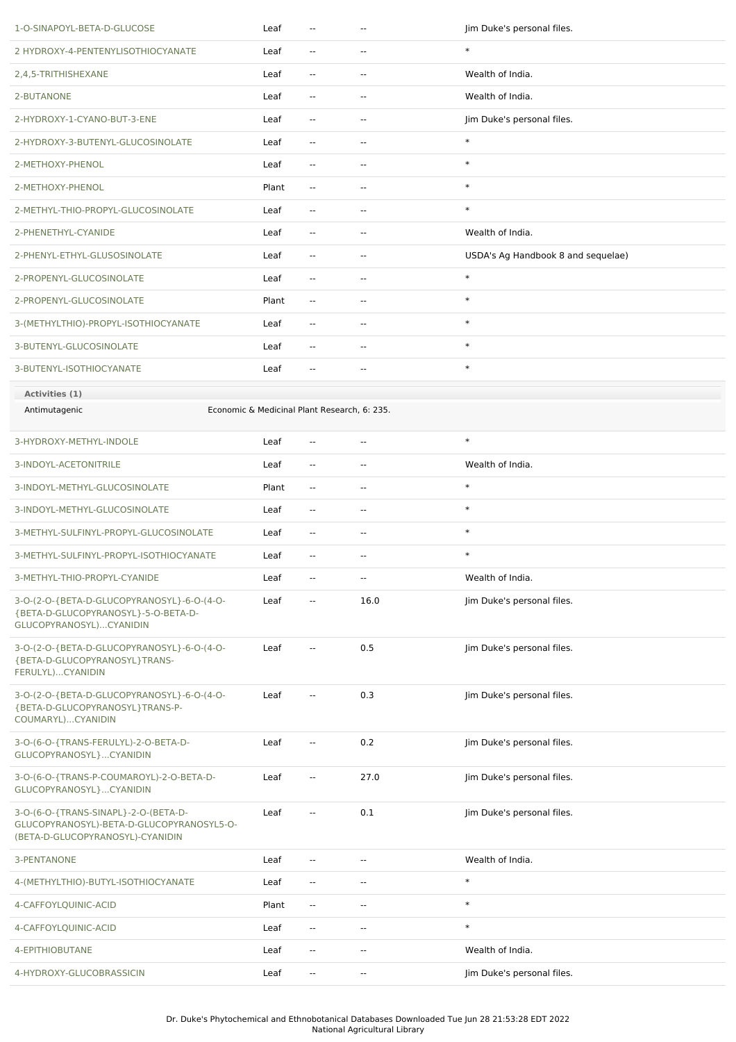| Chemical | Part | Low PPM | High PPM | Reference |
|---|---|---|---|---|
| 1-O-SINAPOYL-BETA-D-GLUCOSE | Leaf | -- | -- | Jim Duke's personal files. |
| 2 HYDROXY-4-PENTENYLISOTHIOCYANATE | Leaf | -- | -- | * |
| 2,4,5-TRITHISHEXANE | Leaf | -- | -- | Wealth of India. |
| 2-BUTANONE | Leaf | -- | -- | Wealth of India. |
| 2-HYDROXY-1-CYANO-BUT-3-ENE | Leaf | -- | -- | Jim Duke's personal files. |
| 2-HYDROXY-3-BUTENYL-GLUCOSINOLATE | Leaf | -- | -- | * |
| 2-METHOXY-PHENOL | Leaf | -- | -- | * |
| 2-METHOXY-PHENOL | Plant | -- | -- | * |
| 2-METHYL-THIO-PROPYL-GLUCOSINOLATE | Leaf | -- | -- | * |
| 2-PHENETHYL-CYANIDE | Leaf | -- | -- | Wealth of India. |
| 2-PHENYL-ETHYL-GLUSOSINOLATE | Leaf | -- | -- | USDA's Ag Handbook 8 and sequelae) |
| 2-PROPENYL-GLUCOSINOLATE | Leaf | -- | -- | * |
| 2-PROPENYL-GLUCOSINOLATE | Plant | -- | -- | * |
| 3-(METHYLTHIO)-PROPYL-ISOTHIOCYANATE | Leaf | -- | -- | * |
| 3-BUTENYL-GLUCOSINOLATE | Leaf | -- | -- | * |
| 3-BUTENYL-ISOTHIOCYANATE | Leaf | -- | -- | * |

**Activities (1)**

| Activity | Reference |
|---|---|
| Antimutagenic | Economic & Medicinal Plant Research, 6: 235. |

| Chemical | Part | Low PPM | High PPM | Reference |
|---|---|---|---|---|
| 3-HYDROXY-METHYL-INDOLE | Leaf | -- | -- | * |
| 3-INDOYL-ACETONITRILE | Leaf | -- | -- | Wealth of India. |
| 3-INDOYL-METHYL-GLUCOSINOLATE | Plant | -- | -- | * |
| 3-INDOYL-METHYL-GLUCOSINOLATE | Leaf | -- | -- | * |
| 3-METHYL-SULFINYL-PROPYL-GLUCOSINOLATE | Leaf | -- | -- | * |
| 3-METHYL-SULFINYL-PROPYL-ISOTHIOCYANATE | Leaf | -- | -- | * |
| 3-METHYL-THIO-PROPYL-CYANIDE | Leaf | -- | -- | Wealth of India. |
| 3-O-(2-O-{BETA-D-GLUCOPYRANOSYL}-6-O-(4-O-{BETA-D-GLUCOPYRANOSYL}-5-O-BETA-D-GLUCOPYRANOSYL)...CYANIDIN | Leaf | -- | 16.0 | Jim Duke's personal files. |
| 3-O-(2-O-{BETA-D-GLUCOPYRANOSYL}-6-O-(4-O-{BETA-D-GLUCOPYRANOSYL}TRANS-FERULYL)...CYANIDIN | Leaf | -- | 0.5 | Jim Duke's personal files. |
| 3-O-(2-O-{BETA-D-GLUCOPYRANOSYL}-6-O-(4-O-{BETA-D-GLUCOPYRANOSYL}TRANS-P-COUMARYL)...CYANIDIN | Leaf | -- | 0.3 | Jim Duke's personal files. |
| 3-O-(6-O-{TRANS-FERULYL}-2-O-BETA-D-GLUCOPYRANOSYL}...CYANIDIN | Leaf | -- | 0.2 | Jim Duke's personal files. |
| 3-O-(6-O-{TRANS-P-COUMAROYL}-2-O-BETA-D-GLUCOPYRANOSYL}...CYANIDIN | Leaf | -- | 27.0 | Jim Duke's personal files. |
| 3-O-(6-O-{TRANS-SINAPL}-2-O-(BETA-D-GLUCOPYRANOSYL)-BETA-D-GLUCOPYRANOSYL5-O-(BETA-D-GLUCOPYRANOSYL)-CYANIDIN | Leaf | -- | 0.1 | Jim Duke's personal files. |
| 3-PENTANONE | Leaf | -- | -- | Wealth of India. |
| 4-(METHYLTHIO)-BUTYL-ISOTHIOCYANATE | Leaf | -- | -- | * |
| 4-CAFFOYLQUINIC-ACID | Plant | -- | -- | * |
| 4-CAFFOYLQUINIC-ACID | Leaf | -- | -- | * |
| 4-EPITHIOBUTANE | Leaf | -- | -- | Wealth of India. |
| 4-HYDROXY-GLUCOBRASSICIN | Leaf | -- | -- | Jim Duke's personal files. |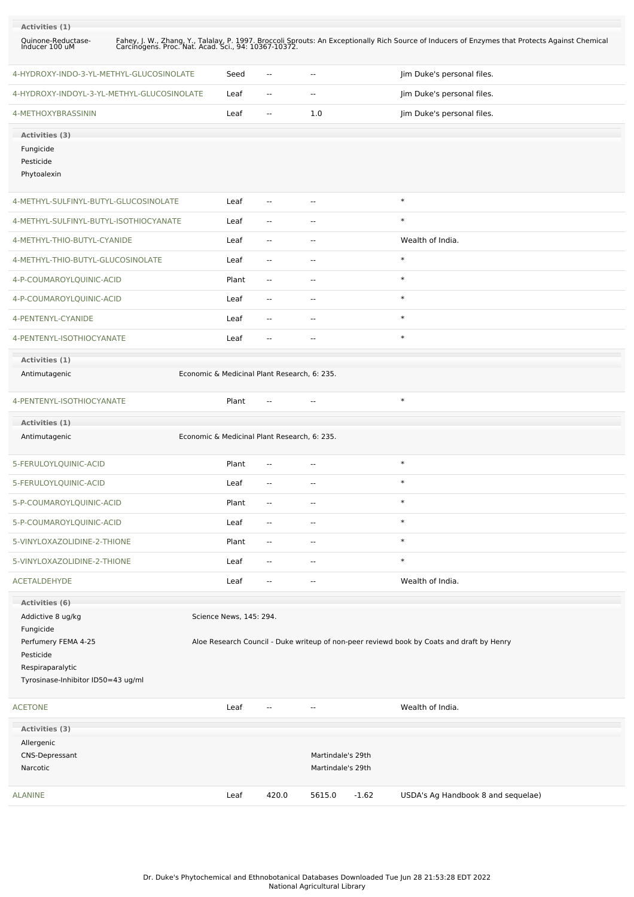**Activities (1)**

| | |
|---|---|
| Quinone-Reductase-Inducer 100 uM | Fahey, J. W., Zhang, Y., Talalay, P. 1997. Broccoli Sprouts: An Exceptionally Rich Source of Inducers of Enzymes that Protects Against Chemical Carcinogens. Proc. Nat. Acad. Sci., 94: 10367-10372. |

| | | | | | |
|---|---|---|---|---|---|
| 4-HYDROXY-INDO-3-YL-METHYL-GLUCOSINOLATE | Seed | -- | -- | | Jim Duke's personal files. |
| 4-HYDROXY-INDOYL-3-YL-METHYL-GLUCOSINOLATE | Leaf | -- | -- | | Jim Duke's personal files. |
| 4-METHOXYBRASSININ | Leaf | -- | 1.0 | | Jim Duke's personal files. |

**Activities (3)**

Fungicide
Pesticide
Phytoalexin

| | | | | | |
|---|---|---|---|---|---|
| 4-METHYL-SULFINYL-BUTYL-GLUCOSINOLATE | Leaf | -- | -- | | * |
| 4-METHYL-SULFINYL-BUTYL-ISOTHIOCYANATE | Leaf | -- | -- | | * |
| 4-METHYL-THIO-BUTYL-CYANIDE | Leaf | -- | -- | | Wealth of India. |
| 4-METHYL-THIO-BUTYL-GLUCOSINOLATE | Leaf | -- | -- | | * |
| 4-P-COUMAROYLQUINIC-ACID | Plant | -- | -- | | * |
| 4-P-COUMAROYLQUINIC-ACID | Leaf | -- | -- | | * |
| 4-PENTENYL-CYANIDE | Leaf | -- | -- | | * |
| 4-PENTENYL-ISOTHIOCYANATE | Leaf | -- | -- | | * |

**Activities (1)**

| | |
|---|---|
| Antimutagenic | Economic & Medicinal Plant Research, 6: 235. |

| | | | | | |
|---|---|---|---|---|---|
| 4-PENTENYL-ISOTHIOCYANATE | Plant | -- | -- | | * |

**Activities (1)**

| | |
|---|---|
| Antimutagenic | Economic & Medicinal Plant Research, 6: 235. |

| | | | | | |
|---|---|---|---|---|---|
| 5-FERULOYLQUINIC-ACID | Plant | -- | -- | | * |
| 5-FERULOYLQUINIC-ACID | Leaf | -- | -- | | * |
| 5-P-COUMAROYLQUINIC-ACID | Plant | -- | -- | | * |
| 5-P-COUMAROYLQUINIC-ACID | Leaf | -- | -- | | * |
| 5-VINYLOXAZOLIDINE-2-THIONE | Plant | -- | -- | | * |
| 5-VINYLOXAZOLIDINE-2-THIONE | Leaf | -- | -- | | * |
| ACETALDEHYDE | Leaf | -- | -- | | Wealth of India. |

**Activities (6)**

| | |
|---|---|
| Addictive 8 ug/kg | Science News, 145: 294. |
| Fungicide | |
| Perfumery FEMA 4-25 | Aloe Research Council - Duke writeup of non-peer reviewd book by Coats and draft by Henry |
| Pesticide | |
| Respiraparalytic | |
| Tyrosinase-Inhibitor ID50=43 ug/ml | |

| | | | | | |
|---|---|---|---|---|---|
| ACETONE | Leaf | -- | -- | | Wealth of India. |

**Activities (3)**

| | |
|---|---|
| Allergenic | |
| CNS-Depressant | Martindale's 29th |
| Narcotic | Martindale's 29th |

| | | | | | |
|---|---|---|---|---|---|
| ALANINE | Leaf | 420.0 | 5615.0 | -1.62 | USDA's Ag Handbook 8 and sequelae) |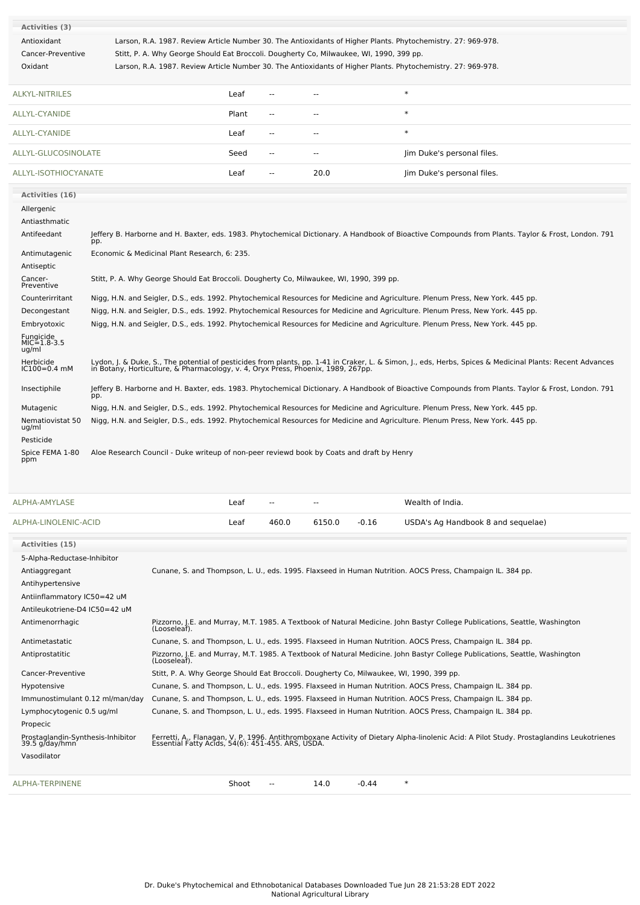**Activities (3)**

| Activity | Reference |
|---|---|
| Antioxidant | Larson, R.A. 1987. Review Article Number 30. The Antioxidants of Higher Plants. Phytochemistry. 27: 969-978. |
| Cancer-Preventive | Stitt, P. A. Why George Should Eat Broccoli. Dougherty Co, Milwaukee, WI, 1990, 399 pp. |
| Oxidant | Larson, R.A. 1987. Review Article Number 30. The Antioxidants of Higher Plants. Phytochemistry. 27: 969-978. |

| Chemical | Part | Low | High | SD | Reference |
|---|---|---|---|---|---|
| ALKYL-NITRILES | Leaf | -- | -- | | * |
| ALLYL-CYANIDE | Plant | -- | -- | | * |
| ALLYL-CYANIDE | Leaf | -- | -- | | * |
| ALLYL-GLUCOSINOLATE | Seed | -- | -- | | Jim Duke's personal files. |
| ALLYL-ISOTHIOCYANATE | Leaf | -- | 20.0 | | Jim Duke's personal files. |

**Activities (16)**

| Activity | Reference |
|---|---|
| Allergenic | |
| Antiasthmatic | |
| Antifeedant | Jeffery B. Harborne and H. Baxter, eds. 1983. Phytochemical Dictionary. A Handbook of Bioactive Compounds from Plants. Taylor & Frost, London. 791 pp. |
| Antimutagenic | Economic & Medicinal Plant Research, 6: 235. |
| Antiseptic | |
| Cancer-Preventive | Stitt, P. A. Why George Should Eat Broccoli. Dougherty Co, Milwaukee, WI, 1990, 399 pp. |
| Counterirritant | Nigg, H.N. and Seigler, D.S., eds. 1992. Phytochemical Resources for Medicine and Agriculture. Plenum Press, New York. 445 pp. |
| Decongestant | Nigg, H.N. and Seigler, D.S., eds. 1992. Phytochemical Resources for Medicine and Agriculture. Plenum Press, New York. 445 pp. |
| Embryotoxic | Nigg, H.N. and Seigler, D.S., eds. 1992. Phytochemical Resources for Medicine and Agriculture. Plenum Press, New York. 445 pp. |
| Fungicide MIC=1.8-3.5 ug/ml | |
| Herbicide IC100=0.4 mM | Lydon, J. & Duke, S., The potential of pesticides from plants, pp. 1-41 in Craker, L. & Simon, J., eds, Herbs, Spices & Medicinal Plants: Recent Advances in Botany, Horticulture, & Pharmacology, v. 4, Oryx Press, Phoenix, 1989, 267pp. |
| Insectiphile | Jeffery B. Harborne and H. Baxter, eds. 1983. Phytochemical Dictionary. A Handbook of Bioactive Compounds from Plants. Taylor & Frost, London. 791 pp. |
| Mutagenic | Nigg, H.N. and Seigler, D.S., eds. 1992. Phytochemical Resources for Medicine and Agriculture. Plenum Press, New York. 445 pp. |
| Nematiovistat 50 ug/ml | Nigg, H.N. and Seigler, D.S., eds. 1992. Phytochemical Resources for Medicine and Agriculture. Plenum Press, New York. 445 pp. |
| Pesticide | |
| Spice FEMA 1-80 ppm | Aloe Research Council - Duke writeup of non-peer reviewd book by Coats and draft by Henry |

| Chemical | Part | Low | High | SD | Reference |
|---|---|---|---|---|---|
| ALPHA-AMYLASE | Leaf | -- | -- | | Wealth of India. |
| ALPHA-LINOLENIC-ACID | Leaf | 460.0 | 6150.0 | -0.16 | USDA's Ag Handbook 8 and sequelae) |

**Activities (15)**

| Activity | Reference |
|---|---|
| 5-Alpha-Reductase-Inhibitor | |
| Antiaggregant | Cunane, S. and Thompson, L. U., eds. 1995. Flaxseed in Human Nutrition. AOCS Press, Champaign IL. 384 pp. |
| Antihypertensive | |
| Antiinflammatory IC50=42 uM | |
| Antileukotriene-D4 IC50=42 uM | |
| Antimenorrhagic | Pizzorno, J.E. and Murray, M.T. 1985. A Textbook of Natural Medicine. John Bastyr College Publications, Seattle, Washington (Looseleaf). |
| Antimetastatic | Cunane, S. and Thompson, L. U., eds. 1995. Flaxseed in Human Nutrition. AOCS Press, Champaign IL. 384 pp. |
| Antiprostatitic | Pizzorno, J.E. and Murray, M.T. 1985. A Textbook of Natural Medicine. John Bastyr College Publications, Seattle, Washington (Looseleaf). |
| Cancer-Preventive | Stitt, P. A. Why George Should Eat Broccoli. Dougherty Co, Milwaukee, WI, 1990, 399 pp. |
| Hypotensive | Cunane, S. and Thompson, L. U., eds. 1995. Flaxseed in Human Nutrition. AOCS Press, Champaign IL. 384 pp. |
| Immunostimulant 0.12 ml/man/day | Cunane, S. and Thompson, L. U., eds. 1995. Flaxseed in Human Nutrition. AOCS Press, Champaign IL. 384 pp. |
| Lymphocytogenic 0.5 ug/ml | Cunane, S. and Thompson, L. U., eds. 1995. Flaxseed in Human Nutrition. AOCS Press, Champaign IL. 384 pp. |
| Propecic | |
| Prostaglandin-Synthesis-Inhibitor 39.5 g/day/hmn | Ferretti, A., Flanagan, V. P. 1996. Antithromboxane Activity of Dietary Alpha-linolenic Acid: A Pilot Study. Prostaglandins Leukotrienes Essential Fatty Acids, 54(6): 451-455. ARS, USDA. |
| Vasodilator | |

| Chemical | Part | Low | High | SD | Reference |
|---|---|---|---|---|---|
| ALPHA-TERPINENE | Shoot | -- | 14.0 | -0.44 | * |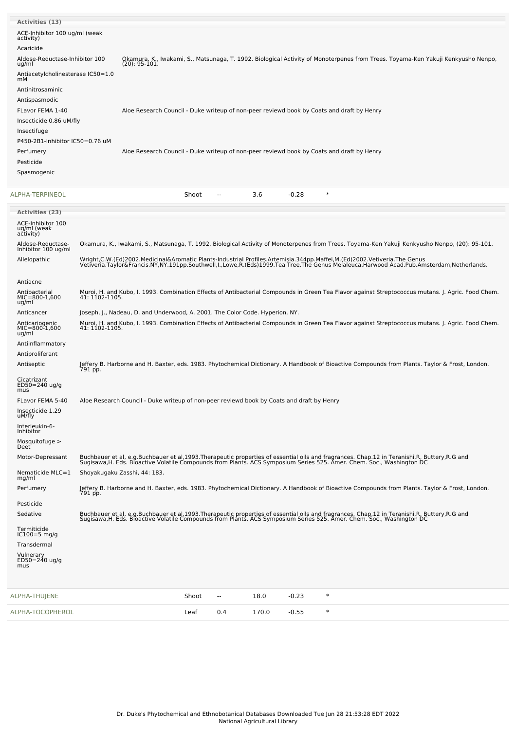**Activities (13)**

| Activity | Reference |
|---|---|
| ACE-Inhibitor 100 ug/ml (weak activity) | |
| Acaricide | |
| Aldose-Reductase-Inhibitor 100 ug/ml | Okamura, K., Iwakami, S., Matsunaga, T. 1992. Biological Activity of Monoterpenes from Trees. Toyama-Ken Yakuji Kenkyusho Nenpo, (20): 95-101. |
| Antiacetylcholinesterase IC50=1.0 mM | |
| Antinitrosaminic | |
| Antispasmodic | |
| FLavor FEMA 1-40 | Aloe Research Council - Duke writeup of non-peer reviewd book by Coats and draft by Henry |
| Insecticide 0.86 uM/fly | |
| Insectifuge | |
| P450-2B1-Inhibitor IC50=0.76 uM | |
| Perfumery | Aloe Research Council - Duke writeup of non-peer reviewd book by Coats and draft by Henry |
| Pesticide | |
| Spasmogenic | |

| Chemical | Part | Low | High | SD | |
|---|---|---|---|---|---|
| ALPHA-TERPINEOL | Shoot | -- | 3.6 | -0.28 | * |

**Activities (23)**

| Activity | Reference |
|---|---|
| ACE-Inhibitor 100 ug/ml (weak activity) | |
| Aldose-Reductase-Inhibitor 100 ug/ml | Okamura, K., Iwakami, S., Matsunaga, T. 1992. Biological Activity of Monoterpenes from Trees. Toyama-Ken Yakuji Kenkyusho Nenpo, (20): 95-101. |
| Allelopathic | Wright,C.W.(Ed)2002.Medicinal&Aromatic Plants-Industrial Profiles.Artemisia.344pp.Maffei,M.(Ed)2002.Vetiveria.The Genus Vetiveria.Taylor&Francis.NY,NY.191pp.Southwell,I.,Lowe,R.(Eds)1999.Tea Tree.The Genus Melaleuca.Harwood Acad.Pub.Amsterdam,Netherlands. |
| Antiacne | |
| Antibacterial MIC=800-1,600 ug/ml | Muroi, H. and Kubo, I. 1993. Combination Effects of Antibacterial Compounds in Green Tea Flavor against Streptococcus mutans. J. Agric. Food Chem. 41: 1102-1105. |
| Anticancer | Joseph, J., Nadeau, D. and Underwood, A. 2001. The Color Code. Hyperion, NY. |
| Anticariogenic MIC=800-1,600 ug/ml | Muroi, H. and Kubo, I. 1993. Combination Effects of Antibacterial Compounds in Green Tea Flavor against Streptococcus mutans. J. Agric. Food Chem. 41: 1102-1105. |
| Antiinflammatory | |
| Antiproliferant | |
| Antiseptic | Jeffery B. Harborne and H. Baxter, eds. 1983. Phytochemical Dictionary. A Handbook of Bioactive Compounds from Plants. Taylor & Frost, London. 791 pp. |
| Cicatrizant ED50=240 ug/g mus | |
| FLavor FEMA 5-40 | Aloe Research Council - Duke writeup of non-peer reviewd book by Coats and draft by Henry |
| Insecticide 1.29 uM/fly | |
| Interleukin-6-Inhibitor | |
| Mosquitofuge > Deet | |
| Motor-Depressant | Buchbauer et al, e.g.Buchbauer et al,1993.Therapeutic properties of essential oils and fragrances. Chap.12 in Teranishi,R, Buttery,R.G and Sugisawa,H. Eds. Bioactive Volatile Compounds from Plants. ACS Symposium Series 525. Amer. Chem. Soc., Washington DC |
| Nematicide MLC=1 mg/ml | Shoyakugaku Zasshi, 44: 183. |
| Perfumery | Jeffery B. Harborne and H. Baxter, eds. 1983. Phytochemical Dictionary. A Handbook of Bioactive Compounds from Plants. Taylor & Frost, London. 791 pp. |
| Pesticide | |
| Sedative | Buchbauer et al, e.g.Buchbauer et al,1993.Therapeutic properties of essential oils and fragrances. Chap.12 in Teranishi,R, Buttery,R.G and Sugisawa,H. Eds. Bioactive Volatile Compounds from Plants. ACS Symposium Series 525. Amer. Chem. Soc., Washington DC |
| Termiticide IC100=5 mg/g | |
| Transdermal | |
| Vulnerary ED50=240 ug/g mus | |

| Chemical | Part | Low | High | SD | |
|---|---|---|---|---|---|
| ALPHA-THUJENE | Shoot | -- | 18.0 | -0.23 | * |
| ALPHA-TOCOPHEROL | Leaf | 0.4 | 170.0 | -0.55 | * |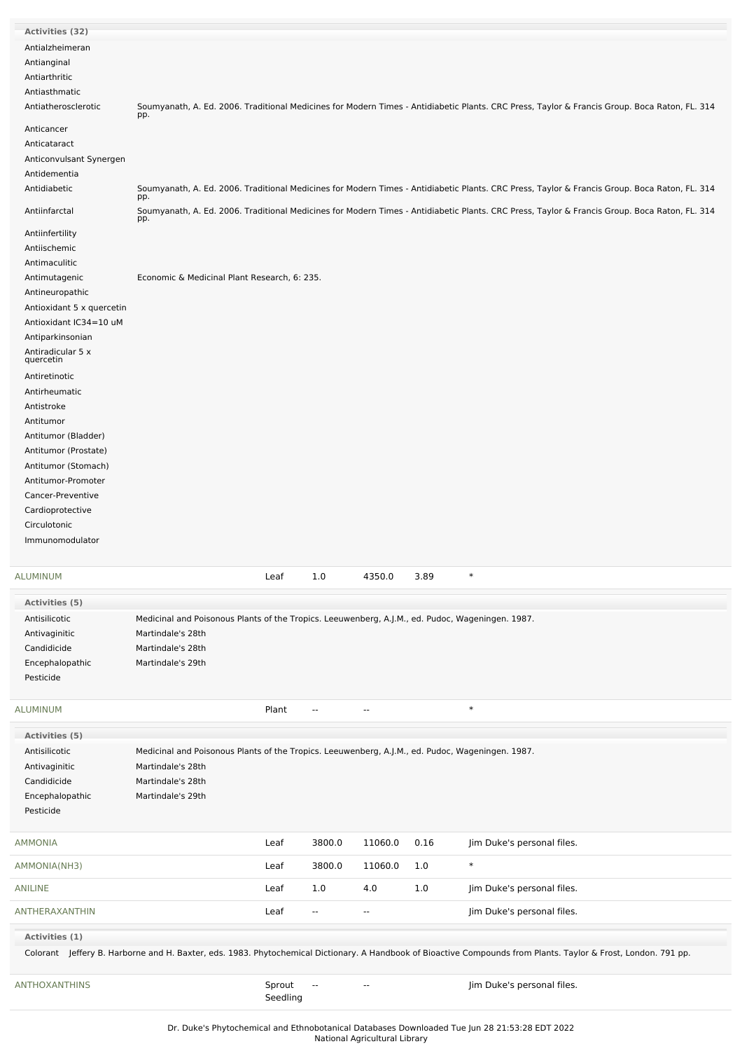**Activities (32)**

| Activity | Reference |
|---|---|
| Antialzheimeran | |
| Antianginal | |
| Antiarthritic | |
| Antiasthmatic | |
| Antiatherosclerotic | Soumyanath, A. Ed. 2006. Traditional Medicines for Modern Times - Antidiabetic Plants. CRC Press, Taylor & Francis Group. Boca Raton, FL. 314 pp. |
| Anticancer | |
| Anticataract | |
| Anticonvulsant Synergen | |
| Antidementia | |
| Antidiabetic | Soumyanath, A. Ed. 2006. Traditional Medicines for Modern Times - Antidiabetic Plants. CRC Press, Taylor & Francis Group. Boca Raton, FL. 314 pp. |
| Antiinfarctal | Soumyanath, A. Ed. 2006. Traditional Medicines for Modern Times - Antidiabetic Plants. CRC Press, Taylor & Francis Group. Boca Raton, FL. 314 pp. |
| Antiinfertility | |
| Antiischemic | |
| Antimaculitic | |
| Antimutagenic | Economic & Medicinal Plant Research, 6: 235. |
| Antineuropathic | |
| Antioxidant 5 x quercetin | |
| Antioxidant IC34=10 uM | |
| Antiparkinsonian | |
| Antiradicular 5 x quercetin | |
| Antiretinotic | |
| Antirheumatic | |
| Antistroke | |
| Antitumor | |
| Antitumor (Bladder) | |
| Antitumor (Prostate) | |
| Antitumor (Stomach) | |
| Antitumor-Promoter | |
| Cancer-Preventive | |
| Cardioprotective | |
| Circulotonic | |
| Immunomodulator | |

| ALUMINUM | Leaf | 1.0 | 4350.0 | 3.89 | * |
|---|---|---|---|---|---|

**Activities (5)**

| Activity | Reference |
|---|---|
| Antisilicotic | Medicinal and Poisonous Plants of the Tropics. Leeuwenberg, A.J.M., ed. Pudoc, Wageningen. 1987. |
| Antivaginitic | Martindale's 28th |
| Candidicide | Martindale's 28th |
| Encephalopathic | Martindale's 29th |
| Pesticide | |

| ALUMINUM | Plant | -- | -- | | * |
|---|---|---|---|---|---|

**Activities (5)**

| Activity | Reference |
|---|---|
| Antisilicotic | Medicinal and Poisonous Plants of the Tropics. Leeuwenberg, A.J.M., ed. Pudoc, Wageningen. 1987. |
| Antivaginitic | Martindale's 28th |
| Candidicide | Martindale's 28th |
| Encephalopathic | Martindale's 29th |
| Pesticide | |

| Chemical | Part | Low | High | SD | Reference |
|---|---|---|---|---|---|
| AMMONIA | Leaf | 3800.0 | 11060.0 | 0.16 | Jim Duke's personal files. |
| AMMONIA(NH3) | Leaf | 3800.0 | 11060.0 | 1.0 | * |
| ANILINE | Leaf | 1.0 | 4.0 | 1.0 | Jim Duke's personal files. |
| ANTHERAXANTHIN | Leaf | -- | -- | | Jim Duke's personal files. |

**Activities (1)**

Colorant Jeffery B. Harborne and H. Baxter, eds. 1983. Phytochemical Dictionary. A Handbook of Bioactive Compounds from Plants. Taylor & Frost, London. 791 pp.

| ANTHOXANTHINS | Sprout Seedling | -- | -- | | Jim Duke's personal files. |
|---|---|---|---|---|---|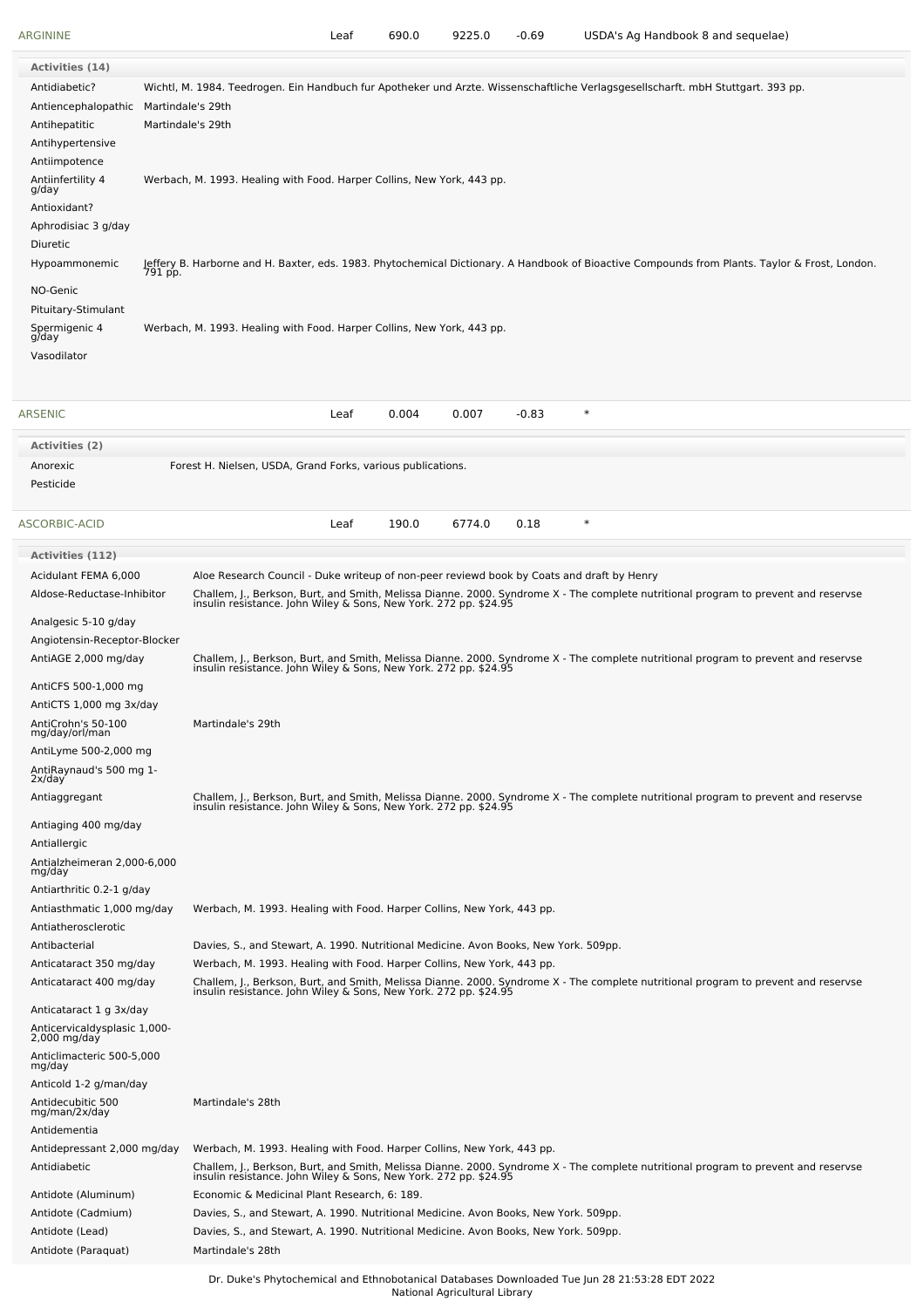| ARGININE | Leaf | 690.0 | 9225.0 | -0.69 | USDA's Ag Handbook 8 and sequelae) |
|---|---|---|---|---|---|

**Activities (14)**

| Activity | Reference |
|---|---|
| Antidiabetic? | Wichtl, M. 1984. Teedrogen. Ein Handbuch fur Apotheker und Arzte. Wissenschaftliche Verlagsgesellscharft. mbH Stuttgart. 393 pp. |
| Antiencephalopathic | Martindale's 29th |
| Antihepatitic | Martindale's 29th |
| Antihypertensive | |
| Antiimpotence | |
| Antiinfertility 4 g/day | Werbach, M. 1993. Healing with Food. Harper Collins, New York, 443 pp. |
| Antioxidant? | |
| Aphrodisiac 3 g/day | |
| Diuretic | |
| Hypoammonemic | Jeffery B. Harborne and H. Baxter, eds. 1983. Phytochemical Dictionary. A Handbook of Bioactive Compounds from Plants. Taylor & Frost, London. 791 pp. |
| NO-Genic | |
| Pituitary-Stimulant | |
| Spermigenic 4 g/day | Werbach, M. 1993. Healing with Food. Harper Collins, New York, 443 pp. |
| Vasodilator | |

| ARSENIC | Leaf | 0.004 | 0.007 | -0.83 | * |
|---|---|---|---|---|---|

**Activities (2)**

| Activity | Reference |
|---|---|
| Anorexic | Forest H. Nielsen, USDA, Grand Forks, various publications. |
| Pesticide | |

| ASCORBIC-ACID | Leaf | 190.0 | 6774.0 | 0.18 | * |
|---|---|---|---|---|---|

**Activities (112)**

| Activity | Reference |
|---|---|
| Acidulant FEMA 6,000 | Aloe Research Council - Duke writeup of non-peer reviewd book by Coats and draft by Henry |
| Aldose-Reductase-Inhibitor | Challem, J., Berkson, Burt, and Smith, Melissa Dianne. 2000. Syndrome X - The complete nutritional program to prevent and reservse insulin resistance. John Wiley & Sons, New York. 272 pp. $24.95 |
| Analgesic 5-10 g/day | |
| Angiotensin-Receptor-Blocker | |
| AntiAGE 2,000 mg/day | Challem, J., Berkson, Burt, and Smith, Melissa Dianne. 2000. Syndrome X - The complete nutritional program to prevent and reservse insulin resistance. John Wiley & Sons, New York. 272 pp. $24.95 |
| AntiCFS 500-1,000 mg | |
| AntiCTS 1,000 mg 3x/day | |
| AntiCrohn's 50-100 mg/day/orl/man | Martindale's 29th |
| AntiLyme 500-2,000 mg | |
| AntiRaynaud's 500 mg 1-2x/day | |
| Antiaggregant | Challem, J., Berkson, Burt, and Smith, Melissa Dianne. 2000. Syndrome X - The complete nutritional program to prevent and reservse insulin resistance. John Wiley & Sons, New York. 272 pp. $24.95 |
| Antiaging 400 mg/day | |
| Antiallergic | |
| Antialzheimeran 2,000-6,000 mg/day | |
| Antiarthritic 0.2-1 g/day | |
| Antiasthmatic 1,000 mg/day | Werbach, M. 1993. Healing with Food. Harper Collins, New York, 443 pp. |
| Antiatherosclerotic | |
| Antibacterial | Davies, S., and Stewart, A. 1990. Nutritional Medicine. Avon Books, New York. 509pp. |
| Anticataract 350 mg/day | Werbach, M. 1993. Healing with Food. Harper Collins, New York, 443 pp. |
| Anticataract 400 mg/day | Challem, J., Berkson, Burt, and Smith, Melissa Dianne. 2000. Syndrome X - The complete nutritional program to prevent and reservse insulin resistance. John Wiley & Sons, New York. 272 pp. $24.95 |
| Anticataract 1 g 3x/day | |
| Anticervicaldysplasic 1,000-2,000 mg/day | |
| Anticlimacteric 500-5,000 mg/day | |
| Anticold 1-2 g/man/day | |
| Antidecubitic 500 mg/man/2x/day | Martindale's 28th |
| Antidementia | |
| Antidepressant 2,000 mg/day | Werbach, M. 1993. Healing with Food. Harper Collins, New York, 443 pp. |
| Antidiabetic | Challem, J., Berkson, Burt, and Smith, Melissa Dianne. 2000. Syndrome X - The complete nutritional program to prevent and reservse insulin resistance. John Wiley & Sons, New York. 272 pp. $24.95 |
| Antidote (Aluminum) | Economic & Medicinal Plant Research, 6: 189. |
| Antidote (Cadmium) | Davies, S., and Stewart, A. 1990. Nutritional Medicine. Avon Books, New York. 509pp. |
| Antidote (Lead) | Davies, S., and Stewart, A. 1990. Nutritional Medicine. Avon Books, New York. 509pp. |
| Antidote (Paraquat) | Martindale's 28th |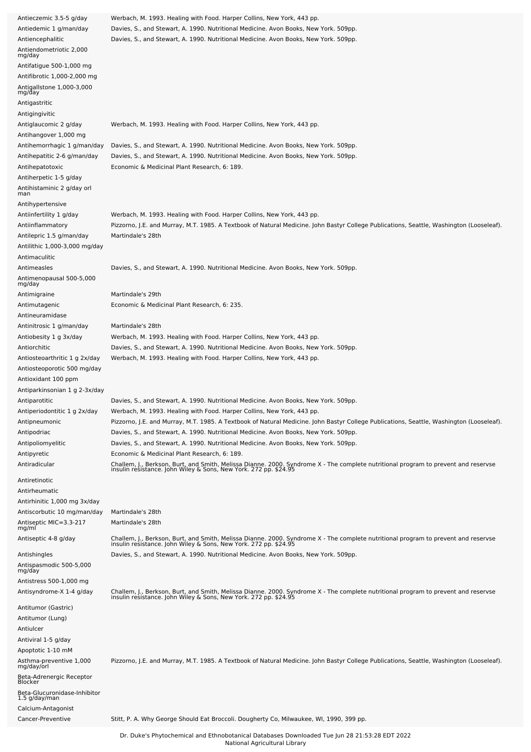| | |
|---|---|
| Antieczemic 3.5-5 g/day | Werbach, M. 1993. Healing with Food. Harper Collins, New York, 443 pp. |
| Antiedemic 1 g/man/day | Davies, S., and Stewart, A. 1990. Nutritional Medicine. Avon Books, New York. 509pp. |
| Antiencephalitic | Davies, S., and Stewart, A. 1990. Nutritional Medicine. Avon Books, New York. 509pp. |
| Antiendometriotic 2,000 mg/day | |
| Antifatigue 500-1,000 mg | |
| Antifibrotic 1,000-2,000 mg | |
| Antigallstone 1,000-3,000 mg/day | |
| Antigastritic | |
| Antigingivitic | |
| Antiglaucomic 2 g/day | Werbach, M. 1993. Healing with Food. Harper Collins, New York, 443 pp. |
| Antihangover 1,000 mg | |
| Antihemorrhagic 1 g/man/day | Davies, S., and Stewart, A. 1990. Nutritional Medicine. Avon Books, New York. 509pp. |
| Antihepatitic 2-6 g/man/day | Davies, S., and Stewart, A. 1990. Nutritional Medicine. Avon Books, New York. 509pp. |
| Antihepatotoxic | Economic & Medicinal Plant Research, 6: 189. |
| Antiherpetic 1-5 g/day | |
| Antihistaminic 2 g/day orl man | |
| Antihypertensive | |
| Antiinfertility 1 g/day | Werbach, M. 1993. Healing with Food. Harper Collins, New York, 443 pp. |
| Antiinflammatory | Pizzorno, J.E. and Murray, M.T. 1985. A Textbook of Natural Medicine. John Bastyr College Publications, Seattle, Washington (Looseleaf). |
| Antilepric 1.5 g/man/day | Martindale's 28th |
| Antilithic 1,000-3,000 mg/day | |
| Antimaculitic | |
| Antimeasles | Davies, S., and Stewart, A. 1990. Nutritional Medicine. Avon Books, New York. 509pp. |
| Antimenopausal 500-5,000 mg/day | |
| Antimigraine | Martindale's 29th |
| Antimutagenic | Economic & Medicinal Plant Research, 6: 235. |
| Antineuramidase | |
| Antinitrosic 1 g/man/day | Martindale's 28th |
| Antiobesity 1 g 3x/day | Werbach, M. 1993. Healing with Food. Harper Collins, New York, 443 pp. |
| Antiorchitic | Davies, S., and Stewart, A. 1990. Nutritional Medicine. Avon Books, New York. 509pp. |
| Antiosteoarthritic 1 g 2x/day | Werbach, M. 1993. Healing with Food. Harper Collins, New York, 443 pp. |
| Antiosteoporotic 500 mg/day | |
| Antioxidant 100 ppm | |
| Antiparkinsonian 1 g 2-3x/day | |
| Antiparotitic | Davies, S., and Stewart, A. 1990. Nutritional Medicine. Avon Books, New York. 509pp. |
| Antiperiodontitic 1 g 2x/day | Werbach, M. 1993. Healing with Food. Harper Collins, New York, 443 pp. |
| Antipneumonic | Pizzorno, J.E. and Murray, M.T. 1985. A Textbook of Natural Medicine. John Bastyr College Publications, Seattle, Washington (Looseleaf). |
| Antipodriac | Davies, S., and Stewart, A. 1990. Nutritional Medicine. Avon Books, New York. 509pp. |
| Antipoliomyelitic | Davies, S., and Stewart, A. 1990. Nutritional Medicine. Avon Books, New York. 509pp. |
| Antipyretic | Economic & Medicinal Plant Research, 6: 189. |
| Antiradicular | Challem, J., Berkson, Burt, and Smith, Melissa Dianne. 2000. Syndrome X - The complete nutritional program to prevent and reservse insulin resistance. John Wiley & Sons, New York. 272 pp. $24.95 |
| Antiretinotic | |
| Antirheumatic | |
| Antirhinitic 1,000 mg 3x/day | |
| Antiscorbutic 10 mg/man/day | Martindale's 28th |
| Antiseptic MIC=3.3-217 mg/ml | Martindale's 28th |
| Antiseptic 4-8 g/day | Challem, J., Berkson, Burt, and Smith, Melissa Dianne. 2000. Syndrome X - The complete nutritional program to prevent and reservse insulin resistance. John Wiley & Sons, New York. 272 pp. $24.95 |
| Antishingles | Davies, S., and Stewart, A. 1990. Nutritional Medicine. Avon Books, New York. 509pp. |
| Antispasmodic 500-5,000 mg/day | |
| Antistress 500-1,000 mg | |
| Antisyndrome-X 1-4 g/day | Challem, J., Berkson, Burt, and Smith, Melissa Dianne. 2000. Syndrome X - The complete nutritional program to prevent and reservse insulin resistance. John Wiley & Sons, New York. 272 pp. $24.95 |
| Antitumor (Gastric) | |
| Antitumor (Lung) | |
| Antiulcer | |
| Antiviral 1-5 g/day | |
| Apoptotic 1-10 mM | |
| Asthma-preventive 1,000 mg/day/orl | Pizzorno, J.E. and Murray, M.T. 1985. A Textbook of Natural Medicine. John Bastyr College Publications, Seattle, Washington (Looseleaf). |
| Beta-Adrenergic Receptor Blocker | |
| Beta-Glucuronidase-Inhibitor 1.5 g/day/man | |
| Calcium-Antagonist | |
| Cancer-Preventive | Stitt, P. A. Why George Should Eat Broccoli. Dougherty Co, Milwaukee, WI, 1990, 399 pp. |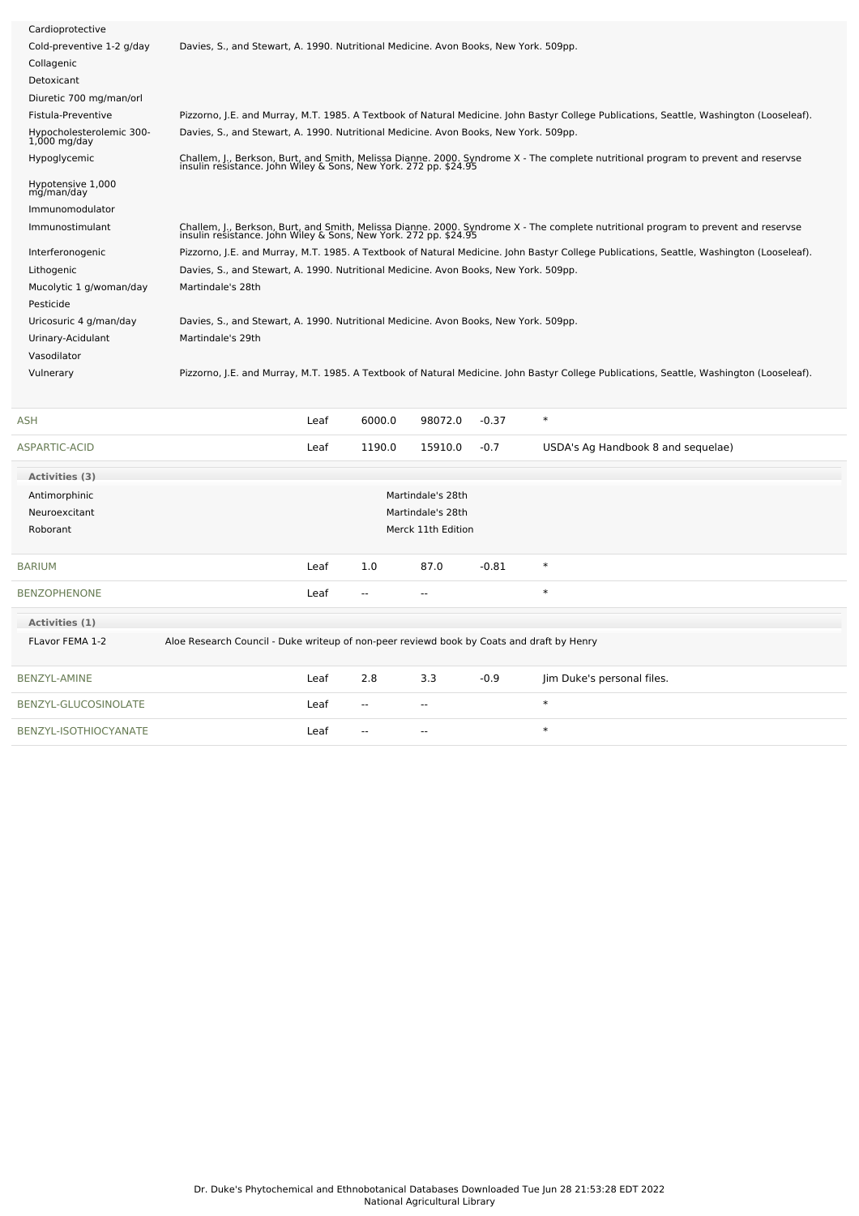| Activity | Reference |
|---|---|
| Cardioprotective | |
| Cold-preventive 1-2 g/day | Davies, S., and Stewart, A. 1990. Nutritional Medicine. Avon Books, New York. 509pp. |
| Collagenic | |
| Detoxicant | |
| Diuretic 700 mg/man/orl | |
| Fistula-Preventive | Pizzorno, J.E. and Murray, M.T. 1985. A Textbook of Natural Medicine. John Bastyr College Publications, Seattle, Washington (Looseleaf). |
| Hypocholesterolemic 300-1,000 mg/day | Davies, S., and Stewart, A. 1990. Nutritional Medicine. Avon Books, New York. 509pp. |
| Hypoglycemic | Challem, J., Berkson, Burt, and Smith, Melissa Dianne. 2000. Syndrome X - The complete nutritional program to prevent and reservse insulin resistance. John Wiley & Sons, New York. 272 pp. $24.95 |
| Hypotensive 1,000 mg/man/day | |
| Immunomodulator | |
| Immunostimulant | Challem, J., Berkson, Burt, and Smith, Melissa Dianne. 2000. Syndrome X - The complete nutritional program to prevent and reservse insulin resistance. John Wiley & Sons, New York. 272 pp. $24.95 |
| Interferonogenic | Pizzorno, J.E. and Murray, M.T. 1985. A Textbook of Natural Medicine. John Bastyr College Publications, Seattle, Washington (Looseleaf). |
| Lithogenic | Davies, S., and Stewart, A. 1990. Nutritional Medicine. Avon Books, New York. 509pp. |
| Mucolytic 1 g/woman/day | Martindale's 28th |
| Pesticide | |
| Uricosuric 4 g/man/day | Davies, S., and Stewart, A. 1990. Nutritional Medicine. Avon Books, New York. 509pp. |
| Urinary-Acidulant | Martindale's 29th |
| Vasodilator | |
| Vulnerary | Pizzorno, J.E. and Murray, M.T. 1985. A Textbook of Natural Medicine. John Bastyr College Publications, Seattle, Washington (Looseleaf). |

| Chemical | Part | Low | High | SD | Reference |
|---|---|---|---|---|---|
| ASH | Leaf | 6000.0 | 98072.0 | -0.37 | * |
| ASPARTIC-ACID | Leaf | 1190.0 | 15910.0 | -0.7 | USDA's Ag Handbook 8 and sequelae) |

**Activities (3)**

| Activity | Reference |
|---|---|
| Antimorphinic | Martindale's 28th |
| Neuroexcitant | Martindale's 28th |
| Roborant | Merck 11th Edition |

| Chemical | Part | Low | High | SD | Reference |
|---|---|---|---|---|---|
| BARIUM | Leaf | 1.0 | 87.0 | -0.81 | * |
| BENZOPHENONE | Leaf | -- | -- | | * |

**Activities (1)**

| Activity | Reference |
|---|---|
| FLavor FEMA 1-2 | Aloe Research Council - Duke writeup of non-peer reviewd book by Coats and draft by Henry |

| Chemical | Part | Low | High | SD | Reference |
|---|---|---|---|---|---|
| BENZYL-AMINE | Leaf | 2.8 | 3.3 | -0.9 | Jim Duke's personal files. |
| BENZYL-GLUCOSINOLATE | Leaf | -- | -- | | * |
| BENZYL-ISOTHIOCYANATE | Leaf | -- | -- | | * |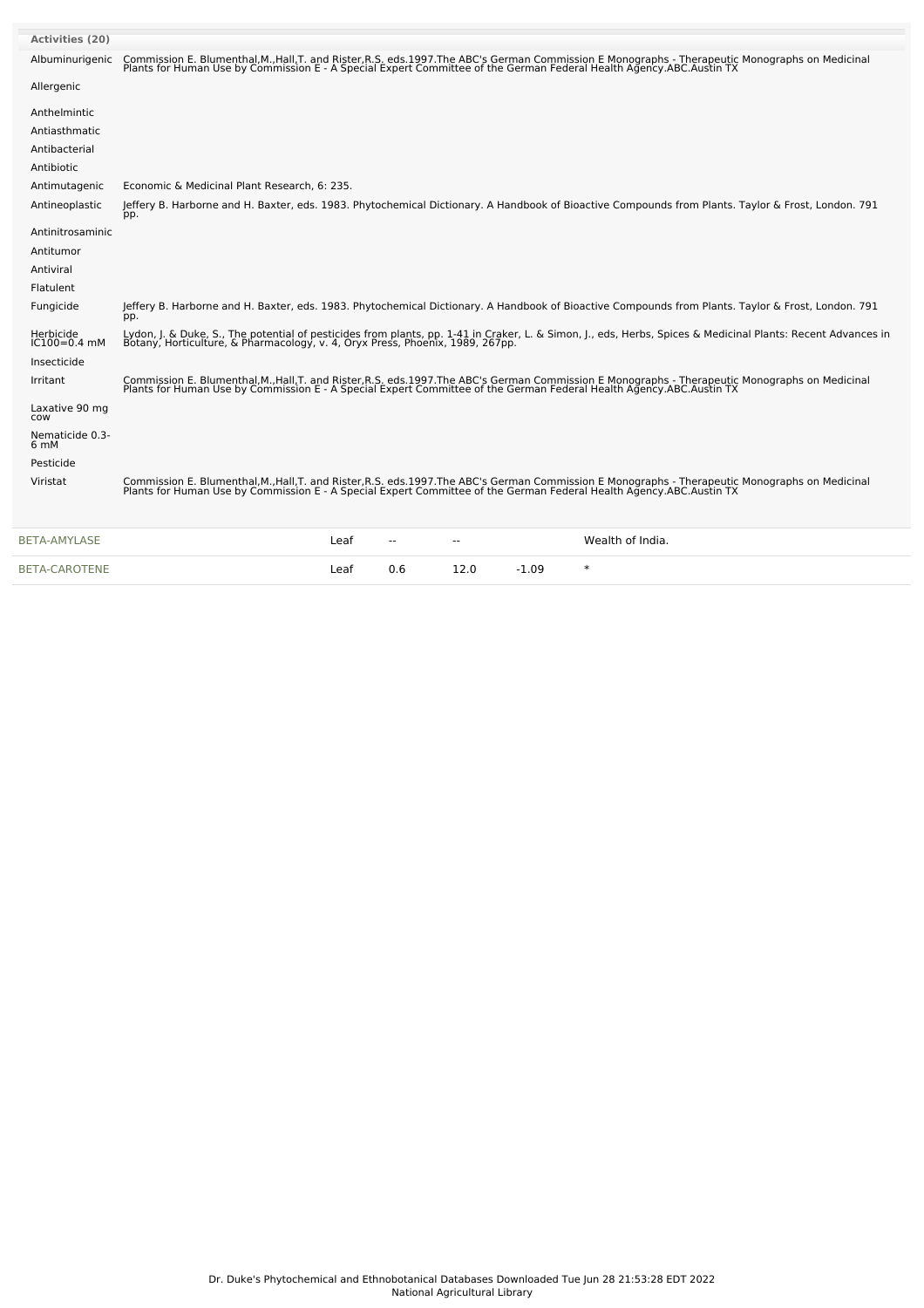**Activities (20)**

| Activity | Reference |
| --- | --- |
| Albuminurigenic | Commission E. Blumenthal,M.,Hall,T. and Rister,R.S. eds.1997.The ABC's German Commission E Monographs - Therapeutic Monographs on Medicinal Plants for Human Use by Commission E - A Special Expert Committee of the German Federal Health Agency.ABC.Austin TX |
| Allergenic | |
| Anthelmintic | |
| Antiasthmatic | |
| Antibacterial | |
| Antibiotic | |
| Antimutagenic | Economic & Medicinal Plant Research, 6: 235. |
| Antineoplastic | Jeffery B. Harborne and H. Baxter, eds. 1983. Phytochemical Dictionary. A Handbook of Bioactive Compounds from Plants. Taylor & Frost, London. 791 pp. |
| Antinitrosaminic | |
| Antitumor | |
| Antiviral | |
| Flatulent | |
| Fungicide | Jeffery B. Harborne and H. Baxter, eds. 1983. Phytochemical Dictionary. A Handbook of Bioactive Compounds from Plants. Taylor & Frost, London. 791 pp. |
| Herbicide IC100=0.4 mM | Lydon, J. & Duke, S., The potential of pesticides from plants, pp. 1-41 in Craker, L. & Simon, J., eds, Herbs, Spices & Medicinal Plants: Recent Advances in Botany, Horticulture, & Pharmacology, v. 4, Oryx Press, Phoenix, 1989, 267pp. |
| Insecticide | |
| Irritant | Commission E. Blumenthal,M.,Hall,T. and Rister,R.S. eds.1997.The ABC's German Commission E Monographs - Therapeutic Monographs on Medicinal Plants for Human Use by Commission E - A Special Expert Committee of the German Federal Health Agency.ABC.Austin TX |
| Laxative 90 mg cow | |
| Nematicide 0.3-6 mM | |
| Pesticide | |
| Viristat | Commission E. Blumenthal,M.,Hall,T. and Rister,R.S. eds.1997.The ABC's German Commission E Monographs - Therapeutic Monographs on Medicinal Plants for Human Use by Commission E - A Special Expert Committee of the German Federal Health Agency.ABC.Austin TX |

| | | | | | |
| --- | --- | --- | --- | --- | --- |
| BETA-AMYLASE | Leaf | -- | -- | | Wealth of India. |
| BETA-CAROTENE | Leaf | 0.6 | 12.0 | -1.09 | * |

Dr. Duke's Phytochemical and Ethnobotanical Databases Downloaded Tue Jun 28 21:53:28 EDT 2022
National Agricultural Library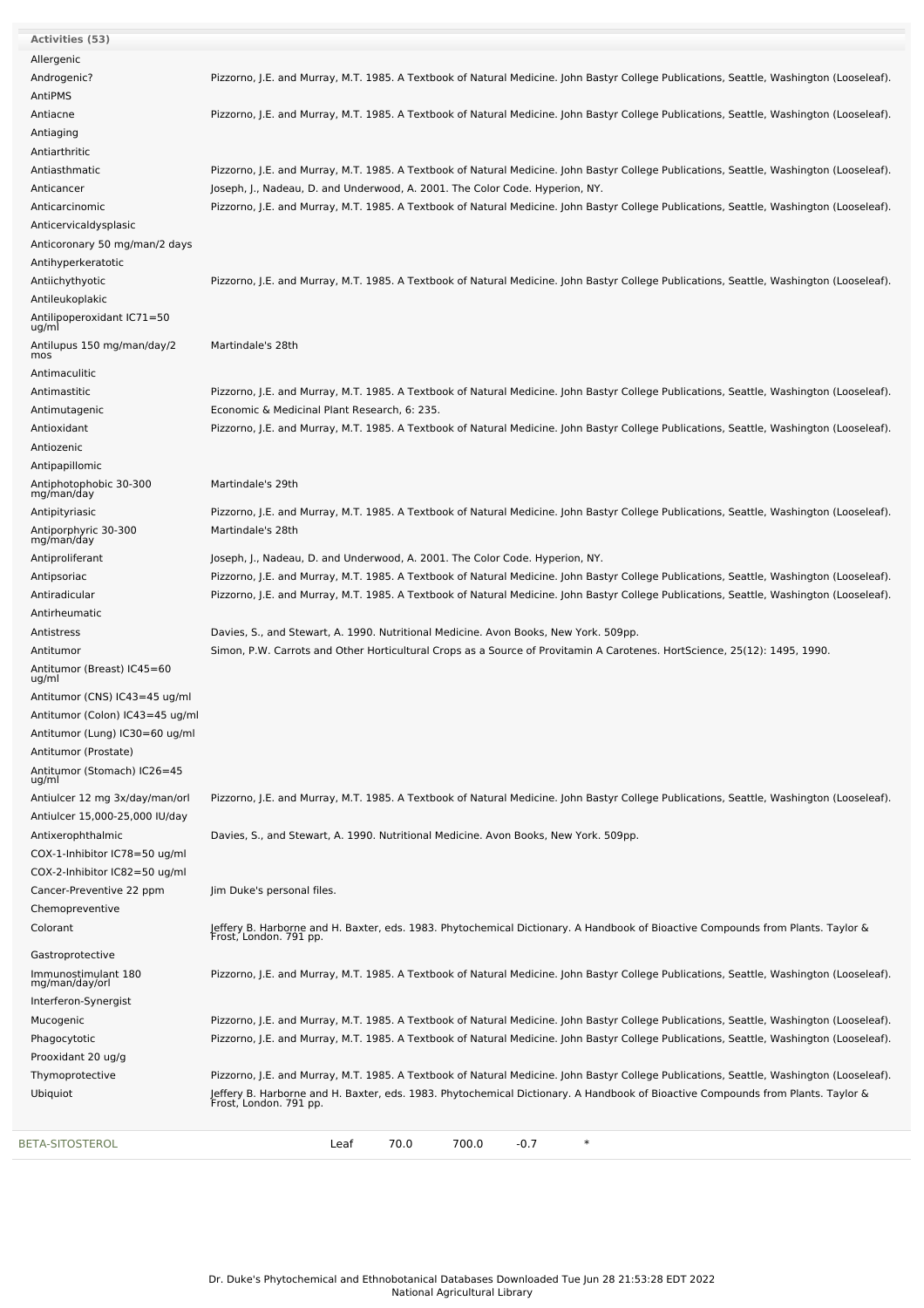| Activities (53) | |
|---|---|
| Allergenic | |
| Androgenic? | Pizzorno, J.E. and Murray, M.T. 1985. A Textbook of Natural Medicine. John Bastyr College Publications, Seattle, Washington (Looseleaf). |
| AntiPMS | |
| Antiacne | Pizzorno, J.E. and Murray, M.T. 1985. A Textbook of Natural Medicine. John Bastyr College Publications, Seattle, Washington (Looseleaf). |
| Antiaging | |
| Antiarthritic | |
| Antiasthmatic | Pizzorno, J.E. and Murray, M.T. 1985. A Textbook of Natural Medicine. John Bastyr College Publications, Seattle, Washington (Looseleaf). |
| Anticancer | Joseph, J., Nadeau, D. and Underwood, A. 2001. The Color Code. Hyperion, NY. |
| Anticarcinomic | Pizzorno, J.E. and Murray, M.T. 1985. A Textbook of Natural Medicine. John Bastyr College Publications, Seattle, Washington (Looseleaf). |
| Anticervicaldysplasic | |
| Anticoronary 50 mg/man/2 days | |
| Antihyperkeratotic | |
| Antiichythyotic | Pizzorno, J.E. and Murray, M.T. 1985. A Textbook of Natural Medicine. John Bastyr College Publications, Seattle, Washington (Looseleaf). |
| Antileukoplakic | |
| Antilipoperoxidant IC71=50 ug/ml | |
| Antilupus 150 mg/man/day/2 mos | Martindale's 28th |
| Antimaculitic | |
| Antimastitic | Pizzorno, J.E. and Murray, M.T. 1985. A Textbook of Natural Medicine. John Bastyr College Publications, Seattle, Washington (Looseleaf). |
| Antimutagenic | Economic & Medicinal Plant Research, 6: 235. |
| Antioxidant | Pizzorno, J.E. and Murray, M.T. 1985. A Textbook of Natural Medicine. John Bastyr College Publications, Seattle, Washington (Looseleaf). |
| Antiozenic | |
| Antipapillomic | |
| Antiphotophobic 30-300 mg/man/day | Martindale's 29th |
| Antipityriasic | Pizzorno, J.E. and Murray, M.T. 1985. A Textbook of Natural Medicine. John Bastyr College Publications, Seattle, Washington (Looseleaf). |
| Antiporphyric 30-300 mg/man/day | Martindale's 28th |
| Antiproliferant | Joseph, J., Nadeau, D. and Underwood, A. 2001. The Color Code. Hyperion, NY. |
| Antipsoriac | Pizzorno, J.E. and Murray, M.T. 1985. A Textbook of Natural Medicine. John Bastyr College Publications, Seattle, Washington (Looseleaf). |
| Antiradicular | Pizzorno, J.E. and Murray, M.T. 1985. A Textbook of Natural Medicine. John Bastyr College Publications, Seattle, Washington (Looseleaf). |
| Antirheumatic | |
| Antistress | Davies, S., and Stewart, A. 1990. Nutritional Medicine. Avon Books, New York. 509pp. |
| Antitumor | Simon, P.W. Carrots and Other Horticultural Crops as a Source of Provitamin A Carotenes. HortScience, 25(12): 1495, 1990. |
| Antitumor (Breast) IC45=60 ug/ml | |
| Antitumor (CNS) IC43=45 ug/ml | |
| Antitumor (Colon) IC43=45 ug/ml | |
| Antitumor (Lung) IC30=60 ug/ml | |
| Antitumor (Prostate) | |
| Antitumor (Stomach) IC26=45 ug/ml | |
| Antiulcer 12 mg 3x/day/man/orl | Pizzorno, J.E. and Murray, M.T. 1985. A Textbook of Natural Medicine. John Bastyr College Publications, Seattle, Washington (Looseleaf). |
| Antiulcer 15,000-25,000 IU/day | |
| Antixerophthalmic | Davies, S., and Stewart, A. 1990. Nutritional Medicine. Avon Books, New York. 509pp. |
| COX-1-Inhibitor IC78=50 ug/ml | |
| COX-2-Inhibitor IC82=50 ug/ml | |
| Cancer-Preventive 22 ppm | Jim Duke's personal files. |
| Chemopreventive | |
| Colorant | Jeffery B. Harborne and H. Baxter, eds. 1983. Phytochemical Dictionary. A Handbook of Bioactive Compounds from Plants. Taylor & Frost, London. 791 pp. |
| Gastroprotective | |
| Immunostimulant 180 mg/man/day/orl | Pizzorno, J.E. and Murray, M.T. 1985. A Textbook of Natural Medicine. John Bastyr College Publications, Seattle, Washington (Looseleaf). |
| Interferon-Synergist | |
| Mucogenic | Pizzorno, J.E. and Murray, M.T. 1985. A Textbook of Natural Medicine. John Bastyr College Publications, Seattle, Washington (Looseleaf). |
| Phagocytotic | Pizzorno, J.E. and Murray, M.T. 1985. A Textbook of Natural Medicine. John Bastyr College Publications, Seattle, Washington (Looseleaf). |
| Prooxidant 20 ug/g | |
| Thymoprotective | Pizzorno, J.E. and Murray, M.T. 1985. A Textbook of Natural Medicine. John Bastyr College Publications, Seattle, Washington (Looseleaf). |
| Ubiquiot | Jeffery B. Harborne and H. Baxter, eds. 1983. Phytochemical Dictionary. A Handbook of Bioactive Compounds from Plants. Taylor & Frost, London. 791 pp. |

| BETA-SITOSTEROL | Leaf | 70.0 | 700.0 | -0.7 | * |
|---|---|---|---|---|---|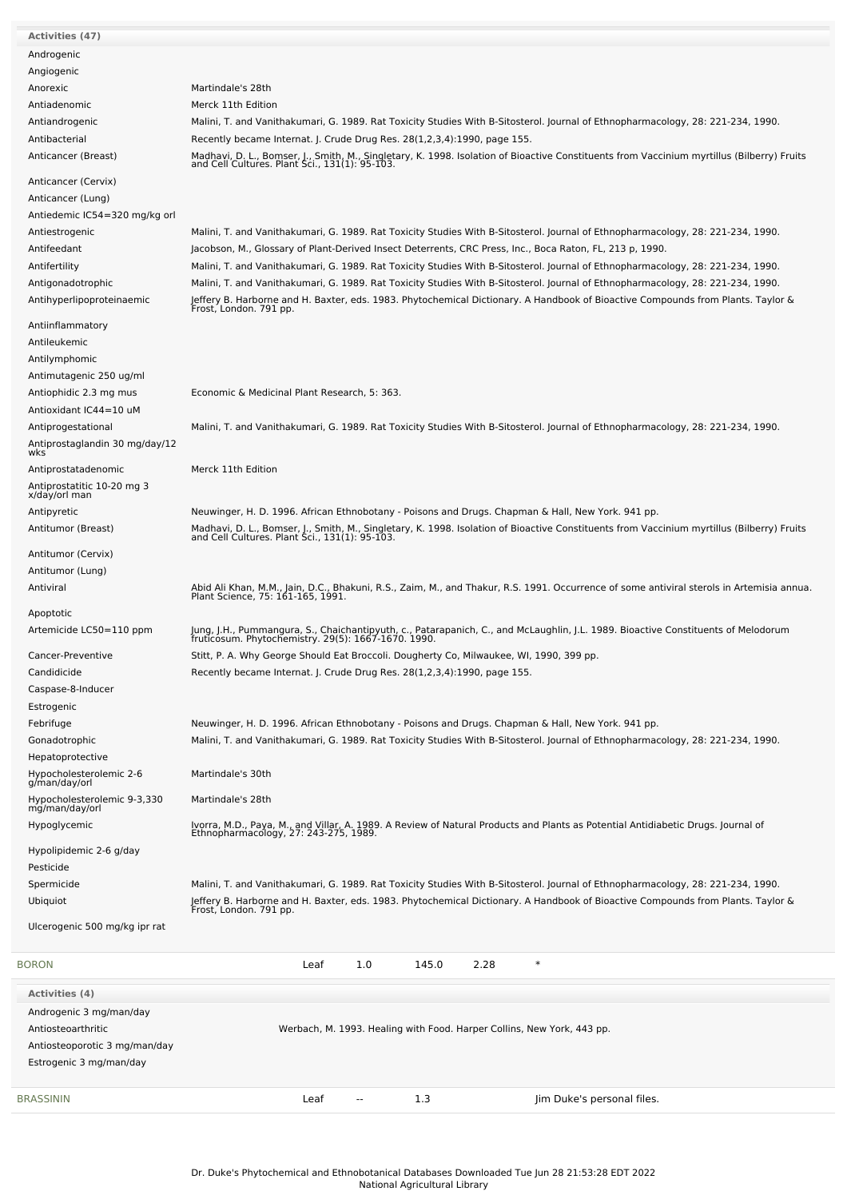**Activities (47)**

| Activity | Reference |
|---|---|
| Androgenic | |
| Angiogenic | |
| Anorexic | Martindale's 28th |
| Antiadenomic | Merck 11th Edition |
| Antiandrogenic | Malini, T. and Vanithakumari, G. 1989. Rat Toxicity Studies With B-Sitosterol. Journal of Ethnopharmacology, 28: 221-234, 1990. |
| Antibacterial | Recently became Internat. J. Crude Drug Res. 28(1,2,3,4):1990, page 155. |
| Anticancer (Breast) | Madhavi, D. L., Bomser, J., Smith, M., Singletary, K. 1998. Isolation of Bioactive Constituents from Vaccinium myrtillus (Bilberry) Fruits and Cell Cultures. Plant Sci., 131(1): 95-103. |
| Anticancer (Cervix) | |
| Anticancer (Lung) | |
| Antiedemic IC54=320 mg/kg orl | |
| Antiestrogenic | Malini, T. and Vanithakumari, G. 1989. Rat Toxicity Studies With B-Sitosterol. Journal of Ethnopharmacology, 28: 221-234, 1990. |
| Antifeedant | Jacobson, M., Glossary of Plant-Derived Insect Deterrents, CRC Press, Inc., Boca Raton, FL, 213 p, 1990. |
| Antifertility | Malini, T. and Vanithakumari, G. 1989. Rat Toxicity Studies With B-Sitosterol. Journal of Ethnopharmacology, 28: 221-234, 1990. |
| Antigonadotrophic | Malini, T. and Vanithakumari, G. 1989. Rat Toxicity Studies With B-Sitosterol. Journal of Ethnopharmacology, 28: 221-234, 1990. |
| Antihyperlipoproteinaemic | Jeffery B. Harborne and H. Baxter, eds. 1983. Phytochemical Dictionary. A Handbook of Bioactive Compounds from Plants. Taylor & Frost, London. 791 pp. |
| Antiinflammatory | |
| Antileukemic | |
| Antilymphomic | |
| Antimutagenic 250 ug/ml | |
| Antiophidic 2.3 mg mus | Economic & Medicinal Plant Research, 5: 363. |
| Antioxidant IC44=10 uM | |
| Antiprogestational | Malini, T. and Vanithakumari, G. 1989. Rat Toxicity Studies With B-Sitosterol. Journal of Ethnopharmacology, 28: 221-234, 1990. |
| Antiprostaglandin 30 mg/day/12 wks | |
| Antiprostatadenomic | Merck 11th Edition |
| Antiprostatitic 10-20 mg 3 x/day/orl man | |
| Antipyretic | Neuwinger, H. D. 1996. African Ethnobotany - Poisons and Drugs. Chapman & Hall, New York. 941 pp. |
| Antitumor (Breast) | Madhavi, D. L., Bomser, J., Smith, M., Singletary, K. 1998. Isolation of Bioactive Constituents from Vaccinium myrtillus (Bilberry) Fruits and Cell Cultures. Plant Sci., 131(1): 95-103. |
| Antitumor (Cervix) | |
| Antitumor (Lung) | |
| Antiviral | Abid Ali Khan, M.M., Jain, D.C., Bhakuni, R.S., Zaim, M., and Thakur, R.S. 1991. Occurrence of some antiviral sterols in Artemisia annua. Plant Science, 75: 161-165, 1991. |
| Apoptotic | |
| Artemicide LC50=110 ppm | Jung, J.H., Pummangura, S., Chaichantipyuth, c., Patarapanich, C., and McLaughlin, J.L. 1989. Bioactive Constituents of Melodorum fruticosum. Phytochemistry. 29(5): 1667-1670. 1990. |
| Cancer-Preventive | Stitt, P. A. Why George Should Eat Broccoli. Dougherty Co, Milwaukee, WI, 1990, 399 pp. |
| Candidicide | Recently became Internat. J. Crude Drug Res. 28(1,2,3,4):1990, page 155. |
| Caspase-8-Inducer | |
| Estrogenic | |
| Febrifuge | Neuwinger, H. D. 1996. African Ethnobotany - Poisons and Drugs. Chapman & Hall, New York. 941 pp. |
| Gonadotrophic | Malini, T. and Vanithakumari, G. 1989. Rat Toxicity Studies With B-Sitosterol. Journal of Ethnopharmacology, 28: 221-234, 1990. |
| Hepatoprotective | |
| Hypocholesterolemic 2-6 g/man/day/orl | Martindale's 30th |
| Hypocholesterolemic 9-3,330 mg/man/day/orl | Martindale's 28th |
| Hypoglycemic | Ivorra, M.D., Paya, M., and Villar, A. 1989. A Review of Natural Products and Plants as Potential Antidiabetic Drugs. Journal of Ethnopharmacology, 27: 243-275, 1989. |
| Hypolipidemic 2-6 g/day | |
| Pesticide | |
| Spermicide | Malini, T. and Vanithakumari, G. 1989. Rat Toxicity Studies With B-Sitosterol. Journal of Ethnopharmacology, 28: 221-234, 1990. |
| Ubiquiot | Jeffery B. Harborne and H. Baxter, eds. 1983. Phytochemical Dictionary. A Handbook of Bioactive Compounds from Plants. Taylor & Frost, London. 791 pp. |
| Ulcerogenic 500 mg/kg ipr rat | |

| Chemical | Part | Low | High | SD | Reference |
|---|---|---|---|---|---|
| BORON | Leaf | 1.0 | 145.0 | 2.28 | * |

**Activities (4)**

| Activity | Reference |
|---|---|
| Androgenic 3 mg/man/day | |
| Antiosteoarthritic | Werbach, M. 1993. Healing with Food. Harper Collins, New York, 443 pp. |
| Antiosteoporotic 3 mg/man/day | |
| Estrogenic 3 mg/man/day | |

| Chemical | Part | Low | High | SD | Reference |
|---|---|---|---|---|---|
| BRASSININ | Leaf | -- | 1.3 | | Jim Duke's personal files. |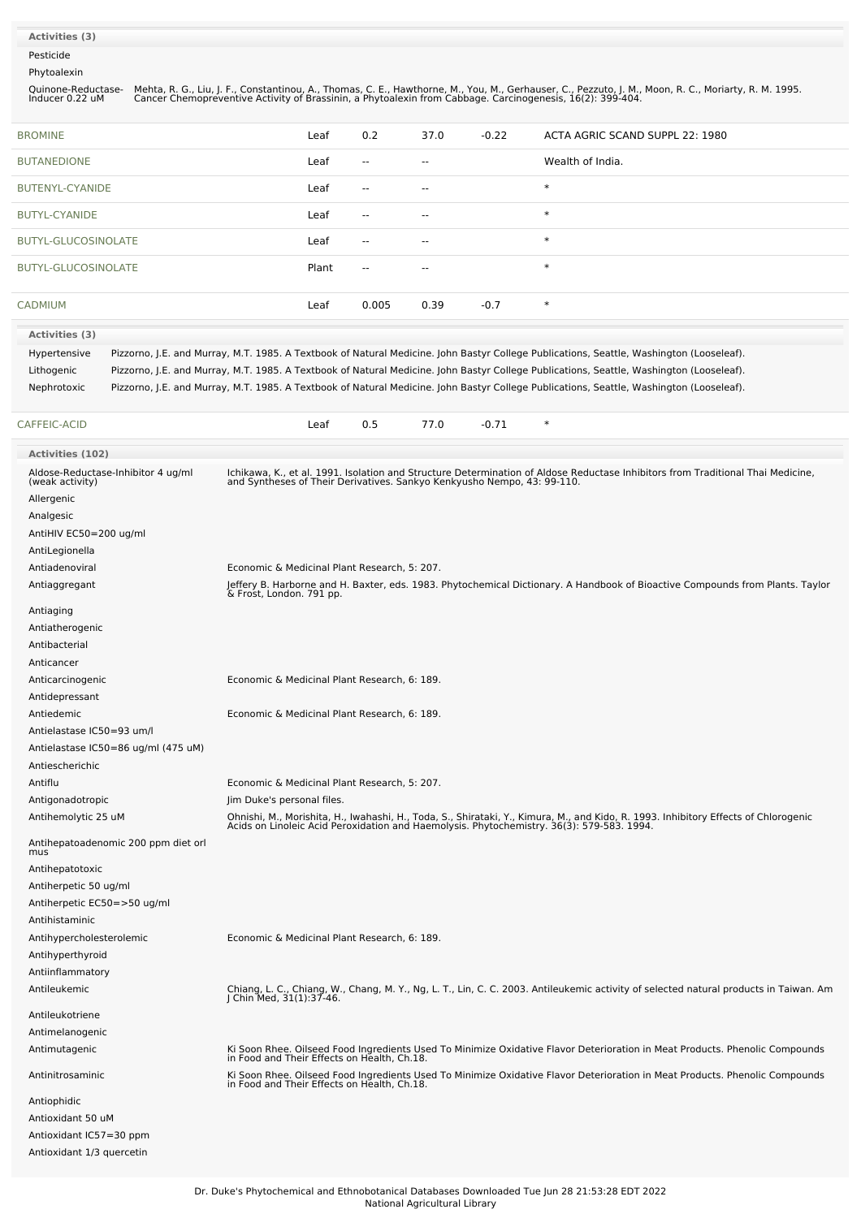**Activities (3)**

| | |
|---|---|
| Pesticide | |
| Phytoalexin | |
| Quinone-Reductase-Inducer 0.22 uM | Mehta, R. G., Liu, J. F., Constantinou, A., Thomas, C. E., Hawthorne, M., You, M., Gerhauser, C., Pezzuto, J. M., Moon, R. C., Moriarty, R. M. 1995. Cancer Chemopreventive Activity of Brassinin, a Phytoalexin from Cabbage. Carcinogenesis, 16(2): 399-404. |

| | | | | | |
|---|---|---|---|---|---|
| BROMINE | Leaf | 0.2 | 37.0 | -0.22 | ACTA AGRIC SCAND SUPPL 22: 1980 |
| BUTANEDIONE | Leaf | -- | -- | | Wealth of India. |
| BUTENYL-CYANIDE | Leaf | -- | -- | | * |
| BUTYL-CYANIDE | Leaf | -- | -- | | * |
| BUTYL-GLUCOSINOLATE | Leaf | -- | -- | | * |
| BUTYL-GLUCOSINOLATE | Plant | -- | -- | | * |
| CADMIUM | Leaf | 0.005 | 0.39 | -0.7 | * |

**Activities (3)**

| | |
|---|---|
| Hypertensive | Pizzorno, J.E. and Murray, M.T. 1985. A Textbook of Natural Medicine. John Bastyr College Publications, Seattle, Washington (Looseleaf). |
| Lithogenic | Pizzorno, J.E. and Murray, M.T. 1985. A Textbook of Natural Medicine. John Bastyr College Publications, Seattle, Washington (Looseleaf). |
| Nephrotoxic | Pizzorno, J.E. and Murray, M.T. 1985. A Textbook of Natural Medicine. John Bastyr College Publications, Seattle, Washington (Looseleaf). |

| | | | | | |
|---|---|---|---|---|---|
| CAFFEIC-ACID | Leaf | 0.5 | 77.0 | -0.71 | * |

**Activities (102)**

| | |
|---|---|
| Aldose-Reductase-Inhibitor 4 ug/ml (weak activity) | Ichikawa, K., et al. 1991. Isolation and Structure Determination of Aldose Reductase Inhibitors from Traditional Thai Medicine, and Syntheses of Their Derivatives. Sankyo Kenkyusho Nempo, 43: 99-110. |
| Allergenic | |
| Analgesic | |
| AntiHIV EC50=200 ug/ml | |
| AntiLegionella | |
| Antiadenoviral | Economic & Medicinal Plant Research, 5: 207. |
| Antiaggregant | Jeffery B. Harborne and H. Baxter, eds. 1983. Phytochemical Dictionary. A Handbook of Bioactive Compounds from Plants. Taylor & Frost, London. 791 pp. |
| Antiaging | |
| Antiatherogenic | |
| Antibacterial | |
| Anticancer | |
| Anticarcinogenic | Economic & Medicinal Plant Research, 6: 189. |
| Antidepressant | |
| Antiedemic | Economic & Medicinal Plant Research, 6: 189. |
| Antielastase IC50=93 um/l | |
| Antielastase IC50=86 ug/ml (475 uM) | |
| Antiescherichic | |
| Antiflu | Economic & Medicinal Plant Research, 5: 207. |
| Antigonadotropic | Jim Duke's personal files. |
| Antihemolytic 25 uM | Ohnishi, M., Morishita, H., Iwahashi, H., Toda, S., Shirataki, Y., Kimura, M., and Kido, R. 1993. Inhibitory Effects of Chlorogenic Acids on Linoleic Acid Peroxidation and Haemolysis. Phytochemistry. 36(3): 579-583. 1994. |
| Antihepatoadenomic 200 ppm diet orl mus | |
| Antihepatotoxic | |
| Antiherpetic 50 ug/ml | |
| Antiherpetic EC50=>50 ug/ml | |
| Antihistaminic | |
| Antihypercholesterolemic | Economic & Medicinal Plant Research, 6: 189. |
| Antihyperthyroid | |
| Antiinflammatory | |
| Antileukemic | Chiang, L. C., Chiang, W., Chang, M. Y., Ng, L. T., Lin, C. C. 2003. Antileukemic activity of selected natural products in Taiwan. Am J Chin Med, 31(1):37-46. |
| Antileukotriene | |
| Antimelanogenic | |
| Antimutagenic | Ki Soon Rhee. Oilseed Food Ingredients Used To Minimize Oxidative Flavor Deterioration in Meat Products. Phenolic Compounds in Food and Their Effects on Health, Ch.18. |
| Antinitrosaminic | Ki Soon Rhee. Oilseed Food Ingredients Used To Minimize Oxidative Flavor Deterioration in Meat Products. Phenolic Compounds in Food and Their Effects on Health, Ch.18. |
| Antiophidic | |
| Antioxidant 50 uM | |
| Antioxidant IC57=30 ppm | |
| Antioxidant 1/3 quercetin | |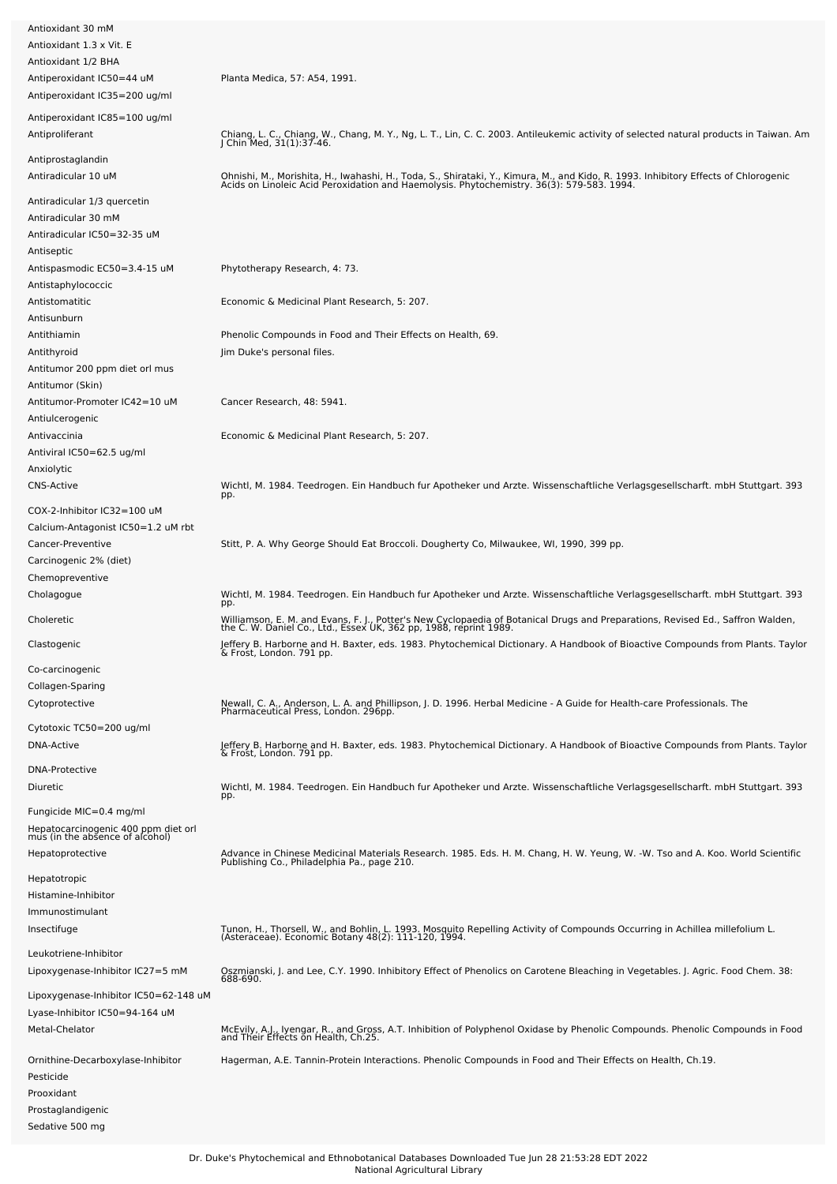| | |
|---|---|
| Antioxidant 30 mM | |
| Antioxidant 1.3 x Vit. E | |
| Antioxidant 1/2 BHA | |
| Antiperoxidant IC50=44 uM | Planta Medica, 57: A54, 1991. |
| Antiperoxidant IC35=200 ug/ml | |
| Antiperoxidant IC85=100 ug/ml | |
| Antiproliferant | Chiang, L. C., Chiang, W., Chang, M. Y., Ng, L. T., Lin, C. C. 2003. Antileukemic activity of selected natural products in Taiwan. Am J Chin Med, 31(1):37-46. |
| Antiprostaglandin | |
| Antiradicular 10 uM | Ohnishi, M., Morishita, H., Iwahashi, H., Toda, S., Shirataki, Y., Kimura, M., and Kido, R. 1993. Inhibitory Effects of Chlorogenic Acids on Linoleic Acid Peroxidation and Haemolysis. Phytochemistry. 36(3): 579-583. 1994. |
| Antiradicular 1/3 quercetin | |
| Antiradicular 30 mM | |
| Antiradicular IC50=32-35 uM | |
| Antiseptic | |
| Antispasmodic EC50=3.4-15 uM | Phytotherapy Research, 4: 73. |
| Antistaphylococcic | |
| Antistomatitic | Economic & Medicinal Plant Research, 5: 207. |
| Antisunburn | |
| Antithiamin | Phenolic Compounds in Food and Their Effects on Health, 69. |
| Antithyroid | Jim Duke's personal files. |
| Antitumor 200 ppm diet orl mus | |
| Antitumor (Skin) | |
| Antitumor-Promoter IC42=10 uM | Cancer Research, 48: 5941. |
| Antiulcerogenic | |
| Antivaccinia | Economic & Medicinal Plant Research, 5: 207. |
| Antiviral IC50=62.5 ug/ml | |
| Anxiolytic | |
| CNS-Active | Wichtl, M. 1984. Teedrogen. Ein Handbuch fur Apotheker und Arzte. Wissenschaftliche Verlagsgesellscharft. mbH Stuttgart. 393 pp. |
| COX-2-Inhibitor IC32=100 uM | |
| Calcium-Antagonist IC50=1.2 uM rbt | |
| Cancer-Preventive | Stitt, P. A. Why George Should Eat Broccoli. Dougherty Co, Milwaukee, WI, 1990, 399 pp. |
| Carcinogenic 2% (diet) | |
| Chemopreventive | |
| Cholagogue | Wichtl, M. 1984. Teedrogen. Ein Handbuch fur Apotheker und Arzte. Wissenschaftliche Verlagsgesellscharft. mbH Stuttgart. 393 pp. |
| Choleretic | Williamson, E. M. and Evans, F. J., Potter's New Cyclopaedia of Botanical Drugs and Preparations, Revised Ed., Saffron Walden, the C. W. Daniel Co., Ltd., Essex UK, 362 pp, 1988, reprint 1989. |
| Clastogenic | Jeffery B. Harborne and H. Baxter, eds. 1983. Phytochemical Dictionary. A Handbook of Bioactive Compounds from Plants. Taylor & Frost, London. 791 pp. |
| Co-carcinogenic | |
| Collagen-Sparing | |
| Cytoprotective | Newall, C. A., Anderson, L. A. and Phillipson, J. D. 1996. Herbal Medicine - A Guide for Health-care Professionals. The Pharmaceutical Press, London. 296pp. |
| Cytotoxic TC50=200 ug/ml | |
| DNA-Active | Jeffery B. Harborne and H. Baxter, eds. 1983. Phytochemical Dictionary. A Handbook of Bioactive Compounds from Plants. Taylor & Frost, London. 791 pp. |
| DNA-Protective | |
| Diuretic | Wichtl, M. 1984. Teedrogen. Ein Handbuch fur Apotheker und Arzte. Wissenschaftliche Verlagsgesellscharft. mbH Stuttgart. 393 pp. |
| Fungicide MIC=0.4 mg/ml | |
| Hepatocarcinogenic 400 ppm diet orl mus (in the absence of alcohol) | |
| Hepatoprotective | Advance in Chinese Medicinal Materials Research. 1985. Eds. H. M. Chang, H. W. Yeung, W. -W. Tso and A. Koo. World Scientific Publishing Co., Philadelphia Pa., page 210. |
| Hepatotropic | |
| Histamine-Inhibitor | |
| Immunostimulant | |
| Insectifuge | Tunon, H., Thorsell, W., and Bohlin, L. 1993. Mosquito Repelling Activity of Compounds Occurring in Achillea millefolium L. (Asteraceae). Economic Botany 48(2): 111-120, 1994. |
| Leukotriene-Inhibitor | |
| Lipoxygenase-Inhibitor IC27=5 mM | Oszmianski, J. and Lee, C.Y. 1990. Inhibitory Effect of Phenolics on Carotene Bleaching in Vegetables. J. Agric. Food Chem. 38: 688-690. |
| Lipoxygenase-Inhibitor IC50=62-148 uM | |
| Lyase-Inhibitor IC50=94-164 uM | |
| Metal-Chelator | McEvily, A.J., Iyengar, R., and Gross, A.T. Inhibition of Polyphenol Oxidase by Phenolic Compounds. Phenolic Compounds in Food and Their Effects on Health, Ch.25. |
| Ornithine-Decarboxylase-Inhibitor | Hagerman, A.E. Tannin-Protein Interactions. Phenolic Compounds in Food and Their Effects on Health, Ch.19. |
| Pesticide | |
| Prooxidant | |
| Prostaglandigenic | |
| Sedative 500 mg | |

Dr. Duke's Phytochemical and Ethnobotanical Databases Downloaded Tue Jun 28 21:53:28 EDT 2022
National Agricultural Library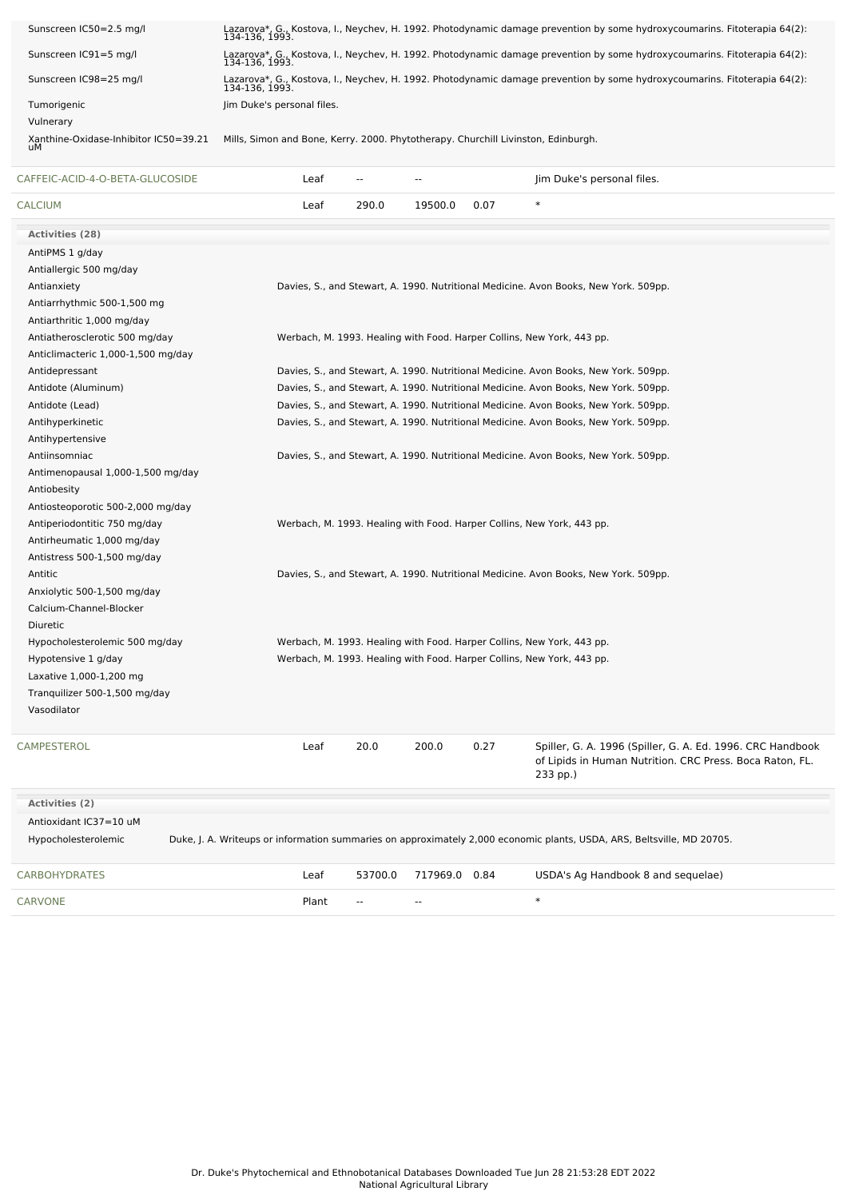| Activity | Reference |
|---|---|
| Sunscreen IC50=2.5 mg/l | Lazarova*, G., Kostova, I., Neychev, H. 1992. Photodynamic damage prevention by some hydroxycoumarins. Fitoterapia 64(2): 134-136, 1993. |
| Sunscreen IC91=5 mg/l | Lazarova*, G., Kostova, I., Neychev, H. 1992. Photodynamic damage prevention by some hydroxycoumarins. Fitoterapia 64(2): 134-136, 1993. |
| Sunscreen IC98=25 mg/l | Lazarova*, G., Kostova, I., Neychev, H. 1992. Photodynamic damage prevention by some hydroxycoumarins. Fitoterapia 64(2): 134-136, 1993. |
| Tumorigenic | Jim Duke's personal files. |
| Vulnerary | |
| Xanthine-Oxidase-Inhibitor IC50=39.21 uM | Mills, Simon and Bone, Kerry. 2000. Phytotherapy. Churchill Livinston, Edinburgh. |

| Chemical | Part | Low | High | SD | Reference |
|---|---|---|---|---|---|
| CAFFEIC-ACID-4-O-BETA-GLUCOSIDE | Leaf | -- | -- | | Jim Duke's personal files. |
| CALCIUM | Leaf | 290.0 | 19500.0 | 0.07 | * |

**Activities (28)**

| Activity | Reference |
|---|---|
| AntiPMS 1 g/day | |
| Antiallergic 500 mg/day | |
| Antianxiety | Davies, S., and Stewart, A. 1990. Nutritional Medicine. Avon Books, New York. 509pp. |
| Antiarrhythmic 500-1,500 mg | |
| Antiarthritic 1,000 mg/day | |
| Antiatherosclerotic 500 mg/day | Werbach, M. 1993. Healing with Food. Harper Collins, New York, 443 pp. |
| Anticlimacteric 1,000-1,500 mg/day | |
| Antidepressant | Davies, S., and Stewart, A. 1990. Nutritional Medicine. Avon Books, New York. 509pp. |
| Antidote (Aluminum) | Davies, S., and Stewart, A. 1990. Nutritional Medicine. Avon Books, New York. 509pp. |
| Antidote (Lead) | Davies, S., and Stewart, A. 1990. Nutritional Medicine. Avon Books, New York. 509pp. |
| Antihyperkinetic | Davies, S., and Stewart, A. 1990. Nutritional Medicine. Avon Books, New York. 509pp. |
| Antihypertensive | |
| Antiinsomniac | Davies, S., and Stewart, A. 1990. Nutritional Medicine. Avon Books, New York. 509pp. |
| Antimenopausal 1,000-1,500 mg/day | |
| Antiobesity | |
| Antiosteoporotic 500-2,000 mg/day | |
| Antiperiodontitic 750 mg/day | Werbach, M. 1993. Healing with Food. Harper Collins, New York, 443 pp. |
| Antirheumatic 1,000 mg/day | |
| Antistress 500-1,500 mg/day | |
| Antitic | Davies, S., and Stewart, A. 1990. Nutritional Medicine. Avon Books, New York. 509pp. |
| Anxiolytic 500-1,500 mg/day | |
| Calcium-Channel-Blocker | |
| Diuretic | |
| Hypocholesterolemic 500 mg/day | Werbach, M. 1993. Healing with Food. Harper Collins, New York, 443 pp. |
| Hypotensive 1 g/day | Werbach, M. 1993. Healing with Food. Harper Collins, New York, 443 pp. |
| Laxative 1,000-1,200 mg | |
| Tranquilizer 500-1,500 mg/day | |
| Vasodilator | |

| Chemical | Part | Low | High | SD | Reference |
|---|---|---|---|---|---|
| CAMPESTEROL | Leaf | 20.0 | 200.0 | 0.27 | Spiller, G. A. 1996 (Spiller, G. A. Ed. 1996. CRC Handbook of Lipids in Human Nutrition. CRC Press. Boca Raton, FL. 233 pp.) |

**Activities (2)**

| Activity | Reference |
|---|---|
| Antioxidant IC37=10 uM | |
| Hypocholesterolemic | Duke, J. A. Writeups or information summaries on approximately 2,000 economic plants, USDA, ARS, Beltsville, MD 20705. |

| Chemical | Part | Low | High | SD | Reference |
|---|---|---|---|---|---|
| CARBOHYDRATES | Leaf | 53700.0 | 717969.0 | 0.84 | USDA's Ag Handbook 8 and sequelae) |
| CARVONE | Plant | -- | -- | | * |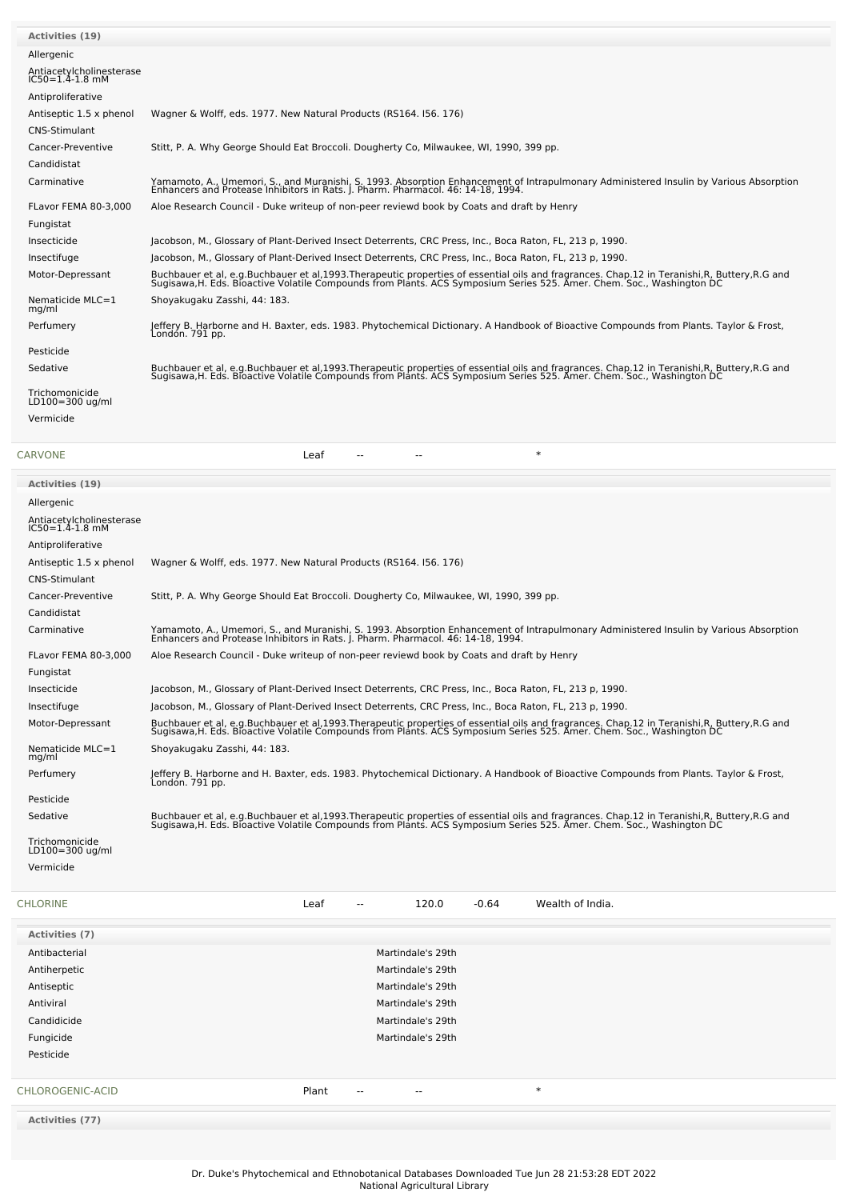| Activities (19) | |
|---|---|
| Allergenic | |
| Antiacetylcholinesterase IC50=1.4-1.8 mM | |
| Antiproliferative | |
| Antiseptic 1.5 x phenol | Wagner & Wolff, eds. 1977. New Natural Products (RS164. I56. 176) |
| CNS-Stimulant | |
| Cancer-Preventive | Stitt, P. A. Why George Should Eat Broccoli. Dougherty Co, Milwaukee, WI, 1990, 399 pp. |
| Candidistat | |
| Carminative | Yamamoto, A., Umemori, S., and Muranishi, S. 1993. Absorption Enhancement of Intrapulmonary Administered Insulin by Various Absorption Enhancers and Protease Inhibitors in Rats. J. Pharm. Pharmacol. 46: 14-18, 1994. |
| FLavor FEMA 80-3,000 | Aloe Research Council - Duke writeup of non-peer reviewd book by Coats and draft by Henry |
| Fungistat | |
| Insecticide | Jacobson, M., Glossary of Plant-Derived Insect Deterrents, CRC Press, Inc., Boca Raton, FL, 213 p, 1990. |
| Insectifuge | Jacobson, M., Glossary of Plant-Derived Insect Deterrents, CRC Press, Inc., Boca Raton, FL, 213 p, 1990. |
| Motor-Depressant | Buchbauer et al, e.g.Buchbauer et al,1993.Therapeutic properties of essential oils and fragrances. Chap.12 in Teranishi,R, Buttery,R.G and Sugisawa,H. Eds. Bioactive Volatile Compounds from Plants. ACS Symposium Series 525. Amer. Chem. Soc., Washington DC |
| Nematicide MLC=1 mg/ml | Shoyakugaku Zasshi, 44: 183. |
| Perfumery | Jeffery B. Harborne and H. Baxter, eds. 1983. Phytochemical Dictionary. A Handbook of Bioactive Compounds from Plants. Taylor & Frost, London. 791 pp. |
| Pesticide | |
| Sedative | Buchbauer et al, e.g.Buchbauer et al,1993.Therapeutic properties of essential oils and fragrances. Chap.12 in Teranishi,R, Buttery,R.G and Sugisawa,H. Eds. Bioactive Volatile Compounds from Plants. ACS Symposium Series 525. Amer. Chem. Soc., Washington DC |
| Trichomonicide LD100=300 ug/ml | |
| Vermicide | |

| CARVONE | Leaf | -- | -- | | * |
|---|---|---|---|---|---|

| Activities (19) | |
|---|---|
| Allergenic | |
| Antiacetylcholinesterase IC50=1.4-1.8 mM | |
| Antiproliferative | |
| Antiseptic 1.5 x phenol | Wagner & Wolff, eds. 1977. New Natural Products (RS164. I56. 176) |
| CNS-Stimulant | |
| Cancer-Preventive | Stitt, P. A. Why George Should Eat Broccoli. Dougherty Co, Milwaukee, WI, 1990, 399 pp. |
| Candidistat | |
| Carminative | Yamamoto, A., Umemori, S., and Muranishi, S. 1993. Absorption Enhancement of Intrapulmonary Administered Insulin by Various Absorption Enhancers and Protease Inhibitors in Rats. J. Pharm. Pharmacol. 46: 14-18, 1994. |
| FLavor FEMA 80-3,000 | Aloe Research Council - Duke writeup of non-peer reviewd book by Coats and draft by Henry |
| Fungistat | |
| Insecticide | Jacobson, M., Glossary of Plant-Derived Insect Deterrents, CRC Press, Inc., Boca Raton, FL, 213 p, 1990. |
| Insectifuge | Jacobson, M., Glossary of Plant-Derived Insect Deterrents, CRC Press, Inc., Boca Raton, FL, 213 p, 1990. |
| Motor-Depressant | Buchbauer et al, e.g.Buchbauer et al,1993.Therapeutic properties of essential oils and fragrances. Chap.12 in Teranishi,R, Buttery,R.G and Sugisawa,H. Eds. Bioactive Volatile Compounds from Plants. ACS Symposium Series 525. Amer. Chem. Soc., Washington DC |
| Nematicide MLC=1 mg/ml | Shoyakugaku Zasshi, 44: 183. |
| Perfumery | Jeffery B. Harborne and H. Baxter, eds. 1983. Phytochemical Dictionary. A Handbook of Bioactive Compounds from Plants. Taylor & Frost, London. 791 pp. |
| Pesticide | |
| Sedative | Buchbauer et al, e.g.Buchbauer et al,1993.Therapeutic properties of essential oils and fragrances. Chap.12 in Teranishi,R, Buttery,R.G and Sugisawa,H. Eds. Bioactive Volatile Compounds from Plants. ACS Symposium Series 525. Amer. Chem. Soc., Washington DC |
| Trichomonicide LD100=300 ug/ml | |
| Vermicide | |

| CHLORINE | Leaf | -- | 120.0 | -0.64 | Wealth of India. |
|---|---|---|---|---|---|

| Activities (7) | |
|---|---|
| Antibacterial | Martindale's 29th |
| Antiherpetic | Martindale's 29th |
| Antiseptic | Martindale's 29th |
| Antiviral | Martindale's 29th |
| Candidicide | Martindale's 29th |
| Fungicide | Martindale's 29th |
| Pesticide | |

| CHLOROGENIC-ACID | Plant | -- | -- | | * |
|---|---|---|---|---|---|

**Activities (77)**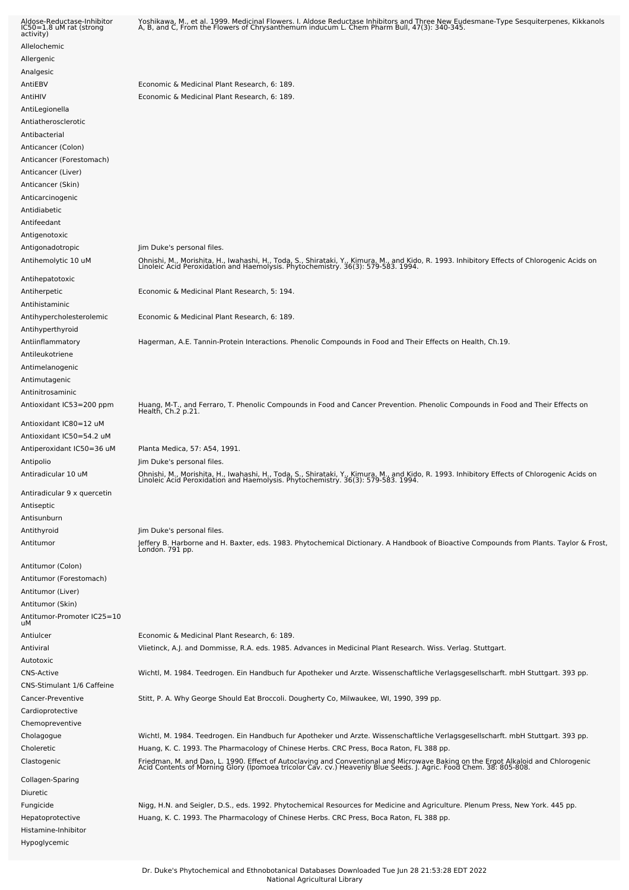| | |
|---|---|
| Aldose-Reductase-Inhibitor IC50=1.8 uM rat (strong activity) | Yoshikawa, M., et al. 1999. Medicinal Flowers. I. Aldose Reductase Inhibitors and Three New Eudesmane-Type Sesquiterpenes, Kikkanols A, B, and C, From the Flowers of Chrysanthemum inducum L. Chem Pharm Bull, 47(3): 340-345. |
| Allelochemic | |
| Allergenic | |
| Analgesic | |
| AntiEBV | Economic & Medicinal Plant Research, 6: 189. |
| AntiHIV | Economic & Medicinal Plant Research, 6: 189. |
| AntiLegionella | |
| Antiatherosclerotic | |
| Antibacterial | |
| Anticancer (Colon) | |
| Anticancer (Forestomach) | |
| Anticancer (Liver) | |
| Anticancer (Skin) | |
| Anticarcinogenic | |
| Antidiabetic | |
| Antifeedant | |
| Antigenotoxic | |
| Antigonadotropic | Jim Duke's personal files. |
| Antihemolytic 10 uM | Ohnishi, M., Morishita, H., Iwahashi, H., Toda, S., Shirataki, Y., Kimura, M., and Kido, R. 1993. Inhibitory Effects of Chlorogenic Acids on Linoleic Acid Peroxidation and Haemolysis. Phytochemistry. 36(3): 579-583. 1994. |
| Antihepatotoxic | |
| Antiherpetic | Economic & Medicinal Plant Research, 5: 194. |
| Antihistaminic | |
| Antihypercholesterolemic | Economic & Medicinal Plant Research, 6: 189. |
| Antihyperthyroid | |
| Antiinflammatory | Hagerman, A.E. Tannin-Protein Interactions. Phenolic Compounds in Food and Their Effects on Health, Ch.19. |
| Antileukotriene | |
| Antimelanogenic | |
| Antimutagenic | |
| Antinitrosaminic | |
| Antioxidant IC53=200 ppm | Huang, M-T., and Ferraro, T. Phenolic Compounds in Food and Cancer Prevention. Phenolic Compounds in Food and Their Effects on Health, Ch.2 p.21. |
| Antioxidant IC80=12 uM | |
| Antioxidant IC50=54.2 uM | |
| Antiperoxidant IC50=36 uM | Planta Medica, 57: A54, 1991. |
| Antipolio | Jim Duke's personal files. |
| Antiradicular 10 uM | Ohnishi, M., Morishita, H., Iwahashi, H., Toda, S., Shirataki, Y., Kimura, M., and Kido, R. 1993. Inhibitory Effects of Chlorogenic Acids on Linoleic Acid Peroxidation and Haemolysis. Phytochemistry. 36(3): 579-583. 1994. |
| Antiradicular 9 x quercetin | |
| Antiseptic | |
| Antisunburn | |
| Antithyroid | Jim Duke's personal files. |
| Antitumor | Jeffery B. Harborne and H. Baxter, eds. 1983. Phytochemical Dictionary. A Handbook of Bioactive Compounds from Plants. Taylor & Frost, London. 791 pp. |
| Antitumor (Colon) | |
| Antitumor (Forestomach) | |
| Antitumor (Liver) | |
| Antitumor (Skin) | |
| Antitumor-Promoter IC25=10 uM | |
| Antiulcer | Economic & Medicinal Plant Research, 6: 189. |
| Antiviral | Vlietinck, A.J. and Dommisse, R.A. eds. 1985. Advances in Medicinal Plant Research. Wiss. Verlag. Stuttgart. |
| Autotoxic | |
| CNS-Active | Wichtl, M. 1984. Teedrogen. Ein Handbuch fur Apotheker und Arzte. Wissenschaftliche Verlagsgesellscharft. mbH Stuttgart. 393 pp. |
| CNS-Stimulant 1/6 Caffeine | |
| Cancer-Preventive | Stitt, P. A. Why George Should Eat Broccoli. Dougherty Co, Milwaukee, WI, 1990, 399 pp. |
| Cardioprotective | |
| Chemopreventive | |
| Cholagogue | Wichtl, M. 1984. Teedrogen. Ein Handbuch fur Apotheker und Arzte. Wissenschaftliche Verlagsgesellscharft. mbH Stuttgart. 393 pp. |
| Choleretic | Huang, K. C. 1993. The Pharmacology of Chinese Herbs. CRC Press, Boca Raton, FL 388 pp. |
| Clastogenic | Friedman, M. and Dao, L. 1990. Effect of Autoclaving and Conventional and Microwave Baking on the Ergot Alkaloid and Chlorogenic Acid Contents of Morning Glory (Ipomoea tricolor Cav. cv.) Heavenly Blue Seeds. J. Agric. Food Chem. 38: 805-808. |
| Collagen-Sparing | |
| Diuretic | |
| Fungicide | Nigg, H.N. and Seigler, D.S., eds. 1992. Phytochemical Resources for Medicine and Agriculture. Plenum Press, New York. 445 pp. |
| Hepatoprotective | Huang, K. C. 1993. The Pharmacology of Chinese Herbs. CRC Press, Boca Raton, FL 388 pp. |
| Histamine-Inhibitor | |
| Hypoglycemic | |

Dr. Duke's Phytochemical and Ethnobotanical Databases Downloaded Tue Jun 28 21:53:28 EDT 2022
National Agricultural Library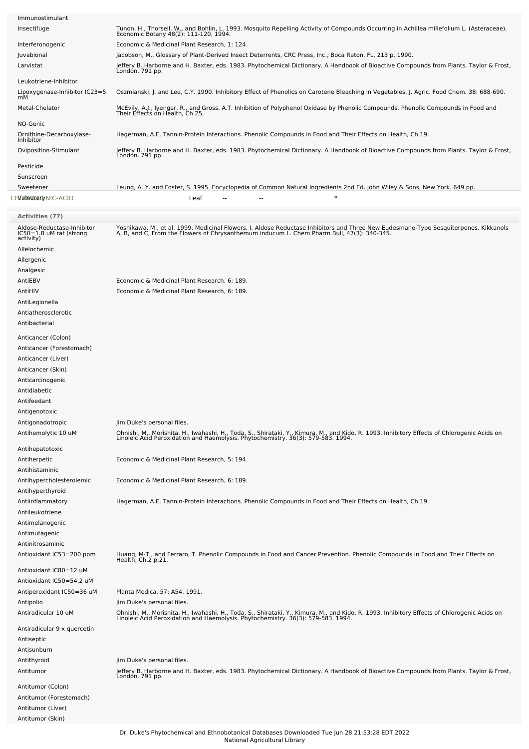| | |
|---|---|
| Immunostimulant | |
| Insectifuge | Tunon, H., Thorsell, W., and Bohlin, L. 1993. Mosquito Repelling Activity of Compounds Occurring in Achillea millefolium L. (Asteraceae). Economic Botany 48(2): 111-120, 1994. |
| Interferonogenic | Economic & Medicinal Plant Research, 1: 124. |
| Juvabional | Jacobson, M., Glossary of Plant-Derived Insect Deterrents, CRC Press, Inc., Boca Raton, FL, 213 p, 1990. |
| Larvistat | Jeffery B. Harborne and H. Baxter, eds. 1983. Phytochemical Dictionary. A Handbook of Bioactive Compounds from Plants. Taylor & Frost, London. 791 pp. |
| Leukotriene-Inhibitor | |
| Lipoxygenase-Inhibitor IC23=5 mM | Oszmianski, J. and Lee, C.Y. 1990. Inhibitory Effect of Phenolics on Carotene Bleaching in Vegetables. J. Agric. Food Chem. 38: 688-690. |
| Metal-Chelator | McEvily, A.J., Iyengar, R., and Gross, A.T. Inhibition of Polyphenol Oxidase by Phenolic Compounds. Phenolic Compounds in Food and Their Effects on Health, Ch.25. |
| NO-Genic | |
| Ornithine-Decarboxylase-Inhibitor | Hagerman, A.E. Tannin-Protein Interactions. Phenolic Compounds in Food and Their Effects on Health, Ch.19. |
| Oviposition-Stimulant | Jeffery B. Harborne and H. Baxter, eds. 1983. Phytochemical Dictionary. A Handbook of Bioactive Compounds from Plants. Taylor & Frost, London. 791 pp. |
| Pesticide | |
| Sunscreen | |
| Sweetener | Leung, A. Y. and Foster, S. 1995. Encyclopedia of Common Natural Ingredients 2nd Ed. John Wiley & Sons, New York. 649 pp. |
| Vulnerary | |

| | | | | |
|---|---|---|---|---|
| CHLOROGENIC-ACID | Leaf | -- | -- | * |

**Activities (77)**

| | |
|---|---|
| Aldose-Reductase-Inhibitor IC50=1.8 uM rat (strong activity) | Yoshikawa, M., et al. 1999. Medicinal Flowers. I. Aldose Reductase Inhibitors and Three New Eudesmane-Type Sesquiterpenes, Kikkanols A, B, and C, From the Flowers of Chrysanthemum inducum L. Chem Pharm Bull, 47(3): 340-345. |
| Allelochemic | |
| Allergenic | |
| Analgesic | |
| AntiEBV | Economic & Medicinal Plant Research, 6: 189. |
| AntiHIV | Economic & Medicinal Plant Research, 6: 189. |
| AntiLegionella | |
| Antiatherosclerotic | |
| Antibacterial | |
| Anticancer (Colon) | |
| Anticancer (Forestomach) | |
| Anticancer (Liver) | |
| Anticancer (Skin) | |
| Anticarcinogenic | |
| Antidiabetic | |
| Antifeedant | |
| Antigenotoxic | |
| Antigonadotropic | Jim Duke's personal files. |
| Antihemolytic 10 uM | Ohnishi, M., Morishita, H., Iwahashi, H., Toda, S., Shirataki, Y., Kimura, M., and Kido, R. 1993. Inhibitory Effects of Chlorogenic Acids on Linoleic Acid Peroxidation and Haemolysis. Phytochemistry. 36(3): 579-583. 1994. |
| Antihepatotoxic | |
| Antiherpetic | Economic & Medicinal Plant Research, 5: 194. |
| Antihistaminic | |
| Antihypercholesterolemic | Economic & Medicinal Plant Research, 6: 189. |
| Antihyperthyroid | |
| Antiinflammatory | Hagerman, A.E. Tannin-Protein Interactions. Phenolic Compounds in Food and Their Effects on Health, Ch.19. |
| Antileukotriene | |
| Antimelanogenic | |
| Antimutagenic | |
| Antinitrosaminic | |
| Antioxidant IC53=200 ppm | Huang, M-T., and Ferraro, T. Phenolic Compounds in Food and Cancer Prevention. Phenolic Compounds in Food and Their Effects on Health, Ch.2 p.21. |
| Antioxidant IC80=12 uM | |
| Antioxidant IC50=54.2 uM | |
| Antiperoxidant IC50=36 uM | Planta Medica, 57: A54, 1991. |
| Antipolio | Jim Duke's personal files. |
| Antiradicular 10 uM | Ohnishi, M., Morishita, H., Iwahashi, H., Toda, S., Shirataki, Y., Kimura, M., and Kido, R. 1993. Inhibitory Effects of Chlorogenic Acids on Linoleic Acid Peroxidation and Haemolysis. Phytochemistry. 36(3): 579-583. 1994. |
| Antiradicular 9 x quercetin | |
| Antiseptic | |
| Antisunburn | |
| Antithyroid | Jim Duke's personal files. |
| Antitumor | Jeffery B. Harborne and H. Baxter, eds. 1983. Phytochemical Dictionary. A Handbook of Bioactive Compounds from Plants. Taylor & Frost, London. 791 pp. |
| Antitumor (Colon) | |
| Antitumor (Forestomach) | |
| Antitumor (Liver) | |
| Antitumor (Skin) | |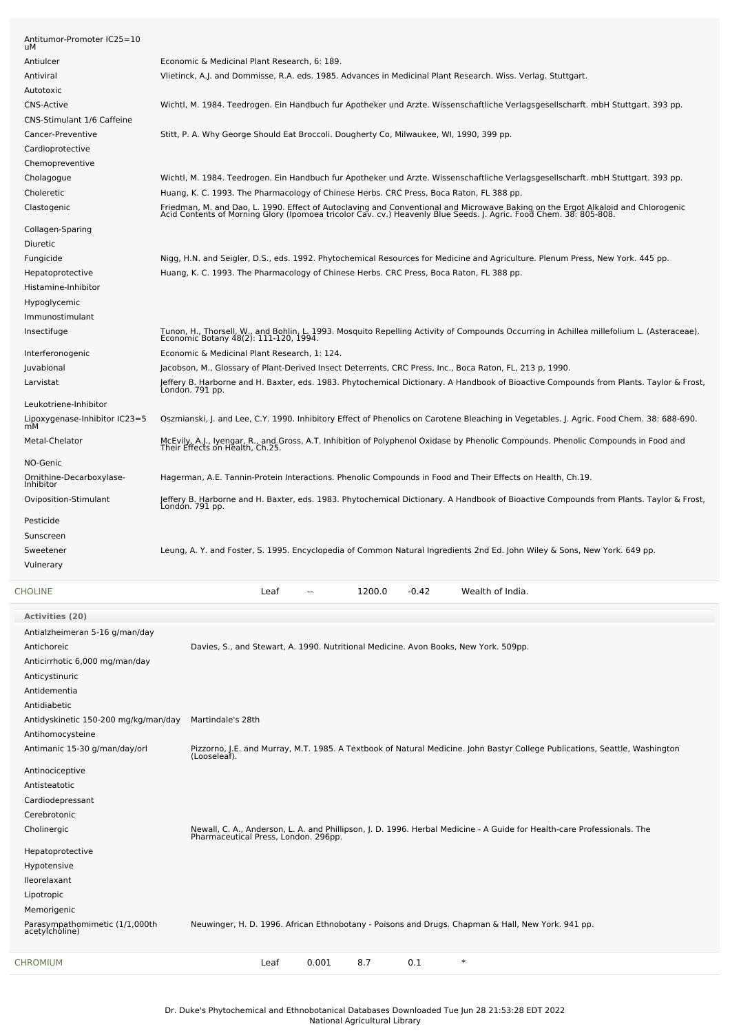| Activity | Reference |
|---|---|
| Antitumor-Promoter IC25=10 uM | |
| Antiulcer | Economic & Medicinal Plant Research, 6: 189. |
| Antiviral | Vlietinck, A.J. and Dommisse, R.A. eds. 1985. Advances in Medicinal Plant Research. Wiss. Verlag. Stuttgart. |
| Autotoxic | |
| CNS-Active | Wichtl, M. 1984. Teedrogen. Ein Handbuch fur Apotheker und Arzte. Wissenschaftliche Verlagsgesellscharft. mbH Stuttgart. 393 pp. |
| CNS-Stimulant 1/6 Caffeine | |
| Cancer-Preventive | Stitt, P. A. Why George Should Eat Broccoli. Dougherty Co, Milwaukee, WI, 1990, 399 pp. |
| Cardioprotective | |
| Chemopreventive | |
| Cholagogue | Wichtl, M. 1984. Teedrogen. Ein Handbuch fur Apotheker und Arzte. Wissenschaftliche Verlagsgesellscharft. mbH Stuttgart. 393 pp. |
| Choleretic | Huang, K. C. 1993. The Pharmacology of Chinese Herbs. CRC Press, Boca Raton, FL 388 pp. |
| Clastogenic | Friedman, M. and Dao, L. 1990. Effect of Autoclaving and Conventional and Microwave Baking on the Ergot Alkaloid and Chlorogenic Acid Contents of Morning Glory (Ipomoea tricolor Cav. cv.) Heavenly Blue Seeds. J. Agric. Food Chem. 38: 805-808. |
| Collagen-Sparing | |
| Diuretic | |
| Fungicide | Nigg, H.N. and Seigler, D.S., eds. 1992. Phytochemical Resources for Medicine and Agriculture. Plenum Press, New York. 445 pp. |
| Hepatoprotective | Huang, K. C. 1993. The Pharmacology of Chinese Herbs. CRC Press, Boca Raton, FL 388 pp. |
| Histamine-Inhibitor | |
| Hypoglycemic | |
| Immunostimulant | |
| Insectifuge | Tunon, H., Thorsell, W., and Bohlin, L. 1993. Mosquito Repelling Activity of Compounds Occurring in Achillea millefolium L. (Asteraceae). Economic Botany 48(2): 111-120, 1994. |
| Interferonogenic | Economic & Medicinal Plant Research, 1: 124. |
| Juvabional | Jacobson, M., Glossary of Plant-Derived Insect Deterrents, CRC Press, Inc., Boca Raton, FL, 213 p, 1990. |
| Larvistat | Jeffery B. Harborne and H. Baxter, eds. 1983. Phytochemical Dictionary. A Handbook of Bioactive Compounds from Plants. Taylor & Frost, London. 791 pp. |
| Leukotriene-Inhibitor | |
| Lipoxygenase-Inhibitor IC23=5 mM | Oszmianski, J. and Lee, C.Y. 1990. Inhibitory Effect of Phenolics on Carotene Bleaching in Vegetables. J. Agric. Food Chem. 38: 688-690. |
| Metal-Chelator | McEvily, A.J., Iyengar, R., and Gross, A.T. Inhibition of Polyphenol Oxidase by Phenolic Compounds. Phenolic Compounds in Food and Their Effects on Health, Ch.25. |
| NO-Genic | |
| Ornithine-Decarboxylase-Inhibitor | Hagerman, A.E. Tannin-Protein Interactions. Phenolic Compounds in Food and Their Effects on Health, Ch.19. |
| Oviposition-Stimulant | Jeffery B. Harborne and H. Baxter, eds. 1983. Phytochemical Dictionary. A Handbook of Bioactive Compounds from Plants. Taylor & Frost, London. 791 pp. |
| Pesticide | |
| Sunscreen | |
| Sweetener | Leung, A. Y. and Foster, S. 1995. Encyclopedia of Common Natural Ingredients 2nd Ed. John Wiley & Sons, New York. 649 pp. |
| Vulnerary | |

| Chemical | Part | Low | High | SD | Reference |
|---|---|---|---|---|---|
| CHOLINE | Leaf | -- | 1200.0 | -0.42 | Wealth of India. |

**Activities (20)**

| Activity | Reference |
|---|---|
| Antialzheimeran 5-16 g/man/day | |
| Antichoreic | Davies, S., and Stewart, A. 1990. Nutritional Medicine. Avon Books, New York. 509pp. |
| Anticirrhotic 6,000 mg/man/day | |
| Anticystinuric | |
| Antidementia | |
| Antidiabetic | |
| Antidyskinetic 150-200 mg/kg/man/day | Martindale's 28th |
| Antihomocysteine | |
| Antimanic 15-30 g/man/day/orl | Pizzorno, J.E. and Murray, M.T. 1985. A Textbook of Natural Medicine. John Bastyr College Publications, Seattle, Washington (Looseleaf). |
| Antinociceptive | |
| Antisteatotic | |
| Cardiodepressant | |
| Cerebrotonic | |
| Cholinergic | Newall, C. A., Anderson, L. A. and Phillipson, J. D. 1996. Herbal Medicine - A Guide for Health-care Professionals. The Pharmaceutical Press, London. 296pp. |
| Hepatoprotective | |
| Hypotensive | |
| Ileorelaxant | |
| Lipotropic | |
| Memorigenic | |
| Parasympathomimetic (1/1,000th acetylcholine) | Neuwinger, H. D. 1996. African Ethnobotany - Poisons and Drugs. Chapman & Hall, New York. 941 pp. |

| Chemical | Part | Low | High | SD | Reference |
|---|---|---|---|---|---|
| CHROMIUM | Leaf | 0.001 | 8.7 | 0.1 | * |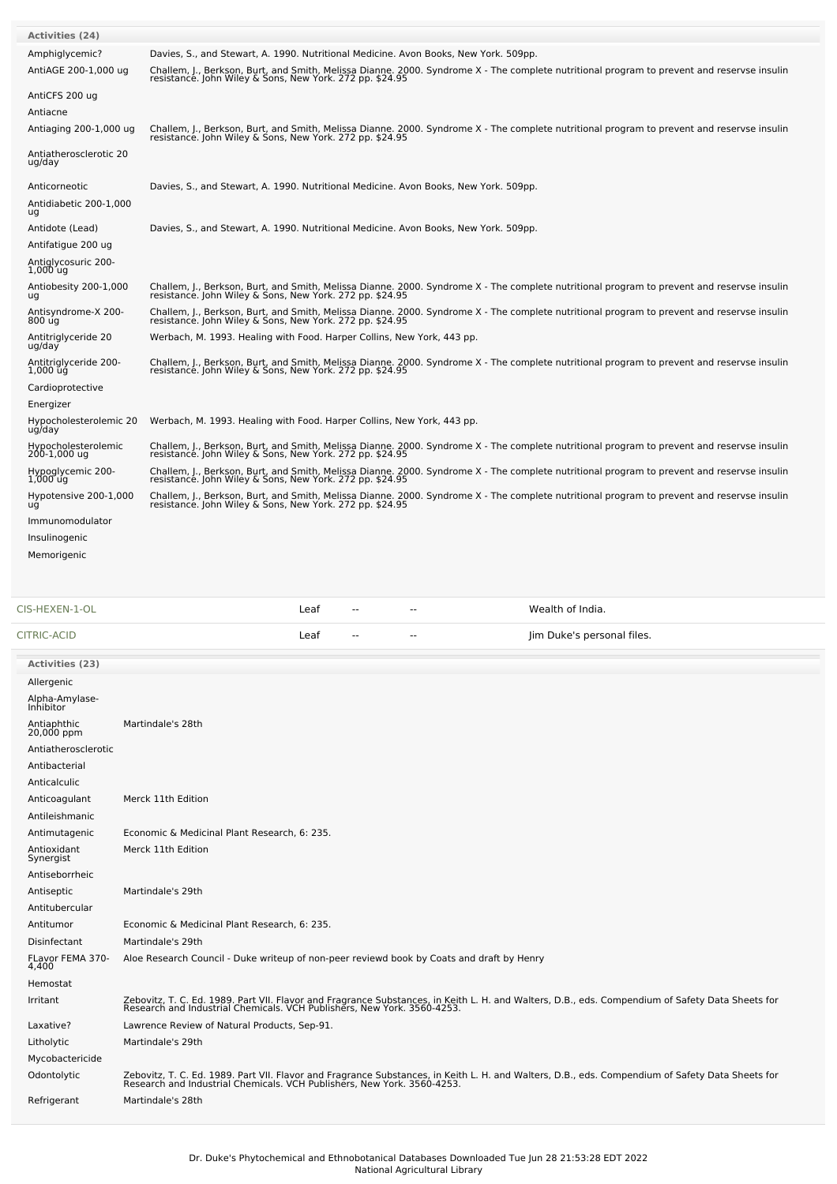**Activities (24)**

| Activity | Reference |
|---|---|
| Amphiglycemic? | Davies, S., and Stewart, A. 1990. Nutritional Medicine. Avon Books, New York. 509pp. |
| AntiAGE 200-1,000 ug | Challem, J., Berkson, Burt, and Smith, Melissa Dianne. 2000. Syndrome X - The complete nutritional program to prevent and reservse insulin resistance. John Wiley & Sons, New York. 272 pp. $24.95 |
| AntiCFS 200 ug | |
| Antiacne | |
| Antiaging 200-1,000 ug | Challem, J., Berkson, Burt, and Smith, Melissa Dianne. 2000. Syndrome X - The complete nutritional program to prevent and reservse insulin resistance. John Wiley & Sons, New York. 272 pp. $24.95 |
| Antiatherosclerotic 20 ug/day | |
| Anticorneotic | Davies, S., and Stewart, A. 1990. Nutritional Medicine. Avon Books, New York. 509pp. |
| Antidiabetic 200-1,000 ug | |
| Antidote (Lead) | Davies, S., and Stewart, A. 1990. Nutritional Medicine. Avon Books, New York. 509pp. |
| Antifatigue 200 ug | |
| Antiglycosuric 200-1,000 ug | |
| Antiobesity 200-1,000 ug | Challem, J., Berkson, Burt, and Smith, Melissa Dianne. 2000. Syndrome X - The complete nutritional program to prevent and reservse insulin resistance. John Wiley & Sons, New York. 272 pp. $24.95 |
| Antisyndrome-X 200-800 ug | Challem, J., Berkson, Burt, and Smith, Melissa Dianne. 2000. Syndrome X - The complete nutritional program to prevent and reservse insulin resistance. John Wiley & Sons, New York. 272 pp. $24.95 |
| Antitriglyceride 20 ug/day | Werbach, M. 1993. Healing with Food. Harper Collins, New York, 443 pp. |
| Antitriglyceride 200-1,000 ug | Challem, J., Berkson, Burt, and Smith, Melissa Dianne. 2000. Syndrome X - The complete nutritional program to prevent and reservse insulin resistance. John Wiley & Sons, New York. 272 pp. $24.95 |
| Cardioprotective | |
| Energizer | |
| Hypocholesterolemic 20 ug/day | Werbach, M. 1993. Healing with Food. Harper Collins, New York, 443 pp. |
| Hypocholesterolemic 200-1,000 ug | Challem, J., Berkson, Burt, and Smith, Melissa Dianne. 2000. Syndrome X - The complete nutritional program to prevent and reservse insulin resistance. John Wiley & Sons, New York. 272 pp. $24.95 |
| Hypoglycemic 200-1,000 ug | Challem, J., Berkson, Burt, and Smith, Melissa Dianne. 2000. Syndrome X - The complete nutritional program to prevent and reservse insulin resistance. John Wiley & Sons, New York. 272 pp. $24.95 |
| Hypotensive 200-1,000 ug | Challem, J., Berkson, Burt, and Smith, Melissa Dianne. 2000. Syndrome X - The complete nutritional program to prevent and reservse insulin resistance. John Wiley & Sons, New York. 272 pp. $24.95 |
| Immunomodulator | |
| Insulinogenic | |
| Memorigenic | |

| Chemical | Part | Low | High | Reference |
|---|---|---|---|---|
| CIS-HEXEN-1-OL | Leaf | -- | -- | Wealth of India. |
| CITRIC-ACID | Leaf | -- | -- | Jim Duke's personal files. |

**Activities (23)**

| Activity | Reference |
|---|---|
| Allergenic | |
| Alpha-Amylase-Inhibitor | |
| Antiaphthic 20,000 ppm | Martindale's 28th |
| Antiatherosclerotic | |
| Antibacterial | |
| Anticalculic | |
| Anticoagulant | Merck 11th Edition |
| Antileishmanic | |
| Antimutagenic | Economic & Medicinal Plant Research, 6: 235. |
| Antioxidant Synergist | Merck 11th Edition |
| Antiseborrheic | |
| Antiseptic | Martindale's 29th |
| Antitubercular | |
| Antitumor | Economic & Medicinal Plant Research, 6: 235. |
| Disinfectant | Martindale's 29th |
| FLavor FEMA 370-4,400 | Aloe Research Council - Duke writeup of non-peer reviewd book by Coats and draft by Henry |
| Hemostat | |
| Irritant | Zebovitz, T. C. Ed. 1989. Part VII. Flavor and Fragrance Substances, in Keith L. H. and Walters, D.B., eds. Compendium of Safety Data Sheets for Research and Industrial Chemicals. VCH Publishers, New York. 3560-4253. |
| Laxative? | Lawrence Review of Natural Products, Sep-91. |
| Litholytic | Martindale's 29th |
| Mycobactericide | |
| Odontolytic | Zebovitz, T. C. Ed. 1989. Part VII. Flavor and Fragrance Substances, in Keith L. H. and Walters, D.B., eds. Compendium of Safety Data Sheets for Research and Industrial Chemicals. VCH Publishers, New York. 3560-4253. |
| Refrigerant | Martindale's 28th |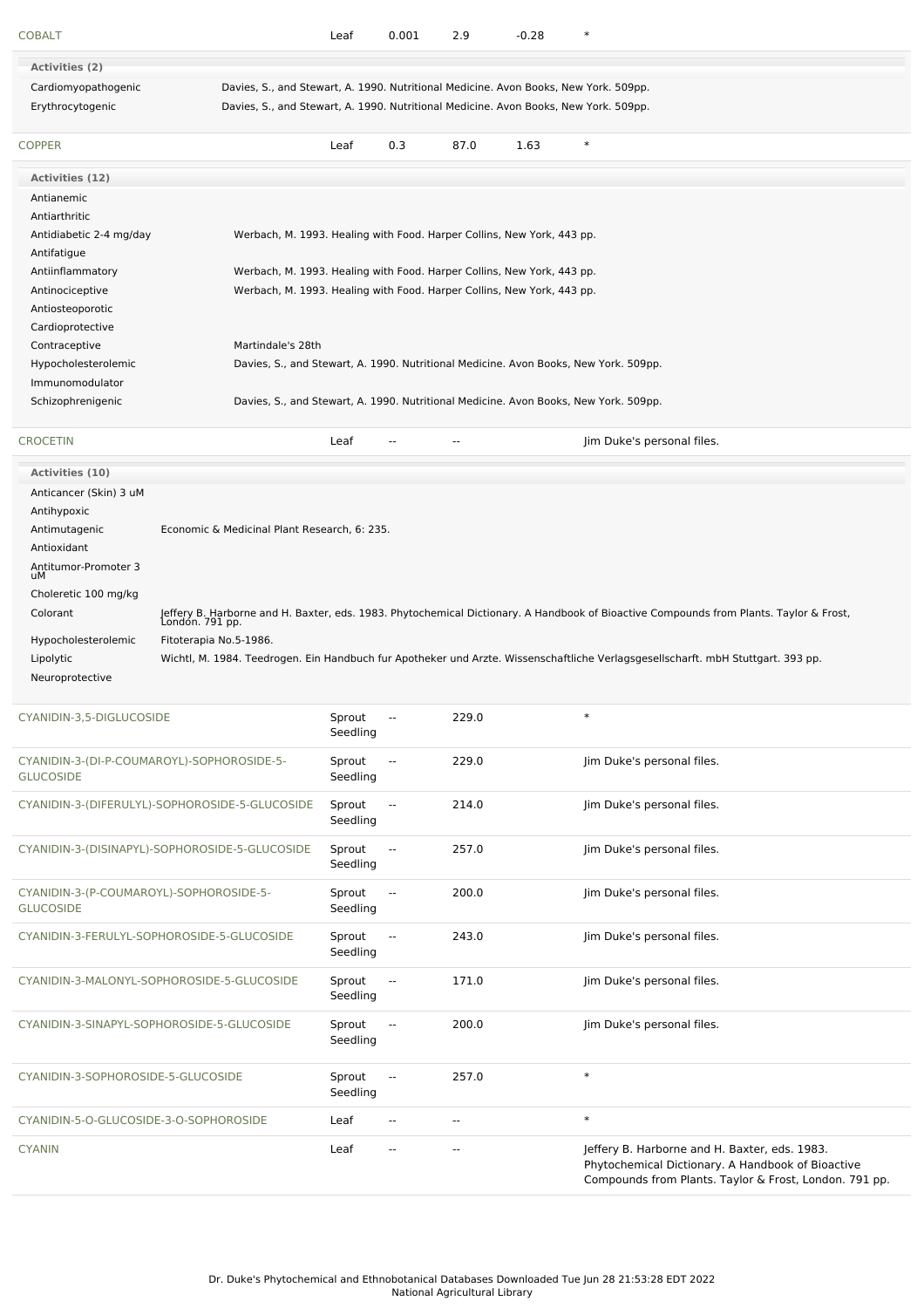| COBALT | Leaf | 0.001 | 2.9 | -0.28 | * |
|---|---|---|---|---|---|

**Activities (2)**

| | |
|---|---|
| Cardiomyopathogenic | Davies, S., and Stewart, A. 1990. Nutritional Medicine. Avon Books, New York. 509pp. |
| Erythrocytogenic | Davies, S., and Stewart, A. 1990. Nutritional Medicine. Avon Books, New York. 509pp. |

| COPPER | Leaf | 0.3 | 87.0 | 1.63 | * |
|---|---|---|---|---|---|

**Activities (12)**

| | |
|---|---|
| Antianemic | |
| Antiarthritic | |
| Antidiabetic 2-4 mg/day | Werbach, M. 1993. Healing with Food. Harper Collins, New York, 443 pp. |
| Antifatigue | |
| Antiinflammatory | Werbach, M. 1993. Healing with Food. Harper Collins, New York, 443 pp. |
| Antinociceptive | Werbach, M. 1993. Healing with Food. Harper Collins, New York, 443 pp. |
| Antiosteoporotic | |
| Cardioprotective | |
| Contraceptive | Martindale's 28th |
| Hypocholesterolemic | Davies, S., and Stewart, A. 1990. Nutritional Medicine. Avon Books, New York. 509pp. |
| Immunomodulator | |
| Schizophrenigenic | Davies, S., and Stewart, A. 1990. Nutritional Medicine. Avon Books, New York. 509pp. |

| CROCETIN | Leaf | -- | -- | Jim Duke's personal files. |
|---|---|---|---|---|

**Activities (10)**

| | |
|---|---|
| Anticancer (Skin) 3 uM | |
| Antihypoxic | |
| Antimutagenic | Economic & Medicinal Plant Research, 6: 235. |
| Antioxidant | |
| Antitumor-Promoter 3 uM | |
| Choleretic 100 mg/kg | |
| Colorant | Jeffery B. Harborne and H. Baxter, eds. 1983. Phytochemical Dictionary. A Handbook of Bioactive Compounds from Plants. Taylor & Frost, London. 791 pp. |
| Hypocholesterolemic | Fitoterapia No.5-1986. |
| Lipolytic | Wichtl, M. 1984. Teedrogen. Ein Handbuch fur Apotheker und Arzte. Wissenschaftliche Verlagsgesellscharft. mbH Stuttgart. 393 pp. |
| Neuroprotective | |

| | | | | |
|---|---|---|---|---|
| CYANIDIN-3,5-DIGLUCOSIDE | Sprout Seedling | -- | 229.0 | * |
| CYANIDIN-3-(DI-P-COUMAROYL)-SOPHOROSIDE-5-GLUCOSIDE | Sprout Seedling | -- | 229.0 | Jim Duke's personal files. |
| CYANIDIN-3-(DIFERULYL)-SOPHOROSIDE-5-GLUCOSIDE | Sprout Seedling | -- | 214.0 | Jim Duke's personal files. |
| CYANIDIN-3-(DISINAPYL)-SOPHOROSIDE-5-GLUCOSIDE | Sprout Seedling | -- | 257.0 | Jim Duke's personal files. |
| CYANIDIN-3-(P-COUMAROYL)-SOPHOROSIDE-5-GLUCOSIDE | Sprout Seedling | -- | 200.0 | Jim Duke's personal files. |
| CYANIDIN-3-FERULYL-SOPHOROSIDE-5-GLUCOSIDE | Sprout Seedling | -- | 243.0 | Jim Duke's personal files. |
| CYANIDIN-3-MALONYL-SOPHOROSIDE-5-GLUCOSIDE | Sprout Seedling | -- | 171.0 | Jim Duke's personal files. |
| CYANIDIN-3-SINAPYL-SOPHOROSIDE-5-GLUCOSIDE | Sprout Seedling | -- | 200.0 | Jim Duke's personal files. |
| CYANIDIN-3-SOPHOROSIDE-5-GLUCOSIDE | Sprout Seedling | -- | 257.0 | * |
| CYANIDIN-5-O-GLUCOSIDE-3-O-SOPHOROSIDE | Leaf | -- | -- | * |
| CYANIN | Leaf | -- | -- | Jeffery B. Harborne and H. Baxter, eds. 1983. Phytochemical Dictionary. A Handbook of Bioactive Compounds from Plants. Taylor & Frost, London. 791 pp. |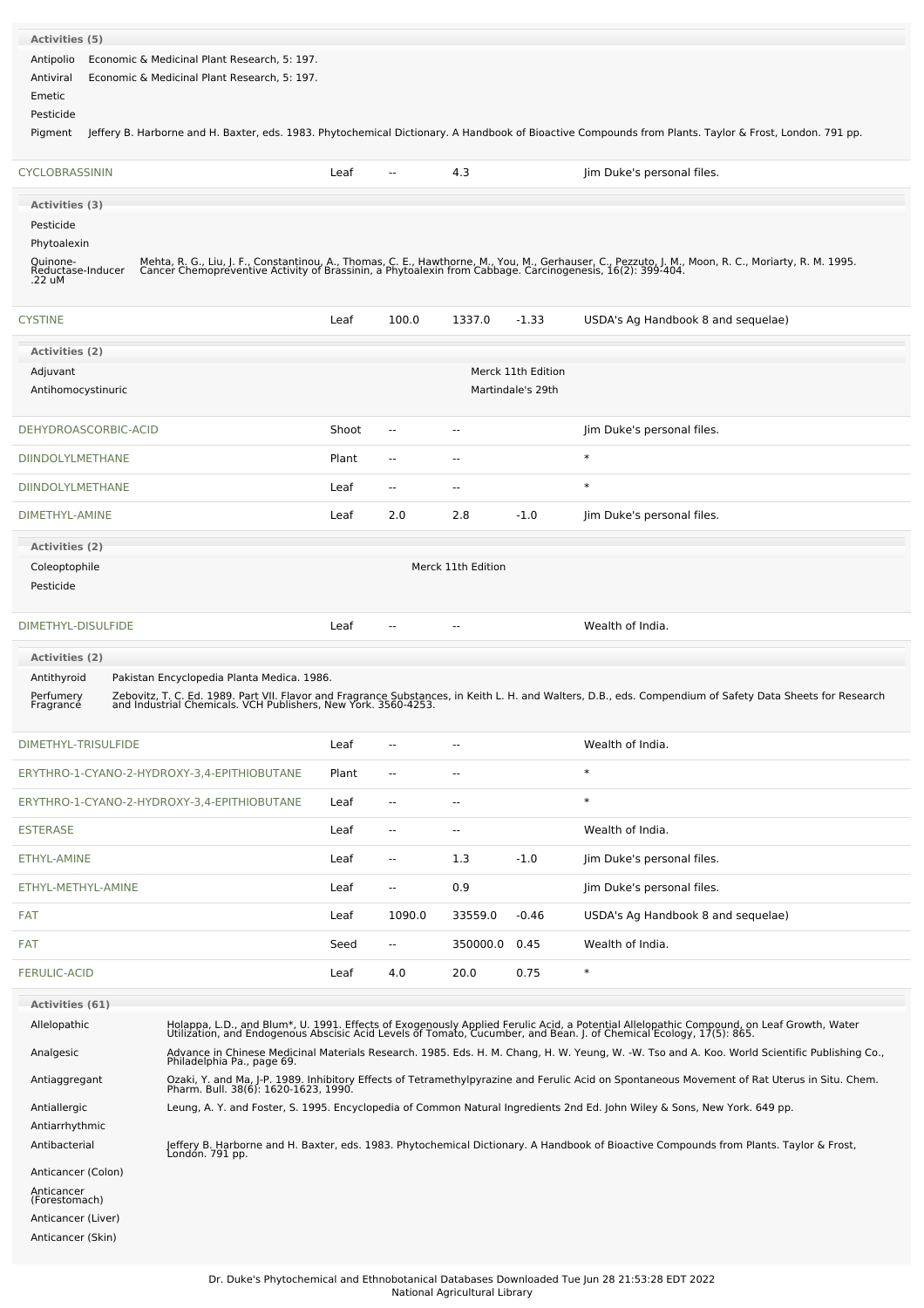**Activities (5)**

| Activity | Reference |
|---|---|
| Antipolio | Economic & Medicinal Plant Research, 5: 197. |
| Antiviral | Economic & Medicinal Plant Research, 5: 197. |
| Emetic | |
| Pesticide | |
| Pigment | Jeffery B. Harborne and H. Baxter, eds. 1983. Phytochemical Dictionary. A Handbook of Bioactive Compounds from Plants. Taylor & Frost, London. 791 pp. |

| Chemical | Part | Low | High | SD | Reference |
|---|---|---|---|---|---|
| CYCLOBRASSININ | Leaf | -- | 4.3 | | Jim Duke's personal files. |

**Activities (3)**

| Activity | Reference |
|---|---|
| Pesticide | |
| Phytoalexin | |
| Quinone-Reductase-Inducer .22 uM | Mehta, R. G., Liu, J. F., Constantinou, A., Thomas, C. E., Hawthorne, M., You, M., Gerhauser, C., Pezzuto, J. M., Moon, R. C., Moriarty, R. M. 1995. Cancer Chemopreventive Activity of Brassinin, a Phytoalexin from Cabbage. Carcinogenesis, 16(2): 399-404. |

| Chemical | Part | Low | High | SD | Reference |
|---|---|---|---|---|---|
| CYSTINE | Leaf | 100.0 | 1337.0 | -1.33 | USDA's Ag Handbook 8 and sequelae) |

**Activities (2)**

| Activity | Reference |
|---|---|
| Adjuvant | Merck 11th Edition |
| Antihomocystinuric | Martindale's 29th |

| Chemical | Part | Low | High | SD | Reference |
|---|---|---|---|---|---|
| DEHYDROASCORBIC-ACID | Shoot | -- | -- | | Jim Duke's personal files. |
| DIINDOLYLMETHANE | Plant | -- | -- | | * |
| DIINDOLYLMETHANE | Leaf | -- | -- | | * |
| DIMETHYL-AMINE | Leaf | 2.0 | 2.8 | -1.0 | Jim Duke's personal files. |

**Activities (2)**

| Activity | Reference |
|---|---|
| Coleoptophile | Merck 11th Edition |
| Pesticide | |

| Chemical | Part | Low | High | SD | Reference |
|---|---|---|---|---|---|
| DIMETHYL-DISULFIDE | Leaf | -- | -- | | Wealth of India. |

**Activities (2)**

| Activity | Reference |
|---|---|
| Antithyroid | Pakistan Encyclopedia Planta Medica. 1986. |
| Perfumery Fragrance | Zebovitz, T. C. Ed. 1989. Part VII. Flavor and Fragrance Substances, in Keith L. H. and Walters, D.B., eds. Compendium of Safety Data Sheets for Research and Industrial Chemicals. VCH Publishers, New York. 3560-4253. |

| Chemical | Part | Low | High | SD | Reference |
|---|---|---|---|---|---|
| DIMETHYL-TRISULFIDE | Leaf | -- | -- | | Wealth of India. |
| ERYTHRO-1-CYANO-2-HYDROXY-3,4-EPITHIOBUTANE | Plant | -- | -- | | * |
| ERYTHRO-1-CYANO-2-HYDROXY-3,4-EPITHIOBUTANE | Leaf | -- | -- | | * |
| ESTERASE | Leaf | -- | -- | | Wealth of India. |
| ETHYL-AMINE | Leaf | -- | 1.3 | -1.0 | Jim Duke's personal files. |
| ETHYL-METHYL-AMINE | Leaf | -- | 0.9 | | Jim Duke's personal files. |
| FAT | Leaf | 1090.0 | 33559.0 | -0.46 | USDA's Ag Handbook 8 and sequelae) |
| FAT | Seed | -- | 350000.0 | 0.45 | Wealth of India. |
| FERULIC-ACID | Leaf | 4.0 | 20.0 | 0.75 | * |

**Activities (61)**

| Activity | Reference |
|---|---|
| Allelopathic | Holappa, L.D., and Blum*, U. 1991. Effects of Exogenously Applied Ferulic Acid, a Potential Allelopathic Compound, on Leaf Growth, Water Utilization, and Endogenous Abscisic Acid Levels of Tomato, Cucumber, and Bean. J. of Chemical Ecology, 17(5): 865. |
| Analgesic | Advance in Chinese Medicinal Materials Research. 1985. Eds. H. M. Chang, H. W. Yeung, W. -W. Tso and A. Koo. World Scientific Publishing Co., Philadelphia Pa., page 69. |
| Antiaggregant | Ozaki, Y. and Ma, J-P. 1989. Inhibitory Effects of Tetramethylpyrazine and Ferulic Acid on Spontaneous Movement of Rat Uterus in Situ. Chem. Pharm. Bull. 38(6): 1620-1623, 1990. |
| Antiallergic | Leung, A. Y. and Foster, S. 1995. Encyclopedia of Common Natural Ingredients 2nd Ed. John Wiley & Sons, New York. 649 pp. |
| Antiarrhythmic | |
| Antibacterial | Jeffery B. Harborne and H. Baxter, eds. 1983. Phytochemical Dictionary. A Handbook of Bioactive Compounds from Plants. Taylor & Frost, London. 791 pp. |
| Anticancer (Colon) | |
| Anticancer (Forestomach) | |
| Anticancer (Liver) | |
| Anticancer (Skin) | |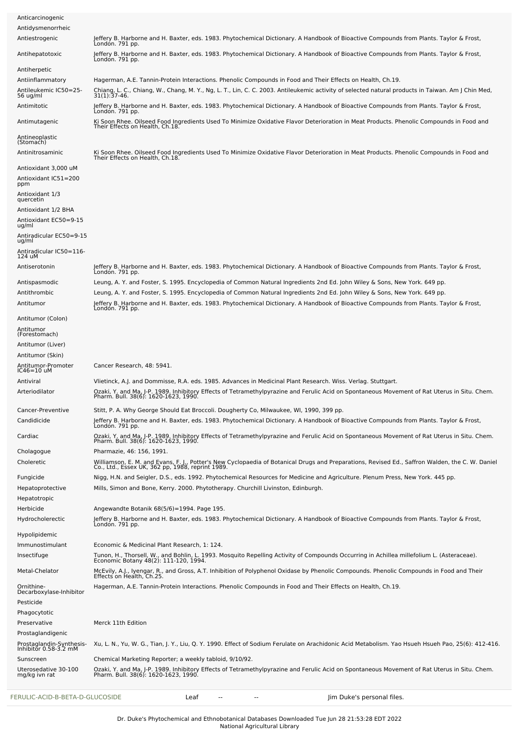| | |
|---|---|
| Anticarcinogenic | |
| Antidysmenorrheic | |
| Antiestrogenic | Jeffery B. Harborne and H. Baxter, eds. 1983. Phytochemical Dictionary. A Handbook of Bioactive Compounds from Plants. Taylor & Frost, London. 791 pp. |
| Antihepatotoxic | Jeffery B. Harborne and H. Baxter, eds. 1983. Phytochemical Dictionary. A Handbook of Bioactive Compounds from Plants. Taylor & Frost, London. 791 pp. |
| Antiherpetic | |
| Antiinflammatory | Hagerman, A.E. Tannin-Protein Interactions. Phenolic Compounds in Food and Their Effects on Health, Ch.19. |
| Antileukemic IC50=25-56 ug/ml | Chiang, L. C., Chiang, W., Chang, M. Y., Ng, L. T., Lin, C. C. 2003. Antileukemic activity of selected natural products in Taiwan. Am J Chin Med, 31(1):37-46. |
| Antimitotic | Jeffery B. Harborne and H. Baxter, eds. 1983. Phytochemical Dictionary. A Handbook of Bioactive Compounds from Plants. Taylor & Frost, London. 791 pp. |
| Antimutagenic | Ki Soon Rhee. Oilseed Food Ingredients Used To Minimize Oxidative Flavor Deterioration in Meat Products. Phenolic Compounds in Food and Their Effects on Health, Ch.18. |
| Antineoplastic (Stomach) | |
| Antinitrosaminic | Ki Soon Rhee. Oilseed Food Ingredients Used To Minimize Oxidative Flavor Deterioration in Meat Products. Phenolic Compounds in Food and Their Effects on Health, Ch.18. |
| Antioxidant 3,000 uM | |
| Antioxidant IC51=200 ppm | |
| Antioxidant 1/3 quercetin | |
| Antioxidant 1/2 BHA | |
| Antioxidant EC50=9-15 ug/ml | |
| Antiradicular EC50=9-15 ug/ml | |
| Antiradicular IC50=116-124 uM | |
| Antiserotonin | Jeffery B. Harborne and H. Baxter, eds. 1983. Phytochemical Dictionary. A Handbook of Bioactive Compounds from Plants. Taylor & Frost, London. 791 pp. |
| Antispasmodic | Leung, A. Y. and Foster, S. 1995. Encyclopedia of Common Natural Ingredients 2nd Ed. John Wiley & Sons, New York. 649 pp. |
| Antithrombic | Leung, A. Y. and Foster, S. 1995. Encyclopedia of Common Natural Ingredients 2nd Ed. John Wiley & Sons, New York. 649 pp. |
| Antitumor | Jeffery B. Harborne and H. Baxter, eds. 1983. Phytochemical Dictionary. A Handbook of Bioactive Compounds from Plants. Taylor & Frost, London. 791 pp. |
| Antitumor (Colon) | |
| Antitumor (Forestomach) | |
| Antitumor (Liver) | |
| Antitumor (Skin) | |
| Antitumor-Promoter IC46=10 uM | Cancer Research, 48: 5941. |
| Antiviral | Vlietinck, A.J. and Dommisse, R.A. eds. 1985. Advances in Medicinal Plant Research. Wiss. Verlag. Stuttgart. |
| Arteriodilator | Ozaki, Y. and Ma, J-P. 1989. Inhibitory Effects of Tetramethylpyrazine and Ferulic Acid on Spontaneous Movement of Rat Uterus in Situ. Chem. Pharm. Bull. 38(6): 1620-1623, 1990. |
| Cancer-Preventive | Stitt, P. A. Why George Should Eat Broccoli. Dougherty Co, Milwaukee, WI, 1990, 399 pp. |
| Candidicide | Jeffery B. Harborne and H. Baxter, eds. 1983. Phytochemical Dictionary. A Handbook of Bioactive Compounds from Plants. Taylor & Frost, London. 791 pp. |
| Cardiac | Ozaki, Y. and Ma, J-P. 1989. Inhibitory Effects of Tetramethylpyrazine and Ferulic Acid on Spontaneous Movement of Rat Uterus in Situ. Chem. Pharm. Bull. 38(6): 1620-1623, 1990. |
| Cholagogue | Pharmazie, 46: 156, 1991. |
| Choleretic | Williamson, E. M. and Evans, F. J., Potter's New Cyclopaedia of Botanical Drugs and Preparations, Revised Ed., Saffron Walden, the C. W. Daniel Co., Ltd., Essex UK, 362 pp, 1988, reprint 1989. |
| Fungicide | Nigg, H.N. and Seigler, D.S., eds. 1992. Phytochemical Resources for Medicine and Agriculture. Plenum Press, New York. 445 pp. |
| Hepatoprotective | Mills, Simon and Bone, Kerry. 2000. Phytotherapy. Churchill Livinston, Edinburgh. |
| Hepatotropic | |
| Herbicide | Angewandte Botanik 68(5/6)=1994. Page 195. |
| Hydrocholerectic | Jeffery B. Harborne and H. Baxter, eds. 1983. Phytochemical Dictionary. A Handbook of Bioactive Compounds from Plants. Taylor & Frost, London. 791 pp. |
| Hypolipidemic | |
| Immunostimulant | Economic & Medicinal Plant Research, 1: 124. |
| Insectifuge | Tunon, H., Thorsell, W., and Bohlin, L. 1993. Mosquito Repelling Activity of Compounds Occurring in Achillea millefolium L. (Asteraceae). Economic Botany 48(2): 111-120, 1994. |
| Metal-Chelator | McEvily, A.J., Iyengar, R., and Gross, A.T. Inhibition of Polyphenol Oxidase by Phenolic Compounds. Phenolic Compounds in Food and Their Effects on Health, Ch.25. |
| Ornithine-Decarboxylase-Inhibitor | Hagerman, A.E. Tannin-Protein Interactions. Phenolic Compounds in Food and Their Effects on Health, Ch.19. |
| Pesticide | |
| Phagocytotic | |
| Preservative | Merck 11th Edition |
| Prostaglandigenic | |
| Prostaglandin-Synthesis-Inhibitor 0.58-3.2 mM | Xu, L. N., Yu, W. G., Tian, J. Y., Liu, Q. Y. 1990. Effect of Sodium Ferulate on Arachidonic Acid Metabolism. Yao Hsueh Hsueh Pao, 25(6): 412-416. |
| Sunscreen | Chemical Marketing Reporter; a weekly tabloid, 9/10/92. |
| Uterosedative 30-100 mg/kg ivn rat | Ozaki, Y. and Ma, J-P. 1989. Inhibitory Effects of Tetramethylpyrazine and Ferulic Acid on Spontaneous Movement of Rat Uterus in Situ. Chem. Pharm. Bull. 38(6): 1620-1623, 1990. |

| | | | | |
|---|---|---|---|---|
| FERULIC-ACID-B-BETA-D-GLUCOSIDE | Leaf | -- | -- | Jim Duke's personal files. |

Dr. Duke's Phytochemical and Ethnobotanical Databases Downloaded Tue Jun 28 21:53:28 EDT 2022
National Agricultural Library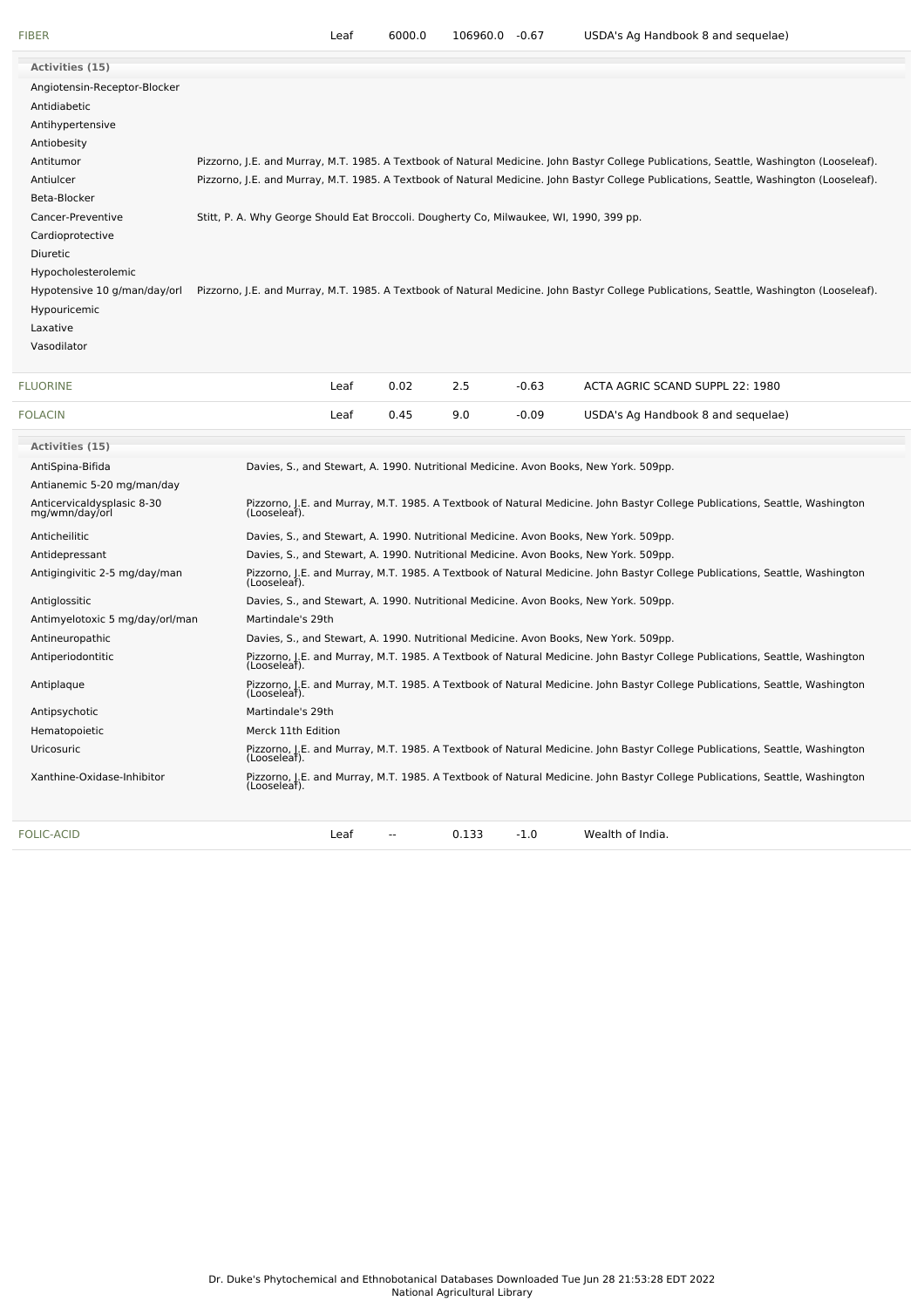| FIBER | Leaf | 6000.0 | 106960.0 | -0.67 | USDA's Ag Handbook 8 and sequelae) |
|---|---|---|---|---|---|

**Activities (15)**

| Activity | Reference |
|---|---|
| Angiotensin-Receptor-Blocker | |
| Antidiabetic | |
| Antihypertensive | |
| Antiobesity | |
| Antitumor | Pizzorno, J.E. and Murray, M.T. 1985. A Textbook of Natural Medicine. John Bastyr College Publications, Seattle, Washington (Looseleaf). |
| Antiulcer | Pizzorno, J.E. and Murray, M.T. 1985. A Textbook of Natural Medicine. John Bastyr College Publications, Seattle, Washington (Looseleaf). |
| Beta-Blocker | |
| Cancer-Preventive | Stitt, P. A. Why George Should Eat Broccoli. Dougherty Co, Milwaukee, WI, 1990, 399 pp. |
| Cardioprotective | |
| Diuretic | |
| Hypocholesterolemic | |
| Hypotensive 10 g/man/day/orl | Pizzorno, J.E. and Murray, M.T. 1985. A Textbook of Natural Medicine. John Bastyr College Publications, Seattle, Washington (Looseleaf). |
| Hypouricemic | |
| Laxative | |
| Vasodilator | |

| FLUORINE | Leaf | 0.02 | 2.5 | -0.63 | ACTA AGRIC SCAND SUPPL 22: 1980 |
|---|---|---|---|---|---|
| FOLACIN | Leaf | 0.45 | 9.0 | -0.09 | USDA's Ag Handbook 8 and sequelae) |

**Activities (15)**

| Activity | Reference |
|---|---|
| AntiSpina-Bifida | Davies, S., and Stewart, A. 1990. Nutritional Medicine. Avon Books, New York. 509pp. |
| Antianemic 5-20 mg/man/day | |
| Anticervicaldysplasic 8-30 mg/wmn/day/orl | Pizzorno, J.E. and Murray, M.T. 1985. A Textbook of Natural Medicine. John Bastyr College Publications, Seattle, Washington (Looseleaf). |
| Anticheilitic | Davies, S., and Stewart, A. 1990. Nutritional Medicine. Avon Books, New York. 509pp. |
| Antidepressant | Davies, S., and Stewart, A. 1990. Nutritional Medicine. Avon Books, New York. 509pp. |
| Antigingivitic 2-5 mg/day/man | Pizzorno, J.E. and Murray, M.T. 1985. A Textbook of Natural Medicine. John Bastyr College Publications, Seattle, Washington (Looseleaf). |
| Antiglossitic | Davies, S., and Stewart, A. 1990. Nutritional Medicine. Avon Books, New York. 509pp. |
| Antimyelotoxic 5 mg/day/orl/man | Martindale's 29th |
| Antineuropathic | Davies, S., and Stewart, A. 1990. Nutritional Medicine. Avon Books, New York. 509pp. |
| Antiperiodontitic | Pizzorno, J.E. and Murray, M.T. 1985. A Textbook of Natural Medicine. John Bastyr College Publications, Seattle, Washington (Looseleaf). |
| Antiplaque | Pizzorno, J.E. and Murray, M.T. 1985. A Textbook of Natural Medicine. John Bastyr College Publications, Seattle, Washington (Looseleaf). |
| Antipsychotic | Martindale's 29th |
| Hematopoietic | Merck 11th Edition |
| Uricosuric | Pizzorno, J.E. and Murray, M.T. 1985. A Textbook of Natural Medicine. John Bastyr College Publications, Seattle, Washington (Looseleaf). |
| Xanthine-Oxidase-Inhibitor | Pizzorno, J.E. and Murray, M.T. 1985. A Textbook of Natural Medicine. John Bastyr College Publications, Seattle, Washington (Looseleaf). |

| FOLIC-ACID | Leaf | -- | 0.133 | -1.0 | Wealth of India. |
|---|---|---|---|---|---|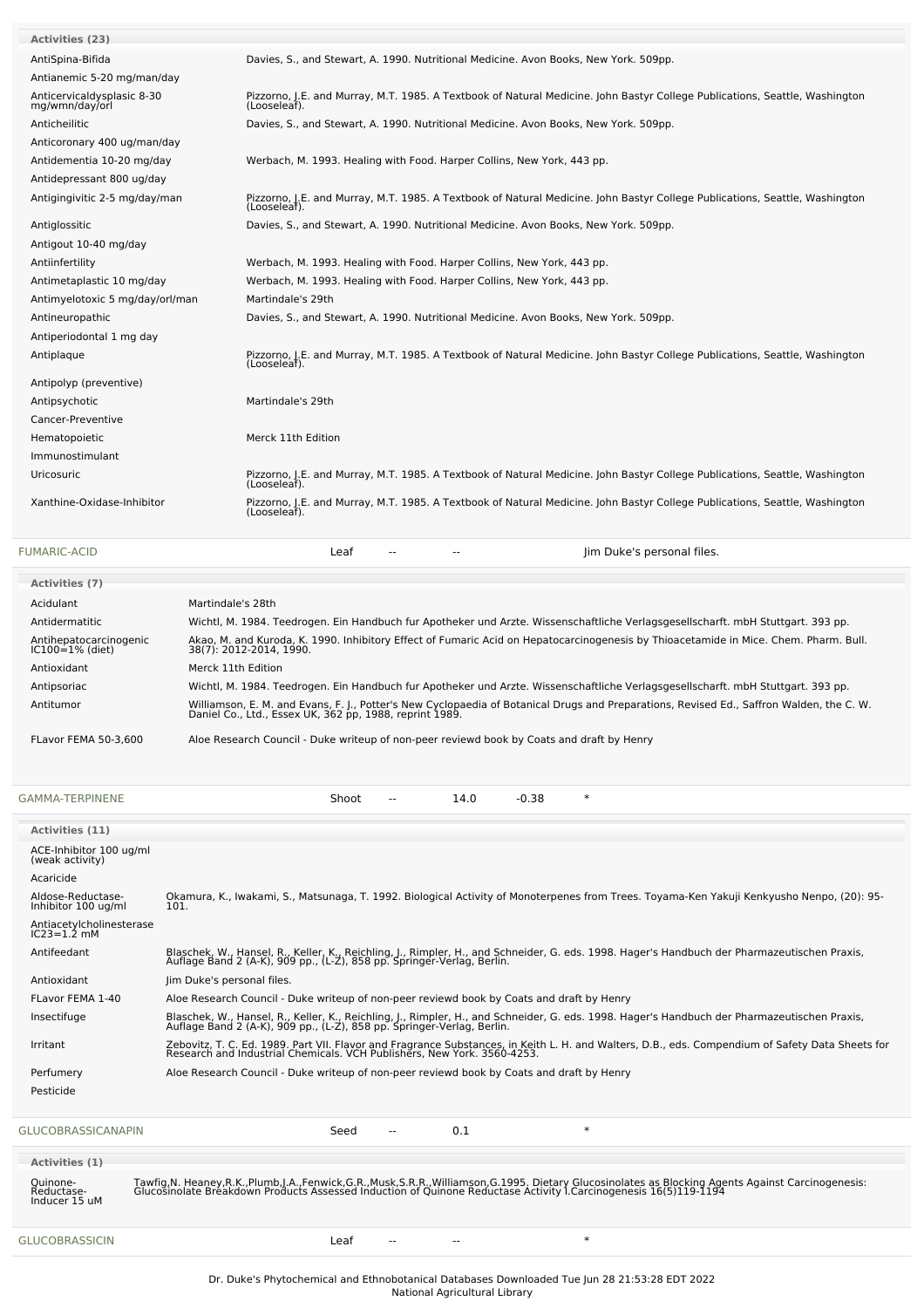**Activities (23)**

| Activity | Reference |
|---|---|
| AntiSpina-Bifida | Davies, S., and Stewart, A. 1990. Nutritional Medicine. Avon Books, New York. 509pp. |
| Antianemic 5-20 mg/man/day | |
| Anticervicaldysplasic 8-30 mg/wmn/day/orl | Pizzorno, J.E. and Murray, M.T. 1985. A Textbook of Natural Medicine. John Bastyr College Publications, Seattle, Washington (Looseleaf). |
| Anticheilitic | Davies, S., and Stewart, A. 1990. Nutritional Medicine. Avon Books, New York. 509pp. |
| Anticoronary 400 ug/man/day | |
| Antidementia 10-20 mg/day | Werbach, M. 1993. Healing with Food. Harper Collins, New York, 443 pp. |
| Antidepressant 800 ug/day | |
| Antigingivitic 2-5 mg/day/man | Pizzorno, J.E. and Murray, M.T. 1985. A Textbook of Natural Medicine. John Bastyr College Publications, Seattle, Washington (Looseleaf). |
| Antiglossitic | Davies, S., and Stewart, A. 1990. Nutritional Medicine. Avon Books, New York. 509pp. |
| Antigout 10-40 mg/day | |
| Antiinfertility | Werbach, M. 1993. Healing with Food. Harper Collins, New York, 443 pp. |
| Antimetaplastic 10 mg/day | Werbach, M. 1993. Healing with Food. Harper Collins, New York, 443 pp. |
| Antimyelotoxic 5 mg/day/orl/man | Martindale's 29th |
| Antineuropathic | Davies, S., and Stewart, A. 1990. Nutritional Medicine. Avon Books, New York. 509pp. |
| Antiperiodontal 1 mg day | |
| Antiplaque | Pizzorno, J.E. and Murray, M.T. 1985. A Textbook of Natural Medicine. John Bastyr College Publications, Seattle, Washington (Looseleaf). |
| Antipolyp (preventive) | |
| Antipsychotic | Martindale's 29th |
| Cancer-Preventive | |
| Hematopoietic | Merck 11th Edition |
| Immunostimulant | |
| Uricosuric | Pizzorno, J.E. and Murray, M.T. 1985. A Textbook of Natural Medicine. John Bastyr College Publications, Seattle, Washington (Looseleaf). |
| Xanthine-Oxidase-Inhibitor | Pizzorno, J.E. and Murray, M.T. 1985. A Textbook of Natural Medicine. John Bastyr College Publications, Seattle, Washington (Looseleaf). |

| FUMARIC-ACID | Leaf | -- | -- | Jim Duke's personal files. |
|---|---|---|---|---|

**Activities (7)**

| Activity | Reference |
|---|---|
| Acidulant | Martindale's 28th |
| Antidermatitic | Wichtl, M. 1984. Teedrogen. Ein Handbuch fur Apotheker und Arzte. Wissenschaftliche Verlagsgesellscharft. mbH Stuttgart. 393 pp. |
| Antihepatocarcinogenic IC100=1% (diet) | Akao, M. and Kuroda, K. 1990. Inhibitory Effect of Fumaric Acid on Hepatocarcinogenesis by Thioacetamide in Mice. Chem. Pharm. Bull. 38(7): 2012-2014, 1990. |
| Antioxidant | Merck 11th Edition |
| Antipsoriac | Wichtl, M. 1984. Teedrogen. Ein Handbuch fur Apotheker und Arzte. Wissenschaftliche Verlagsgesellscharft. mbH Stuttgart. 393 pp. |
| Antitumor | Williamson, E. M. and Evans, F. J., Potter's New Cyclopaedia of Botanical Drugs and Preparations, Revised Ed., Saffron Walden, the C. W. Daniel Co., Ltd., Essex UK, 362 pp, 1988, reprint 1989. |
| FLavor FEMA 50-3,600 | Aloe Research Council - Duke writeup of non-peer reviewd book by Coats and draft by Henry |

| GAMMA-TERPINENE | Shoot | -- | 14.0 | -0.38 | * |
|---|---|---|---|---|---|

**Activities (11)**

| Activity | Reference |
|---|---|
| ACE-Inhibitor 100 ug/ml (weak activity) | |
| Acaricide | |
| Aldose-Reductase-Inhibitor 100 ug/ml | Okamura, K., Iwakami, S., Matsunaga, T. 1992. Biological Activity of Monoterpenes from Trees. Toyama-Ken Yakuji Kenkyusho Nenpo, (20): 95-101. |
| Antiacetylcholinesterase IC23=1.2 mM | |
| Antifeedant | Blaschek, W., Hansel, R., Keller, K., Reichling, J., Rimpler, H., and Schneider, G. eds. 1998. Hager's Handbuch der Pharmazeutischen Praxis, Auflage Band 2 (A-K), 909 pp., (L-Z), 858 pp. Springer-Verlag, Berlin. |
| Antioxidant | Jim Duke's personal files. |
| FLavor FEMA 1-40 | Aloe Research Council - Duke writeup of non-peer reviewd book by Coats and draft by Henry |
| Insectifuge | Blaschek, W., Hansel, R., Keller, K., Reichling, J., Rimpler, H., and Schneider, G. eds. 1998. Hager's Handbuch der Pharmazeutischen Praxis, Auflage Band 2 (A-K), 909 pp., (L-Z), 858 pp. Springer-Verlag, Berlin. |
| Irritant | Zebovitz, T. C. Ed. 1989. Part VII. Flavor and Fragrance Substances, in Keith L. H. and Walters, D.B., eds. Compendium of Safety Data Sheets for Research and Industrial Chemicals. VCH Publishers, New York. 3560-4253. |
| Perfumery | Aloe Research Council - Duke writeup of non-peer reviewd book by Coats and draft by Henry |
| Pesticide | |

| GLUCOBRASSICANAPIN | Seed | -- | 0.1 | * |
|---|---|---|---|---|

**Activities (1)**

| Activity | Reference |
|---|---|
| Quinone-Reductase-Inducer 15 uM | Tawfig,N. Heaney,R.K.,Plumb,J.A.,Fenwick,G.R.,Musk,S.R.R.,Williamson,G.1995. Dietary Glucosinolates as Blocking Agents Against Carcinogenesis: Glucosinolate Breakdown Products Assessed Induction of Quinone Reductase Activity l.Carcinogenesis 16(5)119-1194 |

| GLUCOBRASSICIN | Leaf | -- | -- | * |
|---|---|---|---|---|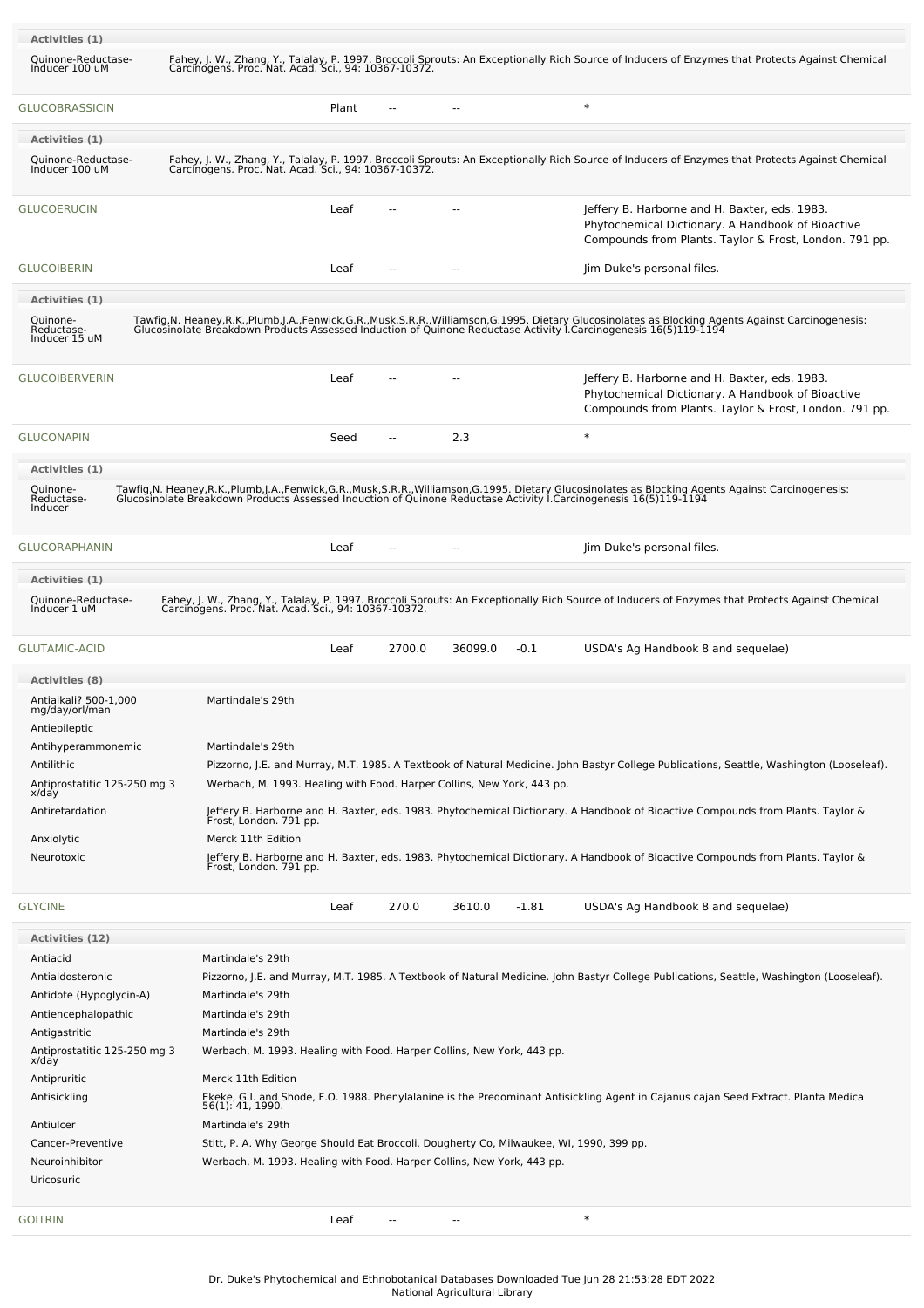**Activities (1)**

| | |
|---|---|
| Quinone-Reductase-Inducer 100 uM | Fahey, J. W., Zhang, Y., Talalay, P. 1997. Broccoli Sprouts: An Exceptionally Rich Source of Inducers of Enzymes that Protects Against Chemical Carcinogens. Proc. Nat. Acad. Sci., 94: 10367-10372. |

| | | | | | |
|---|---|---|---|---|---|
| GLUCOBRASSICIN | Plant | -- | -- | | * |

**Activities (1)**

| | |
|---|---|
| Quinone-Reductase-Inducer 100 uM | Fahey, J. W., Zhang, Y., Talalay, P. 1997. Broccoli Sprouts: An Exceptionally Rich Source of Inducers of Enzymes that Protects Against Chemical Carcinogens. Proc. Nat. Acad. Sci., 94: 10367-10372. |

| | | | | | |
|---|---|---|---|---|---|
| GLUCOERUCIN | Leaf | -- | -- | | Jeffery B. Harborne and H. Baxter, eds. 1983. Phytochemical Dictionary. A Handbook of Bioactive Compounds from Plants. Taylor & Frost, London. 791 pp. |
| GLUCOIBERIN | Leaf | -- | -- | | Jim Duke's personal files. |

**Activities (1)**

| | |
|---|---|
| Quinone-Reductase-Inducer 15 uM | Tawfig,N. Heaney,R.K.,Plumb,J.A.,Fenwick,G.R.,Musk,S.R.R.,Williamson,G.1995. Dietary Glucosinolates as Blocking Agents Against Carcinogenesis: Glucosinolate Breakdown Products Assessed Induction of Quinone Reductase Activity I.Carcinogenesis 16(5)119-1194 |

| | | | | | |
|---|---|---|---|---|---|
| GLUCOIBERVERIN | Leaf | -- | -- | | Jeffery B. Harborne and H. Baxter, eds. 1983. Phytochemical Dictionary. A Handbook of Bioactive Compounds from Plants. Taylor & Frost, London. 791 pp. |
| GLUCONAPIN | Seed | -- | 2.3 | | * |

**Activities (1)**

| | |
|---|---|
| Quinone-Reductase-Inducer | Tawfig,N. Heaney,R.K.,Plumb,J.A.,Fenwick,G.R.,Musk,S.R.R.,Williamson,G.1995. Dietary Glucosinolates as Blocking Agents Against Carcinogenesis: Glucosinolate Breakdown Products Assessed Induction of Quinone Reductase Activity I.Carcinogenesis 16(5)119-1194 |

| | | | | | |
|---|---|---|---|---|---|
| GLUCORAPHANIN | Leaf | -- | -- | | Jim Duke's personal files. |

**Activities (1)**

| | |
|---|---|
| Quinone-Reductase-Inducer 1 uM | Fahey, J. W., Zhang, Y., Talalay, P. 1997. Broccoli Sprouts: An Exceptionally Rich Source of Inducers of Enzymes that Protects Against Chemical Carcinogens. Proc. Nat. Acad. Sci., 94: 10367-10372. |

| | | | | | |
|---|---|---|---|---|---|
| GLUTAMIC-ACID | Leaf | 2700.0 | 36099.0 | -0.1 | USDA's Ag Handbook 8 and sequelae) |

**Activities (8)**

| | |
|---|---|
| Antialkali? 500-1,000 mg/day/orl/man | Martindale's 29th |
| Antiepileptic | |
| Antihyperammonemic | Martindale's 29th |
| Antilithic | Pizzorno, J.E. and Murray, M.T. 1985. A Textbook of Natural Medicine. John Bastyr College Publications, Seattle, Washington (Looseleaf). |
| Antiprostatitic 125-250 mg 3 x/day | Werbach, M. 1993. Healing with Food. Harper Collins, New York, 443 pp. |
| Antiretardation | Jeffery B. Harborne and H. Baxter, eds. 1983. Phytochemical Dictionary. A Handbook of Bioactive Compounds from Plants. Taylor & Frost, London. 791 pp. |
| Anxiolytic | Merck 11th Edition |
| Neurotoxic | Jeffery B. Harborne and H. Baxter, eds. 1983. Phytochemical Dictionary. A Handbook of Bioactive Compounds from Plants. Taylor & Frost, London. 791 pp. |

| | | | | | |
|---|---|---|---|---|---|
| GLYCINE | Leaf | 270.0 | 3610.0 | -1.81 | USDA's Ag Handbook 8 and sequelae) |

**Activities (12)**

| | |
|---|---|
| Antiacid | Martindale's 29th |
| Antialdosteronic | Pizzorno, J.E. and Murray, M.T. 1985. A Textbook of Natural Medicine. John Bastyr College Publications, Seattle, Washington (Looseleaf). |
| Antidote (Hypoglycin-A) | Martindale's 29th |
| Antiencephalopathic | Martindale's 29th |
| Antigastritic | Martindale's 29th |
| Antiprostatitic 125-250 mg 3 x/day | Werbach, M. 1993. Healing with Food. Harper Collins, New York, 443 pp. |
| Antipruritic | Merck 11th Edition |
| Antisickling | Ekeke, G.I. and Shode, F.O. 1988. Phenylalanine is the Predominant Antisickling Agent in Cajanus cajan Seed Extract. Planta Medica 56(1): 41, 1990. |
| Antiulcer | Martindale's 29th |
| Cancer-Preventive | Stitt, P. A. Why George Should Eat Broccoli. Dougherty Co, Milwaukee, WI, 1990, 399 pp. |
| Neuroinhibitor | Werbach, M. 1993. Healing with Food. Harper Collins, New York, 443 pp. |
| Uricosuric | |

| | | | | | |
|---|---|---|---|---|---|
| GOITRIN | Leaf | -- | -- | | * |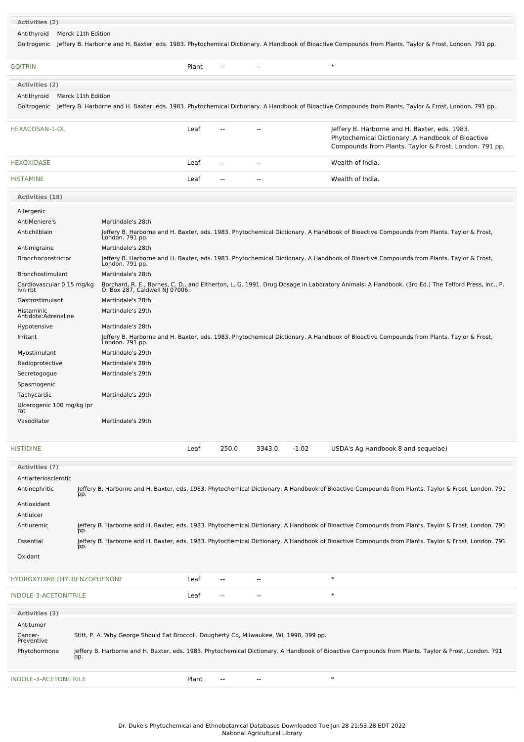**Activities (2)**

| | |
|---|---|
| Antithyroid | Merck 11th Edition |
| Goitrogenic | Jeffery B. Harborne and H. Baxter, eds. 1983. Phytochemical Dictionary. A Handbook of Bioactive Compounds from Plants. Taylor & Frost, London. 791 pp. |

| | | | | | |
|---|---|---|---|---|---|
| GOITRIN | Plant | -- | -- | | * |

**Activities (2)**

| | |
|---|---|
| Antithyroid | Merck 11th Edition |
| Goitrogenic | Jeffery B. Harborne and H. Baxter, eds. 1983. Phytochemical Dictionary. A Handbook of Bioactive Compounds from Plants. Taylor & Frost, London. 791 pp. |

| | | | | | |
|---|---|---|---|---|---|
| HEXACOSAN-1-OL | Leaf | -- | -- | | Jeffery B. Harborne and H. Baxter, eds. 1983. Phytochemical Dictionary. A Handbook of Bioactive Compounds from Plants. Taylor & Frost, London. 791 pp. |
| HEXOXIDASE | Leaf | -- | -- | | Wealth of India. |
| HISTAMINE | Leaf | -- | -- | | Wealth of India. |

**Activities (18)**

| | |
|---|---|
| Allergenic | |
| AntiMeniere's | Martindale's 28th |
| Antichilblain | Jeffery B. Harborne and H. Baxter, eds. 1983. Phytochemical Dictionary. A Handbook of Bioactive Compounds from Plants. Taylor & Frost, London. 791 pp. |
| Antimigraine | Martindale's 28th |
| Bronchoconstrictor | Jeffery B. Harborne and H. Baxter, eds. 1983. Phytochemical Dictionary. A Handbook of Bioactive Compounds from Plants. Taylor & Frost, London. 791 pp. |
| Bronchostimulant | Martindale's 28th |
| Cardiovascular 0.15 mg/kg ivn rbt | Borchard, R. E., Barnes, C. D., and Eltherton, L. G. 1991. Drug Dosage in Laboratory Animals: A Handbook. (3rd Ed.) The Telford Press, Inc., P. O. Box 287, Caldwell NJ 07006. |
| Gastrostimulant | Martindale's 28th |
| Histaminic Antidote:Adrenaline | Martindale's 29th |
| Hypotensive | Martindale's 28th |
| Irritant | Jeffery B. Harborne and H. Baxter, eds. 1983. Phytochemical Dictionary. A Handbook of Bioactive Compounds from Plants. Taylor & Frost, London. 791 pp. |
| Myostimulant | Martindale's 29th |
| Radioprotective | Martindale's 28th |
| Secretogogue | Martindale's 29th |
| Spasmogenic | |
| Tachycardic | Martindale's 29th |
| Ulcerogenic 100 mg/kg ipr rat | |
| Vasodilator | Martindale's 29th |

| | | | | | |
|---|---|---|---|---|---|
| HISTIDINE | Leaf | 250.0 | 3343.0 | -1.02 | USDA's Ag Handbook 8 and sequelae) |

**Activities (7)**

| | |
|---|---|
| Antiarteriosclerotic | |
| Antinephritic | Jeffery B. Harborne and H. Baxter, eds. 1983. Phytochemical Dictionary. A Handbook of Bioactive Compounds from Plants. Taylor & Frost, London. 791 pp. |
| Antioxidant | |
| Antiulcer | |
| Antiuremic | Jeffery B. Harborne and H. Baxter, eds. 1983. Phytochemical Dictionary. A Handbook of Bioactive Compounds from Plants. Taylor & Frost, London. 791 pp. |
| Essential | Jeffery B. Harborne and H. Baxter, eds. 1983. Phytochemical Dictionary. A Handbook of Bioactive Compounds from Plants. Taylor & Frost, London. 791 pp. |
| Oxidant | |

| | | | | | |
|---|---|---|---|---|---|
| HYDROXYDIMETHYLBENZOPHENONE | Leaf | -- | -- | | * |
| INDOLE-3-ACETONITRILE | Leaf | -- | -- | | * |

**Activities (3)**

| | |
|---|---|
| Antitumor | |
| Cancer-Preventive | Stitt, P. A. Why George Should Eat Broccoli. Dougherty Co, Milwaukee, WI, 1990, 399 pp. |
| Phytohormone | Jeffery B. Harborne and H. Baxter, eds. 1983. Phytochemical Dictionary. A Handbook of Bioactive Compounds from Plants. Taylor & Frost, London. 791 pp. |

| | | | | | |
|---|---|---|---|---|---|
| INDOLE-3-ACETONITRILE | Plant | -- | -- | | * |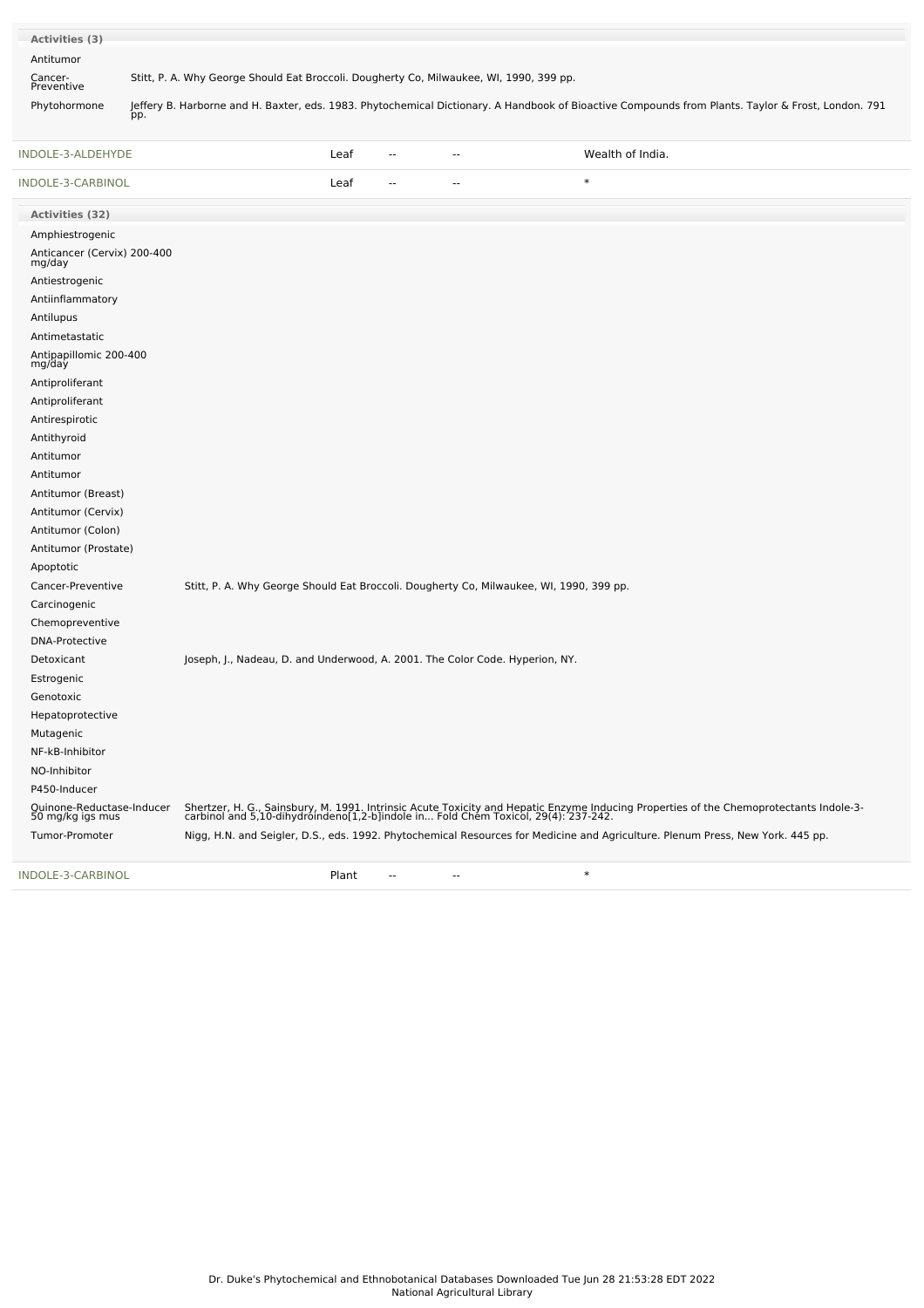**Activities (3)**

| Activity | Reference |
|---|---|
| Antitumor | |
| Cancer-Preventive | Stitt, P. A. Why George Should Eat Broccoli. Dougherty Co, Milwaukee, WI, 1990, 399 pp. |
| Phytohormone | Jeffery B. Harborne and H. Baxter, eds. 1983. Phytochemical Dictionary. A Handbook of Bioactive Compounds from Plants. Taylor & Frost, London. 791 pp. |

| Chemical | Part | Low | High | Reference |
|---|---|---|---|---|
| INDOLE-3-ALDEHYDE | Leaf | -- | -- | Wealth of India. |
| INDOLE-3-CARBINOL | Leaf | -- | -- | * |

**Activities (32)**

| Activity | Reference |
|---|---|
| Amphiestrogenic | |
| Anticancer (Cervix) 200-400 mg/day | |
| Antiestrogenic | |
| Antiinflammatory | |
| Antilupus | |
| Antimetastatic | |
| Antipapillomic 200-400 mg/day | |
| Antiproliferant | |
| Antiproliferant | |
| Antirespirotic | |
| Antithyroid | |
| Antitumor | |
| Antitumor | |
| Antitumor (Breast) | |
| Antitumor (Cervix) | |
| Antitumor (Colon) | |
| Antitumor (Prostate) | |
| Apoptotic | |
| Cancer-Preventive | Stitt, P. A. Why George Should Eat Broccoli. Dougherty Co, Milwaukee, WI, 1990, 399 pp. |
| Carcinogenic | |
| Chemopreventive | |
| DNA-Protective | |
| Detoxicant | Joseph, J., Nadeau, D. and Underwood, A. 2001. The Color Code. Hyperion, NY. |
| Estrogenic | |
| Genotoxic | |
| Hepatoprotective | |
| Mutagenic | |
| NF-kB-Inhibitor | |
| NO-Inhibitor | |
| P450-Inducer | |
| Quinone-Reductase-Inducer 50 mg/kg igs mus | Shertzer, H. G., Sainsbury, M. 1991. Intrinsic Acute Toxicity and Hepatic Enzyme Inducing Properties of the Chemoprotectants Indole-3-carbinol and 5,10-dihydroindeno[1,2-b]indole in... Fold Chem Toxicol, 29(4): 237-242. |
| Tumor-Promoter | Nigg, H.N. and Seigler, D.S., eds. 1992. Phytochemical Resources for Medicine and Agriculture. Plenum Press, New York. 445 pp. |

| Chemical | Part | Low | High | Reference |
|---|---|---|---|---|
| INDOLE-3-CARBINOL | Plant | -- | -- | * |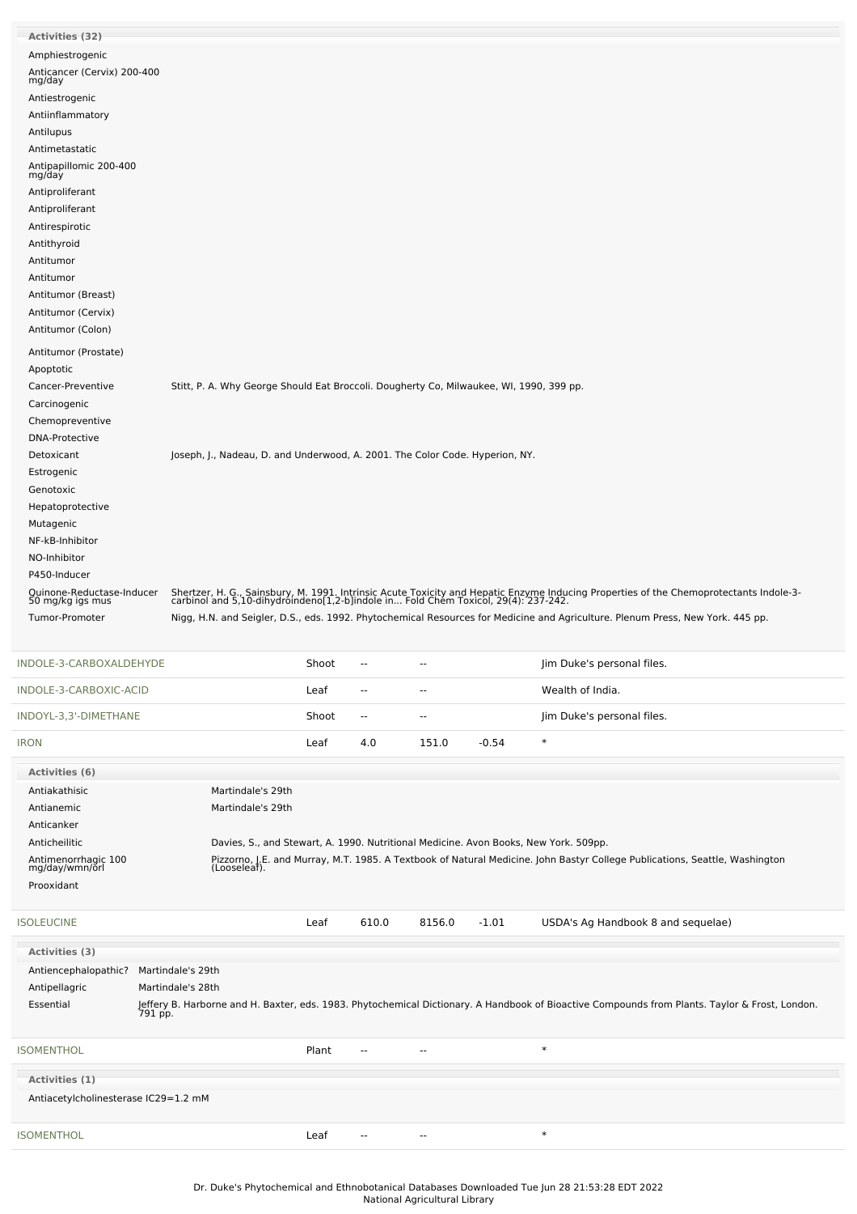| Activities (32) | |
|---|---|
| Amphiestrogenic | |
| Anticancer (Cervix) 200-400 mg/day | |
| Antiestrogenic | |
| Antiinflammatory | |
| Antilupus | |
| Antimetastatic | |
| Antipapillomic 200-400 mg/day | |
| Antiproliferant | |
| Antiproliferant | |
| Antirespirotic | |
| Antithyroid | |
| Antitumor | |
| Antitumor | |
| Antitumor (Breast) | |
| Antitumor (Cervix) | |
| Antitumor (Colon) | |
| Antitumor (Prostate) | |
| Apoptotic | |
| Cancer-Preventive | Stitt, P. A. Why George Should Eat Broccoli. Dougherty Co, Milwaukee, WI, 1990, 399 pp. |
| Carcinogenic | |
| Chemopreventive | |
| DNA-Protective | |
| Detoxicant | Joseph, J., Nadeau, D. and Underwood, A. 2001. The Color Code. Hyperion, NY. |
| Estrogenic | |
| Genotoxic | |
| Hepatoprotective | |
| Mutagenic | |
| NF-kB-Inhibitor | |
| NO-Inhibitor | |
| P450-Inducer | |
| Quinone-Reductase-Inducer 50 mg/kg igs mus | Shertzer, H. G., Sainsbury, M. 1991. Intrinsic Acute Toxicity and Hepatic Enzyme Inducing Properties of the Chemoprotectants Indole-3-carbinol and 5,10-dihydroindeno[1,2-b]indole in... Fold Chem Toxicol, 29(4): 237-242. |
| Tumor-Promoter | Nigg, H.N. and Seigler, D.S., eds. 1992. Phytochemical Resources for Medicine and Agriculture. Plenum Press, New York. 445 pp. |

| | | | | | |
|---|---|---|---|---|---|
| INDOLE-3-CARBOXALDEHYDE | Shoot | -- | -- | | Jim Duke's personal files. |
| INDOLE-3-CARBOXIC-ACID | Leaf | -- | -- | | Wealth of India. |
| INDOYL-3,3'-DIMETHANE | Shoot | -- | -- | | Jim Duke's personal files. |
| IRON | Leaf | 4.0 | 151.0 | -0.54 | * |

| Activities (6) | |
|---|---|
| Antiakathisic | Martindale's 29th |
| Antianemic | Martindale's 29th |
| Anticanker | |
| Anticheilitic | Davies, S., and Stewart, A. 1990. Nutritional Medicine. Avon Books, New York. 509pp. |
| Antimenorrhagic 100 mg/day/wmn/orl | Pizzorno, J.E. and Murray, M.T. 1985. A Textbook of Natural Medicine. John Bastyr College Publications, Seattle, Washington (Looseleaf). |
| Prooxidant | |

| | | | | | |
|---|---|---|---|---|---|
| ISOLEUCINE | Leaf | 610.0 | 8156.0 | -1.01 | USDA's Ag Handbook 8 and sequelae) |

| Activities (3) | |
|---|---|
| Antiencephalopathic? | Martindale's 29th |
| Antipellagric | Martindale's 28th |
| Essential | Jeffery B. Harborne and H. Baxter, eds. 1983. Phytochemical Dictionary. A Handbook of Bioactive Compounds from Plants. Taylor & Frost, London. 791 pp. |

| | | | | | |
|---|---|---|---|---|---|
| ISOMENTHOL | Plant | -- | -- | | * |

| Activities (1) |
|---|
| Antiacetylcholinesterase IC29=1.2 mM |

| | | | | | |
|---|---|---|---|---|---|
| ISOMENTHOL | Leaf | -- | -- | | * |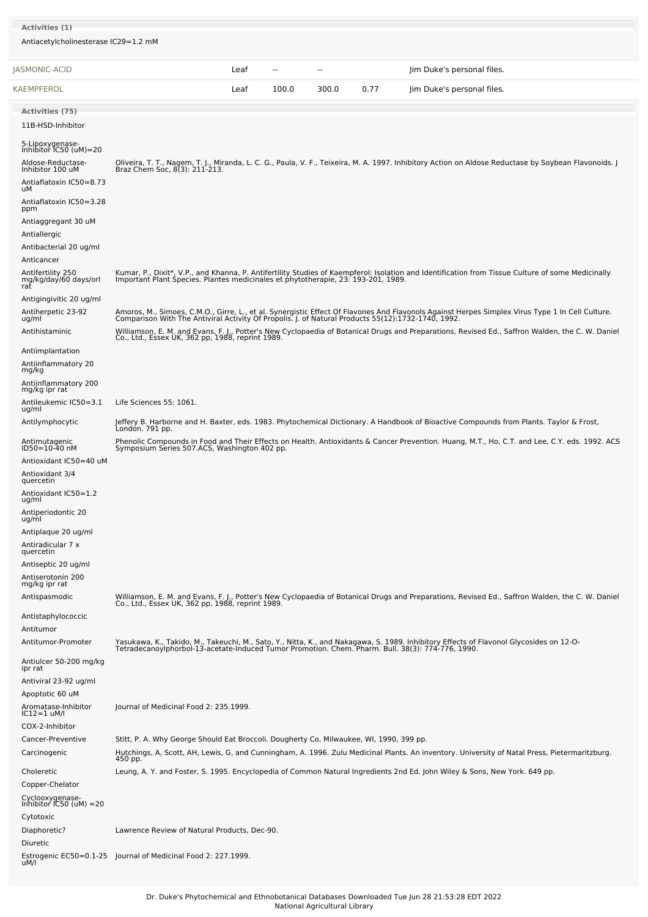**Activities (1)**

Antiacetylcholinesterase IC29=1.2 mM

| | | | | | |
|---|---|---|---|---|---|
| JASMONIC-ACID | Leaf | -- | -- | | Jim Duke's personal files. |
| KAEMPFEROL | Leaf | 100.0 | 300.0 | 0.77 | Jim Duke's personal files. |

**Activities (75)**

| Activity | Reference |
|---|---|
| 11B-HSD-Inhibitor | |
| 5-Lipoxygenase-Inhibitor IC50 (uM)=20 | |
| Aldose-Reductase-Inhibitor 100 uM | Oliveira, T. T., Nagem, T. J., Miranda, L. C. G., Paula, V. F., Teixeira, M. A. 1997. Inhibitory Action on Aldose Reductase by Soybean Flavonoids. J Braz Chem Soc, 8(3): 211-213. |
| Antiaflatoxin IC50=8.73 uM | |
| Antiaflatoxin IC50=3.28 ppm | |
| Antiaggregant 30 uM | |
| Antiallergic | |
| Antibacterial 20 ug/ml | |
| Anticancer | |
| Antifertility 250 mg/kg/day/60 days/orl rat | Kumar, P., Dixit*, V.P., and Khanna, P. Antifertility Studies of Kaempferol: Isolation and Identification from Tissue Culture of some Medicinally Important Plant Species. Plantes medicinales et phytotherapie, 23: 193-201, 1989. |
| Antigingivitic 20 ug/ml | |
| Antiherpetic 23-92 ug/ml | Amoros, M., Simoes, C.M.O., Girre, L., et al. Synergistic Effect Of Flavones And Flavonols Against Herpes Simplex Virus Type 1 In Cell Culture. Comparison With The Antiviral Activity Of Propolis. J. of Natural Products 55(12):1732-1740, 1992. |
| Antihistaminic | Williamson, E. M. and Evans, F. J., Potter's New Cyclopaedia of Botanical Drugs and Preparations, Revised Ed., Saffron Walden, the C. W. Daniel Co., Ltd., Essex UK, 362 pp, 1988, reprint 1989. |
| Antiimplantation | |
| Antiinflammatory 20 mg/kg | |
| Antiinflammatory 200 mg/kg ipr rat | |
| Antileukemic IC50=3.1 ug/ml | Life Sciences 55: 1061. |
| Antilymphocytic | Jeffery B. Harborne and H. Baxter, eds. 1983. Phytochemical Dictionary. A Handbook of Bioactive Compounds from Plants. Taylor & Frost, London. 791 pp. |
| Antimutagenic ID50=10-40 nM | Phenolic Compounds in Food and Their Effects on Health. Antioxidants & Cancer Prevention. Huang, M.T., Ho, C.T. and Lee, C.Y. eds. 1992. ACS Symposium Series 507.ACS, Washington 402 pp. |
| Antioxidant IC50=40 uM | |
| Antioxidant 3/4 quercetin | |
| Antioxidant IC50=1.2 ug/ml | |
| Antiperiodontic 20 ug/ml | |
| Antiplaque 20 ug/ml | |
| Antiradicular 7 x quercetin | |
| Antiseptic 20 ug/ml | |
| Antiserotonin 200 mg/kg ipr rat | |
| Antispasmodic | Williamson, E. M. and Evans, F. J., Potter's New Cyclopaedia of Botanical Drugs and Preparations, Revised Ed., Saffron Walden, the C. W. Daniel Co., Ltd., Essex UK, 362 pp, 1988, reprint 1989. |
| Antistaphylococcic | |
| Antitumor | |
| Antitumor-Promoter | Yasukawa, K., Takido, M., Takeuchi, M., Sato, Y., Nitta, K., and Nakagawa, S. 1989. Inhibitory Effects of Flavonol Glycosides on 12-O-Tetradecanoylphorbol-13-acetate-Induced Tumor Promotion. Chem. Pharm. Bull. 38(3): 774-776, 1990. |
| Antiulcer 50-200 mg/kg ipr rat | |
| Antiviral 23-92 ug/ml | |
| Apoptotic 60 uM | |
| Aromatase-Inhibitor IC12=1 uM/l | Journal of Medicinal Food 2: 235.1999. |
| COX-2-Inhibitor | |
| Cancer-Preventive | Stitt, P. A. Why George Should Eat Broccoli. Dougherty Co, Milwaukee, WI, 1990, 399 pp. |
| Carcinogenic | Hutchings, A, Scott, AH, Lewis, G, and Cunningham, A. 1996. Zulu Medicinal Plants. An inventory. University of Natal Press, Pietermaritzburg. 450 pp. |
| Choleretic | Leung, A. Y. and Foster, S. 1995. Encyclopedia of Common Natural Ingredients 2nd Ed. John Wiley & Sons, New York. 649 pp. |
| Copper-Chelator | |
| Cyclooxygenase-Inhibitor IC50 (uM) =20 | |
| Cytotoxic | |
| Diaphoretic? | Lawrence Review of Natural Products, Dec-90. |
| Diuretic | |
| Estrogenic EC50=0.1-25 uM/l | Journal of Medicinal Food 2: 227.1999. |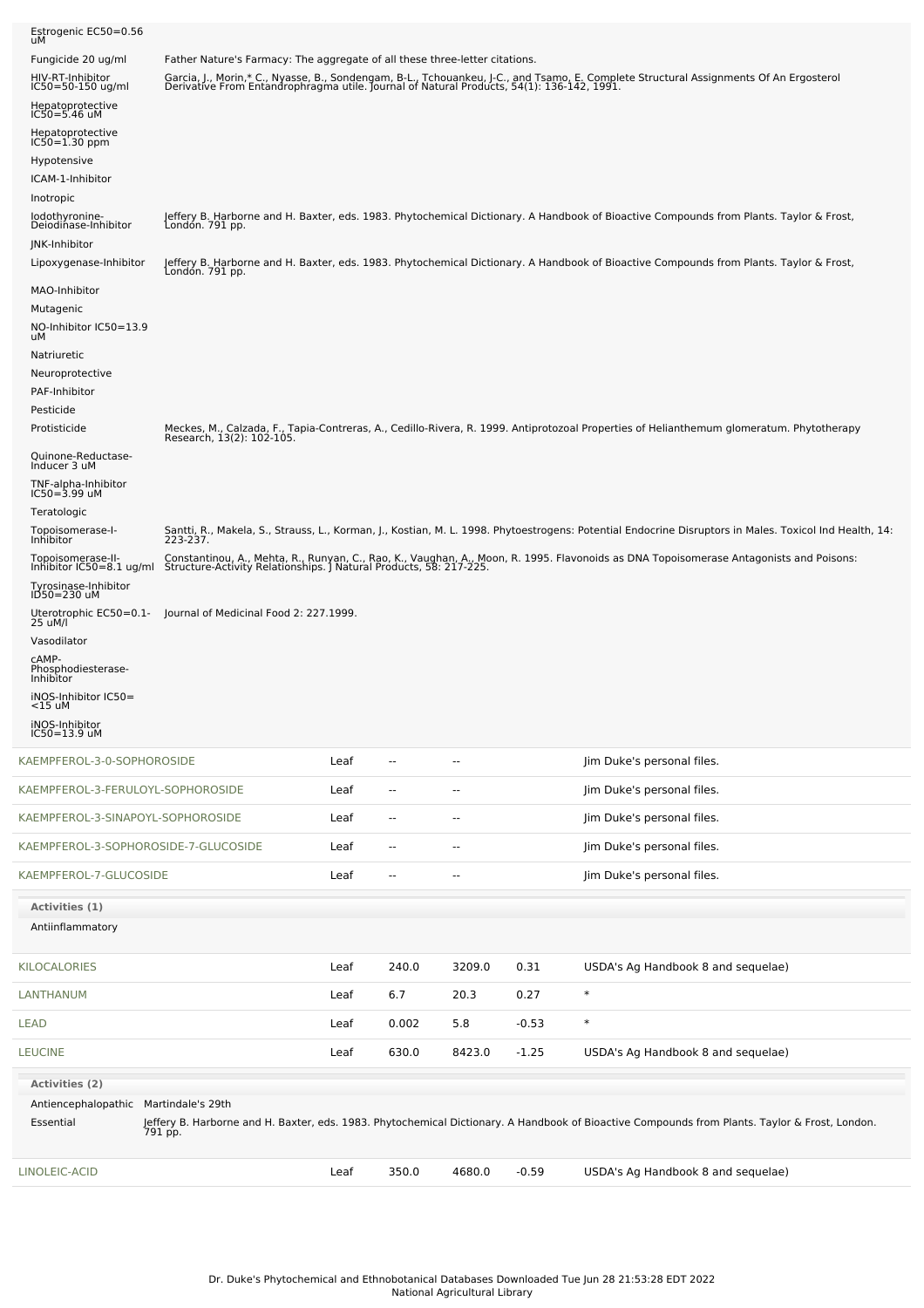| Activity | Reference |
|---|---|
| Estrogenic EC50=0.56 uM | |
| Fungicide 20 ug/ml | Father Nature's Farmacy: The aggregate of all these three-letter citations. |
| HIV-RT-Inhibitor IC50=50-150 ug/ml | Garcia, J., Morin,* C., Nyasse, B., Sondengam, B-L., Tchouankeu, J-C., and Tsamo, E. Complete Structural Assignments Of An Ergosterol Derivative From Entandrophragma utile. Journal of Natural Products, 54(1): 136-142, 1991. |
| Hepatoprotective IC50=5.46 uM | |
| Hepatoprotective IC50=1.30 ppm | |
| Hypotensive | |
| ICAM-1-Inhibitor | |
| Inotropic | |
| Iodothyronine-Deiodinase-Inhibitor | Jeffery B. Harborne and H. Baxter, eds. 1983. Phytochemical Dictionary. A Handbook of Bioactive Compounds from Plants. Taylor & Frost, London. 791 pp. |
| JNK-Inhibitor | |
| Lipoxygenase-Inhibitor | Jeffery B. Harborne and H. Baxter, eds. 1983. Phytochemical Dictionary. A Handbook of Bioactive Compounds from Plants. Taylor & Frost, London. 791 pp. |
| MAO-Inhibitor | |
| Mutagenic | |
| NO-Inhibitor IC50=13.9 uM | |
| Natriuretic | |
| Neuroprotective | |
| PAF-Inhibitor | |
| Pesticide | |
| Protisticide | Meckes, M., Calzada, F., Tapia-Contreras, A., Cedillo-Rivera, R. 1999. Antiprotozoal Properties of Helianthemum glomeratum. Phytotherapy Research, 13(2): 102-105. |
| Quinone-Reductase-Inducer 3 uM | |
| TNF-alpha-Inhibitor IC50=3.99 uM | |
| Teratologic | |
| Topoisomerase-I-Inhibitor | Santti, R., Makela, S., Strauss, L., Korman, J., Kostian, M. L. 1998. Phytoestrogens: Potential Endocrine Disruptors in Males. Toxicol Ind Health, 14: 223-237. |
| Topoisomerase-II-Inhibitor IC50=8.1 ug/ml | Constantinou, A., Mehta, R., Runyan, C., Rao, K., Vaughan, A., Moon, R. 1995. Flavonoids as DNA Topoisomerase Antagonists and Poisons: Structure-Activity Relationships. J Natural Products, 58: 217-225. |
| Tyrosinase-Inhibitor ID50=230 uM | |
| Uterotrophic EC50=0.1-25 uM/l | Journal of Medicinal Food 2: 227.1999. |
| Vasodilator | |
| cAMP-Phosphodiesterase-Inhibitor | |
| iNOS-Inhibitor IC50=<15 uM | |
| iNOS-Inhibitor IC50=13.9 uM | |

| Chemical | Part | Low | High | SD | Reference |
|---|---|---|---|---|---|
| KAEMPFEROL-3-0-SOPHOROSIDE | Leaf | -- | -- | | Jim Duke's personal files. |
| KAEMPFEROL-3-FERULOYL-SOPHOROSIDE | Leaf | -- | -- | | Jim Duke's personal files. |
| KAEMPFEROL-3-SINAPOYL-SOPHOROSIDE | Leaf | -- | -- | | Jim Duke's personal files. |
| KAEMPFEROL-3-SOPHOROSIDE-7-GLUCOSIDE | Leaf | -- | -- | | Jim Duke's personal files. |
| KAEMPFEROL-7-GLUCOSIDE | Leaf | -- | -- | | Jim Duke's personal files. |

**Activities (1)**

Antiinflammatory

| Chemical | Part | Low | High | SD | Reference |
|---|---|---|---|---|---|
| KILOCALORIES | Leaf | 240.0 | 3209.0 | 0.31 | USDA's Ag Handbook 8 and sequelae) |
| LANTHANUM | Leaf | 6.7 | 20.3 | 0.27 | * |
| LEAD | Leaf | 0.002 | 5.8 | -0.53 | * |
| LEUCINE | Leaf | 630.0 | 8423.0 | -1.25 | USDA's Ag Handbook 8 and sequelae) |

**Activities (2)**

| Activity | Reference |
|---|---|
| Antiencephalopathic | Martindale's 29th |
| Essential | Jeffery B. Harborne and H. Baxter, eds. 1983. Phytochemical Dictionary. A Handbook of Bioactive Compounds from Plants. Taylor & Frost, London. 791 pp. |

| Chemical | Part | Low | High | SD | Reference |
|---|---|---|---|---|---|
| LINOLEIC-ACID | Leaf | 350.0 | 4680.0 | -0.59 | USDA's Ag Handbook 8 and sequelae) |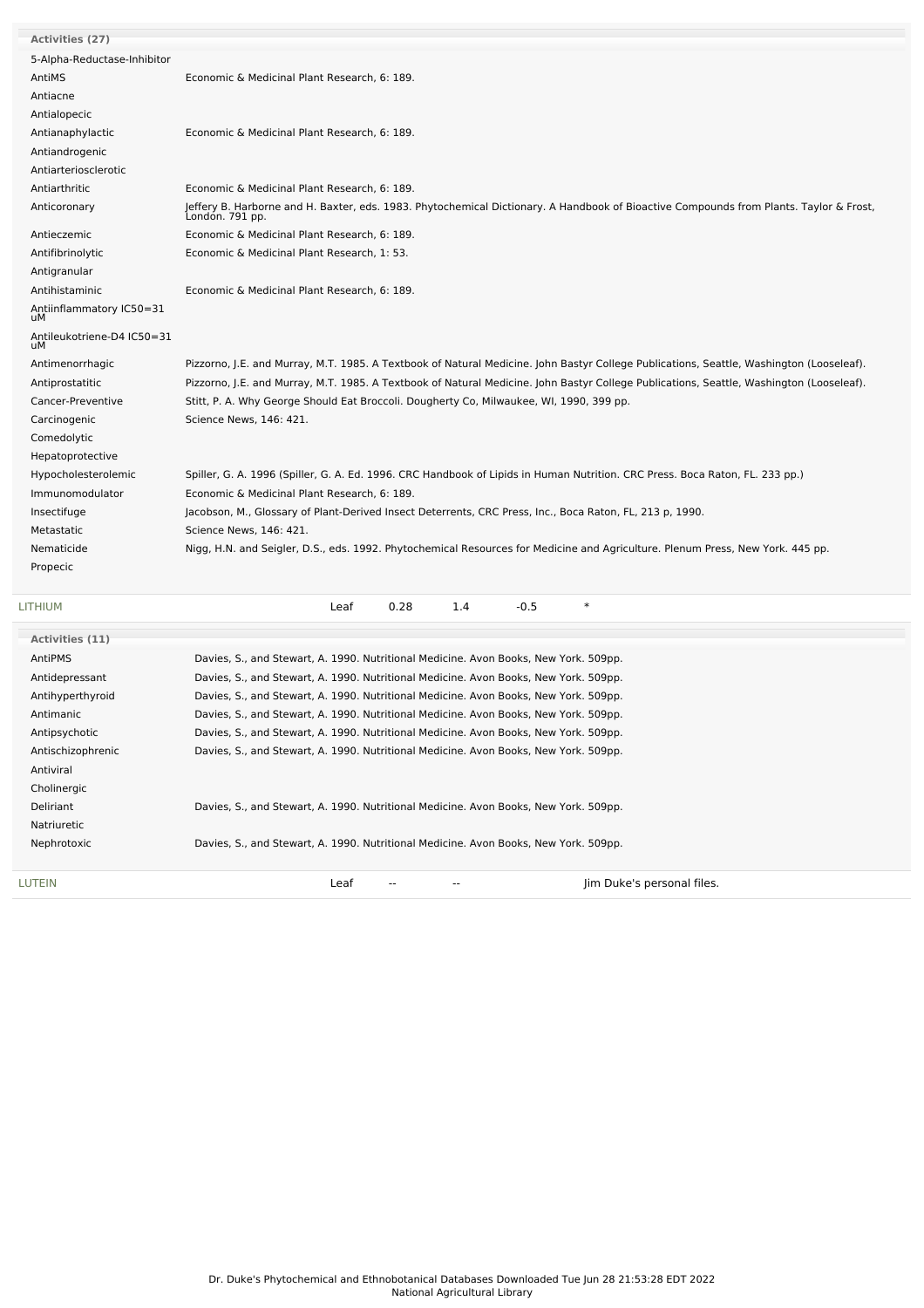**Activities (27)**

| Activity | Reference |
|---|---|
| 5-Alpha-Reductase-Inhibitor | |
| AntiMS | Economic & Medicinal Plant Research, 6: 189. |
| Antiacne | |
| Antialopecic | |
| Antianaphylactic | Economic & Medicinal Plant Research, 6: 189. |
| Antiandrogenic | |
| Antiarteriosclerotic | |
| Antiarthritic | Economic & Medicinal Plant Research, 6: 189. |
| Anticoronary | Jeffery B. Harborne and H. Baxter, eds. 1983. Phytochemical Dictionary. A Handbook of Bioactive Compounds from Plants. Taylor & Frost, London. 791 pp. |
| Antieczemic | Economic & Medicinal Plant Research, 6: 189. |
| Antifibrinolytic | Economic & Medicinal Plant Research, 1: 53. |
| Antigranular | |
| Antihistaminic | Economic & Medicinal Plant Research, 6: 189. |
| Antiinflammatory IC50=31 uM | |
| Antileukotriene-D4 IC50=31 uM | |
| Antimenorrhagic | Pizzorno, J.E. and Murray, M.T. 1985. A Textbook of Natural Medicine. John Bastyr College Publications, Seattle, Washington (Looseleaf). |
| Antiprostatitic | Pizzorno, J.E. and Murray, M.T. 1985. A Textbook of Natural Medicine. John Bastyr College Publications, Seattle, Washington (Looseleaf). |
| Cancer-Preventive | Stitt, P. A. Why George Should Eat Broccoli. Dougherty Co, Milwaukee, WI, 1990, 399 pp. |
| Carcinogenic | Science News, 146: 421. |
| Comedolytic | |
| Hepatoprotective | |
| Hypocholesterolemic | Spiller, G. A. 1996 (Spiller, G. A. Ed. 1996. CRC Handbook of Lipids in Human Nutrition. CRC Press. Boca Raton, FL. 233 pp.) |
| Immunomodulator | Economic & Medicinal Plant Research, 6: 189. |
| Insectifuge | Jacobson, M., Glossary of Plant-Derived Insect Deterrents, CRC Press, Inc., Boca Raton, FL, 213 p, 1990. |
| Metastatic | Science News, 146: 421. |
| Nematicide | Nigg, H.N. and Seigler, D.S., eds. 1992. Phytochemical Resources for Medicine and Agriculture. Plenum Press, New York. 445 pp. |
| Propecic | |

| Chemical | Part | Low | High | SD | Reference |
|---|---|---|---|---|---|
| LITHIUM | Leaf | 0.28 | 1.4 | -0.5 | * |

**Activities (11)**

| Activity | Reference |
|---|---|
| AntiPMS | Davies, S., and Stewart, A. 1990. Nutritional Medicine. Avon Books, New York. 509pp. |
| Antidepressant | Davies, S., and Stewart, A. 1990. Nutritional Medicine. Avon Books, New York. 509pp. |
| Antihyperthyroid | Davies, S., and Stewart, A. 1990. Nutritional Medicine. Avon Books, New York. 509pp. |
| Antimanic | Davies, S., and Stewart, A. 1990. Nutritional Medicine. Avon Books, New York. 509pp. |
| Antipsychotic | Davies, S., and Stewart, A. 1990. Nutritional Medicine. Avon Books, New York. 509pp. |
| Antischizophrenic | Davies, S., and Stewart, A. 1990. Nutritional Medicine. Avon Books, New York. 509pp. |
| Antiviral | |
| Cholinergic | |
| Deliriant | Davies, S., and Stewart, A. 1990. Nutritional Medicine. Avon Books, New York. 509pp. |
| Natriuretic | |
| Nephrotoxic | Davies, S., and Stewart, A. 1990. Nutritional Medicine. Avon Books, New York. 509pp. |

| Chemical | Part | Low | High | SD | Reference |
|---|---|---|---|---|---|
| LUTEIN | Leaf | -- | -- | | Jim Duke's personal files. |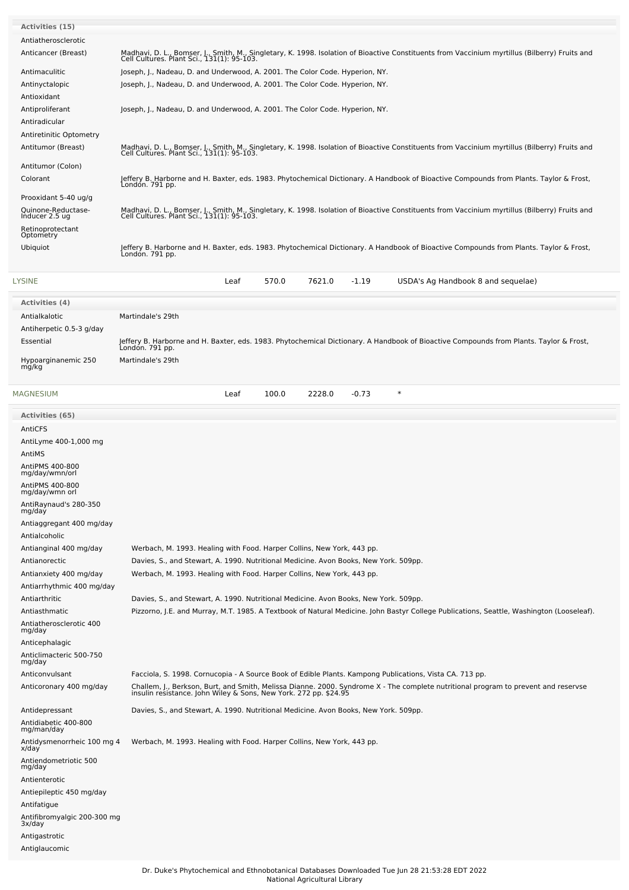**Activities (15)**

| | |
|---|---|
| Antiatherosclerotic | |
| Anticancer (Breast) | Madhavi, D. L., Bomser, J., Smith, M., Singletary, K. 1998. Isolation of Bioactive Constituents from Vaccinium myrtillus (Bilberry) Fruits and Cell Cultures. Plant Sci., 131(1): 95-103. |
| Antimaculitic | Joseph, J., Nadeau, D. and Underwood, A. 2001. The Color Code. Hyperion, NY. |
| Antinyctalopic | Joseph, J., Nadeau, D. and Underwood, A. 2001. The Color Code. Hyperion, NY. |
| Antioxidant | |
| Antiproliferant | Joseph, J., Nadeau, D. and Underwood, A. 2001. The Color Code. Hyperion, NY. |
| Antiradicular | |
| Antiretinitic Optometry | |
| Antitumor (Breast) | Madhavi, D. L., Bomser, J., Smith, M., Singletary, K. 1998. Isolation of Bioactive Constituents from Vaccinium myrtillus (Bilberry) Fruits and Cell Cultures. Plant Sci., 131(1): 95-103. |
| Antitumor (Colon) | |
| Colorant | Jeffery B. Harborne and H. Baxter, eds. 1983. Phytochemical Dictionary. A Handbook of Bioactive Compounds from Plants. Taylor & Frost, London. 791 pp. |
| Prooxidant 5-40 ug/g | |
| Quinone-Reductase-Inducer 2.5 ug | Madhavi, D. L., Bomser, J., Smith, M., Singletary, K. 1998. Isolation of Bioactive Constituents from Vaccinium myrtillus (Bilberry) Fruits and Cell Cultures. Plant Sci., 131(1): 95-103. |
| Retinoprotectant Optometry | |
| Ubiquiot | Jeffery B. Harborne and H. Baxter, eds. 1983. Phytochemical Dictionary. A Handbook of Bioactive Compounds from Plants. Taylor & Frost, London. 791 pp. |

| | | | | | |
|---|---|---|---|---|---|
| LYSINE | Leaf | 570.0 | 7621.0 | -1.19 | USDA's Ag Handbook 8 and sequelae) |

**Activities (4)**

| | |
|---|---|
| Antialkalotic | Martindale's 29th |
| Antiherpetic 0.5-3 g/day | |
| Essential | Jeffery B. Harborne and H. Baxter, eds. 1983. Phytochemical Dictionary. A Handbook of Bioactive Compounds from Plants. Taylor & Frost, London. 791 pp. |
| Hypoarginanemic 250 mg/kg | Martindale's 29th |

| | | | | | |
|---|---|---|---|---|---|
| MAGNESIUM | Leaf | 100.0 | 2228.0 | -0.73 | * |

**Activities (65)**

| | |
|---|---|
| AntiCFS | |
| AntiLyme 400-1,000 mg | |
| AntiMS | |
| AntiPMS 400-800 mg/day/wmn/orl | |
| AntiPMS 400-800 mg/day/wmn orl | |
| AntiRaynaud's 280-350 mg/day | |
| Antiaggregant 400 mg/day | |
| Antialcoholic | |
| Antianginal 400 mg/day | Werbach, M. 1993. Healing with Food. Harper Collins, New York, 443 pp. |
| Antianorectic | Davies, S., and Stewart, A. 1990. Nutritional Medicine. Avon Books, New York. 509pp. |
| Antianxiety 400 mg/day | Werbach, M. 1993. Healing with Food. Harper Collins, New York, 443 pp. |
| Antiarrhythmic 400 mg/day | |
| Antiarthritic | Davies, S., and Stewart, A. 1990. Nutritional Medicine. Avon Books, New York. 509pp. |
| Antiasthmatic | Pizzorno, J.E. and Murray, M.T. 1985. A Textbook of Natural Medicine. John Bastyr College Publications, Seattle, Washington (Looseleaf). |
| Antiatherosclerotic 400 mg/day | |
| Anticephalagic | |
| Anticlimacteric 500-750 mg/day | |
| Anticonvulsant | Facciola, S. 1998. Cornucopia - A Source Book of Edible Plants. Kampong Publications, Vista CA. 713 pp. |
| Anticoronary 400 mg/day | Challem, J., Berkson, Burt, and Smith, Melissa Dianne. 2000. Syndrome X - The complete nutritional program to prevent and reservse insulin resistance. John Wiley & Sons, New York. 272 pp. $24.95 |
| Antidepressant | Davies, S., and Stewart, A. 1990. Nutritional Medicine. Avon Books, New York. 509pp. |
| Antidiabetic 400-800 mg/man/day | |
| Antidysmenorrheic 100 mg 4 x/day | Werbach, M. 1993. Healing with Food. Harper Collins, New York, 443 pp. |
| Antiendometriotic 500 mg/day | |
| Antienterotic | |
| Antiepileptic 450 mg/day | |
| Antifatigue | |
| Antifibromyalgic 200-300 mg 3x/day | |
| Antigastrotic | |
| Antiglaucomic | |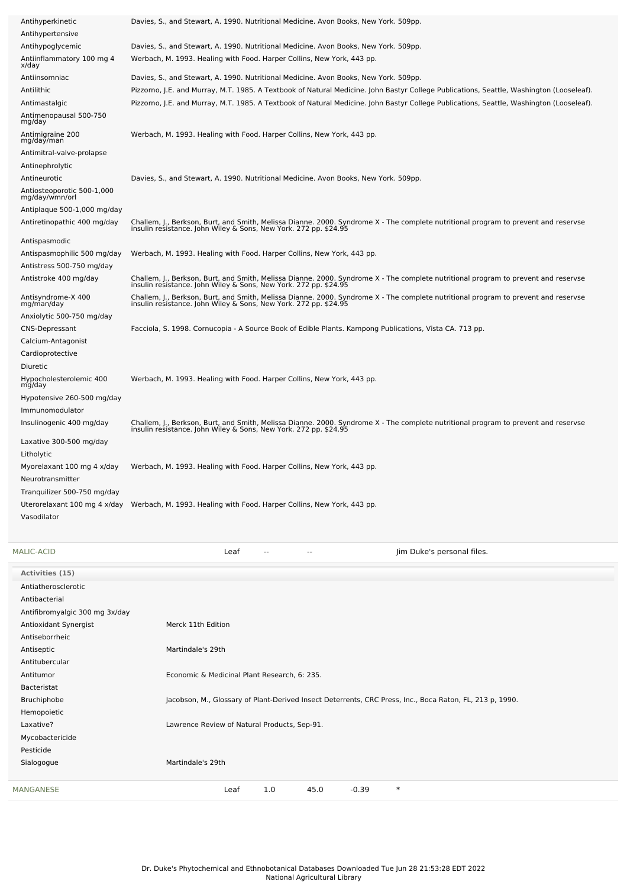| Activity | Reference |
|---|---|
| Antihyperkinetic | Davies, S., and Stewart, A. 1990. Nutritional Medicine. Avon Books, New York. 509pp. |
| Antihypertensive | |
| Antihypoglycemic | Davies, S., and Stewart, A. 1990. Nutritional Medicine. Avon Books, New York. 509pp. |
| Antiinflammatory 100 mg 4 x/day | Werbach, M. 1993. Healing with Food. Harper Collins, New York, 443 pp. |
| Antiinsomniac | Davies, S., and Stewart, A. 1990. Nutritional Medicine. Avon Books, New York. 509pp. |
| Antilithic | Pizzorno, J.E. and Murray, M.T. 1985. A Textbook of Natural Medicine. John Bastyr College Publications, Seattle, Washington (Looseleaf). |
| Antimastalgic | Pizzorno, J.E. and Murray, M.T. 1985. A Textbook of Natural Medicine. John Bastyr College Publications, Seattle, Washington (Looseleaf). |
| Antimenopausal 500-750 mg/day | |
| Antimigraine 200 mg/day/man | Werbach, M. 1993. Healing with Food. Harper Collins, New York, 443 pp. |
| Antimitral-valve-prolapse | |
| Antinephrolytic | |
| Antineurotic | Davies, S., and Stewart, A. 1990. Nutritional Medicine. Avon Books, New York. 509pp. |
| Antiosteoporotic 500-1,000 mg/day/wmn/orl | |
| Antiplaque 500-1,000 mg/day | |
| Antiretinopathic 400 mg/day | Challem, J., Berkson, Burt, and Smith, Melissa Dianne. 2000. Syndrome X - The complete nutritional program to prevent and reservse insulin resistance. John Wiley & Sons, New York. 272 pp. $24.95 |
| Antispasmodic | |
| Antispasmophilic 500 mg/day | Werbach, M. 1993. Healing with Food. Harper Collins, New York, 443 pp. |
| Antistress 500-750 mg/day | |
| Antistroke 400 mg/day | Challem, J., Berkson, Burt, and Smith, Melissa Dianne. 2000. Syndrome X - The complete nutritional program to prevent and reservse insulin resistance. John Wiley & Sons, New York. 272 pp. $24.95 |
| Antisyndrome-X 400 mg/man/day | Challem, J., Berkson, Burt, and Smith, Melissa Dianne. 2000. Syndrome X - The complete nutritional program to prevent and reservse insulin resistance. John Wiley & Sons, New York. 272 pp. $24.95 |
| Anxiolytic 500-750 mg/day | |
| CNS-Depressant | Facciola, S. 1998. Cornucopia - A Source Book of Edible Plants. Kampong Publications, Vista CA. 713 pp. |
| Calcium-Antagonist | |
| Cardioprotective | |
| Diuretic | |
| Hypocholesterolemic 400 mg/day | Werbach, M. 1993. Healing with Food. Harper Collins, New York, 443 pp. |
| Hypotensive 260-500 mg/day | |
| Immunomodulator | |
| Insulinogenic 400 mg/day | Challem, J., Berkson, Burt, and Smith, Melissa Dianne. 2000. Syndrome X - The complete nutritional program to prevent and reservse insulin resistance. John Wiley & Sons, New York. 272 pp. $24.95 |
| Laxative 300-500 mg/day | |
| Litholytic | |
| Myorelaxant 100 mg 4 x/day | Werbach, M. 1993. Healing with Food. Harper Collins, New York, 443 pp. |
| Neurotransmitter | |
| Tranquilizer 500-750 mg/day | |
| Uterorelaxant 100 mg 4 x/day | Werbach, M. 1993. Healing with Food. Harper Collins, New York, 443 pp. |
| Vasodilator | |

| Chemical | Part | Low | High | SD | Reference |
|---|---|---|---|---|---|
| MALIC-ACID | Leaf | -- | -- | | Jim Duke's personal files. |

**Activities (15)**

| Activity | Reference |
|---|---|
| Antiatherosclerotic | |
| Antibacterial | |
| Antifibromyalgic 300 mg 3x/day | |
| Antioxidant Synergist | Merck 11th Edition |
| Antiseborrheic | |
| Antiseptic | Martindale's 29th |
| Antitubercular | |
| Antitumor | Economic & Medicinal Plant Research, 6: 235. |
| Bacteristat | |
| Bruchiphobe | Jacobson, M., Glossary of Plant-Derived Insect Deterrents, CRC Press, Inc., Boca Raton, FL, 213 p, 1990. |
| Hemopoietic | |
| Laxative? | Lawrence Review of Natural Products, Sep-91. |
| Mycobactericide | |
| Pesticide | |
| Sialogogue | Martindale's 29th |

| Chemical | Part | Low | High | SD | Reference |
|---|---|---|---|---|---|
| MANGANESE | Leaf | 1.0 | 45.0 | -0.39 | * |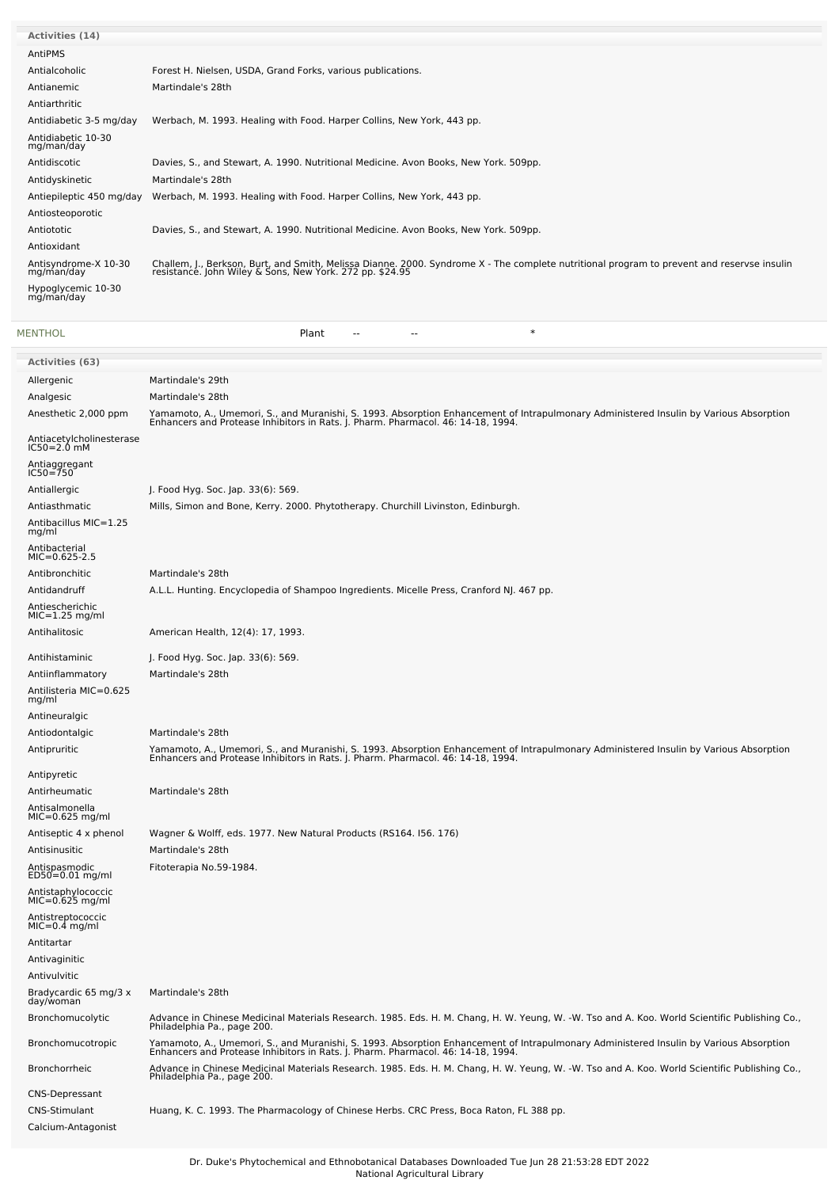**Activities (14)**

| Activity | Reference |
|---|---|
| AntiPMS | |
| Antialcoholic | Forest H. Nielsen, USDA, Grand Forks, various publications. |
| Antianemic | Martindale's 28th |
| Antiarthritic | |
| Antidiabetic 3-5 mg/day | Werbach, M. 1993. Healing with Food. Harper Collins, New York, 443 pp. |
| Antidiabetic 10-30 mg/man/day | |
| Antidiscotic | Davies, S., and Stewart, A. 1990. Nutritional Medicine. Avon Books, New York. 509pp. |
| Antidyskinetic | Martindale's 28th |
| Antiepileptic 450 mg/day | Werbach, M. 1993. Healing with Food. Harper Collins, New York, 443 pp. |
| Antiosteoporotic | |
| Antiototic | Davies, S., and Stewart, A. 1990. Nutritional Medicine. Avon Books, New York. 509pp. |
| Antioxidant | |
| Antisyndrome-X 10-30 mg/man/day | Challem, J., Berkson, Burt, and Smith, Melissa Dianne. 2000. Syndrome X - The complete nutritional program to prevent and reservse insulin resistance. John Wiley & Sons, New York. 272 pp. $24.95 |
| Hypoglycemic 10-30 mg/man/day | |

MENTHOL Plant -- -- *

**Activities (63)**

| Activity | Reference |
|---|---|
| Allergenic | Martindale's 29th |
| Analgesic | Martindale's 28th |
| Anesthetic 2,000 ppm | Yamamoto, A., Umemori, S., and Muranishi, S. 1993. Absorption Enhancement of Intrapulmonary Administered Insulin by Various Absorption Enhancers and Protease Inhibitors in Rats. J. Pharm. Pharmacol. 46: 14-18, 1994. |
| Antiacetylcholinesterase IC50=2.0 mM | |
| Antiaggregant IC50=750 | |
| Antiallergic | J. Food Hyg. Soc. Jap. 33(6): 569. |
| Antiasthmatic | Mills, Simon and Bone, Kerry. 2000. Phytotherapy. Churchill Livinston, Edinburgh. |
| Antibacillus MIC=1.25 mg/ml | |
| Antibacterial MIC=0.625-2.5 | |
| Antibronchitic | Martindale's 28th |
| Antidandruff | A.L.L. Hunting. Encyclopedia of Shampoo Ingredients. Micelle Press, Cranford NJ. 467 pp. |
| Antiescherichic MIC=1.25 mg/ml | |
| Antihalitosic | American Health, 12(4): 17, 1993. |
| Antihistaminic | J. Food Hyg. Soc. Jap. 33(6): 569. |
| Antiinflammatory | Martindale's 28th |
| Antilisteria MIC=0.625 mg/ml | |
| Antineuralgic | |
| Antiodontalgic | Martindale's 28th |
| Antipruritic | Yamamoto, A., Umemori, S., and Muranishi, S. 1993. Absorption Enhancement of Intrapulmonary Administered Insulin by Various Absorption Enhancers and Protease Inhibitors in Rats. J. Pharm. Pharmacol. 46: 14-18, 1994. |
| Antipyretic | |
| Antirheumatic | Martindale's 28th |
| Antisalmonella MIC=0.625 mg/ml | |
| Antiseptic 4 x phenol | Wagner & Wolff, eds. 1977. New Natural Products (RS164. I56. 176) |
| Antisinusitic | Martindale's 28th |
| Antispasmodic ED50=0.01 mg/ml | Fitoterapia No.59-1984. |
| Antistaphylococcic MIC=0.625 mg/ml | |
| Antistreptococcic MIC=0.4 mg/ml | |
| Antitartar | |
| Antivaginitic | |
| Antivulvitic | |
| Bradycardic 65 mg/3 x day/woman | Martindale's 28th |
| Bronchomucolytic | Advance in Chinese Medicinal Materials Research. 1985. Eds. H. M. Chang, H. W. Yeung, W. -W. Tso and A. Koo. World Scientific Publishing Co., Philadelphia Pa., page 200. |
| Bronchomucotropic | Yamamoto, A., Umemori, S., and Muranishi, S. 1993. Absorption Enhancement of Intrapulmonary Administered Insulin by Various Absorption Enhancers and Protease Inhibitors in Rats. J. Pharm. Pharmacol. 46: 14-18, 1994. |
| Bronchorrheic | Advance in Chinese Medicinal Materials Research. 1985. Eds. H. M. Chang, H. W. Yeung, W. -W. Tso and A. Koo. World Scientific Publishing Co., Philadelphia Pa., page 200. |
| CNS-Depressant | |
| CNS-Stimulant | Huang, K. C. 1993. The Pharmacology of Chinese Herbs. CRC Press, Boca Raton, FL 388 pp. |
| Calcium-Antagonist | |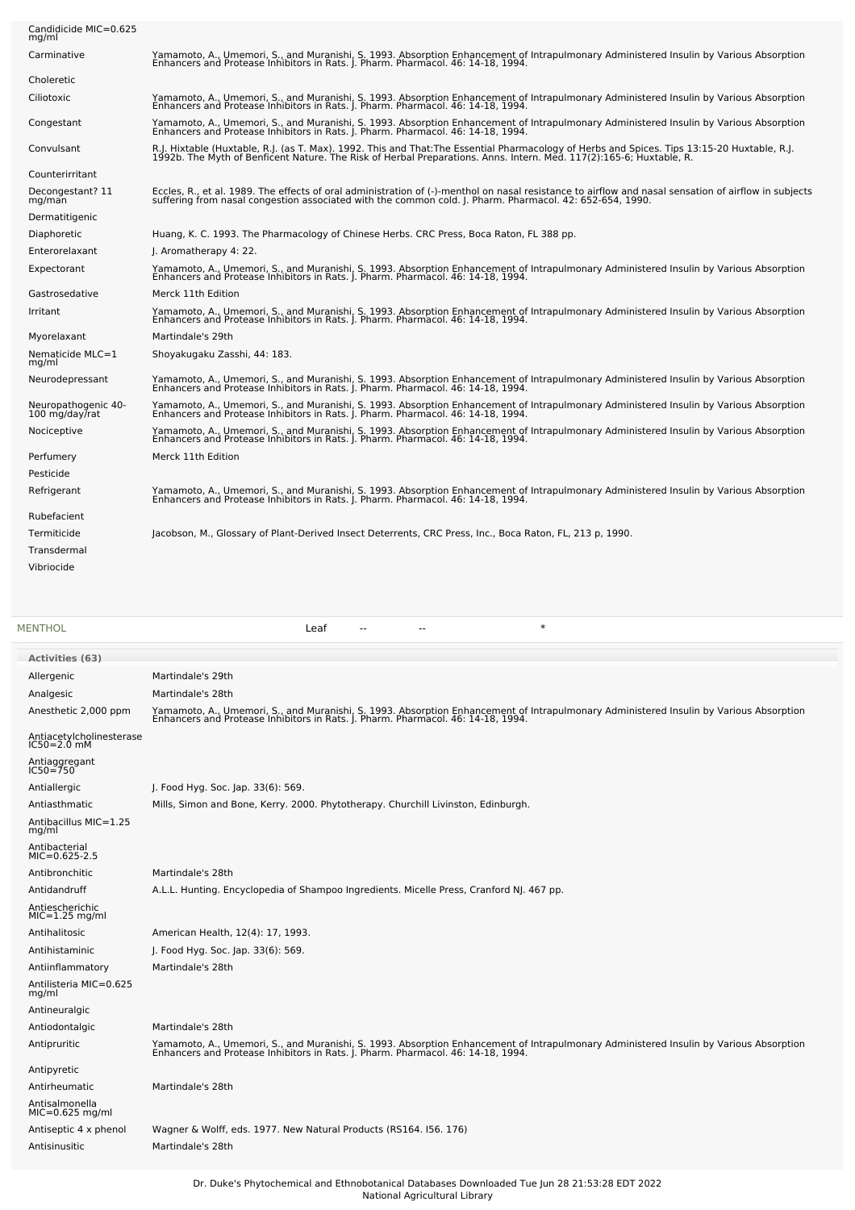| | |
|---|---|
| Candidicide MIC=0.625 mg/ml | |
| Carminative | Yamamoto, A., Umemori, S., and Muranishi, S. 1993. Absorption Enhancement of Intrapulmonary Administered Insulin by Various Absorption Enhancers and Protease Inhibitors in Rats. J. Pharm. Pharmacol. 46: 14-18, 1994. |
| Choleretic | |
| Ciliotoxic | Yamamoto, A., Umemori, S., and Muranishi, S. 1993. Absorption Enhancement of Intrapulmonary Administered Insulin by Various Absorption Enhancers and Protease Inhibitors in Rats. J. Pharm. Pharmacol. 46: 14-18, 1994. |
| Congestant | Yamamoto, A., Umemori, S., and Muranishi, S. 1993. Absorption Enhancement of Intrapulmonary Administered Insulin by Various Absorption Enhancers and Protease Inhibitors in Rats. J. Pharm. Pharmacol. 46: 14-18, 1994. |
| Convulsant | R.J. Hixtable (Huxtable, R.J. (as T. Max). 1992. This and That:The Essential Pharmacology of Herbs and Spices. Tips 13:15-20 Huxtable, R.J. 1992b. The Myth of Benficent Nature. The Risk of Herbal Preparations. Anns. Intern. Med. 117(2):165-6; Huxtable, R. |
| Counterirritant | |
| Decongestant? 11 mg/man | Eccles, R., et al. 1989. The effects of oral administration of (-)-menthol on nasal resistance to airflow and nasal sensation of airflow in subjects suffering from nasal congestion associated with the common cold. J. Pharm. Pharmacol. 42: 652-654, 1990. |
| Dermatitigenic | |
| Diaphoretic | Huang, K. C. 1993. The Pharmacology of Chinese Herbs. CRC Press, Boca Raton, FL 388 pp. |
| Enterorelaxant | J. Aromatherapy 4: 22. |
| Expectorant | Yamamoto, A., Umemori, S., and Muranishi, S. 1993. Absorption Enhancement of Intrapulmonary Administered Insulin by Various Absorption Enhancers and Protease Inhibitors in Rats. J. Pharm. Pharmacol. 46: 14-18, 1994. |
| Gastrosedative | Merck 11th Edition |
| Irritant | Yamamoto, A., Umemori, S., and Muranishi, S. 1993. Absorption Enhancement of Intrapulmonary Administered Insulin by Various Absorption Enhancers and Protease Inhibitors in Rats. J. Pharm. Pharmacol. 46: 14-18, 1994. |
| Myorelaxant | Martindale's 29th |
| Nematicide MLC=1 mg/ml | Shoyakugaku Zasshi, 44: 183. |
| Neurodepressant | Yamamoto, A., Umemori, S., and Muranishi, S. 1993. Absorption Enhancement of Intrapulmonary Administered Insulin by Various Absorption Enhancers and Protease Inhibitors in Rats. J. Pharm. Pharmacol. 46: 14-18, 1994. |
| Neuropathogenic 40-100 mg/day/rat | Yamamoto, A., Umemori, S., and Muranishi, S. 1993. Absorption Enhancement of Intrapulmonary Administered Insulin by Various Absorption Enhancers and Protease Inhibitors in Rats. J. Pharm. Pharmacol. 46: 14-18, 1994. |
| Nociceptive | Yamamoto, A., Umemori, S., and Muranishi, S. 1993. Absorption Enhancement of Intrapulmonary Administered Insulin by Various Absorption Enhancers and Protease Inhibitors in Rats. J. Pharm. Pharmacol. 46: 14-18, 1994. |
| Perfumery | Merck 11th Edition |
| Pesticide | |
| Refrigerant | Yamamoto, A., Umemori, S., and Muranishi, S. 1993. Absorption Enhancement of Intrapulmonary Administered Insulin by Various Absorption Enhancers and Protease Inhibitors in Rats. J. Pharm. Pharmacol. 46: 14-18, 1994. |
| Rubefacient | |
| Termiticide | Jacobson, M., Glossary of Plant-Derived Insect Deterrents, CRC Press, Inc., Boca Raton, FL, 213 p, 1990. |
| Transdermal | |
| Vibriocide | |

| MENTHOL | Leaf | -- | -- | * |
|---|---|---|---|---|

**Activities (63)**

| | |
|---|---|
| Allergenic | Martindale's 29th |
| Analgesic | Martindale's 28th |
| Anesthetic 2,000 ppm | Yamamoto, A., Umemori, S., and Muranishi, S. 1993. Absorption Enhancement of Intrapulmonary Administered Insulin by Various Absorption Enhancers and Protease Inhibitors in Rats. J. Pharm. Pharmacol. 46: 14-18, 1994. |
| Antiacetylcholinesterase IC50=2.0 mM | |
| Antiaggregant IC50=750 | |
| Antiallergic | J. Food Hyg. Soc. Jap. 33(6): 569. |
| Antiasthmatic | Mills, Simon and Bone, Kerry. 2000. Phytotherapy. Churchill Livinston, Edinburgh. |
| Antibacillus MIC=1.25 mg/ml | |
| Antibacterial MIC=0.625-2.5 | |
| Antibronchitic | Martindale's 28th |
| Antidandruff | A.L.L. Hunting. Encyclopedia of Shampoo Ingredients. Micelle Press, Cranford NJ. 467 pp. |
| Antiescherichic MIC=1.25 mg/ml | |
| Antihalitosic | American Health, 12(4): 17, 1993. |
| Antihistaminic | J. Food Hyg. Soc. Jap. 33(6): 569. |
| Antiinflammatory | Martindale's 28th |
| Antilisteria MIC=0.625 mg/ml | |
| Antineuralgic | |
| Antiodontalgic | Martindale's 28th |
| Antipruritic | Yamamoto, A., Umemori, S., and Muranishi, S. 1993. Absorption Enhancement of Intrapulmonary Administered Insulin by Various Absorption Enhancers and Protease Inhibitors in Rats. J. Pharm. Pharmacol. 46: 14-18, 1994. |
| Antipyretic | |
| Antirheumatic | Martindale's 28th |
| Antisalmonella MIC=0.625 mg/ml | |
| Antiseptic 4 x phenol | Wagner & Wolff, eds. 1977. New Natural Products (RS164. I56. 176) |
| Antisinusitic | Martindale's 28th |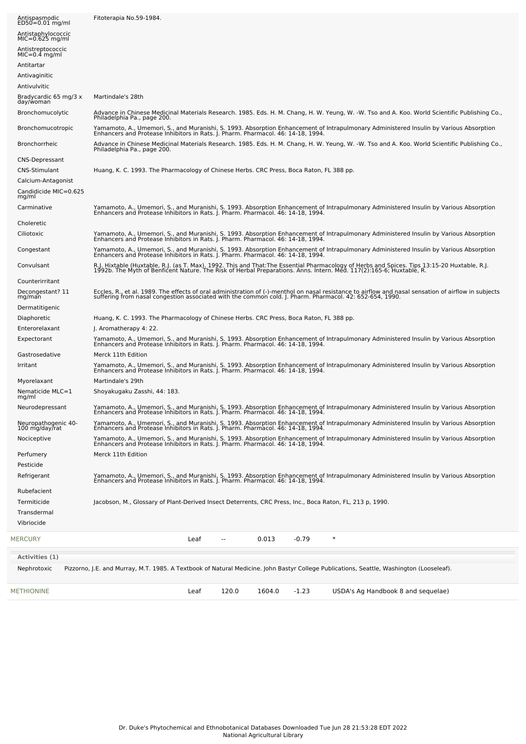| Activity | Reference |
|---|---|
| Antispasmodic ED50=0.01 mg/ml | Fitoterapia No.59-1984. |
| Antistaphylococcic MIC=0.625 mg/ml | |
| Antistreptococcic MIC=0.4 mg/ml | |
| Antitartar | |
| Antivaginitic | |
| Antivulvitic | |
| Bradycardic 65 mg/3 x day/woman | Martindale's 28th |
| Bronchomucolytic | Advance in Chinese Medicinal Materials Research. 1985. Eds. H. M. Chang, H. W. Yeung, W. -W. Tso and A. Koo. World Scientific Publishing Co., Philadelphia Pa., page 200. |
| Bronchomucotropic | Yamamoto, A., Umemori, S., and Muranishi, S. 1993. Absorption Enhancement of Intrapulmonary Administered Insulin by Various Absorption Enhancers and Protease Inhibitors in Rats. J. Pharm. Pharmacol. 46: 14-18, 1994. |
| Bronchorrheic | Advance in Chinese Medicinal Materials Research. 1985. Eds. H. M. Chang, H. W. Yeung, W. -W. Tso and A. Koo. World Scientific Publishing Co., Philadelphia Pa., page 200. |
| CNS-Depressant | |
| CNS-Stimulant | Huang, K. C. 1993. The Pharmacology of Chinese Herbs. CRC Press, Boca Raton, FL 388 pp. |
| Calcium-Antagonist | |
| Candidicide MIC=0.625 mg/ml | |
| Carminative | Yamamoto, A., Umemori, S., and Muranishi, S. 1993. Absorption Enhancement of Intrapulmonary Administered Insulin by Various Absorption Enhancers and Protease Inhibitors in Rats. J. Pharm. Pharmacol. 46: 14-18, 1994. |
| Choleretic | |
| Ciliotoxic | Yamamoto, A., Umemori, S., and Muranishi, S. 1993. Absorption Enhancement of Intrapulmonary Administered Insulin by Various Absorption Enhancers and Protease Inhibitors in Rats. J. Pharm. Pharmacol. 46: 14-18, 1994. |
| Congestant | Yamamoto, A., Umemori, S., and Muranishi, S. 1993. Absorption Enhancement of Intrapulmonary Administered Insulin by Various Absorption Enhancers and Protease Inhibitors in Rats. J. Pharm. Pharmacol. 46: 14-18, 1994. |
| Convulsant | R.J. Hixtable (Huxtable, R.J. (as T. Max), 1992. This and That:The Essential Pharmacology of Herbs and Spices. Tips 13:15-20 Huxtable, R.J. 1992b. The Myth of Benficent Nature. The Risk of Herbal Preparations. Anns. Intern. Med. 117(2):165-6; Huxtable, R. |
| Counterirritant | |
| Decongestant? 11 mg/man | Eccles, R., et al. 1989. The effects of oral administration of (-)-menthol on nasal resistance to airflow and nasal sensation of airflow in subjects suffering from nasal congestion associated with the common cold. J. Pharm. Pharmacol. 42: 652-654, 1990. |
| Dermatitigenic | |
| Diaphoretic | Huang, K. C. 1993. The Pharmacology of Chinese Herbs. CRC Press, Boca Raton, FL 388 pp. |
| Enterorelaxant | J. Aromatherapy 4: 22. |
| Expectorant | Yamamoto, A., Umemori, S., and Muranishi, S. 1993. Absorption Enhancement of Intrapulmonary Administered Insulin by Various Absorption Enhancers and Protease Inhibitors in Rats. J. Pharm. Pharmacol. 46: 14-18, 1994. |
| Gastrosedative | Merck 11th Edition |
| Irritant | Yamamoto, A., Umemori, S., and Muranishi, S. 1993. Absorption Enhancement of Intrapulmonary Administered Insulin by Various Absorption Enhancers and Protease Inhibitors in Rats. J. Pharm. Pharmacol. 46: 14-18, 1994. |
| Myorelaxant | Martindale's 29th |
| Nematicide MLC=1 mg/ml | Shoyakugaku Zasshi, 44: 183. |
| Neurodepressant | Yamamoto, A., Umemori, S., and Muranishi, S. 1993. Absorption Enhancement of Intrapulmonary Administered Insulin by Various Absorption Enhancers and Protease Inhibitors in Rats. J. Pharm. Pharmacol. 46: 14-18, 1994. |
| Neuropathogenic 40-100 mg/day/rat | Yamamoto, A., Umemori, S., and Muranishi, S. 1993. Absorption Enhancement of Intrapulmonary Administered Insulin by Various Absorption Enhancers and Protease Inhibitors in Rats. J. Pharm. Pharmacol. 46: 14-18, 1994. |
| Nociceptive | Yamamoto, A., Umemori, S., and Muranishi, S. 1993. Absorption Enhancement of Intrapulmonary Administered Insulin by Various Absorption Enhancers and Protease Inhibitors in Rats. J. Pharm. Pharmacol. 46: 14-18, 1994. |
| Perfumery | Merck 11th Edition |
| Pesticide | |
| Refrigerant | Yamamoto, A., Umemori, S., and Muranishi, S. 1993. Absorption Enhancement of Intrapulmonary Administered Insulin by Various Absorption Enhancers and Protease Inhibitors in Rats. J. Pharm. Pharmacol. 46: 14-18, 1994. |
| Rubefacient | |
| Termiticide | Jacobson, M., Glossary of Plant-Derived Insect Deterrents, CRC Press, Inc., Boca Raton, FL, 213 p, 1990. |
| Transdermal | |
| Vibriocide | |

| Chemical | Part | Low | High | SD | Reference |
|---|---|---|---|---|---|
| MERCURY | Leaf | -- | 0.013 | -0.79 | * |

**Activities (1)**

| Activity | Reference |
|---|---|
| Nephrotoxic | Pizzorno, J.E. and Murray, M.T. 1985. A Textbook of Natural Medicine. John Bastyr College Publications, Seattle, Washington (Looseleaf). |

| Chemical | Part | Low | High | SD | Reference |
|---|---|---|---|---|---|
| METHIONINE | Leaf | 120.0 | 1604.0 | -1.23 | USDA's Ag Handbook 8 and sequelae) |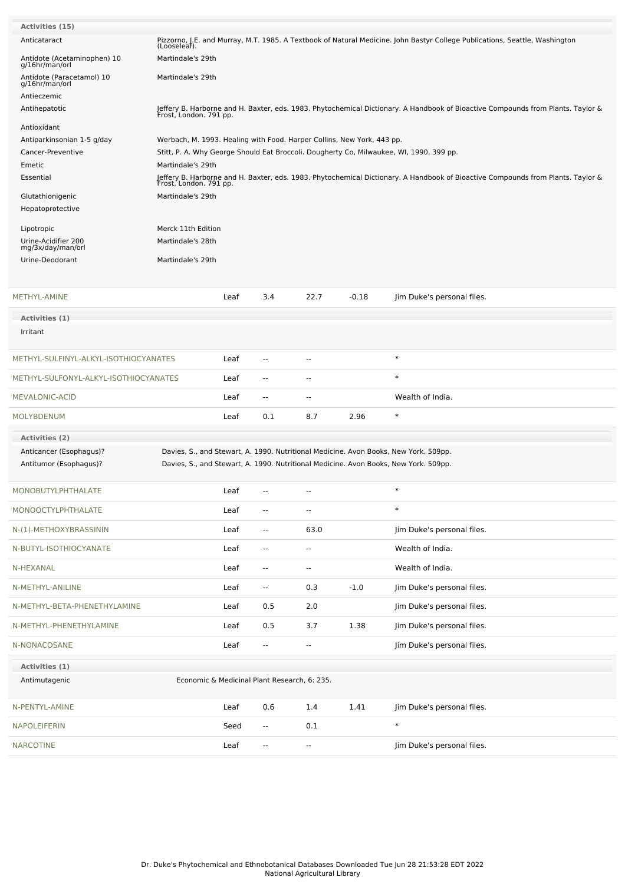**Activities (15)**

| Activity | Reference |
|---|---|
| Anticataract | Pizzorno, J.E. and Murray, M.T. 1985. A Textbook of Natural Medicine. John Bastyr College Publications, Seattle, Washington (Looseleaf). |
| Antidote (Acetaminophen) 10 g/16hr/man/orl | Martindale's 29th |
| Antidote (Paracetamol) 10 g/16hr/man/orl | Martindale's 29th |
| Antieczemic | |
| Antihepatotic | Jeffery B. Harborne and H. Baxter, eds. 1983. Phytochemical Dictionary. A Handbook of Bioactive Compounds from Plants. Taylor & Frost, London. 791 pp. |
| Antioxidant | |
| Antiparkinsonian 1-5 g/day | Werbach, M. 1993. Healing with Food. Harper Collins, New York, 443 pp. |
| Cancer-Preventive | Stitt, P. A. Why George Should Eat Broccoli. Dougherty Co, Milwaukee, WI, 1990, 399 pp. |
| Emetic | Martindale's 29th |
| Essential | Jeffery B. Harborne and H. Baxter, eds. 1983. Phytochemical Dictionary. A Handbook of Bioactive Compounds from Plants. Taylor & Frost, London. 791 pp. |
| Glutathionigenic | Martindale's 29th |
| Hepatoprotective | |
| Lipotropic | Merck 11th Edition |
| Urine-Acidifier 200 mg/3x/day/man/orl | Martindale's 28th |
| Urine-Deodorant | Martindale's 29th |

| Chemical | Part | Low | High | SD | Reference |
|---|---|---|---|---|---|
| METHYL-AMINE | Leaf | 3.4 | 22.7 | -0.18 | Jim Duke's personal files. |

**Activities (1)**

Irritant

| Chemical | Part | Low | High | SD | Reference |
|---|---|---|---|---|---|
| METHYL-SULFINYL-ALKYL-ISOTHIOCYANATES | Leaf | -- | -- | | * |
| METHYL-SULFONYL-ALKYL-ISOTHIOCYANATES | Leaf | -- | -- | | * |
| MEVALONIC-ACID | Leaf | -- | -- | | Wealth of India. |
| MOLYBDENUM | Leaf | 0.1 | 8.7 | 2.96 | * |

**Activities (2)**

| Activity | Reference |
|---|---|
| Anticancer (Esophagus)? | Davies, S., and Stewart, A. 1990. Nutritional Medicine. Avon Books, New York. 509pp. |
| Antitumor (Esophagus)? | Davies, S., and Stewart, A. 1990. Nutritional Medicine. Avon Books, New York. 509pp. |

| Chemical | Part | Low | High | SD | Reference |
|---|---|---|---|---|---|
| MONOBUTYLPHTHALATE | Leaf | -- | -- | | * |
| MONOOCTYLPHTHALATE | Leaf | -- | -- | | * |
| N-(1)-METHOXYBRASSININ | Leaf | -- | 63.0 | | Jim Duke's personal files. |
| N-BUTYL-ISOTHIOCYANATE | Leaf | -- | -- | | Wealth of India. |
| N-HEXANAL | Leaf | -- | -- | | Wealth of India. |
| N-METHYL-ANILINE | Leaf | -- | 0.3 | -1.0 | Jim Duke's personal files. |
| N-METHYL-BETA-PHENETHYLAMINE | Leaf | 0.5 | 2.0 | | Jim Duke's personal files. |
| N-METHYL-PHENETHYLAMINE | Leaf | 0.5 | 3.7 | 1.38 | Jim Duke's personal files. |
| N-NONACOSANE | Leaf | -- | -- | | Jim Duke's personal files. |

**Activities (1)**

| Activity | Reference |
|---|---|
| Antimutagenic | Economic & Medicinal Plant Research, 6: 235. |

| Chemical | Part | Low | High | SD | Reference |
|---|---|---|---|---|---|
| N-PENTYL-AMINE | Leaf | 0.6 | 1.4 | 1.41 | Jim Duke's personal files. |
| NAPOLEIFERIN | Seed | -- | 0.1 | | * |
| NARCOTINE | Leaf | -- | -- | | Jim Duke's personal files. |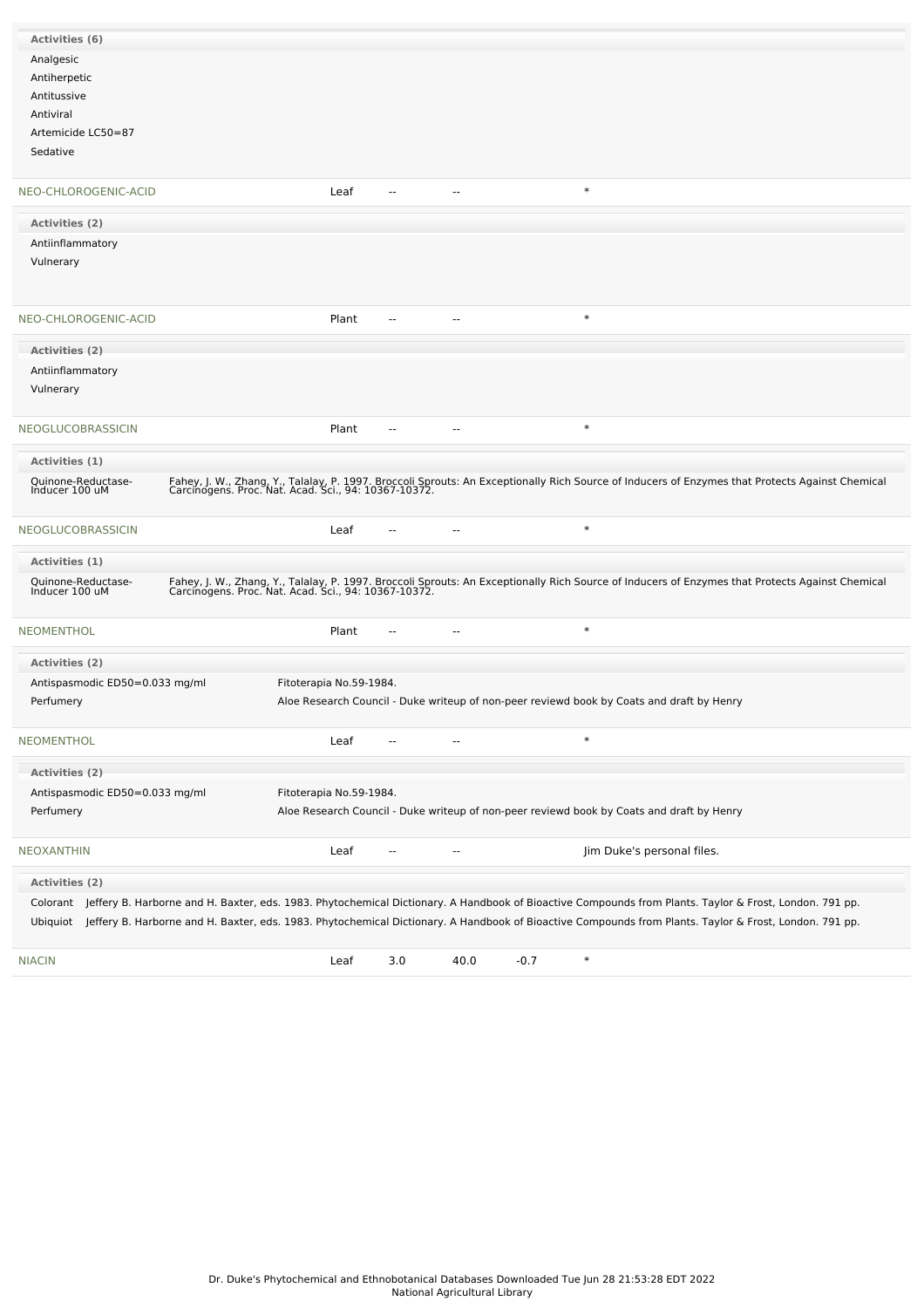**Activities (6)**

Analgesic

Antiherpetic

Antitussive

Antiviral

Artemicide LC50=87

Sedative

| NEO-CHLOROGENIC-ACID | Leaf | -- | -- | | * |
|---|---|---|---|---|---|

**Activities (2)**

Antiinflammatory

Vulnerary

| NEO-CHLOROGENIC-ACID | Plant | -- | -- | | * |
|---|---|---|---|---|---|

**Activities (2)**

Antiinflammatory

Vulnerary

| NEOGLUCOBRASSICIN | Plant | -- | -- | | * |
|---|---|---|---|---|---|

**Activities (1)**

| Activity | Reference |
|---|---|
| Quinone-Reductase-Inducer 100 uM | Fahey, J. W., Zhang, Y., Talalay, P. 1997. Broccoli Sprouts: An Exceptionally Rich Source of Inducers of Enzymes that Protects Against Chemical Carcinogens. Proc. Nat. Acad. Sci., 94: 10367-10372. |

| NEOGLUCOBRASSICIN | Leaf | -- | -- | | * |
|---|---|---|---|---|---|

**Activities (1)**

| Activity | Reference |
|---|---|
| Quinone-Reductase-Inducer 100 uM | Fahey, J. W., Zhang, Y., Talalay, P. 1997. Broccoli Sprouts: An Exceptionally Rich Source of Inducers of Enzymes that Protects Against Chemical Carcinogens. Proc. Nat. Acad. Sci., 94: 10367-10372. |

| NEOMENTHOL | Plant | -- | -- | | * |
|---|---|---|---|---|---|

**Activities (2)**

| Activity | Reference |
|---|---|
| Antispasmodic ED50=0.033 mg/ml | Fitoterapia No.59-1984. |
| Perfumery | Aloe Research Council - Duke writeup of non-peer reviewd book by Coats and draft by Henry |

| NEOMENTHOL | Leaf | -- | -- | | * |
|---|---|---|---|---|---|

**Activities (2)**

| Activity | Reference |
|---|---|
| Antispasmodic ED50=0.033 mg/ml | Fitoterapia No.59-1984. |
| Perfumery | Aloe Research Council - Duke writeup of non-peer reviewd book by Coats and draft by Henry |

| NEOXANTHIN | Leaf | -- | -- | | Jim Duke's personal files. |
|---|---|---|---|---|---|

**Activities (2)**

| Activity | Reference |
|---|---|
| Colorant | Jeffery B. Harborne and H. Baxter, eds. 1983. Phytochemical Dictionary. A Handbook of Bioactive Compounds from Plants. Taylor & Frost, London. 791 pp. |
| Ubiquiot | Jeffery B. Harborne and H. Baxter, eds. 1983. Phytochemical Dictionary. A Handbook of Bioactive Compounds from Plants. Taylor & Frost, London. 791 pp. |

| NIACIN | Leaf | 3.0 | 40.0 | -0.7 | * |
|---|---|---|---|---|---|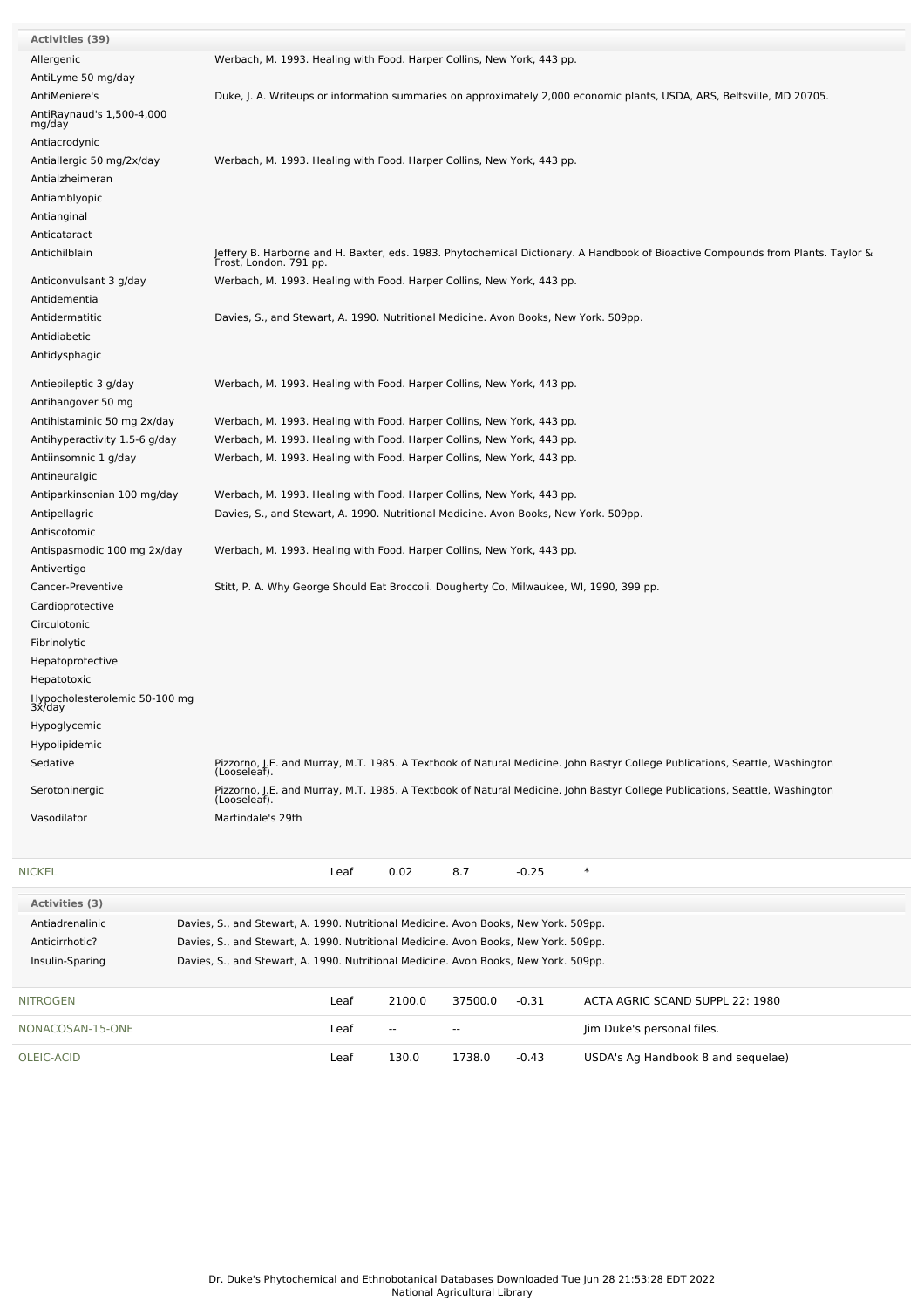| Activities (39) | |
|---|---|
| Allergenic | Werbach, M. 1993. Healing with Food. Harper Collins, New York, 443 pp. |
| AntiLyme 50 mg/day | |
| AntiMeniere's | Duke, J. A. Writeups or information summaries on approximately 2,000 economic plants, USDA, ARS, Beltsville, MD 20705. |
| AntiRaynaud's 1,500-4,000 mg/day | |
| Antiacrodynic | |
| Antiallergic 50 mg/2x/day | Werbach, M. 1993. Healing with Food. Harper Collins, New York, 443 pp. |
| Antialzheimeran | |
| Antiamblyopic | |
| Antianginal | |
| Anticataract | |
| Antichilblain | Jeffery B. Harborne and H. Baxter, eds. 1983. Phytochemical Dictionary. A Handbook of Bioactive Compounds from Plants. Taylor & Frost, London. 791 pp. |
| Anticonvulsant 3 g/day | Werbach, M. 1993. Healing with Food. Harper Collins, New York, 443 pp. |
| Antidementia | |
| Antidermatitic | Davies, S., and Stewart, A. 1990. Nutritional Medicine. Avon Books, New York. 509pp. |
| Antidiabetic | |
| Antidysphagic | |
| Antiepileptic 3 g/day | Werbach, M. 1993. Healing with Food. Harper Collins, New York, 443 pp. |
| Antihangover 50 mg | |
| Antihistaminic 50 mg 2x/day | Werbach, M. 1993. Healing with Food. Harper Collins, New York, 443 pp. |
| Antihyperactivity 1.5-6 g/day | Werbach, M. 1993. Healing with Food. Harper Collins, New York, 443 pp. |
| Antiinsomnic 1 g/day | Werbach, M. 1993. Healing with Food. Harper Collins, New York, 443 pp. |
| Antineuralgic | |
| Antiparkinsonian 100 mg/day | Werbach, M. 1993. Healing with Food. Harper Collins, New York, 443 pp. |
| Antipellagric | Davies, S., and Stewart, A. 1990. Nutritional Medicine. Avon Books, New York. 509pp. |
| Antiscotomic | |
| Antispasmodic 100 mg 2x/day | Werbach, M. 1993. Healing with Food. Harper Collins, New York, 443 pp. |
| Antivertigo | |
| Cancer-Preventive | Stitt, P. A. Why George Should Eat Broccoli. Dougherty Co, Milwaukee, WI, 1990, 399 pp. |
| Cardioprotective | |
| Circulotonic | |
| Fibrinolytic | |
| Hepatoprotective | |
| Hepatotoxic | |
| Hypocholesterolemic 50-100 mg 3x/day | |
| Hypoglycemic | |
| Hypolipidemic | |
| Sedative | Pizzorno, J.E. and Murray, M.T. 1985. A Textbook of Natural Medicine. John Bastyr College Publications, Seattle, Washington (Looseleaf). |
| Serotoninergic | Pizzorno, J.E. and Murray, M.T. 1985. A Textbook of Natural Medicine. John Bastyr College Publications, Seattle, Washington (Looseleaf). |
| Vasodilator | Martindale's 29th |

| NICKEL | Leaf | 0.02 | 8.7 | -0.25 | * |
|---|---|---|---|---|---|

| Activities (3) | |
|---|---|
| Antiadrenalinic | Davies, S., and Stewart, A. 1990. Nutritional Medicine. Avon Books, New York. 509pp. |
| Anticirrhotic? | Davies, S., and Stewart, A. 1990. Nutritional Medicine. Avon Books, New York. 509pp. |
| Insulin-Sparing | Davies, S., and Stewart, A. 1990. Nutritional Medicine. Avon Books, New York. 509pp. |

| NITROGEN | Leaf | 2100.0 | 37500.0 | -0.31 | ACTA AGRIC SCAND SUPPL 22: 1980 |
|---|---|---|---|---|---|
| NONACOSAN-15-ONE | Leaf | -- | -- | | Jim Duke's personal files. |
| OLEIC-ACID | Leaf | 130.0 | 1738.0 | -0.43 | USDA's Ag Handbook 8 and sequelae) |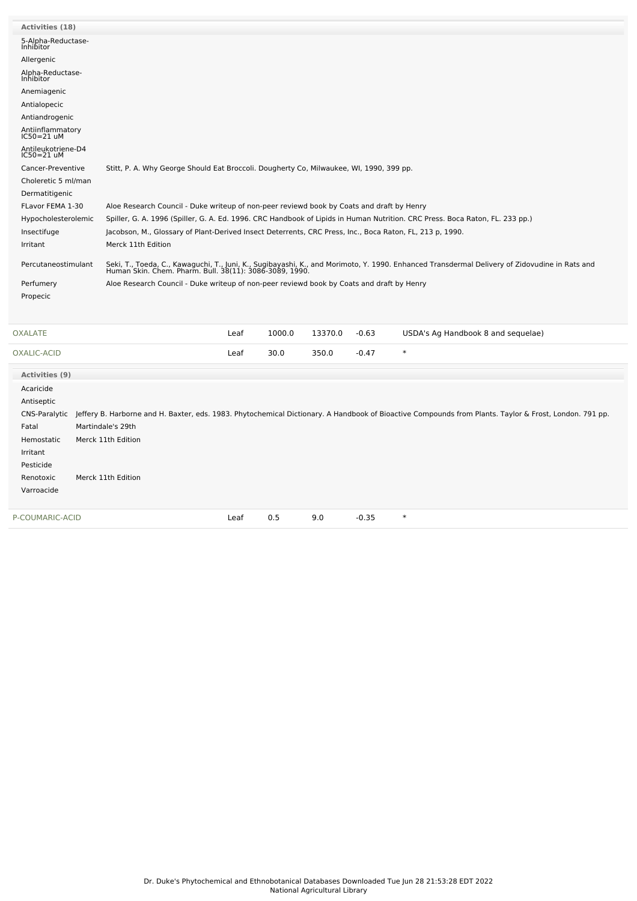**Activities (18)**

| Activity | Reference |
|---|---|
| 5-Alpha-Reductase-Inhibitor | |
| Allergenic | |
| Alpha-Reductase-Inhibitor | |
| Anemiagenic | |
| Antialopecic | |
| Antiandrogenic | |
| Antiinflammatory IC50=21 uM | |
| Antileukotriene-D4 IC50=21 uM | |
| Cancer-Preventive | Stitt, P. A. Why George Should Eat Broccoli. Dougherty Co, Milwaukee, WI, 1990, 399 pp. |
| Choleretic 5 ml/man | |
| Dermatitigenic | |
| FLavor FEMA 1-30 | Aloe Research Council - Duke writeup of non-peer reviewd book by Coats and draft by Henry |
| Hypocholesterolemic | Spiller, G. A. 1996 (Spiller, G. A. Ed. 1996. CRC Handbook of Lipids in Human Nutrition. CRC Press. Boca Raton, FL. 233 pp.) |
| Insectifuge | Jacobson, M., Glossary of Plant-Derived Insect Deterrents, CRC Press, Inc., Boca Raton, FL, 213 p, 1990. |
| Irritant | Merck 11th Edition |
| Percutaneostimulant | Seki, T., Toeda, C., Kawaguchi, T., Juni, K., Sugibayashi, K., and Morimoto, Y. 1990. Enhanced Transdermal Delivery of Zidovudine in Rats and Human Skin. Chem. Pharm. Bull. 38(11): 3086-3089, 1990. |
| Perfumery | Aloe Research Council - Duke writeup of non-peer reviewd book by Coats and draft by Henry |
| Propecic | |

| Chemical | Part | Low | High | SD | Reference |
|---|---|---|---|---|---|
| OXALATE | Leaf | 1000.0 | 13370.0 | -0.63 | USDA's Ag Handbook 8 and sequelae) |
| OXALIC-ACID | Leaf | 30.0 | 350.0 | -0.47 | * |

**Activities (9)**

| Activity | Reference |
|---|---|
| Acaricide | |
| Antiseptic | |
| CNS-Paralytic | Jeffery B. Harborne and H. Baxter, eds. 1983. Phytochemical Dictionary. A Handbook of Bioactive Compounds from Plants. Taylor & Frost, London. 791 pp. |
| Fatal | Martindale's 29th |
| Hemostatic | Merck 11th Edition |
| Irritant | |
| Pesticide | |
| Renotoxic | Merck 11th Edition |
| Varroacide | |

| Chemical | Part | Low | High | SD | Reference |
|---|---|---|---|---|---|
| P-COUMARIC-ACID | Leaf | 0.5 | 9.0 | -0.35 | * |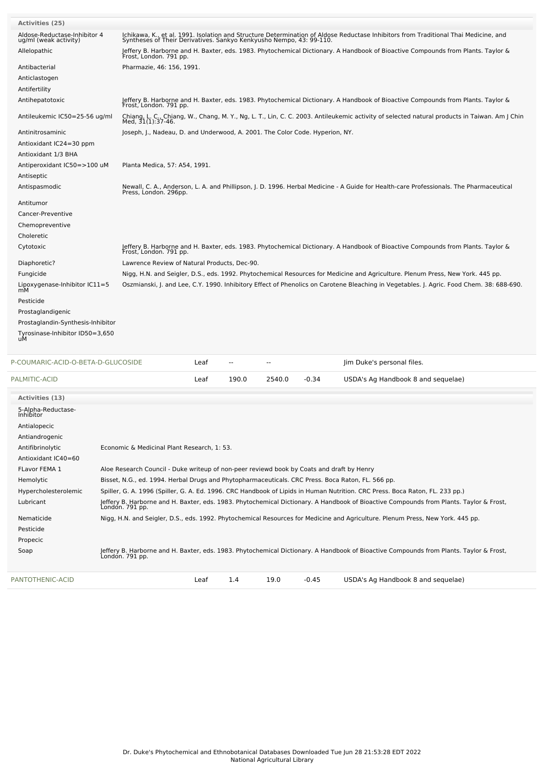| Activities (25) | |
|---|---|
| Aldose-Reductase-Inhibitor 4 ug/ml (weak activity) | Ichikawa, K., et al. 1991. Isolation and Structure Determination of Aldose Reductase Inhibitors from Traditional Thai Medicine, and Syntheses of Their Derivatives. Sankyo Kenkyusho Nempo, 43: 99-110. |
| Allelopathic | Jeffery B. Harborne and H. Baxter, eds. 1983. Phytochemical Dictionary. A Handbook of Bioactive Compounds from Plants. Taylor & Frost, London. 791 pp. |
| Antibacterial | Pharmazie, 46: 156, 1991. |
| Anticlastogen | |
| Antifertility | |
| Antihepatotoxic | Jeffery B. Harborne and H. Baxter, eds. 1983. Phytochemical Dictionary. A Handbook of Bioactive Compounds from Plants. Taylor & Frost, London. 791 pp. |
| Antileukemic IC50=25-56 ug/ml | Chiang, L. C., Chiang, W., Chang, M. Y., Ng, L. T., Lin, C. C. 2003. Antileukemic activity of selected natural products in Taiwan. Am J Chin Med, 31(1):37-46. |
| Antinitrosaminic | Joseph, J., Nadeau, D. and Underwood, A. 2001. The Color Code. Hyperion, NY. |
| Antioxidant IC24=30 ppm | |
| Antioxidant 1/3 BHA | |
| Antiperoxidant IC50=>100 uM | Planta Medica, 57: A54, 1991. |
| Antiseptic | |
| Antispasmodic | Newall, C. A., Anderson, L. A. and Phillipson, J. D. 1996. Herbal Medicine - A Guide for Health-care Professionals. The Pharmaceutical Press, London. 296pp. |
| Antitumor | |
| Cancer-Preventive | |
| Chemopreventive | |
| Choleretic | |
| Cytotoxic | Jeffery B. Harborne and H. Baxter, eds. 1983. Phytochemical Dictionary. A Handbook of Bioactive Compounds from Plants. Taylor & Frost, London. 791 pp. |
| Diaphoretic? | Lawrence Review of Natural Products, Dec-90. |
| Fungicide | Nigg, H.N. and Seigler, D.S., eds. 1992. Phytochemical Resources for Medicine and Agriculture. Plenum Press, New York. 445 pp. |
| Lipoxygenase-Inhibitor IC11=5 mM | Oszmianski, J. and Lee, C.Y. 1990. Inhibitory Effect of Phenolics on Carotene Bleaching in Vegetables. J. Agric. Food Chem. 38: 688-690. |
| Pesticide | |
| Prostaglandigenic | |
| Prostaglandin-Synthesis-Inhibitor | |
| Tyrosinase-Inhibitor ID50=3,650 uM | |

| | | | | | |
|---|---|---|---|---|---|
| P-COUMARIC-ACID-O-BETA-D-GLUCOSIDE | Leaf | -- | -- | | Jim Duke's personal files. |
| PALMITIC-ACID | Leaf | 190.0 | 2540.0 | -0.34 | USDA's Ag Handbook 8 and sequelae) |

| Activities (13) | |
|---|---|
| 5-Alpha-Reductase-Inhibitor | |
| Antialopecic | |
| Antiandrogenic | |
| Antifibrinolytic | Economic & Medicinal Plant Research, 1: 53. |
| Antioxidant IC40=60 | |
| FLavor FEMA 1 | Aloe Research Council - Duke writeup of non-peer reviewd book by Coats and draft by Henry |
| Hemolytic | Bisset, N.G., ed. 1994. Herbal Drugs and Phytopharmaceuticals. CRC Press. Boca Raton, FL. 566 pp. |
| Hypercholesterolemic | Spiller, G. A. 1996 (Spiller, G. A. Ed. 1996. CRC Handbook of Lipids in Human Nutrition. CRC Press. Boca Raton, FL. 233 pp.) |
| Lubricant | Jeffery B. Harborne and H. Baxter, eds. 1983. Phytochemical Dictionary. A Handbook of Bioactive Compounds from Plants. Taylor & Frost, London. 791 pp. |
| Nematicide | Nigg, H.N. and Seigler, D.S., eds. 1992. Phytochemical Resources for Medicine and Agriculture. Plenum Press, New York. 445 pp. |
| Pesticide | |
| Propecic | |
| Soap | Jeffery B. Harborne and H. Baxter, eds. 1983. Phytochemical Dictionary. A Handbook of Bioactive Compounds from Plants. Taylor & Frost, London. 791 pp. |

| | | | | | |
|---|---|---|---|---|---|
| PANTOTHENIC-ACID | Leaf | 1.4 | 19.0 | -0.45 | USDA's Ag Handbook 8 and sequelae) |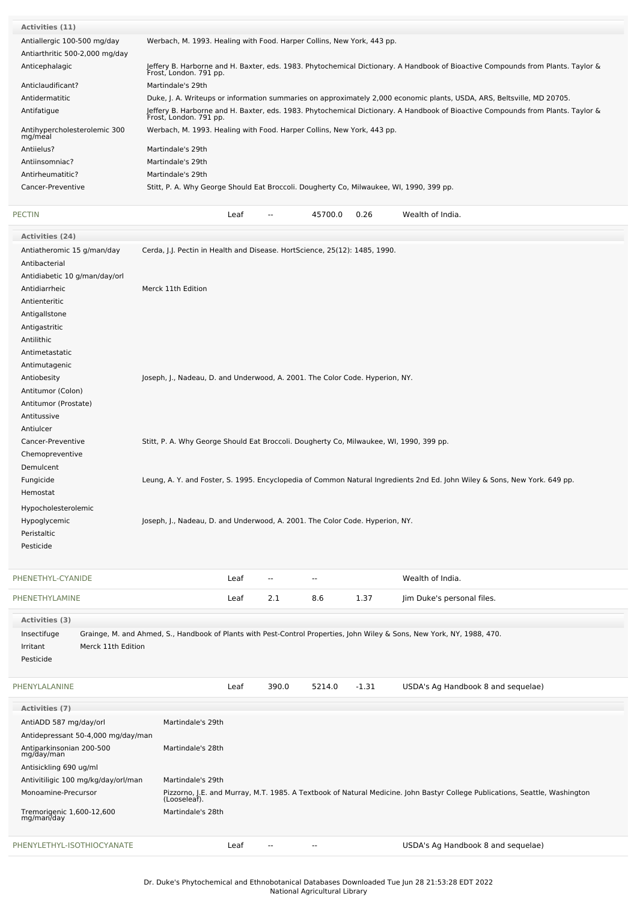**Activities (11)**

| Activity | Reference |
|---|---|
| Antiallergic 100-500 mg/day | Werbach, M. 1993. Healing with Food. Harper Collins, New York, 443 pp. |
| Antiarthritic 500-2,000 mg/day | |
| Anticephalagic | Jeffery B. Harborne and H. Baxter, eds. 1983. Phytochemical Dictionary. A Handbook of Bioactive Compounds from Plants. Taylor & Frost, London. 791 pp. |
| Anticlaudificant? | Martindale's 29th |
| Antidermatitic | Duke, J. A. Writeups or information summaries on approximately 2,000 economic plants, USDA, ARS, Beltsville, MD 20705. |
| Antifatigue | Jeffery B. Harborne and H. Baxter, eds. 1983. Phytochemical Dictionary. A Handbook of Bioactive Compounds from Plants. Taylor & Frost, London. 791 pp. |
| Antihypercholesterolemic 300 mg/meal | Werbach, M. 1993. Healing with Food. Harper Collins, New York, 443 pp. |
| Antiielus? | Martindale's 29th |
| Antiinsomniac? | Martindale's 29th |
| Antirheumatitic? | Martindale's 29th |
| Cancer-Preventive | Stitt, P. A. Why George Should Eat Broccoli. Dougherty Co, Milwaukee, WI, 1990, 399 pp. |

| Chemical | Part | Low | High | SD | Reference |
|---|---|---|---|---|---|
| PECTIN | Leaf | -- | 45700.0 | 0.26 | Wealth of India. |

**Activities (24)**

| Activity | Reference |
|---|---|
| Antiatheromic 15 g/man/day | Cerda, J.J. Pectin in Health and Disease. HortScience, 25(12): 1485, 1990. |
| Antibacterial | |
| Antidiabetic 10 g/man/day/orl | |
| Antidiarrheic | Merck 11th Edition |
| Antienteritic | |
| Antigallstone | |
| Antigastritic | |
| Antilithic | |
| Antimetastatic | |
| Antimutagenic | |
| Antiobesity | Joseph, J., Nadeau, D. and Underwood, A. 2001. The Color Code. Hyperion, NY. |
| Antitumor (Colon) | |
| Antitumor (Prostate) | |
| Antitussive | |
| Antiulcer | |
| Cancer-Preventive | Stitt, P. A. Why George Should Eat Broccoli. Dougherty Co, Milwaukee, WI, 1990, 399 pp. |
| Chemopreventive | |
| Demulcent | |
| Fungicide | Leung, A. Y. and Foster, S. 1995. Encyclopedia of Common Natural Ingredients 2nd Ed. John Wiley & Sons, New York. 649 pp. |
| Hemostat | |
| Hypocholesterolemic | |
| Hypoglycemic | Joseph, J., Nadeau, D. and Underwood, A. 2001. The Color Code. Hyperion, NY. |
| Peristaltic | |
| Pesticide | |

| Chemical | Part | Low | High | SD | Reference |
|---|---|---|---|---|---|
| PHENETHYL-CYANIDE | Leaf | -- | -- | | Wealth of India. |
| PHENETHYLAMINE | Leaf | 2.1 | 8.6 | 1.37 | Jim Duke's personal files. |

**Activities (3)**

| Activity | Reference |
|---|---|
| Insectifuge | Grainge, M. and Ahmed, S., Handbook of Plants with Pest-Control Properties, John Wiley & Sons, New York, NY, 1988, 470. |
| Irritant | Merck 11th Edition |
| Pesticide | |

| Chemical | Part | Low | High | SD | Reference |
|---|---|---|---|---|---|
| PHENYLALANINE | Leaf | 390.0 | 5214.0 | -1.31 | USDA's Ag Handbook 8 and sequelae) |

**Activities (7)**

| Activity | Reference |
|---|---|
| AntiADD 587 mg/day/orl | Martindale's 29th |
| Antidepressant 50-4,000 mg/day/man | |
| Antiparkinsonian 200-500 mg/day/man | Martindale's 28th |
| Antisickling 690 ug/ml | |
| Antivitiligic 100 mg/kg/day/orl/man | Martindale's 29th |
| Monoamine-Precursor | Pizzorno, J.E. and Murray, M.T. 1985. A Textbook of Natural Medicine. John Bastyr College Publications, Seattle, Washington (Looseleaf). |
| Tremorigenic 1,600-12,600 mg/man/day | Martindale's 28th |

| Chemical | Part | Low | High | SD | Reference |
|---|---|---|---|---|---|
| PHENYLETHYL-ISOTHIOCYANATE | Leaf | -- | -- | | USDA's Ag Handbook 8 and sequelae) |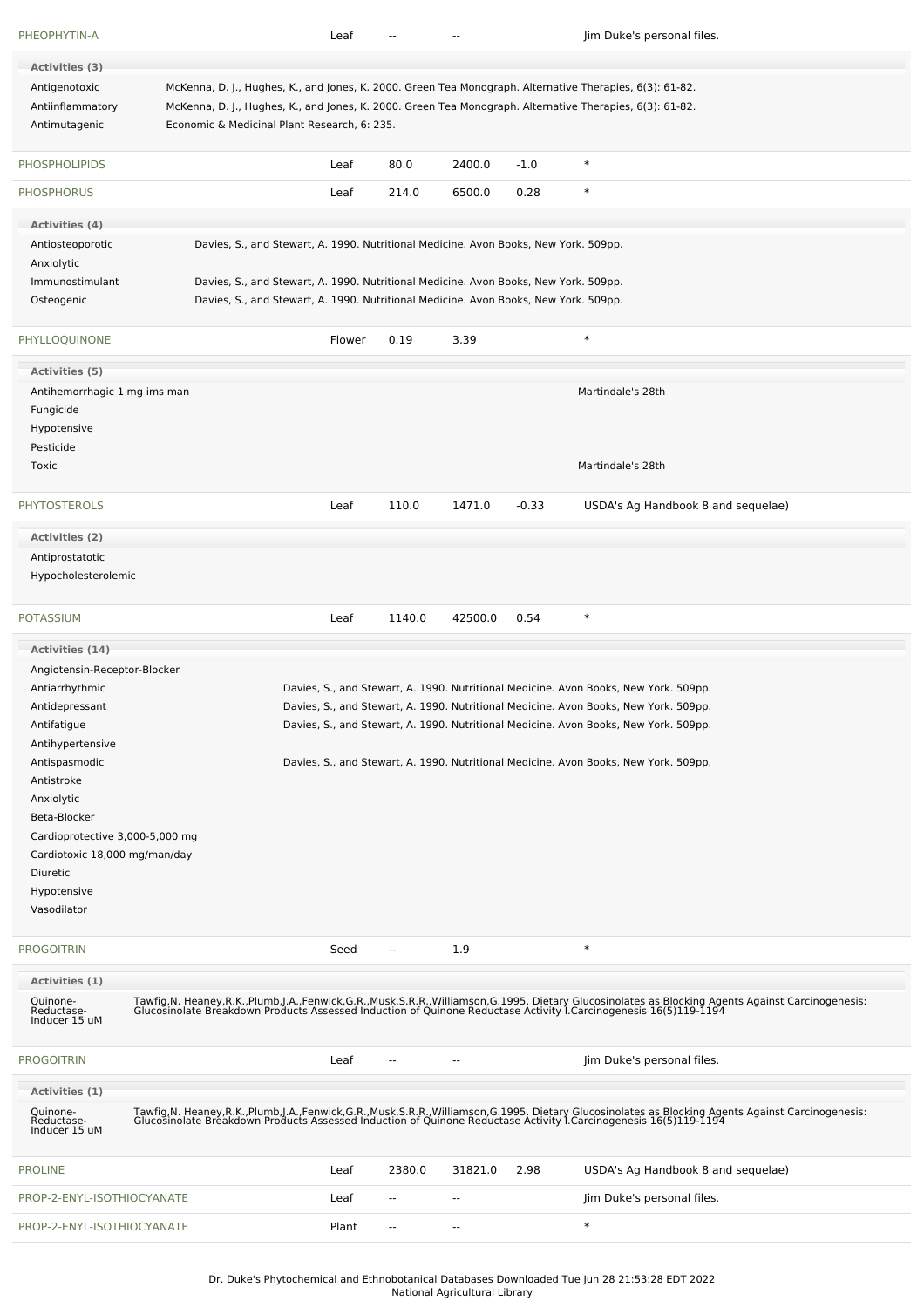| PHEOPHYTIN-A | Leaf | -- | -- | | Jim Duke's personal files. |
|---|---|---|---|---|---|

**Activities (3)**

| | |
|---|---|
| Antigenotoxic | McKenna, D. J., Hughes, K., and Jones, K. 2000. Green Tea Monograph. Alternative Therapies, 6(3): 61-82. |
| Antiinflammatory | McKenna, D. J., Hughes, K., and Jones, K. 2000. Green Tea Monograph. Alternative Therapies, 6(3): 61-82. |
| Antimutagenic | Economic & Medicinal Plant Research, 6: 235. |

| PHOSPHOLIPIDS | Leaf | 80.0 | 2400.0 | -1.0 | * |
|---|---|---|---|---|---|
| PHOSPHORUS | Leaf | 214.0 | 6500.0 | 0.28 | * |

**Activities (4)**

| | |
|---|---|
| Antiosteoporotic | Davies, S., and Stewart, A. 1990. Nutritional Medicine. Avon Books, New York. 509pp. |
| Anxiolytic | |
| Immunostimulant | Davies, S., and Stewart, A. 1990. Nutritional Medicine. Avon Books, New York. 509pp. |
| Osteogenic | Davies, S., and Stewart, A. 1990. Nutritional Medicine. Avon Books, New York. 509pp. |

| PHYLLOQUINONE | Flower | 0.19 | 3.39 | | * |
|---|---|---|---|---|---|

**Activities (5)**

| | |
|---|---|
| Antihemorrhagic 1 mg ims man | Martindale's 28th |
| Fungicide | |
| Hypotensive | |
| Pesticide | |
| Toxic | Martindale's 28th |

| PHYTOSTEROLS | Leaf | 110.0 | 1471.0 | -0.33 | USDA's Ag Handbook 8 and sequelae) |
|---|---|---|---|---|---|

**Activities (2)**

- Antiprostatotic
- Hypocholesterolemic

| POTASSIUM | Leaf | 1140.0 | 42500.0 | 0.54 | * |
|---|---|---|---|---|---|

**Activities (14)**

| | |
|---|---|
| Angiotensin-Receptor-Blocker | |
| Antiarrhythmic | Davies, S., and Stewart, A. 1990. Nutritional Medicine. Avon Books, New York. 509pp. |
| Antidepressant | Davies, S., and Stewart, A. 1990. Nutritional Medicine. Avon Books, New York. 509pp. |
| Antifatigue | Davies, S., and Stewart, A. 1990. Nutritional Medicine. Avon Books, New York. 509pp. |
| Antihypertensive | |
| Antispasmodic | Davies, S., and Stewart, A. 1990. Nutritional Medicine. Avon Books, New York. 509pp. |
| Antistroke | |
| Anxiolytic | |
| Beta-Blocker | |
| Cardioprotective 3,000-5,000 mg | |
| Cardiotoxic 18,000 mg/man/day | |
| Diuretic | |
| Hypotensive | |
| Vasodilator | |

| PROGOITRIN | Seed | -- | 1.9 | | * |
|---|---|---|---|---|---|

**Activities (1)**

| | |
|---|---|
| Quinone-Reductase-Inducer 15 uM | Tawfig,N. Heaney,R.K.,Plumb,J.A.,Fenwick,G.R.,Musk,S.R.R.,Williamson,G.1995. Dietary Glucosinolates as Blocking Agents Against Carcinogenesis: Glucosinolate Breakdown Products Assessed Induction of Quinone Reductase Activity I.Carcinogenesis 16(5)119-1194 |

| PROGOITRIN | Leaf | -- | -- | | Jim Duke's personal files. |
|---|---|---|---|---|---|

**Activities (1)**

| | |
|---|---|
| Quinone-Reductase-Inducer 15 uM | Tawfig,N. Heaney,R.K.,Plumb,J.A.,Fenwick,G.R.,Musk,S.R.R.,Williamson,G.1995. Dietary Glucosinolates as Blocking Agents Against Carcinogenesis: Glucosinolate Breakdown Products Assessed Induction of Quinone Reductase Activity I.Carcinogenesis 16(5)119-1194 |

| PROLINE | Leaf | 2380.0 | 31821.0 | 2.98 | USDA's Ag Handbook 8 and sequelae) |
|---|---|---|---|---|---|
| PROP-2-ENYL-ISOTHIOCYANATE | Leaf | -- | -- | | Jim Duke's personal files. |
| PROP-2-ENYL-ISOTHIOCYANATE | Plant | -- | -- | | * |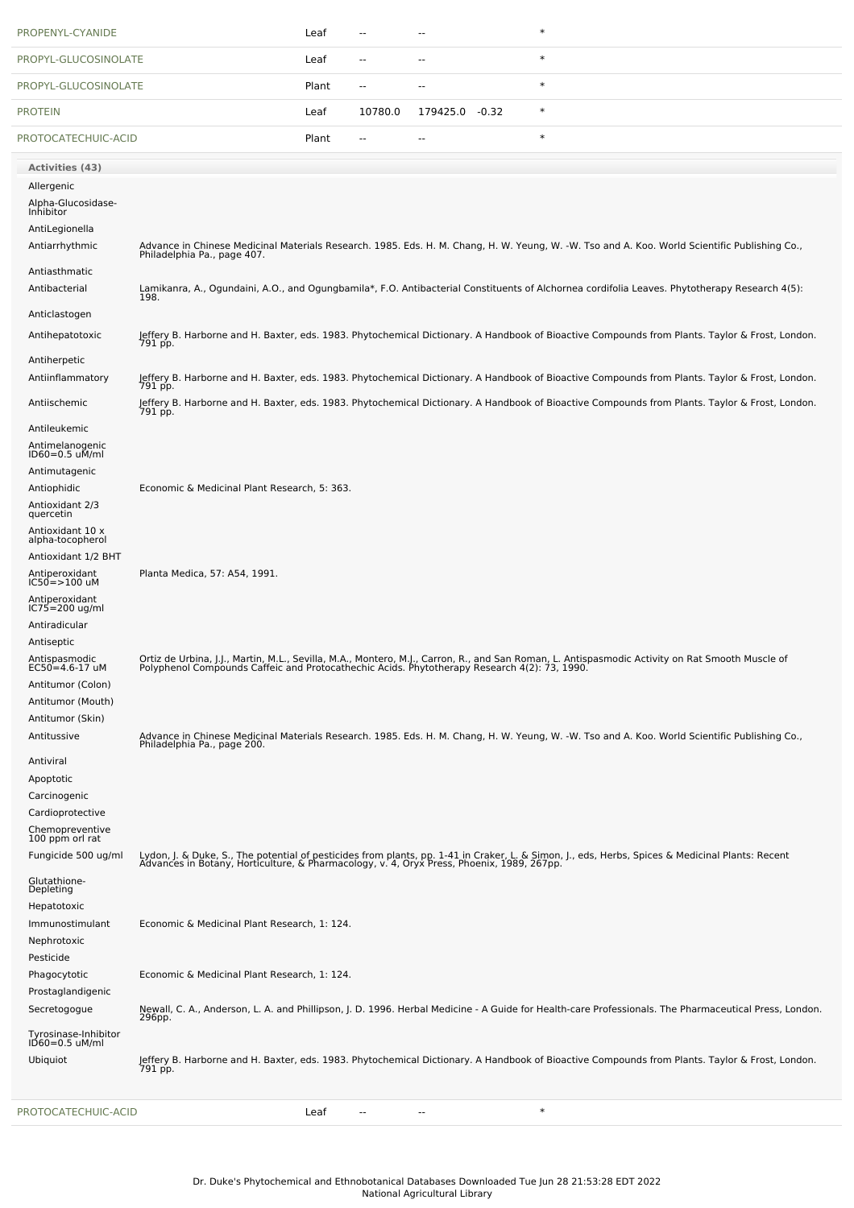| | | | | | |
|---|---|---|---|---|---|
| PROPENYL-CYANIDE | Leaf | -- | -- | | * |
| PROPYL-GLUCOSINOLATE | Leaf | -- | -- | | * |
| PROPYL-GLUCOSINOLATE | Plant | -- | -- | | * |
| PROTEIN | Leaf | 10780.0 | 179425.0 | -0.32 | * |
| PROTOCATECHUIC-ACID | Plant | -- | -- | | * |

**Activities (43)**

| Activity | Reference |
|---|---|
| Allergenic | |
| Alpha-Glucosidase-Inhibitor | |
| AntiLegionella | |
| Antiarrhythmic | Advance in Chinese Medicinal Materials Research. 1985. Eds. H. M. Chang, H. W. Yeung, W. -W. Tso and A. Koo. World Scientific Publishing Co., Philadelphia Pa., page 407. |
| Antiasthmatic | |
| Antibacterial | Lamikanra, A., Ogundaini, A.O., and Ogungbamila*, F.O. Antibacterial Constituents of Alchornea cordifolia Leaves. Phytotherapy Research 4(5): 198. |
| Anticlastogen | |
| Antihepatotoxic | Jeffery B. Harborne and H. Baxter, eds. 1983. Phytochemical Dictionary. A Handbook of Bioactive Compounds from Plants. Taylor & Frost, London. 791 pp. |
| Antiherpetic | |
| Antiinflammatory | Jeffery B. Harborne and H. Baxter, eds. 1983. Phytochemical Dictionary. A Handbook of Bioactive Compounds from Plants. Taylor & Frost, London. 791 pp. |
| Antiischemic | Jeffery B. Harborne and H. Baxter, eds. 1983. Phytochemical Dictionary. A Handbook of Bioactive Compounds from Plants. Taylor & Frost, London. 791 pp. |
| Antileukemic | |
| Antimelanogenic ID60=0.5 uM/ml | |
| Antimutagenic | |
| Antiophidic | Economic & Medicinal Plant Research, 5: 363. |
| Antioxidant 2/3 quercetin | |
| Antioxidant 10 x alpha-tocopherol | |
| Antioxidant 1/2 BHT | |
| Antiperoxidant IC50=>100 uM | Planta Medica, 57: A54, 1991. |
| Antiperoxidant IC75=200 ug/ml | |
| Antiradicular | |
| Antiseptic | |
| Antispasmodic EC50=4.6-17 uM | Ortiz de Urbina, J.J., Martin, M.L., Sevilla, M.A., Montero, M.J., Carron, R., and San Roman, L. Antispasmodic Activity on Rat Smooth Muscle of Polyphenol Compounds Caffeic and Protocathechic Acids. Phytotherapy Research 4(2): 73, 1990. |
| Antitumor (Colon) | |
| Antitumor (Mouth) | |
| Antitumor (Skin) | |
| Antitussive | Advance in Chinese Medicinal Materials Research. 1985. Eds. H. M. Chang, H. W. Yeung, W. -W. Tso and A. Koo. World Scientific Publishing Co., Philadelphia Pa., page 200. |
| Antiviral | |
| Apoptotic | |
| Carcinogenic | |
| Cardioprotective | |
| Chemopreventive 100 ppm orl rat | |
| Fungicide 500 ug/ml | Lydon, J. & Duke, S., The potential of pesticides from plants, pp. 1-41 in Craker, L. & Simon, J., eds, Herbs, Spices & Medicinal Plants: Recent Advances in Botany, Horticulture, & Pharmacology, v. 4, Oryx Press, Phoenix, 1989, 267pp. |
| Glutathione-Depleting | |
| Hepatotoxic | |
| Immunostimulant | Economic & Medicinal Plant Research, 1: 124. |
| Nephrotoxic | |
| Pesticide | |
| Phagocytotic | Economic & Medicinal Plant Research, 1: 124. |
| Prostaglandigenic | |
| Secretogogue | Newall, C. A., Anderson, L. A. and Phillipson, J. D. 1996. Herbal Medicine - A Guide for Health-care Professionals. The Pharmaceutical Press, London. 296pp. |
| Tyrosinase-Inhibitor ID60=0.5 uM/ml | |
| Ubiquiot | Jeffery B. Harborne and H. Baxter, eds. 1983. Phytochemical Dictionary. A Handbook of Bioactive Compounds from Plants. Taylor & Frost, London. 791 pp. |

| | | | | | |
|---|---|---|---|---|---|
| PROTOCATECHUIC-ACID | Leaf | -- | -- | | * |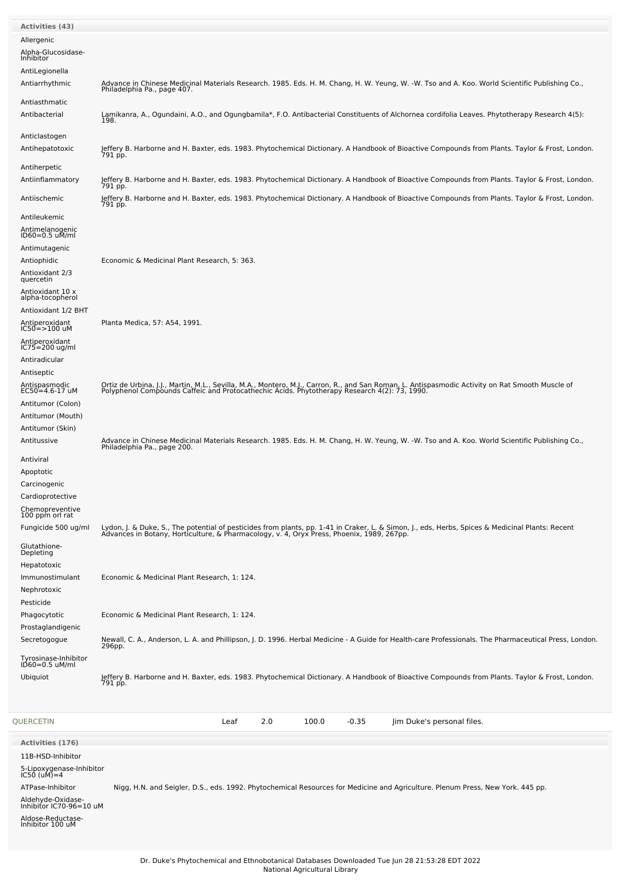**Activities (43)**

| Activity | Reference |
|---|---|
| Allergenic | |
| Alpha-Glucosidase-Inhibitor | |
| AntiLegionella | |
| Antiarrhythmic | Advance in Chinese Medicinal Materials Research. 1985. Eds. H. M. Chang, H. W. Yeung, W. -W. Tso and A. Koo. World Scientific Publishing Co., Philadelphia Pa., page 407. |
| Antiasthmatic | |
| Antibacterial | Lamikanra, A., Ogundaini, A.O., and Ogungbamila*, F.O. Antibacterial Constituents of Alchornea cordifolia Leaves. Phytotherapy Research 4(5): 198. |
| Anticlastogen | |
| Antihepatotoxic | Jeffery B. Harborne and H. Baxter, eds. 1983. Phytochemical Dictionary. A Handbook of Bioactive Compounds from Plants. Taylor & Frost, London. 791 pp. |
| Antiherpetic | |
| Antiinflammatory | Jeffery B. Harborne and H. Baxter, eds. 1983. Phytochemical Dictionary. A Handbook of Bioactive Compounds from Plants. Taylor & Frost, London. 791 pp. |
| Antiischemic | Jeffery B. Harborne and H. Baxter, eds. 1983. Phytochemical Dictionary. A Handbook of Bioactive Compounds from Plants. Taylor & Frost, London. 791 pp. |
| Antileukemic | |
| Antimelanogenic ID60=0.5 uM/ml | |
| Antimutagenic | |
| Antiophidic | Economic & Medicinal Plant Research, 5: 363. |
| Antioxidant 2/3 quercetin | |
| Antioxidant 10 x alpha-tocopherol | |
| Antioxidant 1/2 BHT | |
| Antiperoxidant IC50=>100 uM | Planta Medica, 57: A54, 1991. |
| Antiperoxidant IC75=200 ug/ml | |
| Antiradicular | |
| Antiseptic | |
| Antispasmodic EC50=4.6-17 uM | Ortiz de Urbina, J.J., Martin, M.L., Sevilla, M.A., Montero, M.J., Carron, R., and San Roman, L. Antispasmodic Activity on Rat Smooth Muscle of Polyphenol Compounds Caffeic and Protocathechic Acids. Phytotherapy Research 4(2): 73, 1990. |
| Antitumor (Colon) | |
| Antitumor (Mouth) | |
| Antitumor (Skin) | |
| Antitussive | Advance in Chinese Medicinal Materials Research. 1985. Eds. H. M. Chang, H. W. Yeung, W. -W. Tso and A. Koo. World Scientific Publishing Co., Philadelphia Pa., page 200. |
| Antiviral | |
| Apoptotic | |
| Carcinogenic | |
| Cardioprotective | |
| Chemopreventive 100 ppm orl rat | |
| Fungicide 500 ug/ml | Lydon, J. & Duke, S., The potential of pesticides from plants, pp. 1-41 in Craker, L. & Simon, J., eds, Herbs, Spices & Medicinal Plants: Recent Advances in Botany, Horticulture, & Pharmacology, v. 4, Oryx Press, Phoenix, 1989, 267pp. |
| Glutathione-Depleting | |
| Hepatotoxic | |
| Immunostimulant | Economic & Medicinal Plant Research, 1: 124. |
| Nephrotoxic | |
| Pesticide | |
| Phagocytotic | Economic & Medicinal Plant Research, 1: 124. |
| Prostaglandigenic | |
| Secretogogue | Newall, C. A., Anderson, L. A. and Phillipson, J. D. 1996. Herbal Medicine - A Guide for Health-care Professionals. The Pharmaceutical Press, London. 296pp. |
| Tyrosinase-Inhibitor ID60=0.5 uM/ml | |
| Ubiquiot | Jeffery B. Harborne and H. Baxter, eds. 1983. Phytochemical Dictionary. A Handbook of Bioactive Compounds from Plants. Taylor & Frost, London. 791 pp. |

| Chemical | Part | Low | High | | Reference |
|---|---|---|---|---|---|
| QUERCETIN | Leaf | 2.0 | 100.0 | -0.35 | Jim Duke's personal files. |

**Activities (176)**

| Activity | Reference |
|---|---|
| 11B-HSD-Inhibitor | |
| 5-Lipoxygenase-Inhibitor IC50 (uM)=4 | |
| ATPase-Inhibitor | Nigg, H.N. and Seigler, D.S., eds. 1992. Phytochemical Resources for Medicine and Agriculture. Plenum Press, New York. 445 pp. |
| Aldehyde-Oxidase-Inhibitor IC70-96=10 uM | |
| Aldose-Reductase-Inhibitor 100 uM | |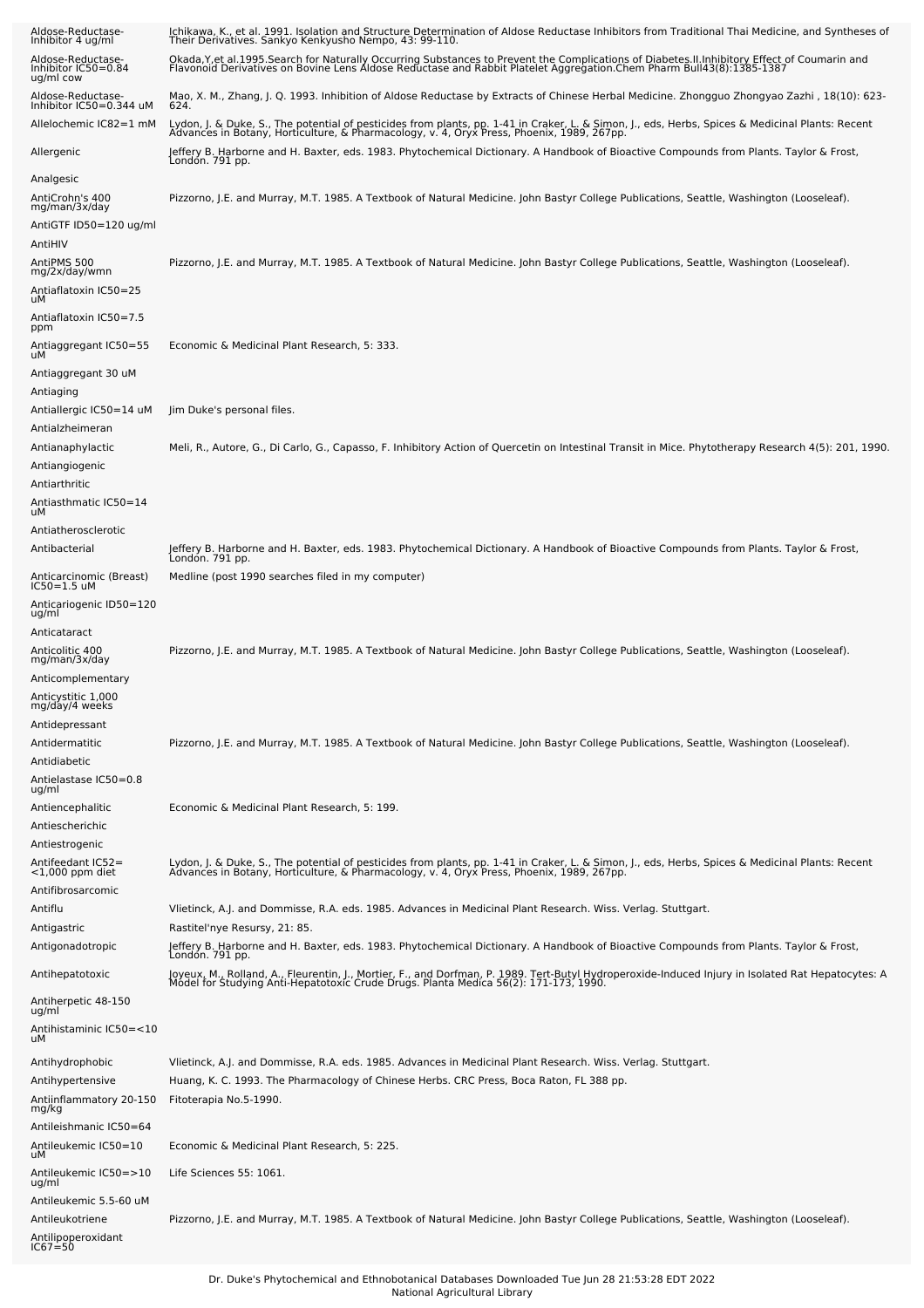| | |
|---|---|
| Aldose-Reductase-Inhibitor 4 ug/ml | Ichikawa, K., et al. 1991. Isolation and Structure Determination of Aldose Reductase Inhibitors from Traditional Thai Medicine, and Syntheses of Their Derivatives. Sankyo Kenkyusho Nempo, 43: 99-110. |
| Aldose-Reductase-Inhibitor IC50=0.84 ug/ml cow | Okada,Y,et al.1995.Search for Naturally Occurring Substances to Prevent the Complications of Diabetes.II.Inhibitory Effect of Coumarin and Flavonoid Derivatives on Bovine Lens Aldose Reductase and Rabbit Platelet Aggregation.Chem Pharm Bull43(8):1385-1387 |
| Aldose-Reductase-Inhibitor IC50=0.344 uM | Mao, X. M., Zhang, J. Q. 1993. Inhibition of Aldose Reductase by Extracts of Chinese Herbal Medicine. Zhongguo Zhongyao Zazhi , 18(10): 623-624. |
| Allelochemic IC82=1 mM | Lydon, J. & Duke, S., The potential of pesticides from plants, pp. 1-41 in Craker, L. & Simon, J., eds, Herbs, Spices & Medicinal Plants: Recent Advances in Botany, Horticulture, & Pharmacology, v. 4, Oryx Press, Phoenix, 1989, 267pp. |
| Allergenic | Jeffery B. Harborne and H. Baxter, eds. 1983. Phytochemical Dictionary. A Handbook of Bioactive Compounds from Plants. Taylor & Frost, London. 791 pp. |
| Analgesic | |
| AntiCrohn's 400 mg/man/3x/day | Pizzorno, J.E. and Murray, M.T. 1985. A Textbook of Natural Medicine. John Bastyr College Publications, Seattle, Washington (Looseleaf). |
| AntiGTF ID50=120 ug/ml | |
| AntiHIV | |
| AntiPMS 500 mg/2x/day/wmn | Pizzorno, J.E. and Murray, M.T. 1985. A Textbook of Natural Medicine. John Bastyr College Publications, Seattle, Washington (Looseleaf). |
| Antiaflatoxin IC50=25 uM | |
| Antiaflatoxin IC50=7.5 ppm | |
| Antiaggregant IC50=55 uM | Economic & Medicinal Plant Research, 5: 333. |
| Antiaggregant 30 uM | |
| Antiaging | |
| Antiallergic IC50=14 uM | Jim Duke's personal files. |
| Antialzheimeran | |
| Antianaphylactic | Meli, R., Autore, G., Di Carlo, G., Capasso, F. Inhibitory Action of Quercetin on Intestinal Transit in Mice. Phytotherapy Research 4(5): 201, 1990. |
| Antiangiogenic | |
| Antiarthritic | |
| Antiasthmatic IC50=14 uM | |
| Antiatherosclerotic | |
| Antibacterial | Jeffery B. Harborne and H. Baxter, eds. 1983. Phytochemical Dictionary. A Handbook of Bioactive Compounds from Plants. Taylor & Frost, London. 791 pp. |
| Anticarcinomic (Breast) IC50=1.5 uM | Medline (post 1990 searches filed in my computer) |
| Anticariogenic ID50=120 ug/ml | |
| Anticataract | |
| Anticolitic 400 mg/man/3x/day | Pizzorno, J.E. and Murray, M.T. 1985. A Textbook of Natural Medicine. John Bastyr College Publications, Seattle, Washington (Looseleaf). |
| Anticomplementary | |
| Anticystitic 1,000 mg/day/4 weeks | |
| Antidepressant | |
| Antidermatitic | Pizzorno, J.E. and Murray, M.T. 1985. A Textbook of Natural Medicine. John Bastyr College Publications, Seattle, Washington (Looseleaf). |
| Antidiabetic | |
| Antielastase IC50=0.8 ug/ml | |
| Antiencephalitic | Economic & Medicinal Plant Research, 5: 199. |
| Antiescherichic | |
| Antiestrogenic | |
| Antifeedant IC52=<1,000 ppm diet | Lydon, J. & Duke, S., The potential of pesticides from plants, pp. 1-41 in Craker, L. & Simon, J., eds, Herbs, Spices & Medicinal Plants: Recent Advances in Botany, Horticulture, & Pharmacology, v. 4, Oryx Press, Phoenix, 1989, 267pp. |
| Antifibrosarcomic | |
| Antiflu | Vlietinck, A.J. and Dommisse, R.A. eds. 1985. Advances in Medicinal Plant Research. Wiss. Verlag. Stuttgart. |
| Antigastric | Rastitel'nye Resursy, 21: 85. |
| Antigonadotropic | Jeffery B. Harborne and H. Baxter, eds. 1983. Phytochemical Dictionary. A Handbook of Bioactive Compounds from Plants. Taylor & Frost, London. 791 pp. |
| Antihepatotoxic | Joyeux, M., Rolland, A., Fleurentin, J., Mortier, F., and Dorfman, P. 1989. Tert-Butyl Hydroperoxide-Induced Injury in Isolated Rat Hepatocytes: A Model for Studying Anti-Hepatotoxic Crude Drugs. Planta Medica 56(2): 171-173, 1990. |
| Antiherpetic 48-150 ug/ml | |
| Antihistaminic IC50=<10 uM | |
| Antihydrophobic | Vlietinck, A.J. and Dommisse, R.A. eds. 1985. Advances in Medicinal Plant Research. Wiss. Verlag. Stuttgart. |
| Antihypertensive | Huang, K. C. 1993. The Pharmacology of Chinese Herbs. CRC Press, Boca Raton, FL 388 pp. |
| Antiinflammatory 20-150 mg/kg | Fitoterapia No.5-1990. |
| Antileishmanic IC50=64 | |
| Antileukemic IC50=10 uM | Economic & Medicinal Plant Research, 5: 225. |
| Antileukemic IC50=>10 ug/ml | Life Sciences 55: 1061. |
| Antileukemic 5.5-60 uM | |
| Antileukotriene | Pizzorno, J.E. and Murray, M.T. 1985. A Textbook of Natural Medicine. John Bastyr College Publications, Seattle, Washington (Looseleaf). |
| Antilipoperoxidant IC67=50 | |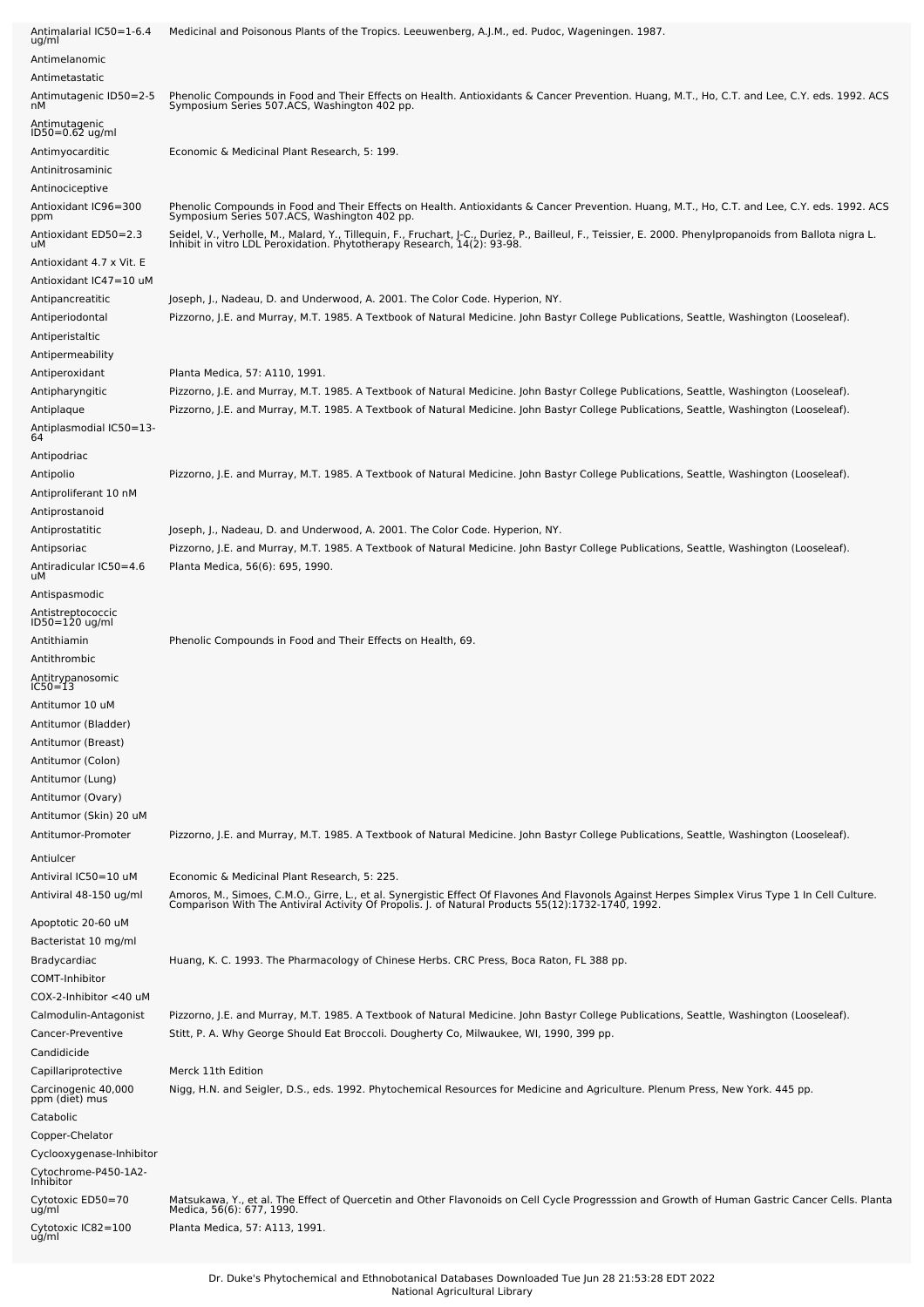| | |
|---|---|
| Antimalarial IC50=1-6.4 ug/ml | Medicinal and Poisonous Plants of the Tropics. Leeuwenberg, A.J.M., ed. Pudoc, Wageningen. 1987. |
| Antimelanomic | |
| Antimetastatic | |
| Antimutagenic ID50=2-5 nM | Phenolic Compounds in Food and Their Effects on Health. Antioxidants & Cancer Prevention. Huang, M.T., Ho, C.T. and Lee, C.Y. eds. 1992. ACS Symposium Series 507.ACS, Washington 402 pp. |
| Antimutagenic ID50=0.62 ug/ml | |
| Antimyocarditic | Economic & Medicinal Plant Research, 5: 199. |
| Antinitrosaminic | |
| Antinociceptive | |
| Antioxidant IC96=300 ppm | Phenolic Compounds in Food and Their Effects on Health. Antioxidants & Cancer Prevention. Huang, M.T., Ho, C.T. and Lee, C.Y. eds. 1992. ACS Symposium Series 507.ACS, Washington 402 pp. |
| Antioxidant ED50=2.3 uM | Seidel, V., Verholle, M., Malard, Y., Tillequin, F., Fruchart, J-C., Duriez, P., Bailleul, F., Teissier, E. 2000. Phenylpropanoids from Ballota nigra L. Inhibit in vitro LDL Peroxidation. Phytotherapy Research, 14(2): 93-98. |
| Antioxidant 4.7 x Vit. E | |
| Antioxidant IC47=10 uM | |
| Antipancreatitic | Joseph, J., Nadeau, D. and Underwood, A. 2001. The Color Code. Hyperion, NY. |
| Antiperiodontal | Pizzorno, J.E. and Murray, M.T. 1985. A Textbook of Natural Medicine. John Bastyr College Publications, Seattle, Washington (Looseleaf). |
| Antiperistaltic | |
| Antipermeability | |
| Antiperoxidant | Planta Medica, 57: A110, 1991. |
| Antipharyngitic | Pizzorno, J.E. and Murray, M.T. 1985. A Textbook of Natural Medicine. John Bastyr College Publications, Seattle, Washington (Looseleaf). |
| Antiplaque | Pizzorno, J.E. and Murray, M.T. 1985. A Textbook of Natural Medicine. John Bastyr College Publications, Seattle, Washington (Looseleaf). |
| Antiplasmodial IC50=13-64 | |
| Antipodriac | |
| Antipolio | Pizzorno, J.E. and Murray, M.T. 1985. A Textbook of Natural Medicine. John Bastyr College Publications, Seattle, Washington (Looseleaf). |
| Antiproliferant 10 nM | |
| Antiprostanoid | |
| Antiprostatitic | Joseph, J., Nadeau, D. and Underwood, A. 2001. The Color Code. Hyperion, NY. |
| Antipsoriac | Pizzorno, J.E. and Murray, M.T. 1985. A Textbook of Natural Medicine. John Bastyr College Publications, Seattle, Washington (Looseleaf). |
| Antiradicular IC50=4.6 uM | Planta Medica, 56(6): 695, 1990. |
| Antispasmodic | |
| Antistreptococcic ID50=120 ug/ml | |
| Antithiamin | Phenolic Compounds in Food and Their Effects on Health, 69. |
| Antithrombic | |
| Antitrypanosomic IC50=13 | |
| Antitumor 10 uM | |
| Antitumor (Bladder) | |
| Antitumor (Breast) | |
| Antitumor (Colon) | |
| Antitumor (Lung) | |
| Antitumor (Ovary) | |
| Antitumor (Skin) 20 uM | |
| Antitumor-Promoter | Pizzorno, J.E. and Murray, M.T. 1985. A Textbook of Natural Medicine. John Bastyr College Publications, Seattle, Washington (Looseleaf). |
| Antiulcer | |
| Antiviral IC50=10 uM | Economic & Medicinal Plant Research, 5: 225. |
| Antiviral 48-150 ug/ml | Amoros, M., Simoes, C.M.O., Girre, L., et al. Synergistic Effect Of Flavones And Flavonols Against Herpes Simplex Virus Type 1 In Cell Culture. Comparison With The Antiviral Activity Of Propolis. J. of Natural Products 55(12):1732-1740, 1992. |
| Apoptotic 20-60 uM | |
| Bacteristat 10 mg/ml | |
| Bradycardiac | Huang, K. C. 1993. The Pharmacology of Chinese Herbs. CRC Press, Boca Raton, FL 388 pp. |
| COMT-Inhibitor | |
| COX-2-Inhibitor <40 uM | |
| Calmodulin-Antagonist | Pizzorno, J.E. and Murray, M.T. 1985. A Textbook of Natural Medicine. John Bastyr College Publications, Seattle, Washington (Looseleaf). |
| Cancer-Preventive | Stitt, P. A. Why George Should Eat Broccoli. Dougherty Co, Milwaukee, WI, 1990, 399 pp. |
| Candidicide | |
| Capillariprotective | Merck 11th Edition |
| Carcinogenic 40,000 ppm (diet) mus | Nigg, H.N. and Seigler, D.S., eds. 1992. Phytochemical Resources for Medicine and Agriculture. Plenum Press, New York. 445 pp. |
| Catabolic | |
| Copper-Chelator | |
| Cyclooxygenase-Inhibitor | |
| Cytochrome-P450-1A2-Inhibitor | |
| Cytotoxic ED50=70 ug/ml | Matsukawa, Y., et al. The Effect of Quercetin and Other Flavonoids on Cell Cycle Progresssion and Growth of Human Gastric Cancer Cells. Planta Medica, 56(6): 677, 1990. |
| Cytotoxic IC82=100 ug/ml | Planta Medica, 57: A113, 1991. |

Dr. Duke's Phytochemical and Ethnobotanical Databases Downloaded Tue Jun 28 21:53:28 EDT 2022
National Agricultural Library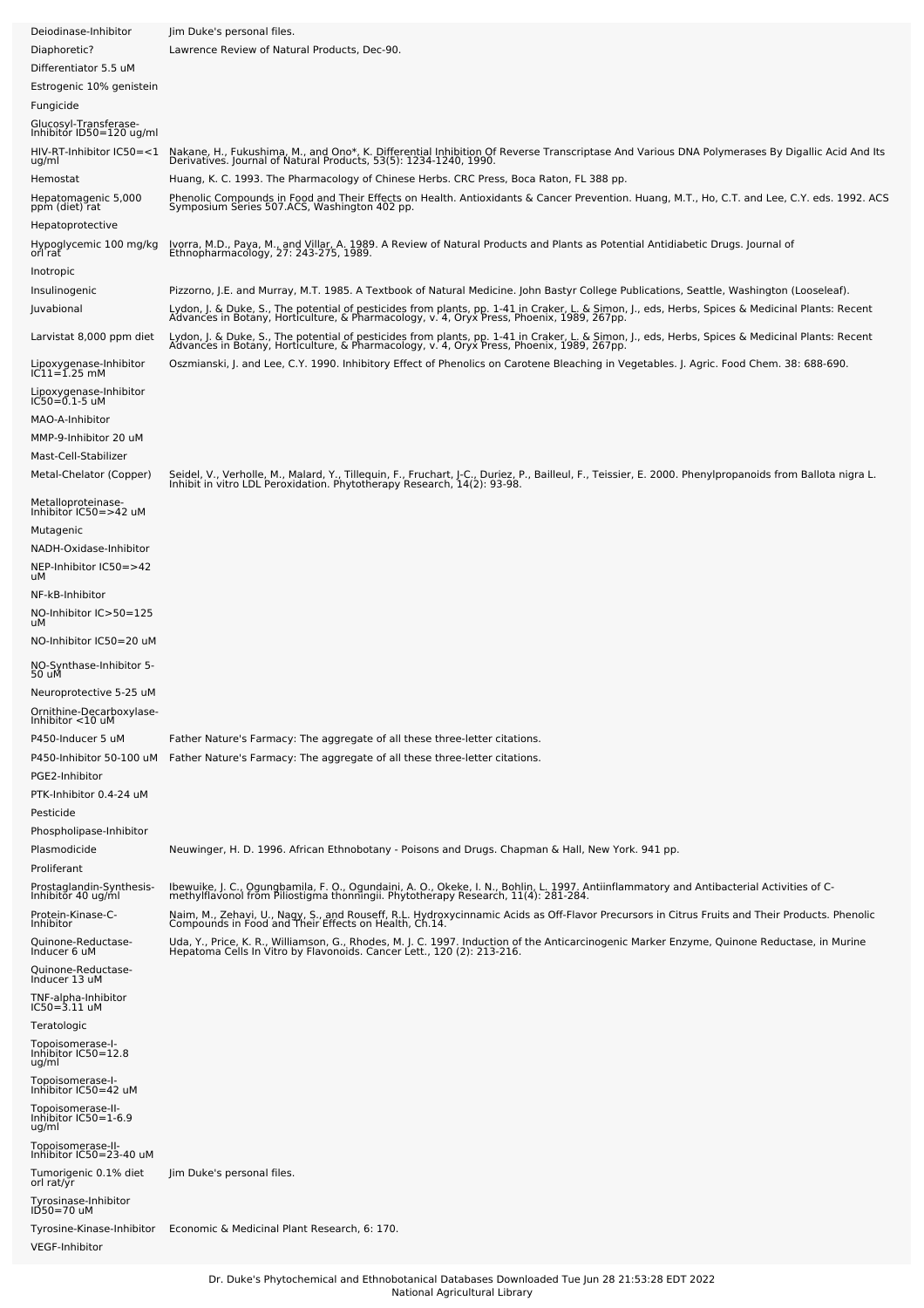| | |
|---|---|
| Deiodinase-Inhibitor | Jim Duke's personal files. |
| Diaphoretic? | Lawrence Review of Natural Products, Dec-90. |
| Differentiator 5.5 uM | |
| Estrogenic 10% genistein | |
| Fungicide | |
| Glucosyl-Transferase-Inhibitor ID50=120 ug/ml | |
| HIV-RT-Inhibitor IC50=<1 ug/ml | Nakane, H., Fukushima, M., and Ono*, K. Differential Inhibition Of Reverse Transcriptase And Various DNA Polymerases By Digallic Acid And Its Derivatives. Journal of Natural Products, 53(5): 1234-1240, 1990. |
| Hemostat | Huang, K. C. 1993. The Pharmacology of Chinese Herbs. CRC Press, Boca Raton, FL 388 pp. |
| Hepatomagenic 5,000 ppm (diet) rat | Phenolic Compounds in Food and Their Effects on Health. Antioxidants & Cancer Prevention. Huang, M.T., Ho, C.T. and Lee, C.Y. eds. 1992. ACS Symposium Series 507.ACS, Washington 402 pp. |
| Hepatoprotective | |
| Hypoglycemic 100 mg/kg orl rat | Ivorra, M.D., Paya, M., and Villar, A. 1989. A Review of Natural Products and Plants as Potential Antidiabetic Drugs. Journal of Ethnopharmacology, 27: 243-275, 1989. |
| Inotropic | |
| Insulinogenic | Pizzorno, J.E. and Murray, M.T. 1985. A Textbook of Natural Medicine. John Bastyr College Publications, Seattle, Washington (Looseleaf). |
| Juvabional | Lydon, J. & Duke, S., The potential of pesticides from plants, pp. 1-41 in Craker, L. & Simon, J., eds, Herbs, Spices & Medicinal Plants: Recent Advances in Botany, Horticulture, & Pharmacology, v. 4, Oryx Press, Phoenix, 1989, 267pp. |
| Larvistat 8,000 ppm diet | Lydon, J. & Duke, S., The potential of pesticides from plants, pp. 1-41 in Craker, L. & Simon, J., eds, Herbs, Spices & Medicinal Plants: Recent Advances in Botany, Horticulture, & Pharmacology, v. 4, Oryx Press, Phoenix, 1989, 267pp. |
| Lipoxygenase-Inhibitor IC11=1.25 mM | Oszmianski, J. and Lee, C.Y. 1990. Inhibitory Effect of Phenolics on Carotene Bleaching in Vegetables. J. Agric. Food Chem. 38: 688-690. |
| Lipoxygenase-Inhibitor IC50=0.1-5 uM | |
| MAO-A-Inhibitor | |
| MMP-9-Inhibitor 20 uM | |
| Mast-Cell-Stabilizer | |
| Metal-Chelator (Copper) | Seidel, V., Verholle, M., Malard, Y., Tillequin, F., Fruchart, J-C., Duriez, P., Bailleul, F., Teissier, E. 2000. Phenylpropanoids from Ballota nigra L. Inhibit in vitro LDL Peroxidation. Phytotherapy Research, 14(2): 93-98. |
| Metalloproteinase-Inhibitor IC50=>42 uM | |
| Mutagenic | |
| NADH-Oxidase-Inhibitor | |
| NEP-Inhibitor IC50=>42 uM | |
| NF-kB-Inhibitor | |
| NO-Inhibitor IC>50=125 uM | |
| NO-Inhibitor IC50=20 uM | |
| NO-Synthase-Inhibitor 5-50 uM | |
| Neuroprotective 5-25 uM | |
| Ornithine-Decarboxylase-Inhibitor <10 uM | |
| P450-Inducer 5 uM | Father Nature's Farmacy: The aggregate of all these three-letter citations. |
| P450-Inhibitor 50-100 uM | Father Nature's Farmacy: The aggregate of all these three-letter citations. |
| PGE2-Inhibitor | |
| PTK-Inhibitor 0.4-24 uM | |
| Pesticide | |
| Phospholipase-Inhibitor | |
| Plasmodicide | Neuwinger, H. D. 1996. African Ethnobotany - Poisons and Drugs. Chapman & Hall, New York. 941 pp. |
| Proliferant | |
| Prostaglandin-Synthesis-Inhibitor 40 ug/ml | Ibewuike, J. C., Ogungbamila, F. O., Ogundaini, A. O., Okeke, I. N., Bohlin, L. 1997. Antiinflammatory and Antibacterial Activities of C-methylflavonol from Piliostigma thonningii. Phytotherapy Research, 11(4): 281-284. |
| Protein-Kinase-C-Inhibitor | Naim, M., Zehavi, U., Nagy, S., and Rouseff, R.L. Hydroxycinnamic Acids as Off-Flavor Precursors in Citrus Fruits and Their Products. Phenolic Compounds in Food and Their Effects on Health, Ch.14. |
| Quinone-Reductase-Inducer 6 uM | Uda, Y., Price, K. R., Williamson, G., Rhodes, M. J. C. 1997. Induction of the Anticarcinogenic Marker Enzyme, Quinone Reductase, in Murine Hepatoma Cells In Vitro by Flavonoids. Cancer Lett., 120 (2): 213-216. |
| Quinone-Reductase-Inducer 13 uM | |
| TNF-alpha-Inhibitor IC50=3.11 uM | |
| Teratologic | |
| Topoisomerase-I-Inhibitor IC50=12.8 ug/ml | |
| Topoisomerase-I-Inhibitor IC50=42 uM | |
| Topoisomerase-II-Inhibitor IC50=1-6.9 ug/ml | |
| Topoisomerase-II-Inhibitor IC50=23-40 uM | |
| Tumorigenic 0.1% diet orl rat/yr | Jim Duke's personal files. |
| Tyrosinase-Inhibitor ID50=70 uM | |
| Tyrosine-Kinase-Inhibitor | Economic & Medicinal Plant Research, 6: 170. |
| VEGF-Inhibitor | |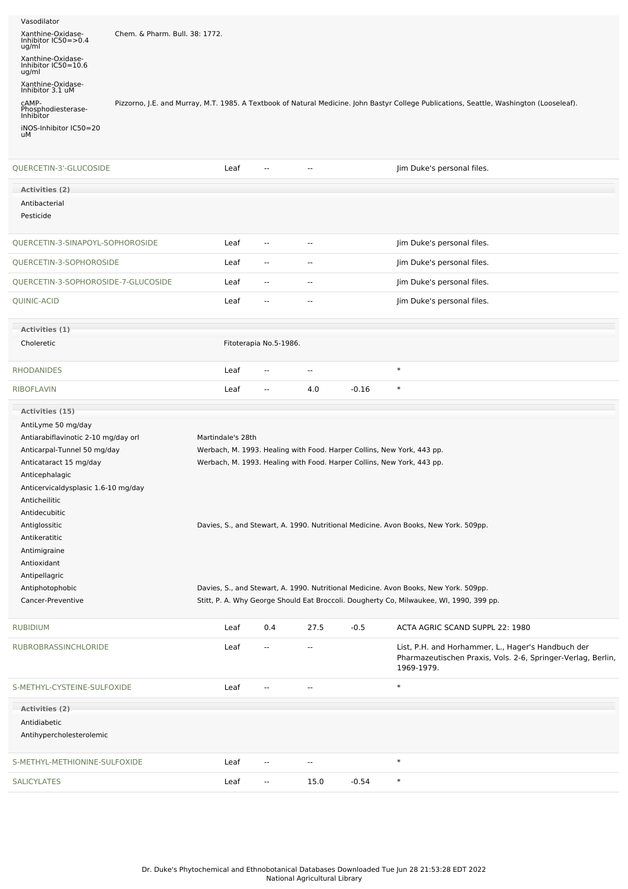| Activity | Reference |
| --- | --- |
| Vasodilator | |
| Xanthine-Oxidase-Inhibitor IC50=>0.4 ug/ml | Chem. & Pharm. Bull. 38: 1772. |
| Xanthine-Oxidase-Inhibitor IC50=10.6 ug/ml | |
| Xanthine-Oxidase-Inhibitor 3.1 uM | |
| cAMP-Phosphodiesterase-Inhibitor | Pizzorno, J.E. and Murray, M.T. 1985. A Textbook of Natural Medicine. John Bastyr College Publications, Seattle, Washington (Looseleaf). |
| iNOS-Inhibitor IC50=20 uM | |

| Chemical | Part | Low | High | | Reference |
| --- | --- | --- | --- | --- | --- |
| QUERCETIN-3'-GLUCOSIDE | Leaf | -- | -- | | Jim Duke's personal files. |

**Activities (2)**

Antibacterial

Pesticide

| Chemical | Part | Low | High | | Reference |
| --- | --- | --- | --- | --- | --- |
| QUERCETIN-3-SINAPOYL-SOPHOROSIDE | Leaf | -- | -- | | Jim Duke's personal files. |
| QUERCETIN-3-SOPHOROSIDE | Leaf | -- | -- | | Jim Duke's personal files. |
| QUERCETIN-3-SOPHOROSIDE-7-GLUCOSIDE | Leaf | -- | -- | | Jim Duke's personal files. |
| QUINIC-ACID | Leaf | -- | -- | | Jim Duke's personal files. |

**Activities (1)**

| Activity | Reference |
| --- | --- |
| Choleretic | Fitoterapia No.5-1986. |

| Chemical | Part | Low | High | | Reference |
| --- | --- | --- | --- | --- | --- |
| RHODANIDES | Leaf | -- | -- | | * |
| RIBOFLAVIN | Leaf | -- | 4.0 | -0.16 | * |

**Activities (15)**

| Activity | Reference |
| --- | --- |
| AntiLyme 50 mg/day | |
| Antiarabiflavinotic 2-10 mg/day orl | Martindale's 28th |
| Anticarpal-Tunnel 50 mg/day | Werbach, M. 1993. Healing with Food. Harper Collins, New York, 443 pp. |
| Anticataract 15 mg/day | Werbach, M. 1993. Healing with Food. Harper Collins, New York, 443 pp. |
| Anticephalagic | |
| Anticervicaldysplasic 1.6-10 mg/day | |
| Anticheilitic | |
| Antidecubitic | |
| Antiglossitic | Davies, S., and Stewart, A. 1990. Nutritional Medicine. Avon Books, New York. 509pp. |
| Antikeratitic | |
| Antimigraine | |
| Antioxidant | |
| Antipellagric | |
| Antiphotophobic | Davies, S., and Stewart, A. 1990. Nutritional Medicine. Avon Books, New York. 509pp. |
| Cancer-Preventive | Stitt, P. A. Why George Should Eat Broccoli. Dougherty Co, Milwaukee, WI, 1990, 399 pp. |

| Chemical | Part | Low | High | | Reference |
| --- | --- | --- | --- | --- | --- |
| RUBIDIUM | Leaf | 0.4 | 27.5 | -0.5 | ACTA AGRIC SCAND SUPPL 22: 1980 |
| RUBROBRASSINCHLORIDE | Leaf | -- | -- | | List, P.H. and Horhammer, L., Hager's Handbuch der Pharmazeutischen Praxis, Vols. 2-6, Springer-Verlag, Berlin, 1969-1979. |
| S-METHYL-CYSTEINE-SULFOXIDE | Leaf | -- | -- | | * |

**Activities (2)**

Antidiabetic

Antihypercholesterolemic

| Chemical | Part | Low | High | | Reference |
| --- | --- | --- | --- | --- | --- |
| S-METHYL-METHIONINE-SULFOXIDE | Leaf | -- | -- | | * |
| SALICYLATES | Leaf | -- | 15.0 | -0.54 | * |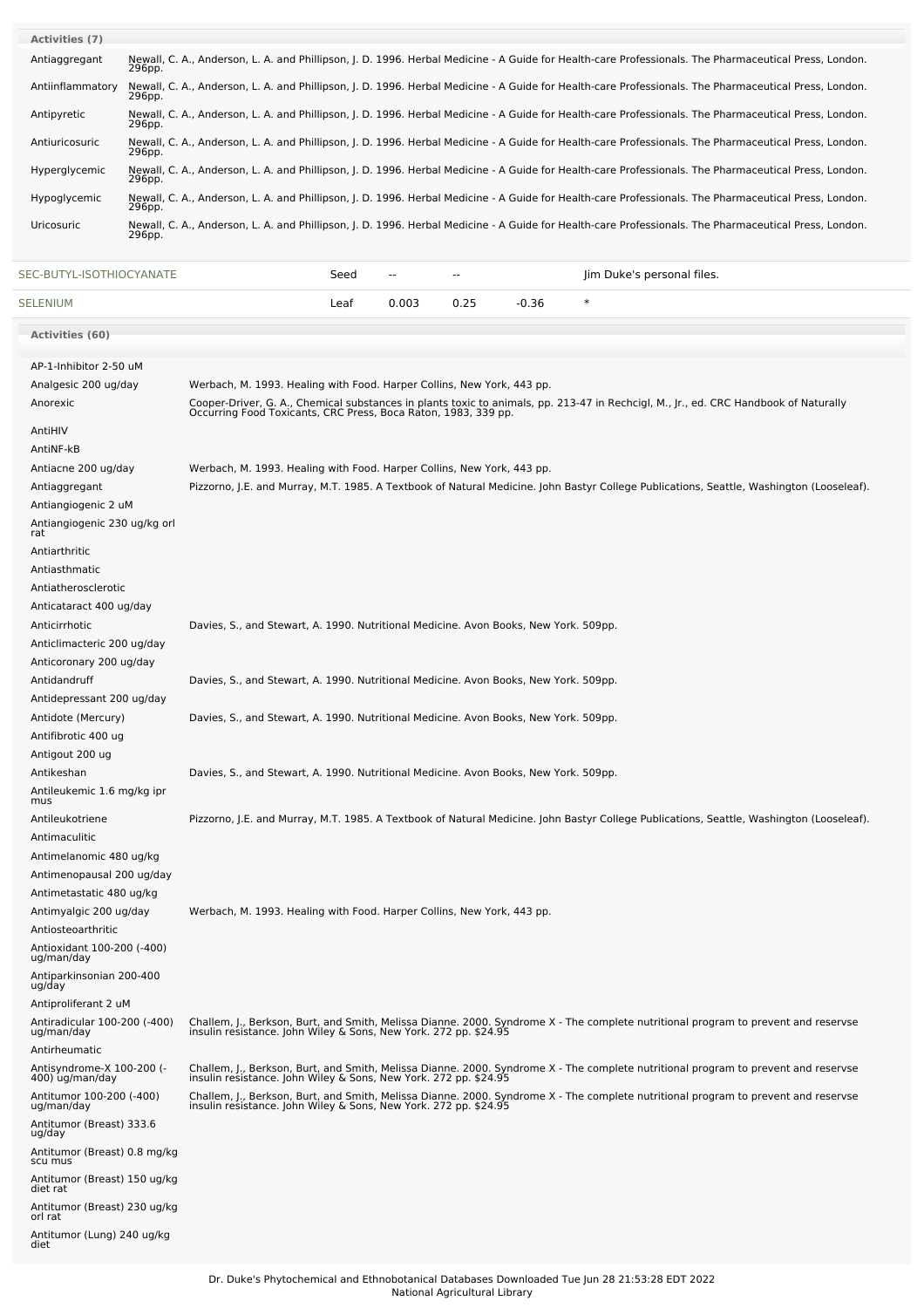**Activities (7)**

| Activity | Reference |
|---|---|
| Antiaggregant | Newall, C. A., Anderson, L. A. and Phillipson, J. D. 1996. Herbal Medicine - A Guide for Health-care Professionals. The Pharmaceutical Press, London. 296pp. |
| Antiinflammatory | Newall, C. A., Anderson, L. A. and Phillipson, J. D. 1996. Herbal Medicine - A Guide for Health-care Professionals. The Pharmaceutical Press, London. 296pp. |
| Antipyretic | Newall, C. A., Anderson, L. A. and Phillipson, J. D. 1996. Herbal Medicine - A Guide for Health-care Professionals. The Pharmaceutical Press, London. 296pp. |
| Antiuricosuric | Newall, C. A., Anderson, L. A. and Phillipson, J. D. 1996. Herbal Medicine - A Guide for Health-care Professionals. The Pharmaceutical Press, London. 296pp. |
| Hyperglycemic | Newall, C. A., Anderson, L. A. and Phillipson, J. D. 1996. Herbal Medicine - A Guide for Health-care Professionals. The Pharmaceutical Press, London. 296pp. |
| Hypoglycemic | Newall, C. A., Anderson, L. A. and Phillipson, J. D. 1996. Herbal Medicine - A Guide for Health-care Professionals. The Pharmaceutical Press, London. 296pp. |
| Uricosuric | Newall, C. A., Anderson, L. A. and Phillipson, J. D. 1996. Herbal Medicine - A Guide for Health-care Professionals. The Pharmaceutical Press, London. 296pp. |

| Chemical | Part | Low | High | SD | Reference |
|---|---|---|---|---|---|
| SEC-BUTYL-ISOTHIOCYANATE | Seed | -- | -- | | Jim Duke's personal files. |
| SELENIUM | Leaf | 0.003 | 0.25 | -0.36 | * |

**Activities (60)**

| Activity | Reference |
|---|---|
| AP-1-Inhibitor 2-50 uM | |
| Analgesic 200 ug/day | Werbach, M. 1993. Healing with Food. Harper Collins, New York, 443 pp. |
| Anorexic | Cooper-Driver, G. A., Chemical substances in plants toxic to animals, pp. 213-47 in Rechcigl, M., Jr., ed. CRC Handbook of Naturally Occurring Food Toxicants, CRC Press, Boca Raton, 1983, 339 pp. |
| AntiHIV | |
| AntiNF-kB | |
| Antiacne 200 ug/day | Werbach, M. 1993. Healing with Food. Harper Collins, New York, 443 pp. |
| Antiaggregant | Pizzorno, J.E. and Murray, M.T. 1985. A Textbook of Natural Medicine. John Bastyr College Publications, Seattle, Washington (Looseleaf). |
| Antiangiogenic 2 uM | |
| Antiangiogenic 230 ug/kg orl rat | |
| Antiarthritic | |
| Antiasthmatic | |
| Antiatherosclerotic | |
| Anticataract 400 ug/day | |
| Anticirrhotic | Davies, S., and Stewart, A. 1990. Nutritional Medicine. Avon Books, New York. 509pp. |
| Anticlimacteric 200 ug/day | |
| Anticoronary 200 ug/day | |
| Antidandruff | Davies, S., and Stewart, A. 1990. Nutritional Medicine. Avon Books, New York. 509pp. |
| Antidepressant 200 ug/day | |
| Antidote (Mercury) | Davies, S., and Stewart, A. 1990. Nutritional Medicine. Avon Books, New York. 509pp. |
| Antifibrotic 400 ug | |
| Antigout 200 ug | |
| Antikeshan | Davies, S., and Stewart, A. 1990. Nutritional Medicine. Avon Books, New York. 509pp. |
| Antileukemic 1.6 mg/kg ipr mus | |
| Antileukotriene | Pizzorno, J.E. and Murray, M.T. 1985. A Textbook of Natural Medicine. John Bastyr College Publications, Seattle, Washington (Looseleaf). |
| Antimaculitic | |
| Antimelanomic 480 ug/kg | |
| Antimenopausal 200 ug/day | |
| Antimetastatic 480 ug/kg | |
| Antimyalgic 200 ug/day | Werbach, M. 1993. Healing with Food. Harper Collins, New York, 443 pp. |
| Antiosteoarthritic | |
| Antioxidant 100-200 (-400) ug/man/day | |
| Antiparkinsonian 200-400 ug/day | |
| Antiproliferant 2 uM | |
| Antiradicular 100-200 (-400) ug/man/day | Challem, J., Berkson, Burt, and Smith, Melissa Dianne. 2000. Syndrome X - The complete nutritional program to prevent and reservse insulin resistance. John Wiley & Sons, New York. 272 pp. $24.95 |
| Antirheumatic | |
| Antisyndrome-X 100-200 (-400) ug/man/day | Challem, J., Berkson, Burt, and Smith, Melissa Dianne. 2000. Syndrome X - The complete nutritional program to prevent and reservse insulin resistance. John Wiley & Sons, New York. 272 pp. $24.95 |
| Antitumor 100-200 (-400) ug/man/day | Challem, J., Berkson, Burt, and Smith, Melissa Dianne. 2000. Syndrome X - The complete nutritional program to prevent and reservse insulin resistance. John Wiley & Sons, New York. 272 pp. $24.95 |
| Antitumor (Breast) 333.6 ug/day | |
| Antitumor (Breast) 0.8 mg/kg scu mus | |
| Antitumor (Breast) 150 ug/kg diet rat | |
| Antitumor (Breast) 230 ug/kg orl rat | |
| Antitumor (Lung) 240 ug/kg diet | |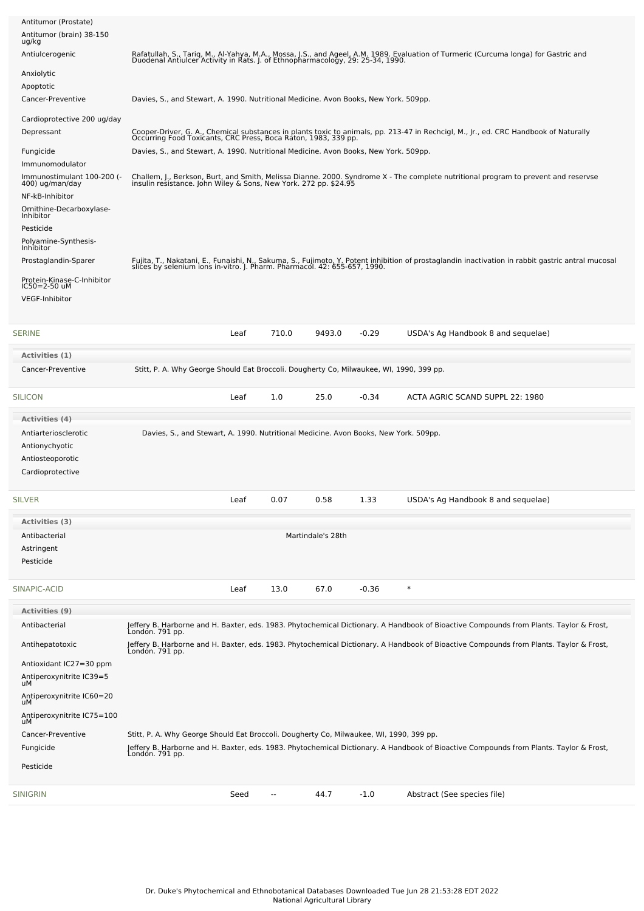| | |
|---|---|
| Antitumor (Prostate) | |
| Antitumor (brain) 38-150 ug/kg | |
| Antiulcerogenic | Rafatullah, S., Tariq, M., Al-Yahya, M.A., Mossa, J.S., and Ageel, A.M. 1989. Evaluation of Turmeric (Curcuma longa) for Gastric and Duodenal Antiulcer Activity in Rats. J. of Ethnopharmacology, 29: 25-34, 1990. |
| Anxiolytic | |
| Apoptotic | |
| Cancer-Preventive | Davies, S., and Stewart, A. 1990. Nutritional Medicine. Avon Books, New York. 509pp. |
| Cardioprotective 200 ug/day | |
| Depressant | Cooper-Driver, G. A., Chemical substances in plants toxic to animals, pp. 213-47 in Rechcigl, M., Jr., ed. CRC Handbook of Naturally Occurring Food Toxicants, CRC Press, Boca Raton, 1983, 339 pp. |
| Fungicide | Davies, S., and Stewart, A. 1990. Nutritional Medicine. Avon Books, New York. 509pp. |
| Immunomodulator | |
| Immunostimulant 100-200 (-400) ug/man/day | Challem, J., Berkson, Burt, and Smith, Melissa Dianne. 2000. Syndrome X - The complete nutritional program to prevent and reservse insulin resistance. John Wiley & Sons, New York. 272 pp. $24.95 |
| NF-kB-Inhibitor | |
| Ornithine-Decarboxylase-Inhibitor | |
| Pesticide | |
| Polyamine-Synthesis-Inhibitor | |
| Prostaglandin-Sparer | Fujita, T., Nakatani, E., Funaishi, N., Sakuma, S., Fujimoto, Y. Potent inhibition of prostaglandin inactivation in rabbit gastric antral mucosal slices by selenium ions in-vitro. J. Pharm. Pharmacol. 42: 655-657, 1990. |
| Protein-Kinase-C-Inhibitor IC50=2-50 uM | |
| VEGF-Inhibitor | |

| SERINE | Leaf | 710.0 | 9493.0 | -0.29 | USDA's Ag Handbook 8 and sequelae) |
|---|---|---|---|---|---|

**Activities (1)**

| | |
|---|---|
| Cancer-Preventive | Stitt, P. A. Why George Should Eat Broccoli. Dougherty Co, Milwaukee, WI, 1990, 399 pp. |

| SILICON | Leaf | 1.0 | 25.0 | -0.34 | ACTA AGRIC SCAND SUPPL 22: 1980 |
|---|---|---|---|---|---|

**Activities (4)**

| | |
|---|---|
| Antiarteriosclerotic | Davies, S., and Stewart, A. 1990. Nutritional Medicine. Avon Books, New York. 509pp. |
| Antionychotic | |
| Antiosteoporotic | |
| Cardioprotective | |

| SILVER | Leaf | 0.07 | 0.58 | 1.33 | USDA's Ag Handbook 8 and sequelae) |
|---|---|---|---|---|---|

**Activities (3)**

| | |
|---|---|
| Antibacterial | Martindale's 28th |
| Astringent | |
| Pesticide | |

| SINAPIC-ACID | Leaf | 13.0 | 67.0 | -0.36 | * |
|---|---|---|---|---|---|

**Activities (9)**

| | |
|---|---|
| Antibacterial | Jeffery B. Harborne and H. Baxter, eds. 1983. Phytochemical Dictionary. A Handbook of Bioactive Compounds from Plants. Taylor & Frost, London. 791 pp. |
| Antihepatotoxic | Jeffery B. Harborne and H. Baxter, eds. 1983. Phytochemical Dictionary. A Handbook of Bioactive Compounds from Plants. Taylor & Frost, London. 791 pp. |
| Antioxidant IC27=30 ppm | |
| Antiperoxynitrite IC39=5 uM | |
| Antiperoxynitrite IC60=20 uM | |
| Antiperoxynitrite IC75=100 uM | |
| Cancer-Preventive | Stitt, P. A. Why George Should Eat Broccoli. Dougherty Co, Milwaukee, WI, 1990, 399 pp. |
| Fungicide | Jeffery B. Harborne and H. Baxter, eds. 1983. Phytochemical Dictionary. A Handbook of Bioactive Compounds from Plants. Taylor & Frost, London. 791 pp. |
| Pesticide | |

| SINIGRIN | Seed | -- | 44.7 | -1.0 | Abstract (See species file) |
|---|---|---|---|---|---|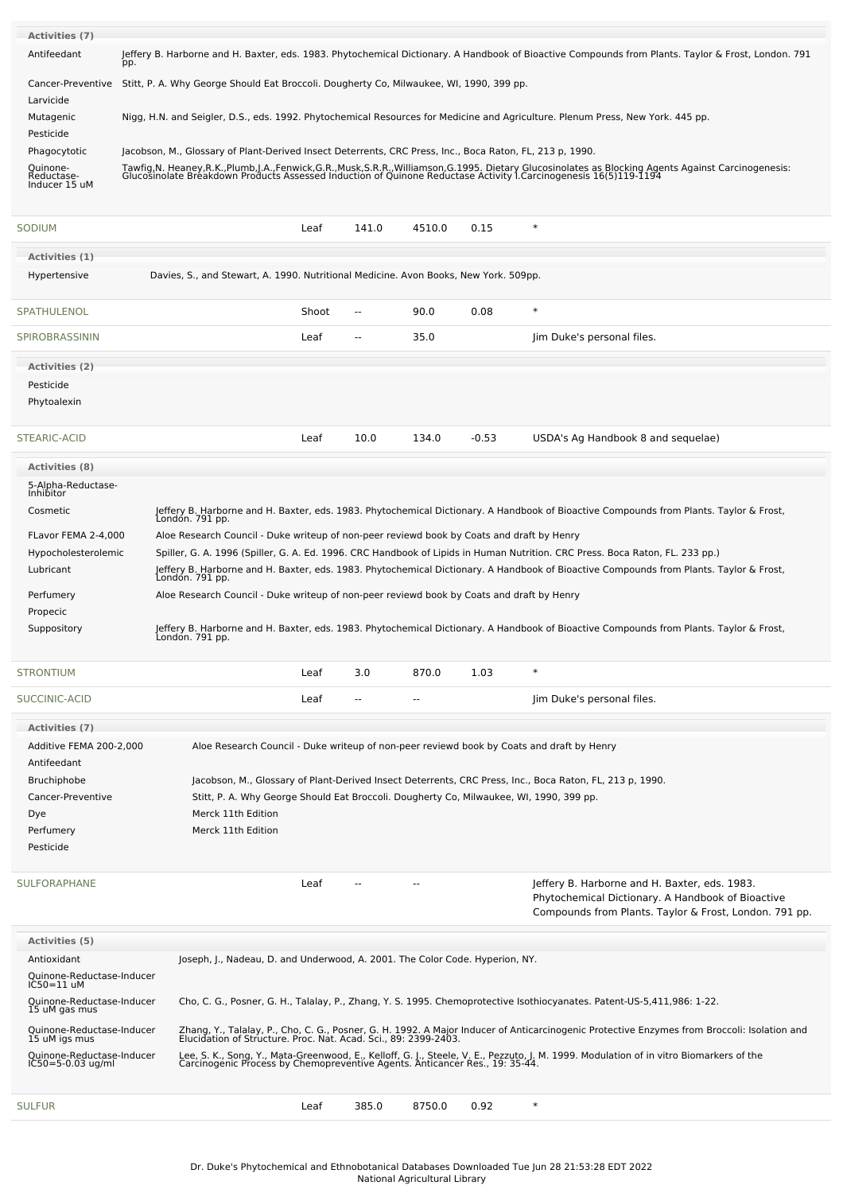| Activities (7) | |
|---|---|
| Antifeedant | Jeffery B. Harborne and H. Baxter, eds. 1983. Phytochemical Dictionary. A Handbook of Bioactive Compounds from Plants. Taylor & Frost, London. 791 pp. |
| Cancer-Preventive | Stitt, P. A. Why George Should Eat Broccoli. Dougherty Co, Milwaukee, WI, 1990, 399 pp. |
| Larvicide | |
| Mutagenic | Nigg, H.N. and Seigler, D.S., eds. 1992. Phytochemical Resources for Medicine and Agriculture. Plenum Press, New York. 445 pp. |
| Pesticide | |
| Phagocytotic | Jacobson, M., Glossary of Plant-Derived Insect Deterrents, CRC Press, Inc., Boca Raton, FL, 213 p, 1990. |
| Quinone-Reductase-Inducer 15 uM | Tawfig,N. Heaney,R.K.,Plumb,J.A.,Fenwick,G.R.,Musk,S.R.R.,Williamson,G.1995. Dietary Glucosinolates as Blocking Agents Against Carcinogenesis: Glucosinolate Breakdown Products Assessed Induction of Quinone Reductase Activity I.Carcinogenesis 16(5)119-1194 |

| SODIUM | Leaf | 141.0 | 4510.0 | 0.15 | * |
|---|---|---|---|---|---|

| Activities (1) | |
|---|---|
| Hypertensive | Davies, S., and Stewart, A. 1990. Nutritional Medicine. Avon Books, New York. 509pp. |

| SPATHULENOL | Shoot | -- | 90.0 | 0.08 | * |
|---|---|---|---|---|---|
| SPIROBRASSININ | Leaf | -- | 35.0 | | Jim Duke's personal files. |

| Activities (2) |
|---|
| Pesticide |
| Phytoalexin |

| STEARIC-ACID | Leaf | 10.0 | 134.0 | -0.53 | USDA's Ag Handbook 8 and sequelae) |
|---|---|---|---|---|---|

| Activities (8) | |
|---|---|
| 5-Alpha-Reductase-Inhibitor | |
| Cosmetic | Jeffery B. Harborne and H. Baxter, eds. 1983. Phytochemical Dictionary. A Handbook of Bioactive Compounds from Plants. Taylor & Frost, London. 791 pp. |
| FLavor FEMA 2-4,000 | Aloe Research Council - Duke writeup of non-peer reviewd book by Coats and draft by Henry |
| Hypocholesterolemic | Spiller, G. A. 1996 (Spiller, G. A. Ed. 1996. CRC Handbook of Lipids in Human Nutrition. CRC Press. Boca Raton, FL. 233 pp.) |
| Lubricant | Jeffery B. Harborne and H. Baxter, eds. 1983. Phytochemical Dictionary. A Handbook of Bioactive Compounds from Plants. Taylor & Frost, London. 791 pp. |
| Perfumery | Aloe Research Council - Duke writeup of non-peer reviewd book by Coats and draft by Henry |
| Propecic | |
| Suppository | Jeffery B. Harborne and H. Baxter, eds. 1983. Phytochemical Dictionary. A Handbook of Bioactive Compounds from Plants. Taylor & Frost, London. 791 pp. |

| STRONTIUM | Leaf | 3.0 | 870.0 | 1.03 | * |
|---|---|---|---|---|---|
| SUCCINIC-ACID | Leaf | -- | -- | | Jim Duke's personal files. |

| Activities (7) | |
|---|---|
| Additive FEMA 200-2,000 | Aloe Research Council - Duke writeup of non-peer reviewd book by Coats and draft by Henry |
| Antifeedant | |
| Bruchiphobe | Jacobson, M., Glossary of Plant-Derived Insect Deterrents, CRC Press, Inc., Boca Raton, FL, 213 p, 1990. |
| Cancer-Preventive | Stitt, P. A. Why George Should Eat Broccoli. Dougherty Co, Milwaukee, WI, 1990, 399 pp. |
| Dye | Merck 11th Edition |
| Perfumery | Merck 11th Edition |
| Pesticide | |

| SULFORAPHANE | Leaf | -- | -- | | Jeffery B. Harborne and H. Baxter, eds. 1983. Phytochemical Dictionary. A Handbook of Bioactive Compounds from Plants. Taylor & Frost, London. 791 pp. |
|---|---|---|---|---|---|

| Activities (5) | |
|---|---|
| Antioxidant | Joseph, J., Nadeau, D. and Underwood, A. 2001. The Color Code. Hyperion, NY. |
| Quinone-Reductase-Inducer IC50=11 uM | |
| Quinone-Reductase-Inducer 15 uM gas mus | Cho, C. G., Posner, G. H., Talalay, P., Zhang, Y. S. 1995. Chemoprotective Isothiocyanates. Patent-US-5,411,986: 1-22. |
| Quinone-Reductase-Inducer 15 uM igs mus | Zhang, Y., Talalay, P., Cho, C. G., Posner, G. H. 1992. A Major Inducer of Anticarcinogenic Protective Enzymes from Broccoli: Isolation and Elucidation of Structure. Proc. Nat. Acad. Sci., 89: 2399-2403. |
| Quinone-Reductase-Inducer IC50=5-0.03 ug/ml | Lee, S. K., Song, Y., Mata-Greenwood, E., Kelloff, G. J., Steele, V. E., Pezzuto, J. M. 1999. Modulation of in vitro Biomarkers of the Carcinogenic Process by Chemopreventive Agents. Anticancer Res., 19: 35-44. |

| SULFUR | Leaf | 385.0 | 8750.0 | 0.92 | * |
|---|---|---|---|---|---|

Dr. Duke's Phytochemical and Ethnobotanical Databases Downloaded Tue Jun 28 21:53:28 EDT 2022
National Agricultural Library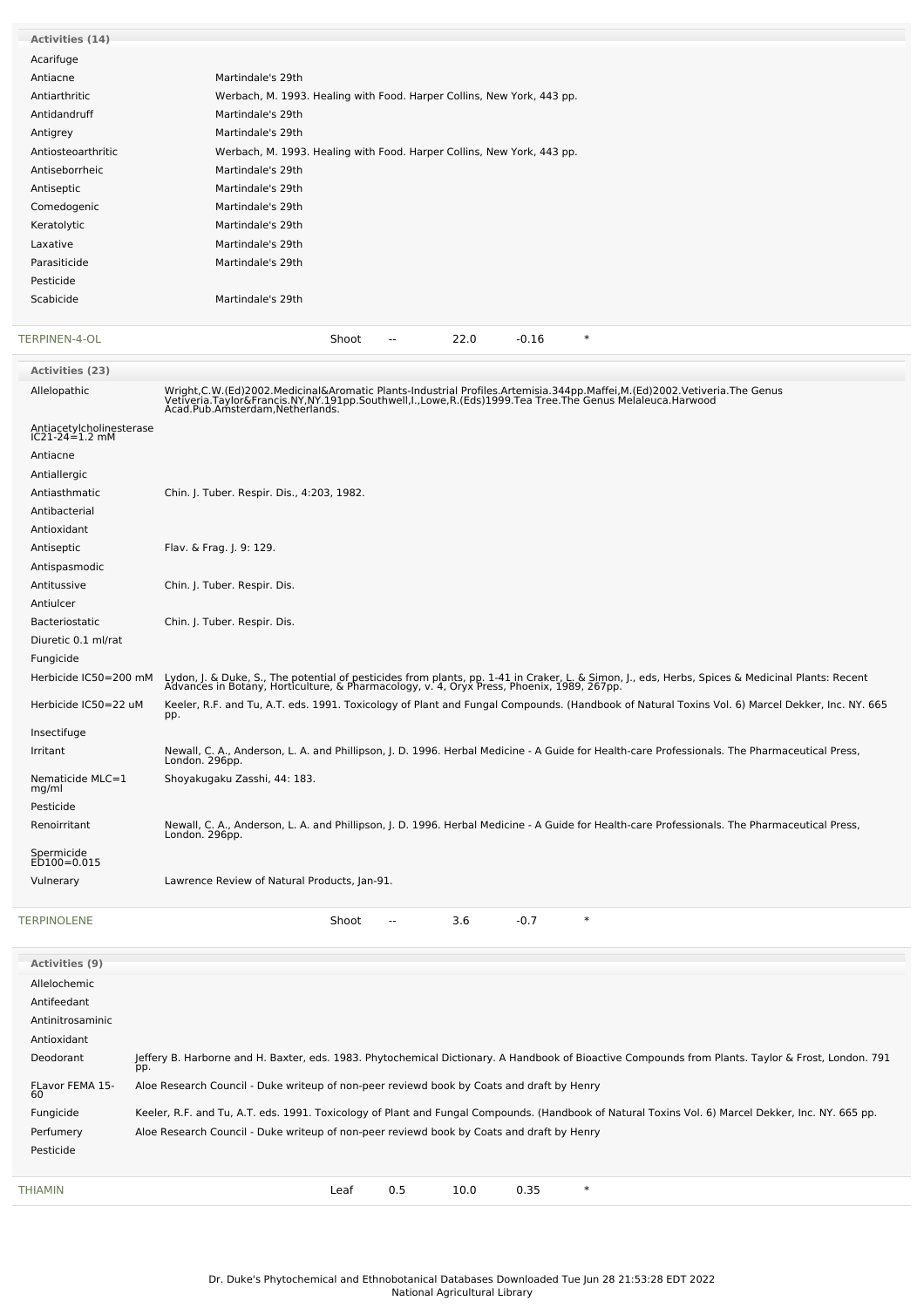| Activities (14) | |
|---|---|
| Acarifuge | |
| Antiacne | Martindale's 29th |
| Antiarthritic | Werbach, M. 1993. Healing with Food. Harper Collins, New York, 443 pp. |
| Antidandruff | Martindale's 29th |
| Antigrey | Martindale's 29th |
| Antiosteoarthritic | Werbach, M. 1993. Healing with Food. Harper Collins, New York, 443 pp. |
| Antiseborrheic | Martindale's 29th |
| Antiseptic | Martindale's 29th |
| Comedogenic | Martindale's 29th |
| Keratolytic | Martindale's 29th |
| Laxative | Martindale's 29th |
| Parasiticide | Martindale's 29th |
| Pesticide | |
| Scabicide | Martindale's 29th |

| TERPINEN-4-OL | Shoot | -- | 22.0 | -0.16 | * |
|---|---|---|---|---|---|

| Activities (23) | |
|---|---|
| Allelopathic | Wright,C.W.(Ed)2002.Medicinal&Aromatic Plants-Industrial Profiles.Artemisia.344pp.Maffei,M.(Ed)2002.Vetiveria.The Genus Vetiveria.Taylor&Francis.NY,NY.191pp.Southwell,I.,Lowe,R.(Eds)1999.Tea Tree.The Genus Melaleuca.Harwood Acad.Pub.Amsterdam,Netherlands. |
| Antiacetylcholinesterase IC21-24=1.2 mM | |
| Antiacne | |
| Antiallergic | |
| Antiasthmatic | Chin. J. Tuber. Respir. Dis., 4:203, 1982. |
| Antibacterial | |
| Antioxidant | |
| Antiseptic | Flav. & Frag. J. 9: 129. |
| Antispasmodic | |
| Antitussive | Chin. J. Tuber. Respir. Dis. |
| Antiulcer | |
| Bacteriostatic | Chin. J. Tuber. Respir. Dis. |
| Diuretic 0.1 ml/rat | |
| Fungicide | |
| Herbicide IC50=200 mM | Lydon, J. & Duke, S., The potential of pesticides from plants, pp. 1-41 in Craker, L. & Simon, J., eds, Herbs, Spices & Medicinal Plants: Recent Advances in Botany, Horticulture, & Pharmacology, v. 4, Oryx Press, Phoenix, 1989, 267pp. |
| Herbicide IC50=22 uM | Keeler, R.F. and Tu, A.T. eds. 1991. Toxicology of Plant and Fungal Compounds. (Handbook of Natural Toxins Vol. 6) Marcel Dekker, Inc. NY. 665 pp. |
| Insectifuge | |
| Irritant | Newall, C. A., Anderson, L. A. and Phillipson, J. D. 1996. Herbal Medicine - A Guide for Health-care Professionals. The Pharmaceutical Press, London. 296pp. |
| Nematicide MLC=1 mg/ml | Shoyakugaku Zasshi, 44: 183. |
| Pesticide | |
| Renoirritant | Newall, C. A., Anderson, L. A. and Phillipson, J. D. 1996. Herbal Medicine - A Guide for Health-care Professionals. The Pharmaceutical Press, London. 296pp. |
| Spermicide ED100=0.015 | |
| Vulnerary | Lawrence Review of Natural Products, Jan-91. |

| TERPINOLENE | Shoot | -- | 3.6 | -0.7 | * |
|---|---|---|---|---|---|

| Activities (9) | |
|---|---|
| Allelochemic | |
| Antifeedant | |
| Antinitrosaminic | |
| Antioxidant | |
| Deodorant | Jeffery B. Harborne and H. Baxter, eds. 1983. Phytochemical Dictionary. A Handbook of Bioactive Compounds from Plants. Taylor & Frost, London. 791 pp. |
| FLavor FEMA 15-60 | Aloe Research Council - Duke writeup of non-peer reviewd book by Coats and draft by Henry |
| Fungicide | Keeler, R.F. and Tu, A.T. eds. 1991. Toxicology of Plant and Fungal Compounds. (Handbook of Natural Toxins Vol. 6) Marcel Dekker, Inc. NY. 665 pp. |
| Perfumery | Aloe Research Council - Duke writeup of non-peer reviewd book by Coats and draft by Henry |
| Pesticide | |

| THIAMIN | Leaf | 0.5 | 10.0 | 0.35 | * |
|---|---|---|---|---|---|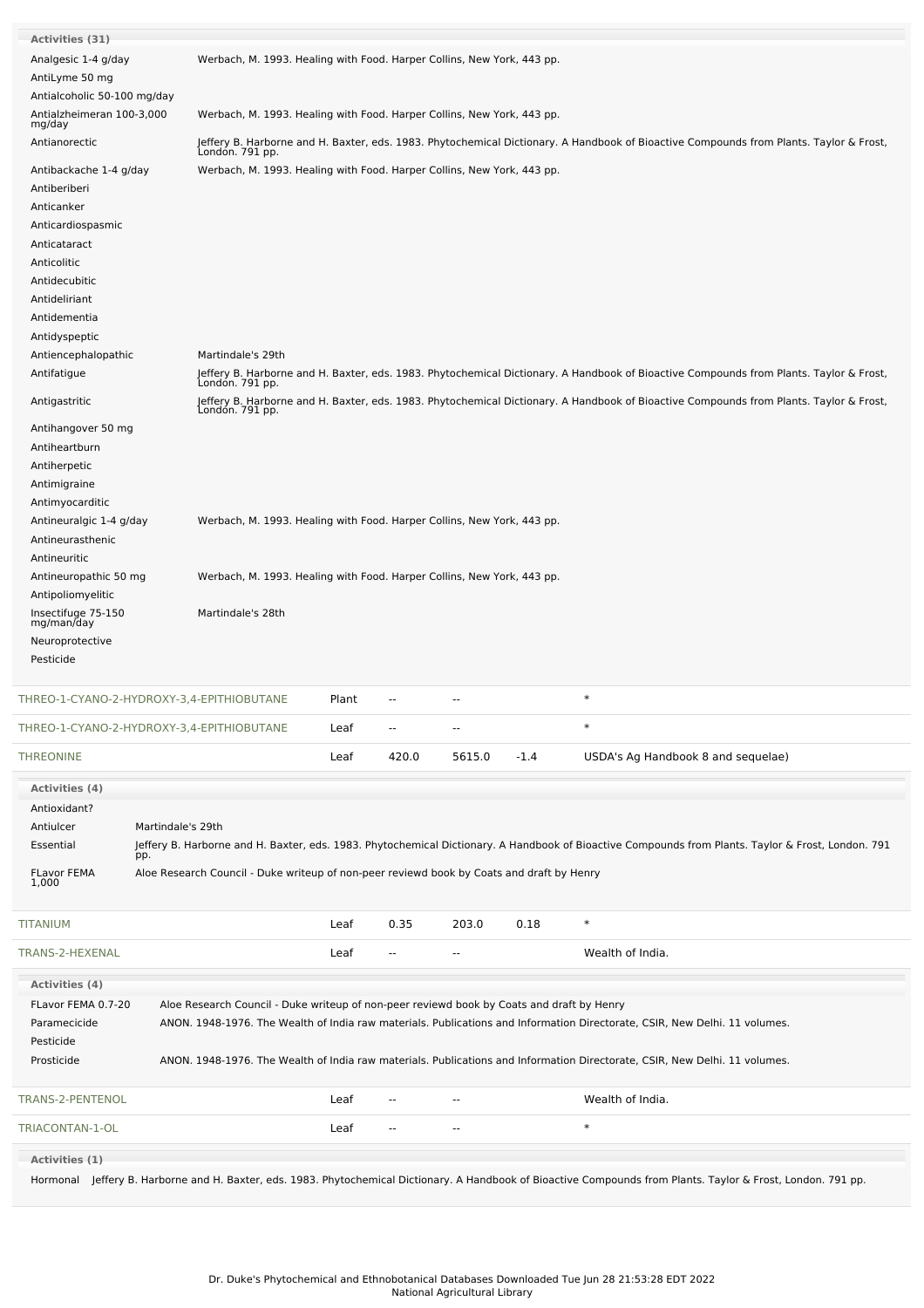**Activities (31)**

| Activity | Reference |
|---|---|
| Analgesic 1-4 g/day | Werbach, M. 1993. Healing with Food. Harper Collins, New York, 443 pp. |
| AntiLyme 50 mg | |
| Antialcoholic 50-100 mg/day | |
| Antialzheimeran 100-3,000 mg/day | Werbach, M. 1993. Healing with Food. Harper Collins, New York, 443 pp. |
| Antianorectic | Jeffery B. Harborne and H. Baxter, eds. 1983. Phytochemical Dictionary. A Handbook of Bioactive Compounds from Plants. Taylor & Frost, London. 791 pp. |
| Antibackache 1-4 g/day | Werbach, M. 1993. Healing with Food. Harper Collins, New York, 443 pp. |
| Antiberiberi | |
| Anticanker | |
| Anticardiospasmic | |
| Anticataract | |
| Anticolitic | |
| Antidecubitic | |
| Antideliriant | |
| Antidementia | |
| Antidyspeptic | |
| Antiencephalopathic | Martindale's 29th |
| Antifatigue | Jeffery B. Harborne and H. Baxter, eds. 1983. Phytochemical Dictionary. A Handbook of Bioactive Compounds from Plants. Taylor & Frost, London. 791 pp. |
| Antigastritic | Jeffery B. Harborne and H. Baxter, eds. 1983. Phytochemical Dictionary. A Handbook of Bioactive Compounds from Plants. Taylor & Frost, London. 791 pp. |
| Antihangover 50 mg | |
| Antiheartburn | |
| Antiherpetic | |
| Antimigraine | |
| Antimyocarditic | |
| Antineuralgic 1-4 g/day | Werbach, M. 1993. Healing with Food. Harper Collins, New York, 443 pp. |
| Antineurasthenic | |
| Antineuritic | |
| Antineuropathic 50 mg | Werbach, M. 1993. Healing with Food. Harper Collins, New York, 443 pp. |
| Antipoliomyelitic | |
| Insectifuge 75-150 mg/man/day | Martindale's 28th |
| Neuroprotective | |
| Pesticide | |

| Chemical | Part | Low PPM | High PPM | StdDev | Reference |
|---|---|---|---|---|---|
| THREO-1-CYANO-2-HYDROXY-3,4-EPITHIOBUTANE | Plant | -- | -- | | * |
| THREO-1-CYANO-2-HYDROXY-3,4-EPITHIOBUTANE | Leaf | -- | -- | | * |
| THREONINE | Leaf | 420.0 | 5615.0 | -1.4 | USDA's Ag Handbook 8 and sequelae) |

**Activities (4)**

| Activity | Reference |
|---|---|
| Antioxidant? | |
| Antiulcer | Martindale's 29th |
| Essential | Jeffery B. Harborne and H. Baxter, eds. 1983. Phytochemical Dictionary. A Handbook of Bioactive Compounds from Plants. Taylor & Frost, London. 791 pp. |
| FLavor FEMA 1,000 | Aloe Research Council - Duke writeup of non-peer reviewd book by Coats and draft by Henry |

| Chemical | Part | Low PPM | High PPM | StdDev | Reference |
|---|---|---|---|---|---|
| TITANIUM | Leaf | 0.35 | 203.0 | 0.18 | * |
| TRANS-2-HEXENAL | Leaf | -- | -- | | Wealth of India. |

**Activities (4)**

| Activity | Reference |
|---|---|
| FLavor FEMA 0.7-20 | Aloe Research Council - Duke writeup of non-peer reviewd book by Coats and draft by Henry |
| Paramecicide | ANON. 1948-1976. The Wealth of India raw materials. Publications and Information Directorate, CSIR, New Delhi. 11 volumes. |
| Pesticide | |
| Prosticide | ANON. 1948-1976. The Wealth of India raw materials. Publications and Information Directorate, CSIR, New Delhi. 11 volumes. |

| Chemical | Part | Low PPM | High PPM | StdDev | Reference |
|---|---|---|---|---|---|
| TRANS-2-PENTENOL | Leaf | -- | -- | | Wealth of India. |
| TRIACONTAN-1-OL | Leaf | -- | -- | | * |

**Activities (1)**

| Activity | Reference |
|---|---|
| Hormonal | Jeffery B. Harborne and H. Baxter, eds. 1983. Phytochemical Dictionary. A Handbook of Bioactive Compounds from Plants. Taylor & Frost, London. 791 pp. |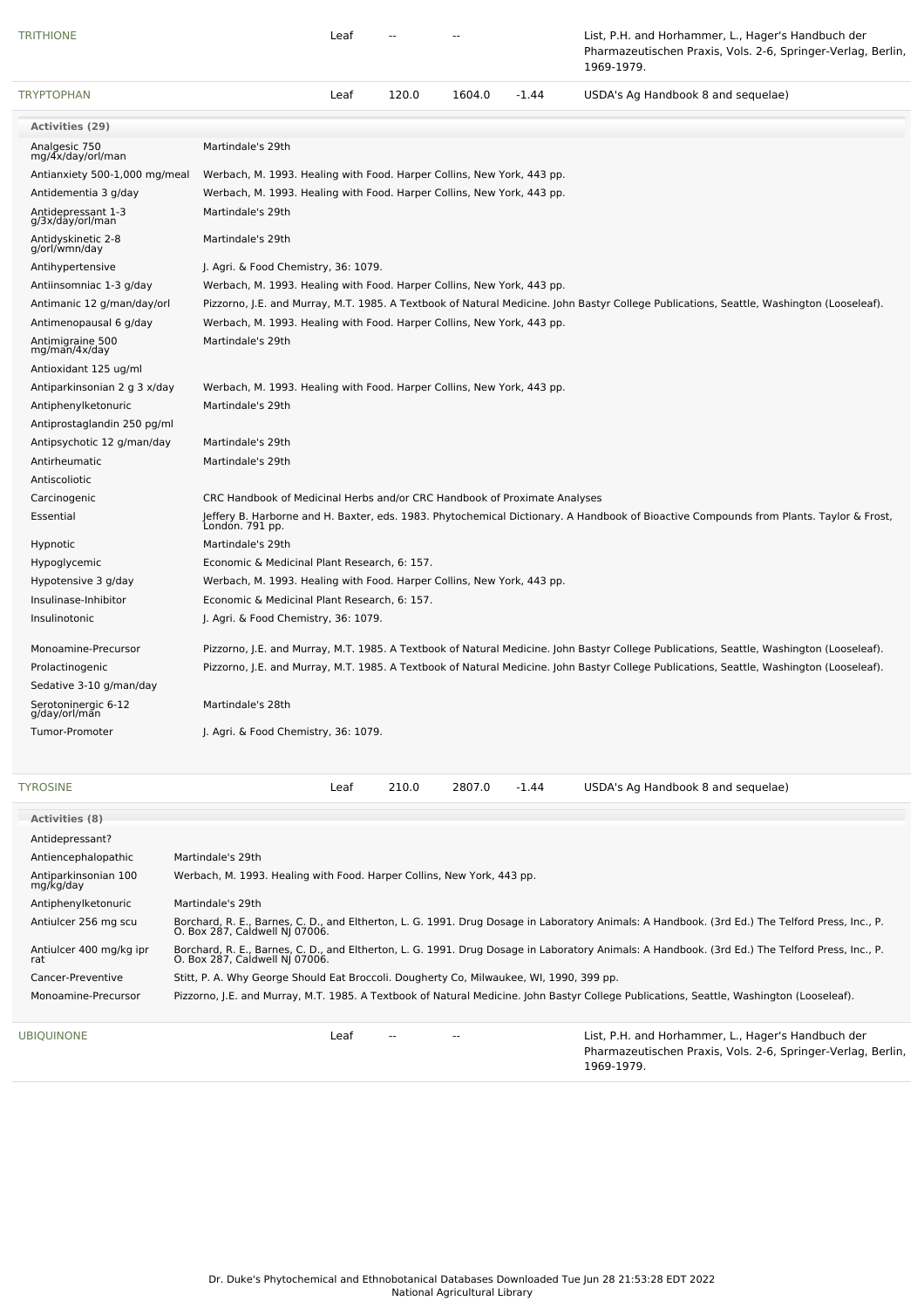| TRITHIONE | Leaf | -- | -- | | List, P.H. and Horhammer, L., Hager's Handbuch der Pharmazeutischen Praxis, Vols. 2-6, Springer-Verlag, Berlin, 1969-1979. |
|---|---|---|---|---|---|
| TRYPTOPHAN | Leaf | 120.0 | 1604.0 | -1.44 | USDA's Ag Handbook 8 and sequelae) |

**Activities (29)**

| Activity | Reference |
|---|---|
| Analgesic 750 mg/4x/day/orl/man | Martindale's 29th |
| Antianxiety 500-1,000 mg/meal | Werbach, M. 1993. Healing with Food. Harper Collins, New York, 443 pp. |
| Antidementia 3 g/day | Werbach, M. 1993. Healing with Food. Harper Collins, New York, 443 pp. |
| Antidepressant 1-3 g/3x/day/orl/man | Martindale's 29th |
| Antidyskinetic 2-8 g/orl/wmn/day | Martindale's 29th |
| Antihypertensive | J. Agri. & Food Chemistry, 36: 1079. |
| Antiinsomniac 1-3 g/day | Werbach, M. 1993. Healing with Food. Harper Collins, New York, 443 pp. |
| Antimanic 12 g/man/day/orl | Pizzorno, J.E. and Murray, M.T. 1985. A Textbook of Natural Medicine. John Bastyr College Publications, Seattle, Washington (Looseleaf). |
| Antimenopausal 6 g/day | Werbach, M. 1993. Healing with Food. Harper Collins, New York, 443 pp. |
| Antimigraine 500 mg/man/4x/day | Martindale's 29th |
| Antioxidant 125 ug/ml | |
| Antiparkinsonian 2 g 3 x/day | Werbach, M. 1993. Healing with Food. Harper Collins, New York, 443 pp. |
| Antiphenylketonuric | Martindale's 29th |
| Antiprostaglandin 250 pg/ml | |
| Antipsychotic 12 g/man/day | Martindale's 29th |
| Antirheumatic | Martindale's 29th |
| Antiscoliotic | |
| Carcinogenic | CRC Handbook of Medicinal Herbs and/or CRC Handbook of Proximate Analyses |
| Essential | Jeffery B. Harborne and H. Baxter, eds. 1983. Phytochemical Dictionary. A Handbook of Bioactive Compounds from Plants. Taylor & Frost, London. 791 pp. |
| Hypnotic | Martindale's 29th |
| Hypoglycemic | Economic & Medicinal Plant Research, 6: 157. |
| Hypotensive 3 g/day | Werbach, M. 1993. Healing with Food. Harper Collins, New York, 443 pp. |
| Insulinase-Inhibitor | Economic & Medicinal Plant Research, 6: 157. |
| Insulinotonic | J. Agri. & Food Chemistry, 36: 1079. |
| Monoamine-Precursor | Pizzorno, J.E. and Murray, M.T. 1985. A Textbook of Natural Medicine. John Bastyr College Publications, Seattle, Washington (Looseleaf). |
| Prolactinogenic | Pizzorno, J.E. and Murray, M.T. 1985. A Textbook of Natural Medicine. John Bastyr College Publications, Seattle, Washington (Looseleaf). |
| Sedative 3-10 g/man/day | |
| Serotoninergic 6-12 g/day/orl/man | Martindale's 28th |
| Tumor-Promoter | J. Agri. & Food Chemistry, 36: 1079. |

| TYROSINE | Leaf | 210.0 | 2807.0 | -1.44 | USDA's Ag Handbook 8 and sequelae) |
|---|---|---|---|---|---|

**Activities (8)**

| Activity | Reference |
|---|---|
| Antidepressant? | |
| Antiencephalopathic | Martindale's 29th |
| Antiparkinsonian 100 mg/kg/day | Werbach, M. 1993. Healing with Food. Harper Collins, New York, 443 pp. |
| Antiphenylketonuric | Martindale's 29th |
| Antiulcer 256 mg scu | Borchard, R. E., Barnes, C. D., and Eltherton, L. G. 1991. Drug Dosage in Laboratory Animals: A Handbook. (3rd Ed.) The Telford Press, Inc., P. O. Box 287, Caldwell NJ 07006. |
| Antiulcer 400 mg/kg ipr rat | Borchard, R. E., Barnes, C. D., and Eltherton, L. G. 1991. Drug Dosage in Laboratory Animals: A Handbook. (3rd Ed.) The Telford Press, Inc., P. O. Box 287, Caldwell NJ 07006. |
| Cancer-Preventive | Stitt, P. A. Why George Should Eat Broccoli. Dougherty Co, Milwaukee, WI, 1990, 399 pp. |
| Monoamine-Precursor | Pizzorno, J.E. and Murray, M.T. 1985. A Textbook of Natural Medicine. John Bastyr College Publications, Seattle, Washington (Looseleaf). |

| UBIQUINONE | Leaf | -- | -- | | List, P.H. and Horhammer, L., Hager's Handbuch der Pharmazeutischen Praxis, Vols. 2-6, Springer-Verlag, Berlin, 1969-1979. |
|---|---|---|---|---|---|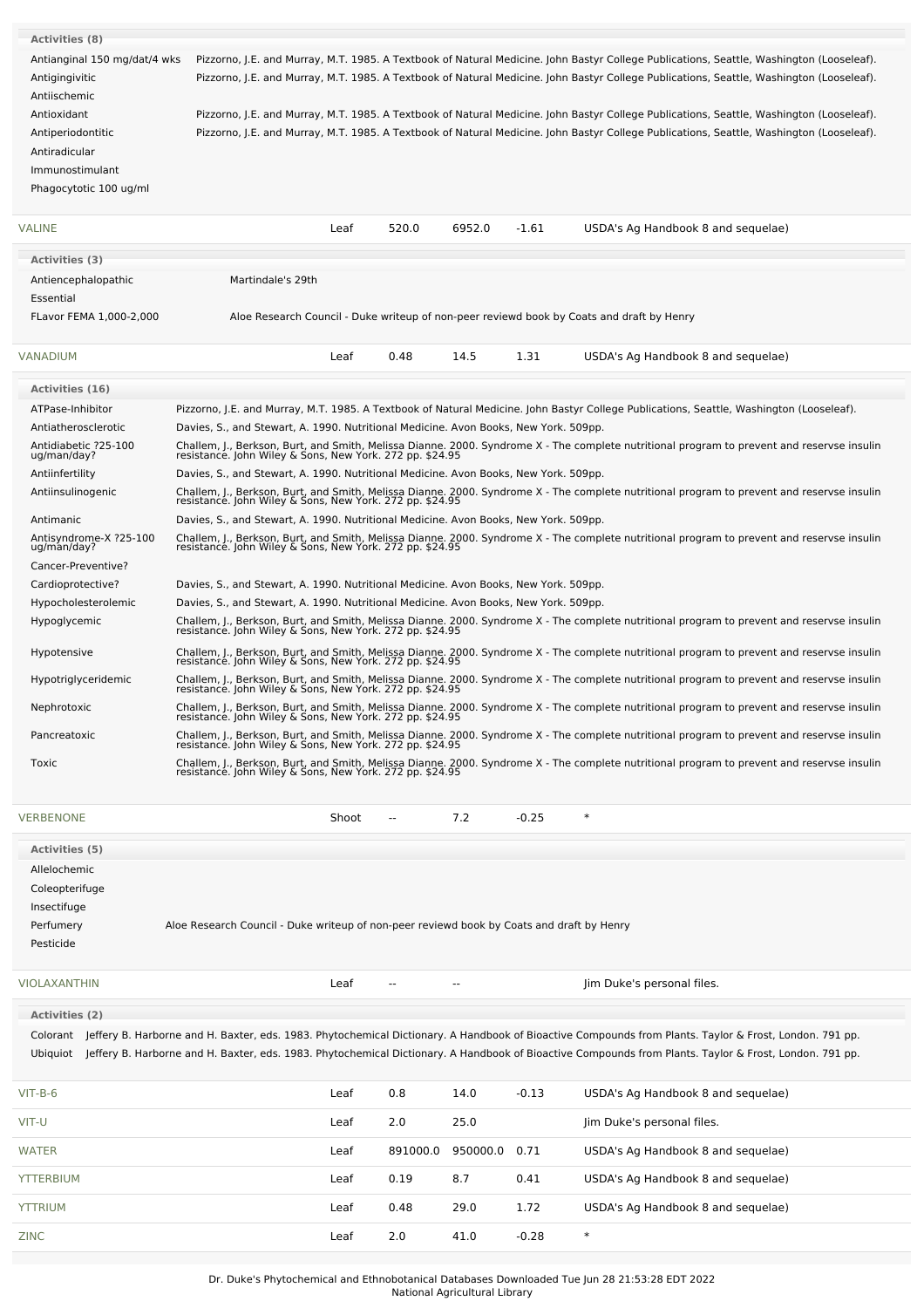**Activities (8)**

| Activity | Reference |
|---|---|
| Antianginal 150 mg/dat/4 wks | Pizzorno, J.E. and Murray, M.T. 1985. A Textbook of Natural Medicine. John Bastyr College Publications, Seattle, Washington (Looseleaf). |
| Antigingivitic | Pizzorno, J.E. and Murray, M.T. 1985. A Textbook of Natural Medicine. John Bastyr College Publications, Seattle, Washington (Looseleaf). |
| Antiischemic | |
| Antioxidant | Pizzorno, J.E. and Murray, M.T. 1985. A Textbook of Natural Medicine. John Bastyr College Publications, Seattle, Washington (Looseleaf). |
| Antiperiodontitic | Pizzorno, J.E. and Murray, M.T. 1985. A Textbook of Natural Medicine. John Bastyr College Publications, Seattle, Washington (Looseleaf). |
| Antiradicular | |
| Immunostimulant | |
| Phagocytotic 100 ug/ml | |

| VALINE | Leaf | 520.0 | 6952.0 | -1.61 | USDA's Ag Handbook 8 and sequelae) |
|---|---|---|---|---|---|

**Activities (3)**

| Activity | Reference |
|---|---|
| Antiencephalopathic | Martindale's 29th |
| Essential | |
| FLavor FEMA 1,000-2,000 | Aloe Research Council - Duke writeup of non-peer reviewd book by Coats and draft by Henry |

| VANADIUM | Leaf | 0.48 | 14.5 | 1.31 | USDA's Ag Handbook 8 and sequelae) |
|---|---|---|---|---|---|

**Activities (16)**

| Activity | Reference |
|---|---|
| ATPase-Inhibitor | Pizzorno, J.E. and Murray, M.T. 1985. A Textbook of Natural Medicine. John Bastyr College Publications, Seattle, Washington (Looseleaf). |
| Antiatherosclerotic | Davies, S., and Stewart, A. 1990. Nutritional Medicine. Avon Books, New York. 509pp. |
| Antidiabetic ?25-100 ug/man/day? | Challem, J., Berkson, Burt, and Smith, Melissa Dianne. 2000. Syndrome X - The complete nutritional program to prevent and reservse insulin resistance. John Wiley & Sons, New York. 272 pp. $24.95 |
| Antiinfertility | Davies, S., and Stewart, A. 1990. Nutritional Medicine. Avon Books, New York. 509pp. |
| Antiinsulinogenic | Challem, J., Berkson, Burt, and Smith, Melissa Dianne. 2000. Syndrome X - The complete nutritional program to prevent and reservse insulin resistance. John Wiley & Sons, New York. 272 pp. $24.95 |
| Antimanic | Davies, S., and Stewart, A. 1990. Nutritional Medicine. Avon Books, New York. 509pp. |
| Antisyndrome-X ?25-100 ug/man/day? | Challem, J., Berkson, Burt, and Smith, Melissa Dianne. 2000. Syndrome X - The complete nutritional program to prevent and reservse insulin resistance. John Wiley & Sons, New York. 272 pp. $24.95 |
| Cancer-Preventive? | |
| Cardioprotective? | Davies, S., and Stewart, A. 1990. Nutritional Medicine. Avon Books, New York. 509pp. |
| Hypocholesterolemic | Davies, S., and Stewart, A. 1990. Nutritional Medicine. Avon Books, New York. 509pp. |
| Hypoglycemic | Challem, J., Berkson, Burt, and Smith, Melissa Dianne. 2000. Syndrome X - The complete nutritional program to prevent and reservse insulin resistance. John Wiley & Sons, New York. 272 pp. $24.95 |
| Hypotensive | Challem, J., Berkson, Burt, and Smith, Melissa Dianne. 2000. Syndrome X - The complete nutritional program to prevent and reservse insulin resistance. John Wiley & Sons, New York. 272 pp. $24.95 |
| Hypotriglyceridemic | Challem, J., Berkson, Burt, and Smith, Melissa Dianne. 2000. Syndrome X - The complete nutritional program to prevent and reservse insulin resistance. John Wiley & Sons, New York. 272 pp. $24.95 |
| Nephrotoxic | Challem, J., Berkson, Burt, and Smith, Melissa Dianne. 2000. Syndrome X - The complete nutritional program to prevent and reservse insulin resistance. John Wiley & Sons, New York. 272 pp. $24.95 |
| Pancreatoxic | Challem, J., Berkson, Burt, and Smith, Melissa Dianne. 2000. Syndrome X - The complete nutritional program to prevent and reservse insulin resistance. John Wiley & Sons, New York. 272 pp. $24.95 |
| Toxic | Challem, J., Berkson, Burt, and Smith, Melissa Dianne. 2000. Syndrome X - The complete nutritional program to prevent and reservse insulin resistance. John Wiley & Sons, New York. 272 pp. $24.95 |

| VERBENONE | Shoot | -- | 7.2 | -0.25 | * |
|---|---|---|---|---|---|

**Activities (5)**

| Activity | Reference |
|---|---|
| Allelochemic | |
| Coleopterifuge | |
| Insectifuge | |
| Perfumery | Aloe Research Council - Duke writeup of non-peer reviewd book by Coats and draft by Henry |
| Pesticide | |

| VIOLAXANTHIN | Leaf | -- | -- | | Jim Duke's personal files. |
|---|---|---|---|---|---|

**Activities (2)**

| Activity | Reference |
|---|---|
| Colorant | Jeffery B. Harborne and H. Baxter, eds. 1983. Phytochemical Dictionary. A Handbook of Bioactive Compounds from Plants. Taylor & Frost, London. 791 pp. |
| Ubiquiot | Jeffery B. Harborne and H. Baxter, eds. 1983. Phytochemical Dictionary. A Handbook of Bioactive Compounds from Plants. Taylor & Frost, London. 791 pp. |

| Chemical | Part | Low | High | SD | Reference |
|---|---|---|---|---|---|
| VIT-B-6 | Leaf | 0.8 | 14.0 | -0.13 | USDA's Ag Handbook 8 and sequelae) |
| VIT-U | Leaf | 2.0 | 25.0 | | Jim Duke's personal files. |
| WATER | Leaf | 891000.0 | 950000.0 | 0.71 | USDA's Ag Handbook 8 and sequelae) |
| YTTERBIUM | Leaf | 0.19 | 8.7 | 0.41 | USDA's Ag Handbook 8 and sequelae) |
| YTTRIUM | Leaf | 0.48 | 29.0 | 1.72 | USDA's Ag Handbook 8 and sequelae) |
| ZINC | Leaf | 2.0 | 41.0 | -0.28 | * |

Dr. Duke's Phytochemical and Ethnobotanical Databases Downloaded Tue Jun 28 21:53:28 EDT 2022
National Agricultural Library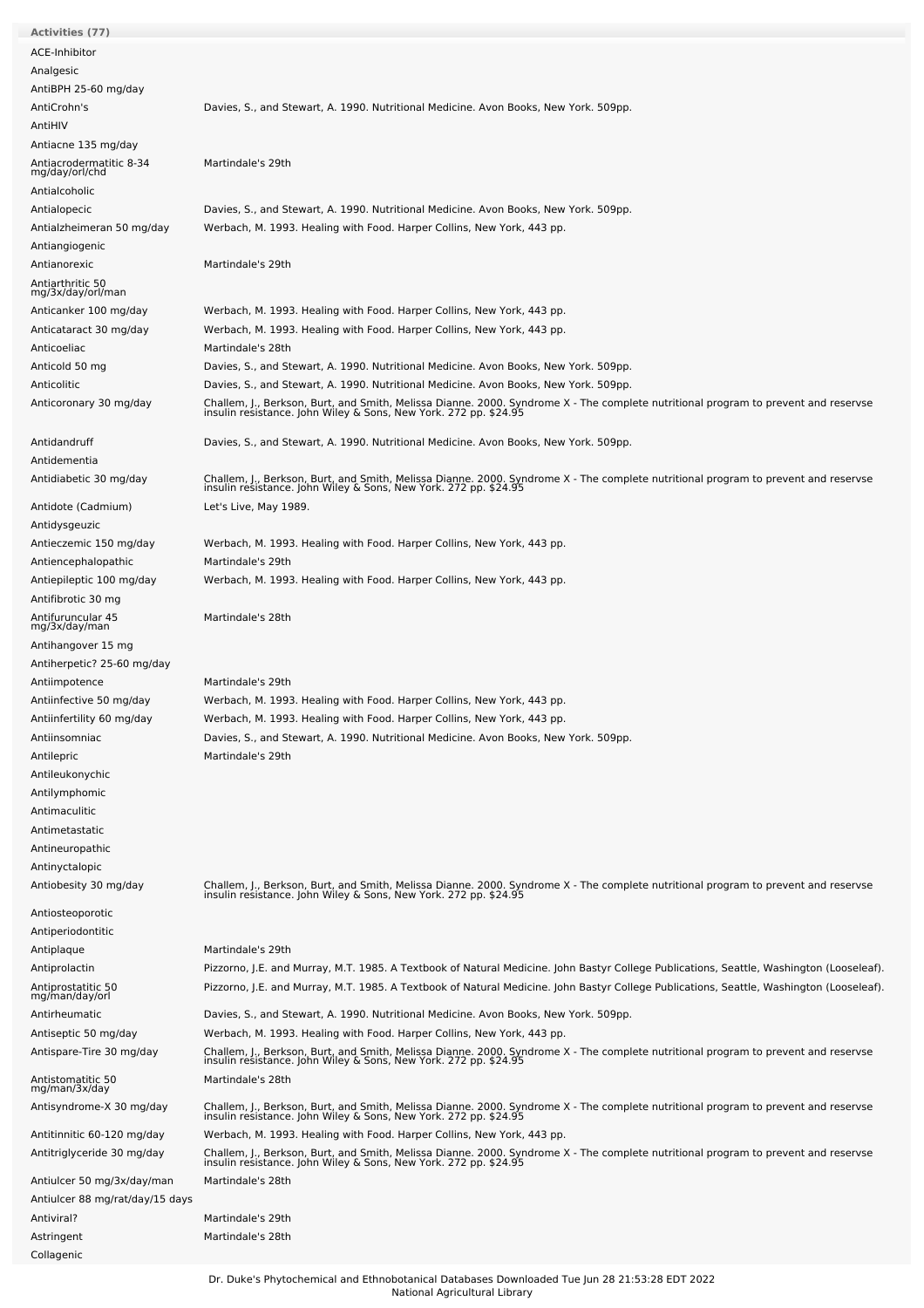**Activities (77)**

| | |
|---|---|
| ACE-Inhibitor | |
| Analgesic | |
| AntiBPH 25-60 mg/day | |
| AntiCrohn's | Davies, S., and Stewart, A. 1990. Nutritional Medicine. Avon Books, New York. 509pp. |
| AntiHIV | |
| Antiacne 135 mg/day | |
| Antiacrodermatitic 8-34 mg/day/orl/chd | Martindale's 29th |
| Antialcoholic | |
| Antialopecic | Davies, S., and Stewart, A. 1990. Nutritional Medicine. Avon Books, New York. 509pp. |
| Antialzheimeran 50 mg/day | Werbach, M. 1993. Healing with Food. Harper Collins, New York, 443 pp. |
| Antiangiogenic | |
| Antianorexic | Martindale's 29th |
| Antiarthritic 50 mg/3x/day/orl/man | |
| Anticanker 100 mg/day | Werbach, M. 1993. Healing with Food. Harper Collins, New York, 443 pp. |
| Anticataract 30 mg/day | Werbach, M. 1993. Healing with Food. Harper Collins, New York, 443 pp. |
| Anticoeliac | Martindale's 28th |
| Anticold 50 mg | Davies, S., and Stewart, A. 1990. Nutritional Medicine. Avon Books, New York. 509pp. |
| Anticolitic | Davies, S., and Stewart, A. 1990. Nutritional Medicine. Avon Books, New York. 509pp. |
| Anticoronary 30 mg/day | Challem, J., Berkson, Burt, and Smith, Melissa Dianne. 2000. Syndrome X - The complete nutritional program to prevent and reservse insulin resistance. John Wiley & Sons, New York. 272 pp. $24.95 |
| Antidandruff | Davies, S., and Stewart, A. 1990. Nutritional Medicine. Avon Books, New York. 509pp. |
| Antidementia | |
| Antidiabetic 30 mg/day | Challem, J., Berkson, Burt, and Smith, Melissa Dianne. 2000. Syndrome X - The complete nutritional program to prevent and reservse insulin resistance. John Wiley & Sons, New York. 272 pp. $24.95 |
| Antidote (Cadmium) | Let's Live, May 1989. |
| Antidysgeuzic | |
| Antieczemic 150 mg/day | Werbach, M. 1993. Healing with Food. Harper Collins, New York, 443 pp. |
| Antiencephalopathic | Martindale's 29th |
| Antiepileptic 100 mg/day | Werbach, M. 1993. Healing with Food. Harper Collins, New York, 443 pp. |
| Antifibrotic 30 mg | |
| Antifuruncular 45 mg/3x/day/man | Martindale's 28th |
| Antihangover 15 mg | |
| Antiherpetic? 25-60 mg/day | |
| Antiimpotence | Martindale's 29th |
| Antiinfective 50 mg/day | Werbach, M. 1993. Healing with Food. Harper Collins, New York, 443 pp. |
| Antiinfertility 60 mg/day | Werbach, M. 1993. Healing with Food. Harper Collins, New York, 443 pp. |
| Antiinsomniac | Davies, S., and Stewart, A. 1990. Nutritional Medicine. Avon Books, New York. 509pp. |
| Antilepric | Martindale's 29th |
| Antileukonychic | |
| Antilymphomic | |
| Antimaculitic | |
| Antimetastatic | |
| Antineuropathic | |
| Antinyctalopic | |
| Antiobesity 30 mg/day | Challem, J., Berkson, Burt, and Smith, Melissa Dianne. 2000. Syndrome X - The complete nutritional program to prevent and reservse insulin resistance. John Wiley & Sons, New York. 272 pp. $24.95 |
| Antiosteoporotic | |
| Antiperiodontitic | |
| Antiplaque | Martindale's 29th |
| Antiprolactin | Pizzorno, J.E. and Murray, M.T. 1985. A Textbook of Natural Medicine. John Bastyr College Publications, Seattle, Washington (Looseleaf). |
| Antiprostatitic 50 mg/man/day/orl | Pizzorno, J.E. and Murray, M.T. 1985. A Textbook of Natural Medicine. John Bastyr College Publications, Seattle, Washington (Looseleaf). |
| Antirheumatic | Davies, S., and Stewart, A. 1990. Nutritional Medicine. Avon Books, New York. 509pp. |
| Antiseptic 50 mg/day | Werbach, M. 1993. Healing with Food. Harper Collins, New York, 443 pp. |
| Antispare-Tire 30 mg/day | Challem, J., Berkson, Burt, and Smith, Melissa Dianne. 2000. Syndrome X - The complete nutritional program to prevent and reservse insulin resistance. John Wiley & Sons, New York. 272 pp. $24.95 |
| Antistomatitic 50 mg/man/3x/day | Martindale's 28th |
| Antisyndrome-X 30 mg/day | Challem, J., Berkson, Burt, and Smith, Melissa Dianne. 2000. Syndrome X - The complete nutritional program to prevent and reservse insulin resistance. John Wiley & Sons, New York. 272 pp. $24.95 |
| Antitinnitic 60-120 mg/day | Werbach, M. 1993. Healing with Food. Harper Collins, New York, 443 pp. |
| Antitriglyceride 30 mg/day | Challem, J., Berkson, Burt, and Smith, Melissa Dianne. 2000. Syndrome X - The complete nutritional program to prevent and reservse insulin resistance. John Wiley & Sons, New York. 272 pp. $24.95 |
| Antiulcer 50 mg/3x/day/man | Martindale's 28th |
| Antiulcer 88 mg/rat/day/15 days | |
| Antiviral? | Martindale's 29th |
| Astringent | Martindale's 28th |
| Collagenic | |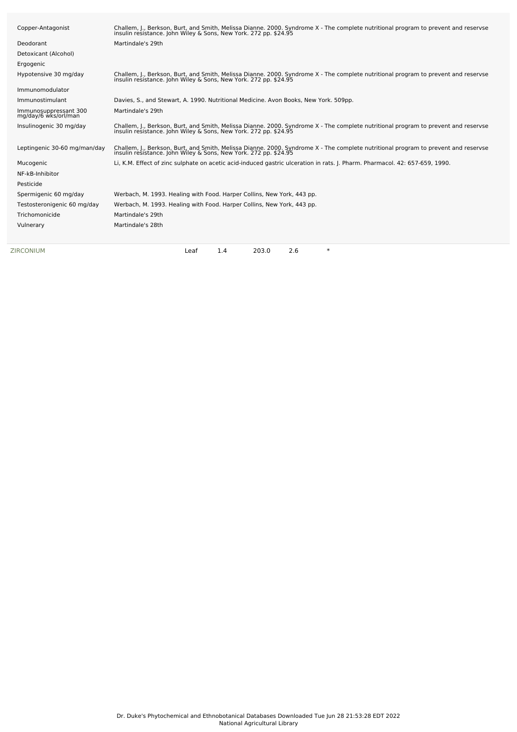| | |
|---|---|
| Copper-Antagonist | Challem, J., Berkson, Burt, and Smith, Melissa Dianne. 2000. Syndrome X - The complete nutritional program to prevent and reservse insulin resistance. John Wiley & Sons, New York. 272 pp. $24.95 |
| Deodorant | Martindale's 29th |
| Detoxicant (Alcohol) | |
| Ergogenic | |
| Hypotensive 30 mg/day | Challem, J., Berkson, Burt, and Smith, Melissa Dianne. 2000. Syndrome X - The complete nutritional program to prevent and reservse insulin resistance. John Wiley & Sons, New York. 272 pp. $24.95 |
| Immunomodulator | |
| Immunostimulant | Davies, S., and Stewart, A. 1990. Nutritional Medicine. Avon Books, New York. 509pp. |
| Immunosuppressant 300 mg/day/6 wks/orl/man | Martindale's 29th |
| Insulinogenic 30 mg/day | Challem, J., Berkson, Burt, and Smith, Melissa Dianne. 2000. Syndrome X - The complete nutritional program to prevent and reservse insulin resistance. John Wiley & Sons, New York. 272 pp. $24.95 |
| Leptingenic 30-60 mg/man/day | Challem, J., Berkson, Burt, and Smith, Melissa Dianne. 2000. Syndrome X - The complete nutritional program to prevent and reservse insulin resistance. John Wiley & Sons, New York. 272 pp. $24.95 |
| Mucogenic | Li, K.M. Effect of zinc sulphate on acetic acid-induced gastric ulceration in rats. J. Pharm. Pharmacol. 42: 657-659, 1990. |
| NF-kB-Inhibitor | |
| Pesticide | |
| Spermigenic 60 mg/day | Werbach, M. 1993. Healing with Food. Harper Collins, New York, 443 pp. |
| Testosteronigenic 60 mg/day | Werbach, M. 1993. Healing with Food. Harper Collins, New York, 443 pp. |
| Trichomonicide | Martindale's 29th |
| Vulnerary | Martindale's 28th |

| | | | | | |
|---|---|---|---|---|---|
| ZIRCONIUM | Leaf | 1.4 | 203.0 | 2.6 | * |